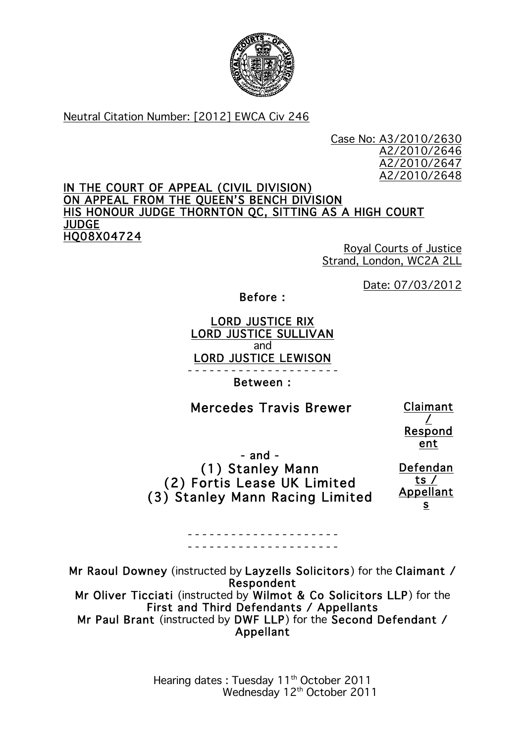Neutral Citation Number: [2012] EWCA Civ 246

Case No: A3/2010/2630
A2/2010/2646
A2/2010/2647
A2/2010/2648

**IN THE COURT OF APPEAL (CIVIL DIVISION)**
**ON APPEAL FROM THE QUEEN'S BENCH DIVISION**
**HIS HONOUR JUDGE THORNTON QC, SITTING AS A HIGH COURT JUDGE**
**HQ08X04724**

Royal Courts of Justice
Strand, London, WC2A 2LL

Date: 07/03/2012

**Before :**

**LORD JUSTICE RIX**
**LORD JUSTICE SULLIVAN**
and
**LORD JUSTICE LEWISON**

- - - - - - - - - - - - - - - - - - - - -

**Between :**

| | |
|---|---|
| **Mercedes Travis Brewer** | **Claimant / Respondent** |
| - and - | |
| **(1) Stanley Mann** **(2) Fortis Lease UK Limited** **(3) Stanley Mann Racing Limited** | **Defendants / Appellants** |

- - - - - - - - - - - - - - - - - - - - -
- - - - - - - - - - - - - - - - - - - - -

**Mr Raoul Downey** (instructed by **Layzells Solicitors**) for the **Claimant / Respondent**
**Mr Oliver Ticciati** (instructed by **Wilmot & Co Solicitors LLP**) for the **First and Third Defendants / Appellants**
**Mr Paul Brant** (instructed by **DWF LLP**) for the **Second Defendant / Appellant**

Hearing dates : Tuesday 11th October 2011
Wednesday 12th October 2011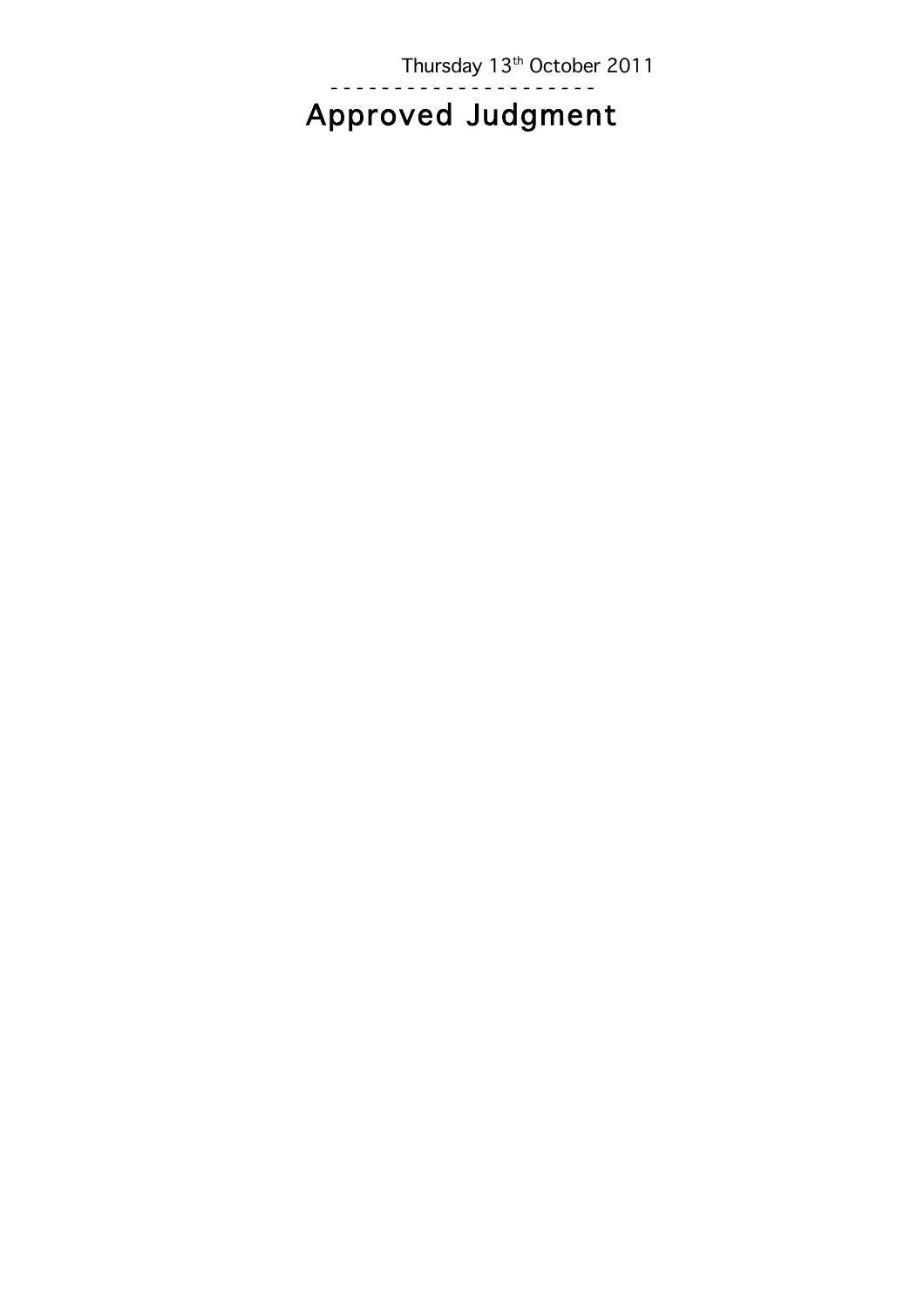Thursday 13th October 2011

- - - - - - - - - - - - - - - - - - - - -

# Approved Judgment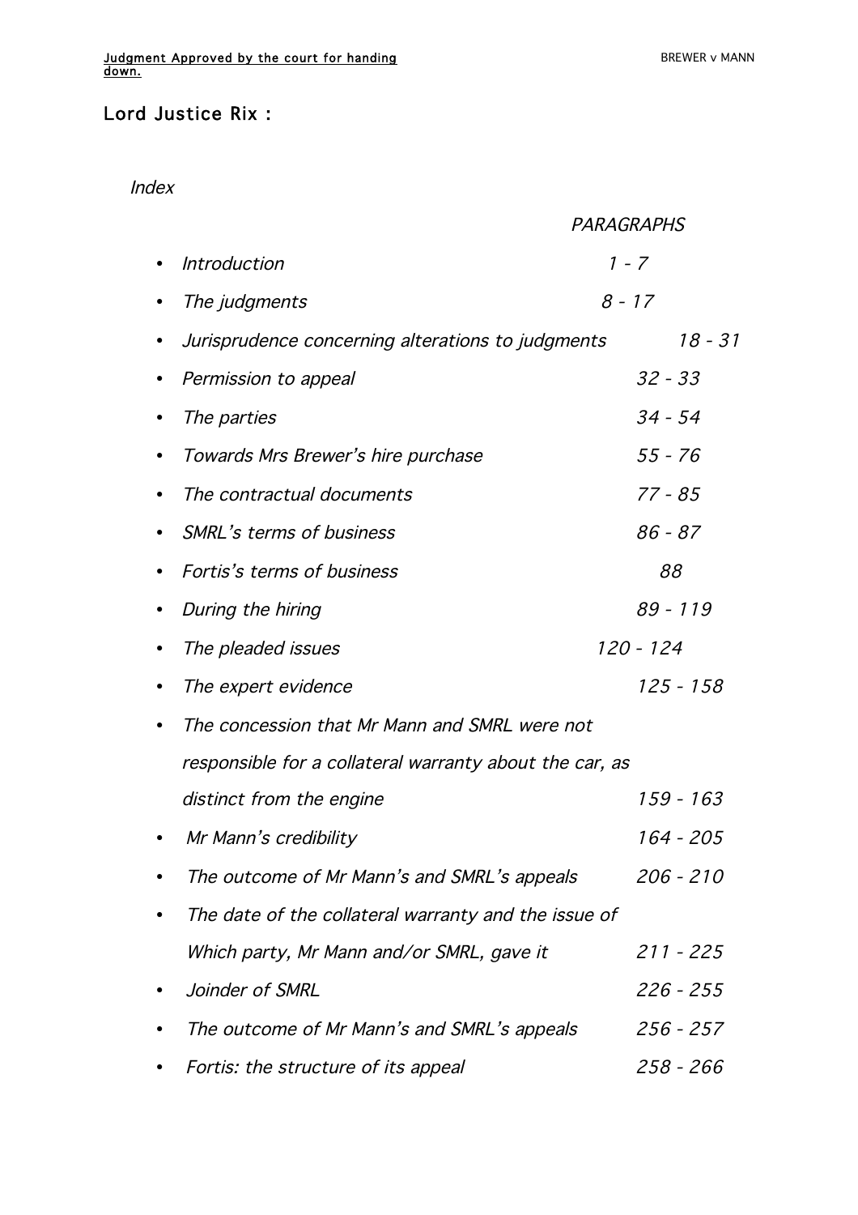## Lord Justice Rix :

*Index*

| | *PARAGRAPHS* |
|---|---|
| *Introduction* | *1 - 7* |
| *The judgments* | *8 - 17* |
| *Jurisprudence concerning alterations to judgments* | *18 - 31* |
| *Permission to appeal* | *32 - 33* |
| *The parties* | *34 - 54* |
| *Towards Mrs Brewer's hire purchase* | *55 - 76* |
| *The contractual documents* | *77 - 85* |
| *SMRL's terms of business* | *86 - 87* |
| *Fortis's terms of business* | *88* |
| *During the hiring* | *89 - 119* |
| *The pleaded issues* | *120 - 124* |
| *The expert evidence* | *125 - 158* |
| *The concession that Mr Mann and SMRL were not responsible for a collateral warranty about the car, as distinct from the engine* | *159 - 163* |
| *Mr Mann's credibility* | *164 - 205* |
| *The outcome of Mr Mann's and SMRL's appeals* | *206 - 210* |
| *The date of the collateral warranty and the issue of Which party, Mr Mann and/or SMRL, gave it* | *211 - 225* |
| *Joinder of SMRL* | *226 - 255* |
| *The outcome of Mr Mann's and SMRL's appeals* | *256 - 257* |
| *Fortis: the structure of its appeal* | *258 - 266* |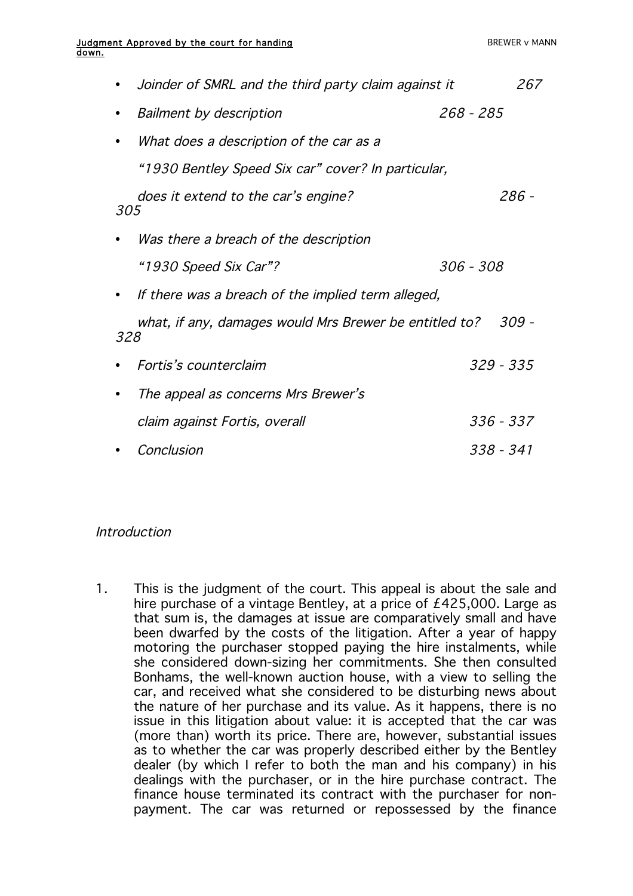- *Joinder of SMRL and the third party claim against it* 267
- *Bailment by description* 268 - 285
- *What does a description of the car as a "1930 Bentley Speed Six car" cover? In particular, does it extend to the car's engine?* 286 - 305
- *Was there a breach of the description "1930 Speed Six Car"?* 306 - 308
- *If there was a breach of the implied term alleged, what, if any, damages would Mrs Brewer be entitled to?* 309 - 328
- *Fortis's counterclaim* 329 - 335
- *The appeal as concerns Mrs Brewer's claim against Fortis, overall* 336 - 337
- *Conclusion* 338 - 341

*Introduction*

1. This is the judgment of the court. This appeal is about the sale and hire purchase of a vintage Bentley, at a price of £425,000. Large as that sum is, the damages at issue are comparatively small and have been dwarfed by the costs of the litigation. After a year of happy motoring the purchaser stopped paying the hire instalments, while she considered down-sizing her commitments. She then consulted Bonhams, the well-known auction house, with a view to selling the car, and received what she considered to be disturbing news about the nature of her purchase and its value. As it happens, there is no issue in this litigation about value: it is accepted that the car was (more than) worth its price. There are, however, substantial issues as to whether the car was properly described either by the Bentley dealer (by which I refer to both the man and his company) in his dealings with the purchaser, or in the hire purchase contract. The finance house terminated its contract with the purchaser for non-payment. The car was returned or repossessed by the finance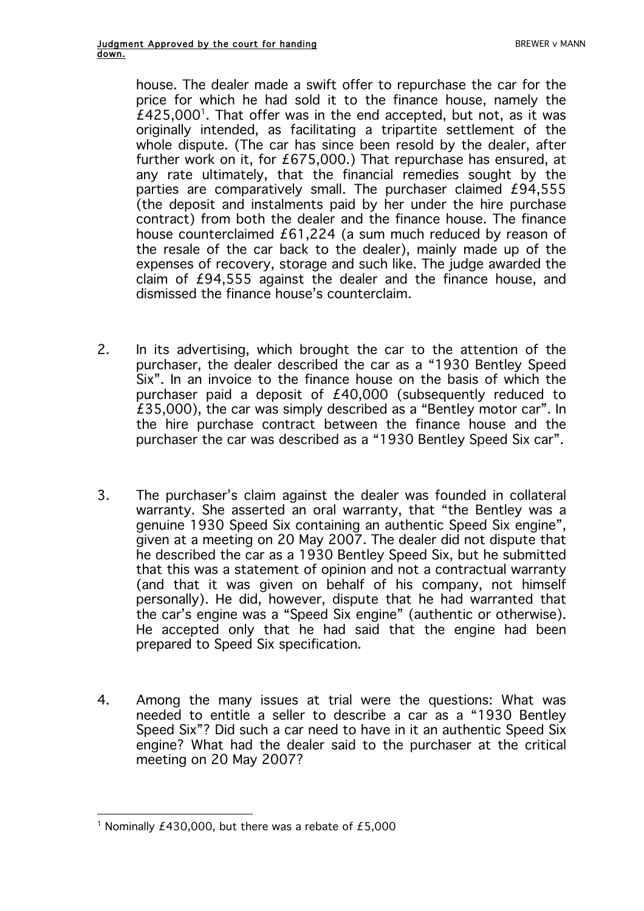house. The dealer made a swift offer to repurchase the car for the price for which he had sold it to the finance house, namely the £425,000[1]. That offer was in the end accepted, but not, as it was originally intended, as facilitating a tripartite settlement of the whole dispute. (The car has since been resold by the dealer, after further work on it, for £675,000.) That repurchase has ensured, at any rate ultimately, that the financial remedies sought by the parties are comparatively small. The purchaser claimed £94,555 (the deposit and instalments paid by her under the hire purchase contract) from both the dealer and the finance house. The finance house counterclaimed £61,224 (a sum much reduced by reason of the resale of the car back to the dealer), mainly made up of the expenses of recovery, storage and such like. The judge awarded the claim of £94,555 against the dealer and the finance house, and dismissed the finance house's counterclaim.

2. In its advertising, which brought the car to the attention of the purchaser, the dealer described the car as a "1930 Bentley Speed Six". In an invoice to the finance house on the basis of which the purchaser paid a deposit of £40,000 (subsequently reduced to £35,000), the car was simply described as a "Bentley motor car". In the hire purchase contract between the finance house and the purchaser the car was described as a "1930 Bentley Speed Six car".

3. The purchaser's claim against the dealer was founded in collateral warranty. She asserted an oral warranty, that "the Bentley was a genuine 1930 Speed Six containing an authentic Speed Six engine", given at a meeting on 20 May 2007. The dealer did not dispute that he described the car as a 1930 Bentley Speed Six, but he submitted that this was a statement of opinion and not a contractual warranty (and that it was given on behalf of his company, not himself personally). He did, however, dispute that he had warranted that the car's engine was a "Speed Six engine" (authentic or otherwise). He accepted only that he had said that the engine had been prepared to Speed Six specification.

4. Among the many issues at trial were the questions: What was needed to entitle a seller to describe a car as a "1930 Bentley Speed Six"? Did such a car need to have in it an authentic Speed Six engine? What had the dealer said to the purchaser at the critical meeting on 20 May 2007?

[1] Nominally £430,000, but there was a rebate of £5,000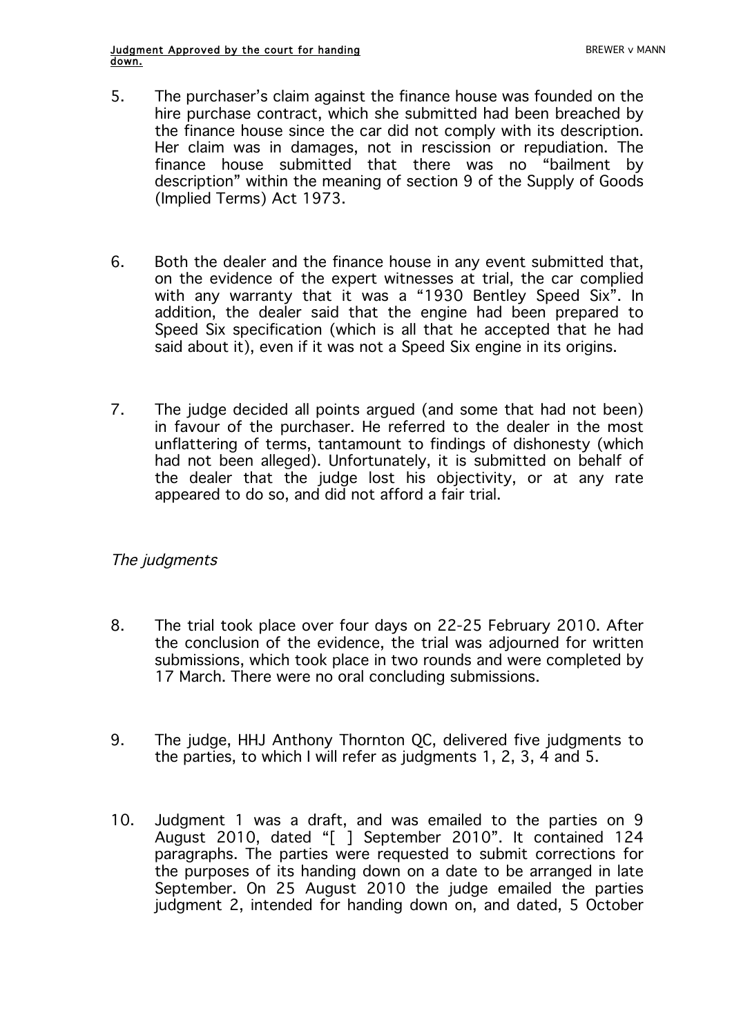5. The purchaser's claim against the finance house was founded on the hire purchase contract, which she submitted had been breached by the finance house since the car did not comply with its description. Her claim was in damages, not in rescission or repudiation. The finance house submitted that there was no "bailment by description" within the meaning of section 9 of the Supply of Goods (Implied Terms) Act 1973.

6. Both the dealer and the finance house in any event submitted that, on the evidence of the expert witnesses at trial, the car complied with any warranty that it was a "1930 Bentley Speed Six". In addition, the dealer said that the engine had been prepared to Speed Six specification (which is all that he accepted that he had said about it), even if it was not a Speed Six engine in its origins.

7. The judge decided all points argued (and some that had not been) in favour of the purchaser. He referred to the dealer in the most unflattering of terms, tantamount to findings of dishonesty (which had not been alleged). Unfortunately, it is submitted on behalf of the dealer that the judge lost his objectivity, or at any rate appeared to do so, and did not afford a fair trial.

*The judgments*

8. The trial took place over four days on 22-25 February 2010. After the conclusion of the evidence, the trial was adjourned for written submissions, which took place in two rounds and were completed by 17 March. There were no oral concluding submissions.

9. The judge, HHJ Anthony Thornton QC, delivered five judgments to the parties, to which I will refer as judgments 1, 2, 3, 4 and 5.

10. Judgment 1 was a draft, and was emailed to the parties on 9 August 2010, dated "[ ] September 2010". It contained 124 paragraphs. The parties were requested to submit corrections for the purposes of its handing down on a date to be arranged in late September. On 25 August 2010 the judge emailed the parties judgment 2, intended for handing down on, and dated, 5 October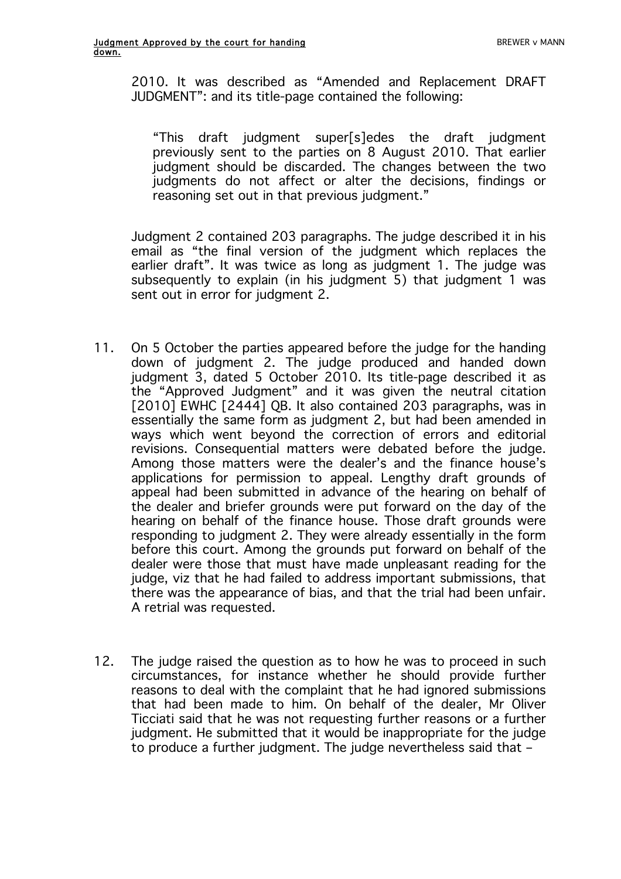2010. It was described as "Amended and Replacement DRAFT JUDGMENT": and its title-page contained the following:

> "This draft judgment super[s]edes the draft judgment previously sent to the parties on 8 August 2010. That earlier judgment should be discarded. The changes between the two judgments do not affect or alter the decisions, findings or reasoning set out in that previous judgment."

Judgment 2 contained 203 paragraphs. The judge described it in his email as "the final version of the judgment which replaces the earlier draft". It was twice as long as judgment 1. The judge was subsequently to explain (in his judgment 5) that judgment 1 was sent out in error for judgment 2.

11. On 5 October the parties appeared before the judge for the handing down of judgment 2. The judge produced and handed down judgment 3, dated 5 October 2010. Its title-page described it as the "Approved Judgment" and it was given the neutral citation [2010] EWHC [2444] QB. It also contained 203 paragraphs, was in essentially the same form as judgment 2, but had been amended in ways which went beyond the correction of errors and editorial revisions. Consequential matters were debated before the judge. Among those matters were the dealer's and the finance house's applications for permission to appeal. Lengthy draft grounds of appeal had been submitted in advance of the hearing on behalf of the dealer and briefer grounds were put forward on the day of the hearing on behalf of the finance house. Those draft grounds were responding to judgment 2. They were already essentially in the form before this court. Among the grounds put forward on behalf of the dealer were those that must have made unpleasant reading for the judge, viz that he had failed to address important submissions, that there was the appearance of bias, and that the trial had been unfair. A retrial was requested.

12. The judge raised the question as to how he was to proceed in such circumstances, for instance whether he should provide further reasons to deal with the complaint that he had ignored submissions that had been made to him. On behalf of the dealer, Mr Oliver Ticciati said that he was not requesting further reasons or a further judgment. He submitted that it would be inappropriate for the judge to produce a further judgment. The judge nevertheless said that –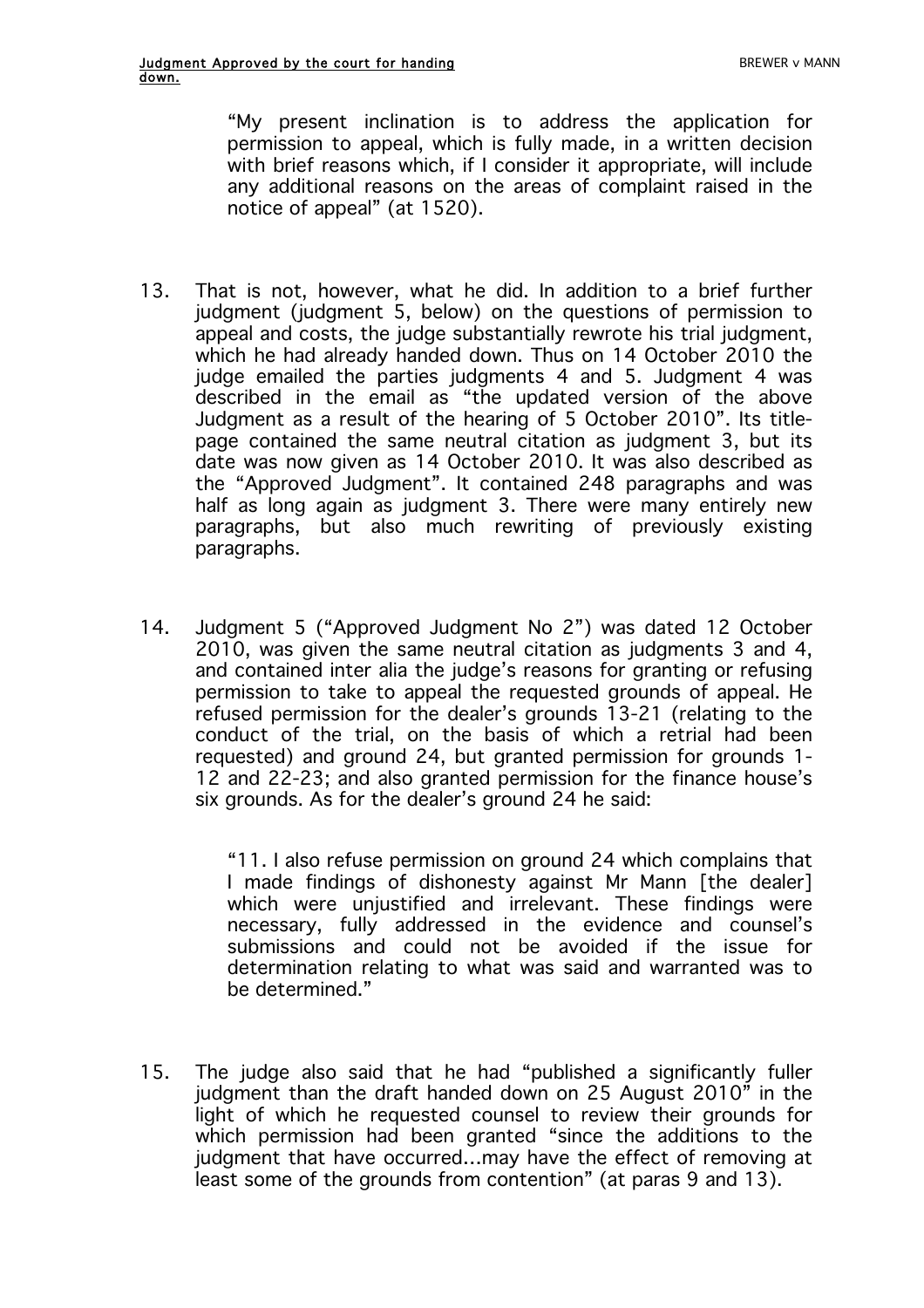> "My present inclination is to address the application for permission to appeal, which is fully made, in a written decision with brief reasons which, if I consider it appropriate, will include any additional reasons on the areas of complaint raised in the notice of appeal" (at 1520).

13. That is not, however, what he did. In addition to a brief further judgment (judgment 5, below) on the questions of permission to appeal and costs, the judge substantially rewrote his trial judgment, which he had already handed down. Thus on 14 October 2010 the judge emailed the parties judgments 4 and 5. Judgment 4 was described in the email as "the updated version of the above Judgment as a result of the hearing of 5 October 2010". Its title-page contained the same neutral citation as judgment 3, but its date was now given as 14 October 2010. It was also described as the "Approved Judgment". It contained 248 paragraphs and was half as long again as judgment 3. There were many entirely new paragraphs, but also much rewriting of previously existing paragraphs.

14. Judgment 5 ("Approved Judgment No 2") was dated 12 October 2010, was given the same neutral citation as judgments 3 and 4, and contained inter alia the judge's reasons for granting or refusing permission to take to appeal the requested grounds of appeal. He refused permission for the dealer's grounds 13-21 (relating to the conduct of the trial, on the basis of which a retrial had been requested) and ground 24, but granted permission for grounds 1-12 and 22-23; and also granted permission for the finance house's six grounds. As for the dealer's ground 24 he said:

> "11. I also refuse permission on ground 24 which complains that I made findings of dishonesty against Mr Mann [the dealer] which were unjustified and irrelevant. These findings were necessary, fully addressed in the evidence and counsel's submissions and could not be avoided if the issue for determination relating to what was said and warranted was to be determined."

15. The judge also said that he had "published a significantly fuller judgment than the draft handed down on 25 August 2010" in the light of which he requested counsel to review their grounds for which permission had been granted "since the additions to the judgment that have occurred…may have the effect of removing at least some of the grounds from contention" (at paras 9 and 13).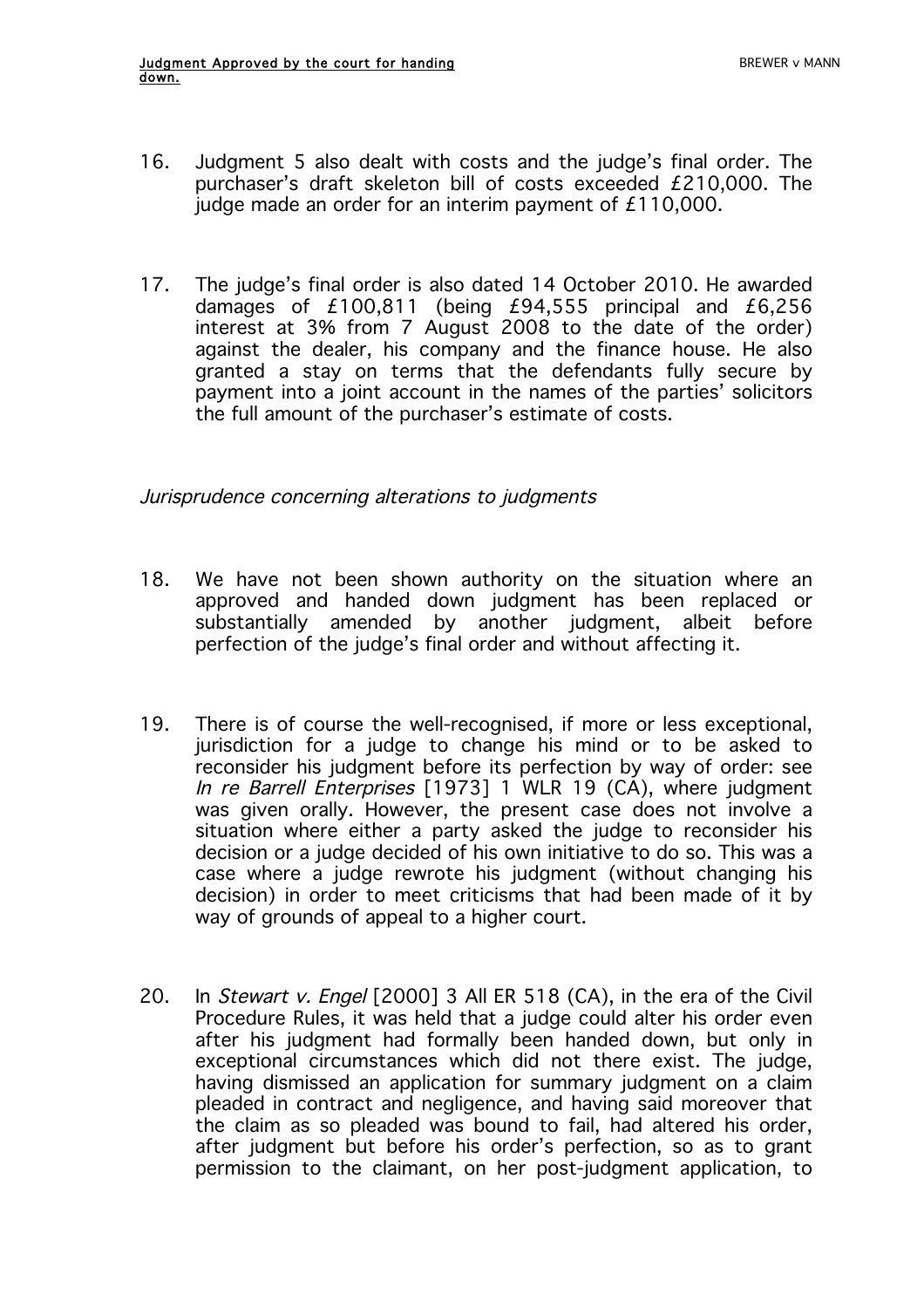16. Judgment 5 also dealt with costs and the judge's final order. The purchaser's draft skeleton bill of costs exceeded £210,000. The judge made an order for an interim payment of £110,000.

17. The judge's final order is also dated 14 October 2010. He awarded damages of £100,811 (being £94,555 principal and £6,256 interest at 3% from 7 August 2008 to the date of the order) against the dealer, his company and the finance house. He also granted a stay on terms that the defendants fully secure by payment into a joint account in the names of the parties' solicitors the full amount of the purchaser's estimate of costs.

*Jurisprudence concerning alterations to judgments*

18. We have not been shown authority on the situation where an approved and handed down judgment has been replaced or substantially amended by another judgment, albeit before perfection of the judge's final order and without affecting it.

19. There is of course the well-recognised, if more or less exceptional, jurisdiction for a judge to change his mind or to be asked to reconsider his judgment before its perfection by way of order: see *In re Barrell Enterprises* [1973] 1 WLR 19 (CA), where judgment was given orally. However, the present case does not involve a situation where either a party asked the judge to reconsider his decision or a judge decided of his own initiative to do so. This was a case where a judge rewrote his judgment (without changing his decision) in order to meet criticisms that had been made of it by way of grounds of appeal to a higher court.

20. In *Stewart v. Engel* [2000] 3 All ER 518 (CA), in the era of the Civil Procedure Rules, it was held that a judge could alter his order even after his judgment had formally been handed down, but only in exceptional circumstances which did not there exist. The judge, having dismissed an application for summary judgment on a claim pleaded in contract and negligence, and having said moreover that the claim as so pleaded was bound to fail, had altered his order, after judgment but before his order's perfection, so as to grant permission to the claimant, on her post-judgment application, to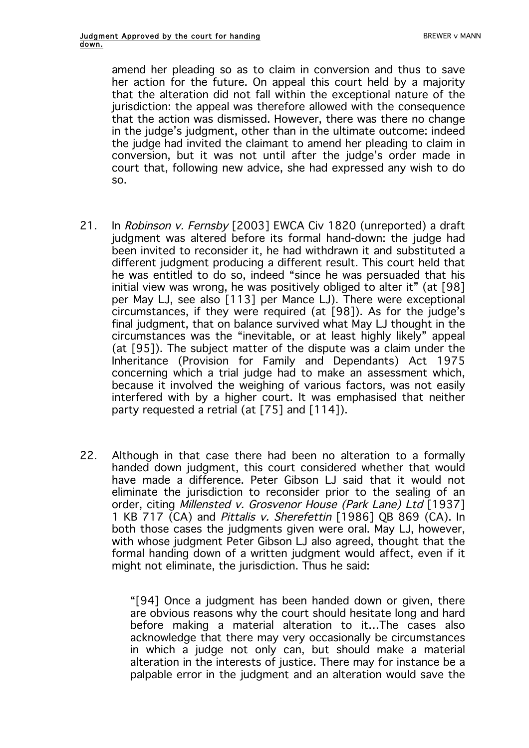amend her pleading so as to claim in conversion and thus to save her action for the future. On appeal this court held by a majority that the alteration did not fall within the exceptional nature of the jurisdiction: the appeal was therefore allowed with the consequence that the action was dismissed. However, there was there no change in the judge's judgment, other than in the ultimate outcome: indeed the judge had invited the claimant to amend her pleading to claim in conversion, but it was not until after the judge's order made in court that, following new advice, she had expressed any wish to do so.

21. In *Robinson v. Fernsby* [2003] EWCA Civ 1820 (unreported) a draft judgment was altered before its formal hand-down: the judge had been invited to reconsider it, he had withdrawn it and substituted a different judgment producing a different result. This court held that he was entitled to do so, indeed "since he was persuaded that his initial view was wrong, he was positively obliged to alter it" (at [98] per May LJ, see also [113] per Mance LJ). There were exceptional circumstances, if they were required (at [98]). As for the judge's final judgment, that on balance survived what May LJ thought in the circumstances was the "inevitable, or at least highly likely" appeal (at [95]). The subject matter of the dispute was a claim under the Inheritance (Provision for Family and Dependants) Act 1975 concerning which a trial judge had to make an assessment which, because it involved the weighing of various factors, was not easily interfered with by a higher court. It was emphasised that neither party requested a retrial (at [75] and [114]).

22. Although in that case there had been no alteration to a formally handed down judgment, this court considered whether that would have made a difference. Peter Gibson LJ said that it would not eliminate the jurisdiction to reconsider prior to the sealing of an order, citing *Millensted v. Grosvenor House (Park Lane) Ltd* [1937] 1 KB 717 (CA) and *Pittalis v. Sherefettin* [1986] QB 869 (CA). In both those cases the judgments given were oral. May LJ, however, with whose judgment Peter Gibson LJ also agreed, thought that the formal handing down of a written judgment would affect, even if it might not eliminate, the jurisdiction. Thus he said:

> "[94] Once a judgment has been handed down or given, there are obvious reasons why the court should hesitate long and hard before making a material alteration to it…The cases also acknowledge that there may very occasionally be circumstances in which a judge not only can, but should make a material alteration in the interests of justice. There may for instance be a palpable error in the judgment and an alteration would save the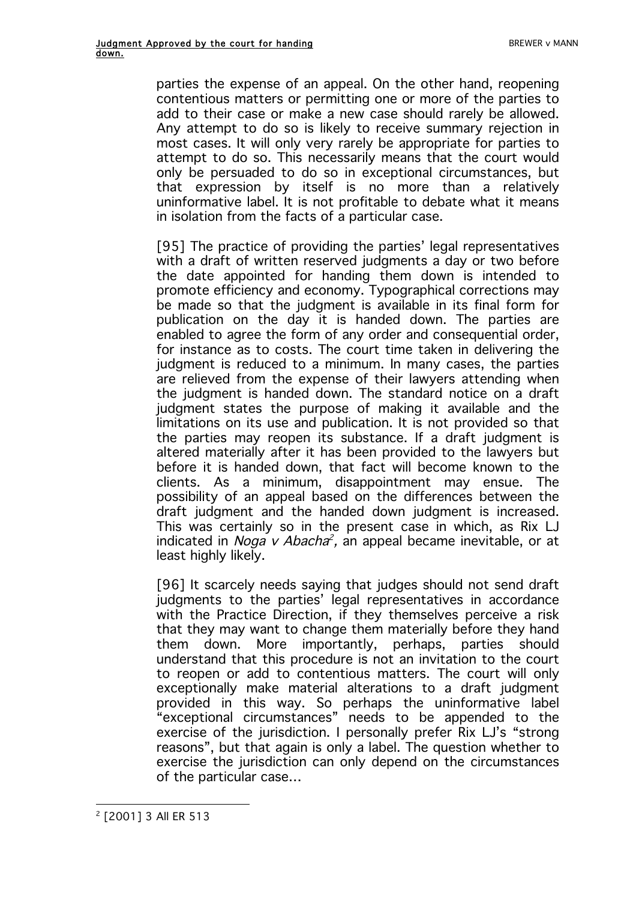parties the expense of an appeal. On the other hand, reopening contentious matters or permitting one or more of the parties to add to their case or make a new case should rarely be allowed. Any attempt to do so is likely to receive summary rejection in most cases. It will only very rarely be appropriate for parties to attempt to do so. This necessarily means that the court would only be persuaded to do so in exceptional circumstances, but that expression by itself is no more than a relatively uninformative label. It is not profitable to debate what it means in isolation from the facts of a particular case.

[95] The practice of providing the parties' legal representatives with a draft of written reserved judgments a day or two before the date appointed for handing them down is intended to promote efficiency and economy. Typographical corrections may be made so that the judgment is available in its final form for publication on the day it is handed down. The parties are enabled to agree the form of any order and consequential order, for instance as to costs. The court time taken in delivering the judgment is reduced to a minimum. In many cases, the parties are relieved from the expense of their lawyers attending when the judgment is handed down. The standard notice on a draft judgment states the purpose of making it available and the limitations on its use and publication. It is not provided so that the parties may reopen its substance. If a draft judgment is altered materially after it has been provided to the lawyers but before it is handed down, that fact will become known to the clients. As a minimum, disappointment may ensue. The possibility of an appeal based on the differences between the draft judgment and the handed down judgment is increased. This was certainly so in the present case in which, as Rix LJ indicated in *Noga v Abacha*[2], an appeal became inevitable, or at least highly likely.

[96] It scarcely needs saying that judges should not send draft judgments to the parties' legal representatives in accordance with the Practice Direction, if they themselves perceive a risk that they may want to change them materially before they hand them down. More importantly, perhaps, parties should understand that this procedure is not an invitation to the court to reopen or add to contentious matters. The court will only exceptionally make material alterations to a draft judgment provided in this way. So perhaps the uninformative label "exceptional circumstances" needs to be appended to the exercise of the jurisdiction. I personally prefer Rix LJ's "strong reasons", but that again is only a label. The question whether to exercise the jurisdiction can only depend on the circumstances of the particular case...

[2] [2001] 3 All ER 513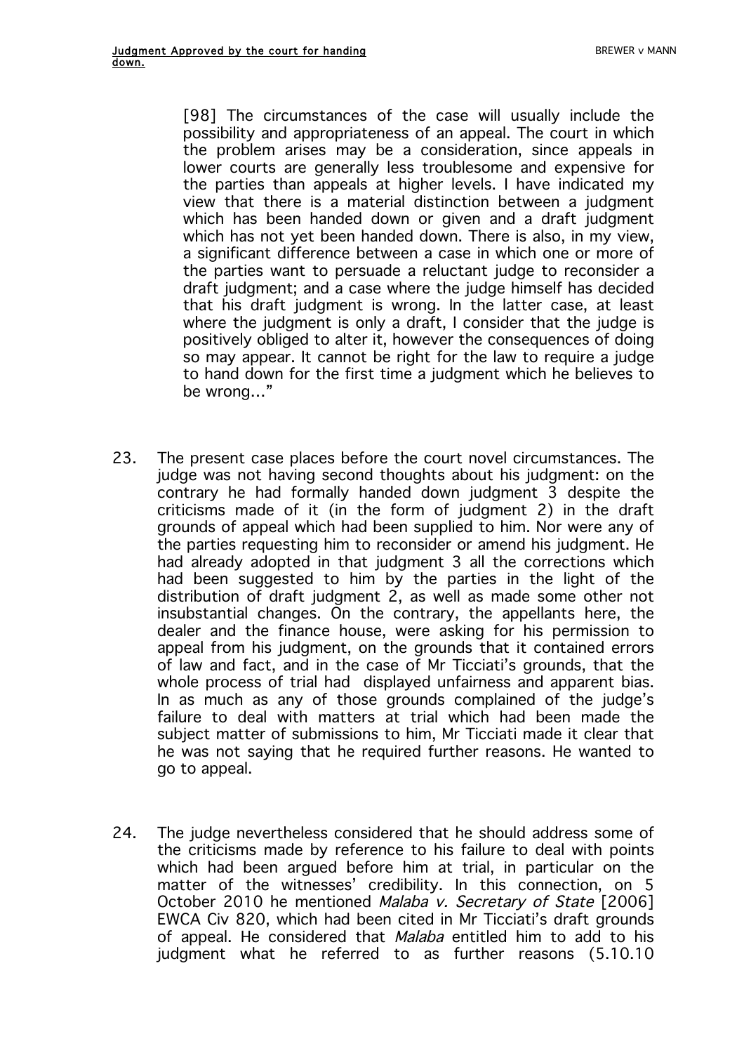> [98] The circumstances of the case will usually include the possibility and appropriateness of an appeal. The court in which the problem arises may be a consideration, since appeals in lower courts are generally less troublesome and expensive for the parties than appeals at higher levels. I have indicated my view that there is a material distinction between a judgment which has been handed down or given and a draft judgment which has not yet been handed down. There is also, in my view, a significant difference between a case in which one or more of the parties want to persuade a reluctant judge to reconsider a draft judgment; and a case where the judge himself has decided that his draft judgment is wrong. In the latter case, at least where the judgment is only a draft, I consider that the judge is positively obliged to alter it, however the consequences of doing so may appear. It cannot be right for the law to require a judge to hand down for the first time a judgment which he believes to be wrong…"

23. The present case places before the court novel circumstances. The judge was not having second thoughts about his judgment: on the contrary he had formally handed down judgment 3 despite the criticisms made of it (in the form of judgment 2) in the draft grounds of appeal which had been supplied to him. Nor were any of the parties requesting him to reconsider or amend his judgment. He had already adopted in that judgment 3 all the corrections which had been suggested to him by the parties in the light of the distribution of draft judgment 2, as well as made some other not insubstantial changes. On the contrary, the appellants here, the dealer and the finance house, were asking for his permission to appeal from his judgment, on the grounds that it contained errors of law and fact, and in the case of Mr Ticciati's grounds, that the whole process of trial had displayed unfairness and apparent bias. In as much as any of those grounds complained of the judge's failure to deal with matters at trial which had been made the subject matter of submissions to him, Mr Ticciati made it clear that he was not saying that he required further reasons. He wanted to go to appeal.

24. The judge nevertheless considered that he should address some of the criticisms made by reference to his failure to deal with points which had been argued before him at trial, in particular on the matter of the witnesses' credibility. In this connection, on 5 October 2010 he mentioned *Malaba v. Secretary of State* [2006] EWCA Civ 820, which had been cited in Mr Ticciati's draft grounds of appeal. He considered that *Malaba* entitled him to add to his judgment what he referred to as further reasons (5.10.10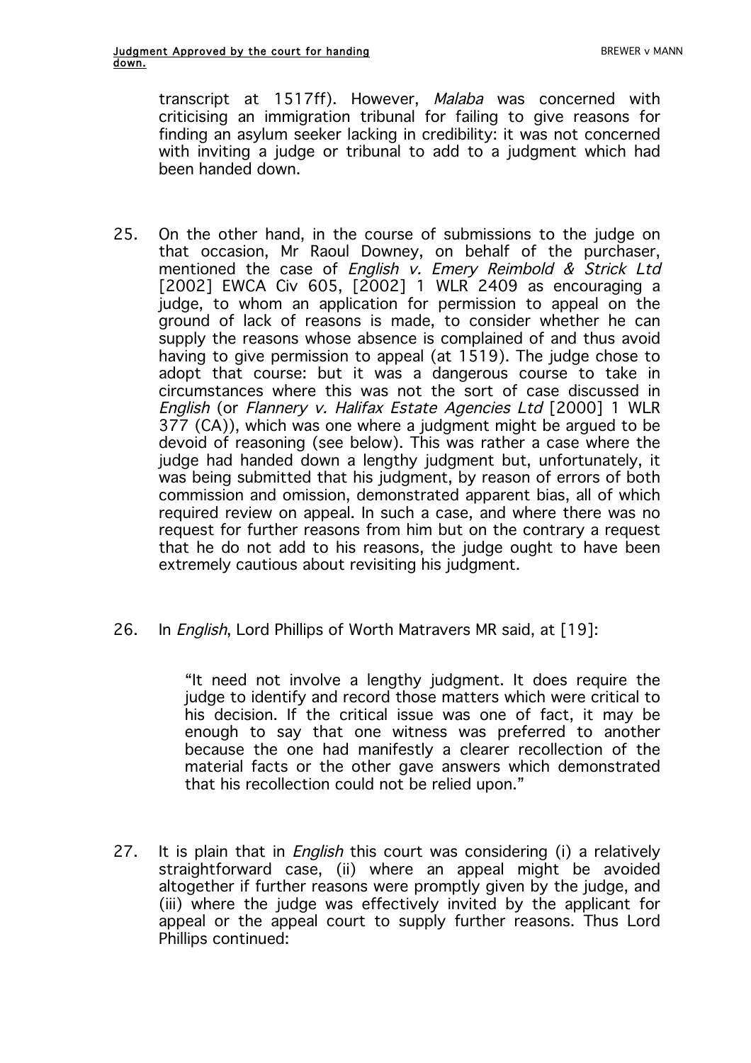transcript at 1517ff). However, *Malaba* was concerned with criticising an immigration tribunal for failing to give reasons for finding an asylum seeker lacking in credibility: it was not concerned with inviting a judge or tribunal to add to a judgment which had been handed down.

25. On the other hand, in the course of submissions to the judge on that occasion, Mr Raoul Downey, on behalf of the purchaser, mentioned the case of *English v. Emery Reimbold & Strick Ltd* [2002] EWCA Civ 605, [2002] 1 WLR 2409 as encouraging a judge, to whom an application for permission to appeal on the ground of lack of reasons is made, to consider whether he can supply the reasons whose absence is complained of and thus avoid having to give permission to appeal (at 1519). The judge chose to adopt that course: but it was a dangerous course to take in circumstances where this was not the sort of case discussed in *English* (or *Flannery v. Halifax Estate Agencies Ltd* [2000] 1 WLR 377 (CA)), which was one where a judgment might be argued to be devoid of reasoning (see below). This was rather a case where the judge had handed down a lengthy judgment but, unfortunately, it was being submitted that his judgment, by reason of errors of both commission and omission, demonstrated apparent bias, all of which required review on appeal. In such a case, and where there was no request for further reasons from him but on the contrary a request that he do not add to his reasons, the judge ought to have been extremely cautious about revisiting his judgment.

26. In *English*, Lord Phillips of Worth Matravers MR said, at [19]:

> "It need not involve a lengthy judgment. It does require the judge to identify and record those matters which were critical to his decision. If the critical issue was one of fact, it may be enough to say that one witness was preferred to another because the one had manifestly a clearer recollection of the material facts or the other gave answers which demonstrated that his recollection could not be relied upon."

27. It is plain that in *English* this court was considering (i) a relatively straightforward case, (ii) where an appeal might be avoided altogether if further reasons were promptly given by the judge, and (iii) where the judge was effectively invited by the applicant for appeal or the appeal court to supply further reasons. Thus Lord Phillips continued: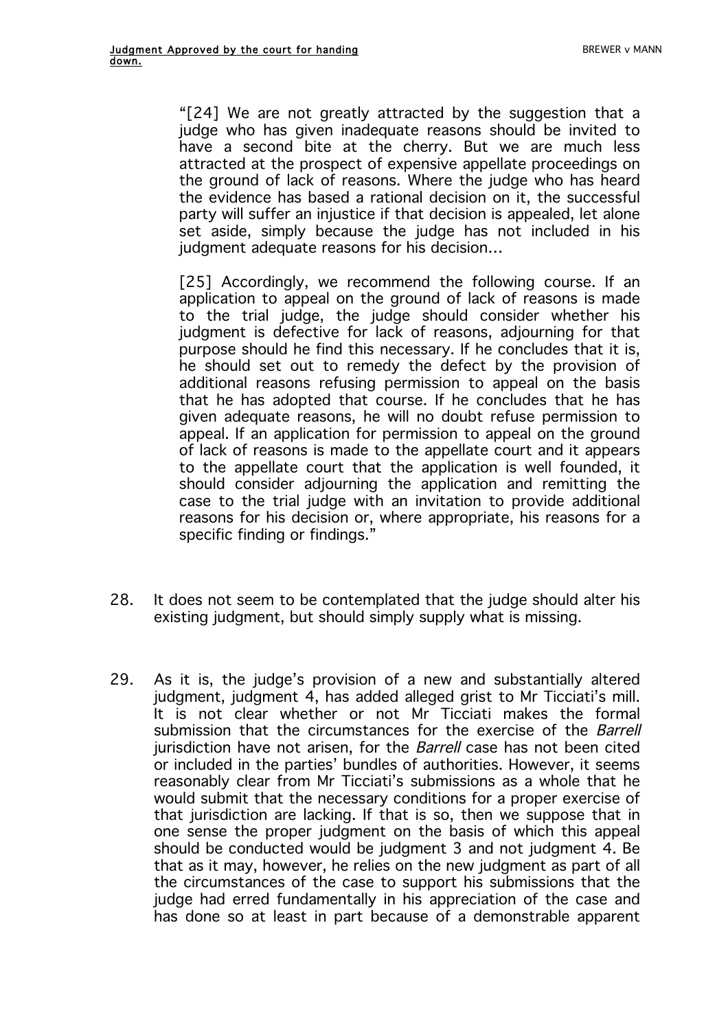> "[24] We are not greatly attracted by the suggestion that a judge who has given inadequate reasons should be invited to have a second bite at the cherry. But we are much less attracted at the prospect of expensive appellate proceedings on the ground of lack of reasons. Where the judge who has heard the evidence has based a rational decision on it, the successful party will suffer an injustice if that decision is appealed, let alone set aside, simply because the judge has not included in his judgment adequate reasons for his decision…
>
> [25] Accordingly, we recommend the following course. If an application to appeal on the ground of lack of reasons is made to the trial judge, the judge should consider whether his judgment is defective for lack of reasons, adjourning for that purpose should he find this necessary. If he concludes that it is, he should set out to remedy the defect by the provision of additional reasons refusing permission to appeal on the basis that he has adopted that course. If he concludes that he has given adequate reasons, he will no doubt refuse permission to appeal. If an application for permission to appeal on the ground of lack of reasons is made to the appellate court and it appears to the appellate court that the application is well founded, it should consider adjourning the application and remitting the case to the trial judge with an invitation to provide additional reasons for his decision or, where appropriate, his reasons for a specific finding or findings."

28. It does not seem to be contemplated that the judge should alter his existing judgment, but should simply supply what is missing.

29. As it is, the judge's provision of a new and substantially altered judgment, judgment 4, has added alleged grist to Mr Ticciati's mill. It is not clear whether or not Mr Ticciati makes the formal submission that the circumstances for the exercise of the *Barrell* jurisdiction have not arisen, for the *Barrell* case has not been cited or included in the parties' bundles of authorities. However, it seems reasonably clear from Mr Ticciati's submissions as a whole that he would submit that the necessary conditions for a proper exercise of that jurisdiction are lacking. If that is so, then we suppose that in one sense the proper judgment on the basis of which this appeal should be conducted would be judgment 3 and not judgment 4. Be that as it may, however, he relies on the new judgment as part of all the circumstances of the case to support his submissions that the judge had erred fundamentally in his appreciation of the case and has done so at least in part because of a demonstrable apparent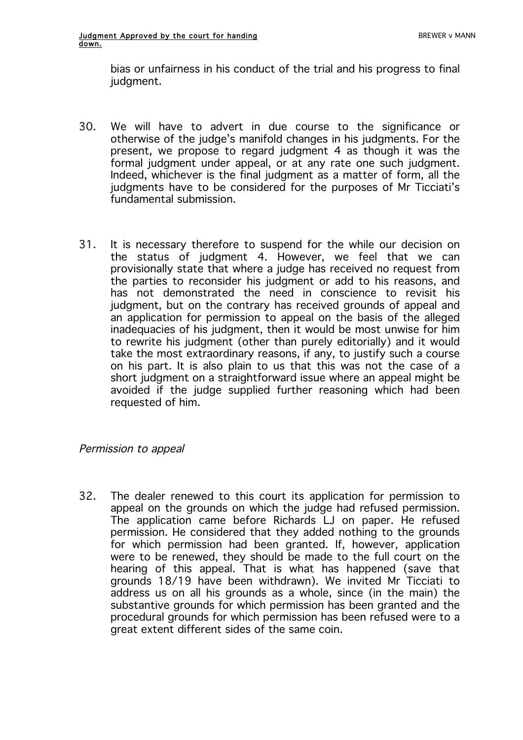bias or unfairness in his conduct of the trial and his progress to final judgment.

30. We will have to advert in due course to the significance or otherwise of the judge's manifold changes in his judgments. For the present, we propose to regard judgment 4 as though it was the formal judgment under appeal, or at any rate one such judgment. Indeed, whichever is the final judgment as a matter of form, all the judgments have to be considered for the purposes of Mr Ticciati's fundamental submission.

31. It is necessary therefore to suspend for the while our decision on the status of judgment 4. However, we feel that we can provisionally state that where a judge has received no request from the parties to reconsider his judgment or add to his reasons, and has not demonstrated the need in conscience to revisit his judgment, but on the contrary has received grounds of appeal and an application for permission to appeal on the basis of the alleged inadequacies of his judgment, then it would be most unwise for him to rewrite his judgment (other than purely editorially) and it would take the most extraordinary reasons, if any, to justify such a course on his part. It is also plain to us that this was not the case of a short judgment on a straightforward issue where an appeal might be avoided if the judge supplied further reasoning which had been requested of him.

*Permission to appeal*

32. The dealer renewed to this court its application for permission to appeal on the grounds on which the judge had refused permission. The application came before Richards LJ on paper. He refused permission. He considered that they added nothing to the grounds for which permission had been granted. If, however, application were to be renewed, they should be made to the full court on the hearing of this appeal. That is what has happened (save that grounds 18/19 have been withdrawn). We invited Mr Ticciati to address us on all his grounds as a whole, since (in the main) the substantive grounds for which permission has been granted and the procedural grounds for which permission has been refused were to a great extent different sides of the same coin.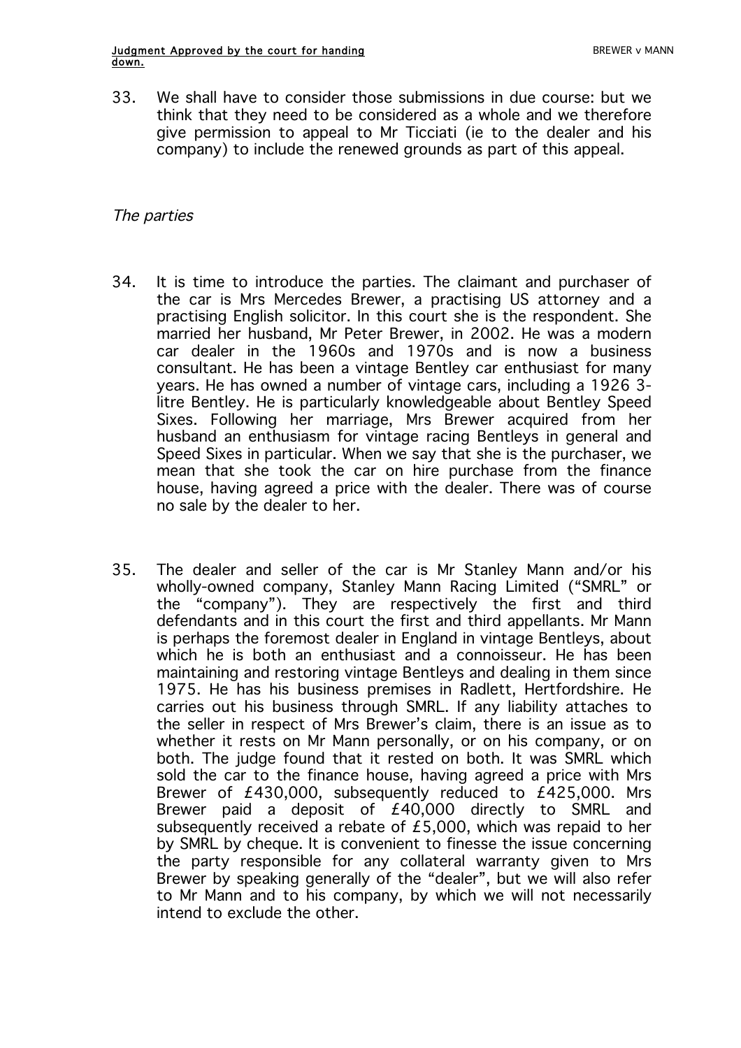33. We shall have to consider those submissions in due course: but we think that they need to be considered as a whole and we therefore give permission to appeal to Mr Ticciati (ie to the dealer and his company) to include the renewed grounds as part of this appeal.

*The parties*

34. It is time to introduce the parties. The claimant and purchaser of the car is Mrs Mercedes Brewer, a practising US attorney and a practising English solicitor. In this court she is the respondent. She married her husband, Mr Peter Brewer, in 2002. He was a modern car dealer in the 1960s and 1970s and is now a business consultant. He has been a vintage Bentley car enthusiast for many years. He has owned a number of vintage cars, including a 1926 3-litre Bentley. He is particularly knowledgeable about Bentley Speed Sixes. Following her marriage, Mrs Brewer acquired from her husband an enthusiasm for vintage racing Bentleys in general and Speed Sixes in particular. When we say that she is the purchaser, we mean that she took the car on hire purchase from the finance house, having agreed a price with the dealer. There was of course no sale by the dealer to her.

35. The dealer and seller of the car is Mr Stanley Mann and/or his wholly-owned company, Stanley Mann Racing Limited ("SMRL" or the "company"). They are respectively the first and third defendants and in this court the first and third appellants. Mr Mann is perhaps the foremost dealer in England in vintage Bentleys, about which he is both an enthusiast and a connoisseur. He has been maintaining and restoring vintage Bentleys and dealing in them since 1975. He has his business premises in Radlett, Hertfordshire. He carries out his business through SMRL. If any liability attaches to the seller in respect of Mrs Brewer's claim, there is an issue as to whether it rests on Mr Mann personally, or on his company, or on both. The judge found that it rested on both. It was SMRL which sold the car to the finance house, having agreed a price with Mrs Brewer of £430,000, subsequently reduced to £425,000. Mrs Brewer paid a deposit of £40,000 directly to SMRL and subsequently received a rebate of £5,000, which was repaid to her by SMRL by cheque. It is convenient to finesse the issue concerning the party responsible for any collateral warranty given to Mrs Brewer by speaking generally of the "dealer", but we will also refer to Mr Mann and to his company, by which we will not necessarily intend to exclude the other.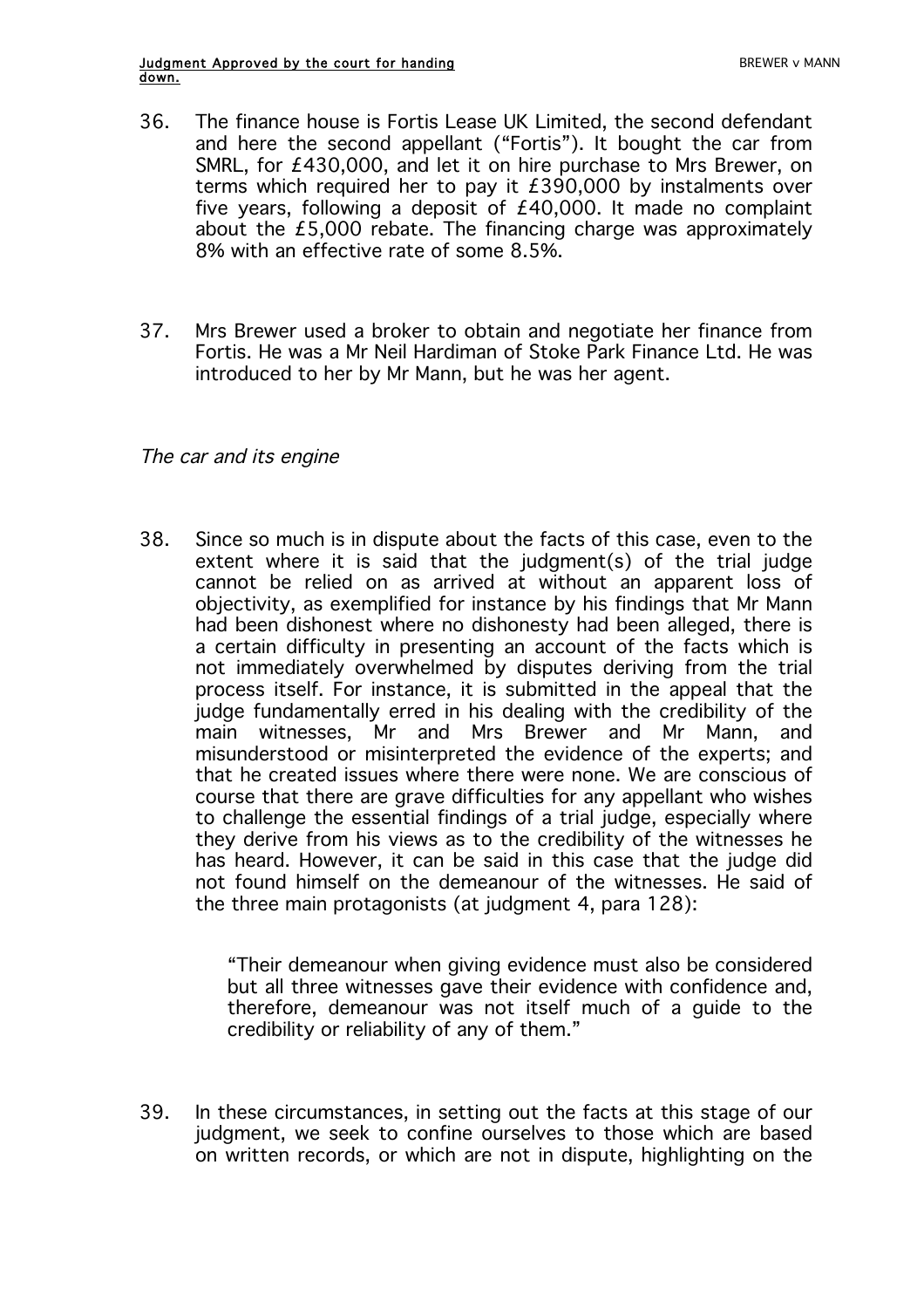36. The finance house is Fortis Lease UK Limited, the second defendant and here the second appellant ("Fortis"). It bought the car from SMRL, for £430,000, and let it on hire purchase to Mrs Brewer, on terms which required her to pay it £390,000 by instalments over five years, following a deposit of £40,000. It made no complaint about the £5,000 rebate. The financing charge was approximately 8% with an effective rate of some 8.5%.

37. Mrs Brewer used a broker to obtain and negotiate her finance from Fortis. He was a Mr Neil Hardiman of Stoke Park Finance Ltd. He was introduced to her by Mr Mann, but he was her agent.

*The car and its engine*

38. Since so much is in dispute about the facts of this case, even to the extent where it is said that the judgment(s) of the trial judge cannot be relied on as arrived at without an apparent loss of objectivity, as exemplified for instance by his findings that Mr Mann had been dishonest where no dishonesty had been alleged, there is a certain difficulty in presenting an account of the facts which is not immediately overwhelmed by disputes deriving from the trial process itself. For instance, it is submitted in the appeal that the judge fundamentally erred in his dealing with the credibility of the main witnesses, Mr and Mrs Brewer and Mr Mann, and misunderstood or misinterpreted the evidence of the experts; and that he created issues where there were none. We are conscious of course that there are grave difficulties for any appellant who wishes to challenge the essential findings of a trial judge, especially where they derive from his views as to the credibility of the witnesses he has heard. However, it can be said in this case that the judge did not found himself on the demeanour of the witnesses. He said of the three main protagonists (at judgment 4, para 128):

> "Their demeanour when giving evidence must also be considered but all three witnesses gave their evidence with confidence and, therefore, demeanour was not itself much of a guide to the credibility or reliability of any of them."

39. In these circumstances, in setting out the facts at this stage of our judgment, we seek to confine ourselves to those which are based on written records, or which are not in dispute, highlighting on the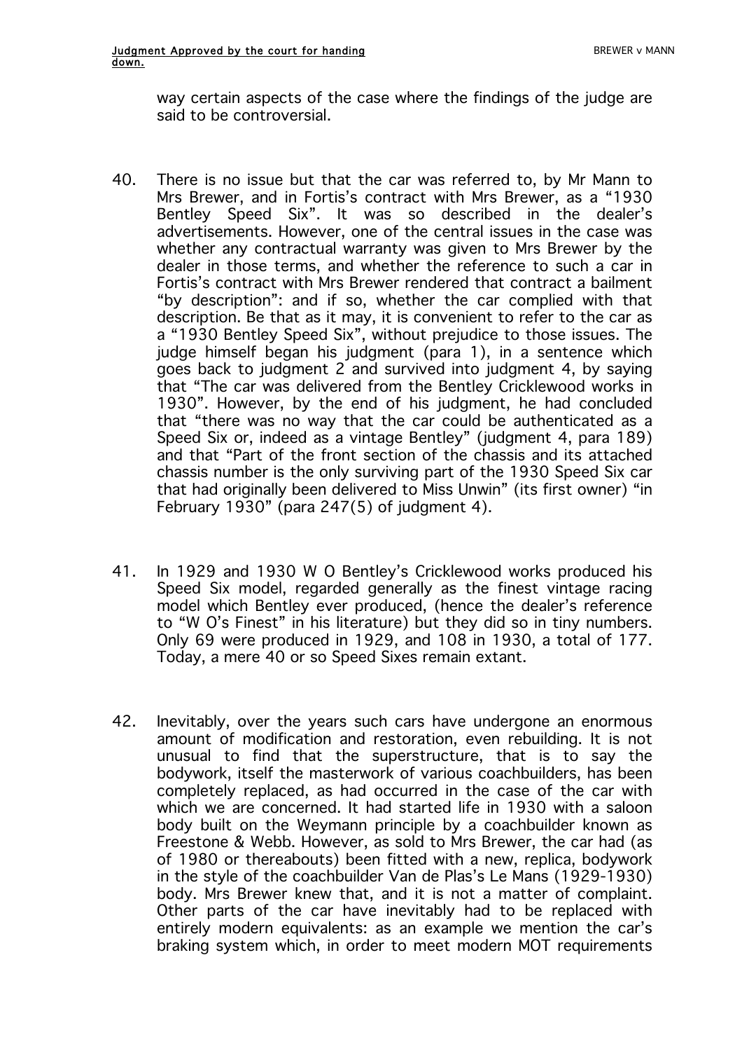way certain aspects of the case where the findings of the judge are said to be controversial.

40. There is no issue but that the car was referred to, by Mr Mann to Mrs Brewer, and in Fortis's contract with Mrs Brewer, as a "1930 Bentley Speed Six". It was so described in the dealer's advertisements. However, one of the central issues in the case was whether any contractual warranty was given to Mrs Brewer by the dealer in those terms, and whether the reference to such a car in Fortis's contract with Mrs Brewer rendered that contract a bailment "by description": and if so, whether the car complied with that description. Be that as it may, it is convenient to refer to the car as a "1930 Bentley Speed Six", without prejudice to those issues. The judge himself began his judgment (para 1), in a sentence which goes back to judgment 2 and survived into judgment 4, by saying that "The car was delivered from the Bentley Cricklewood works in 1930". However, by the end of his judgment, he had concluded that "there was no way that the car could be authenticated as a Speed Six or, indeed as a vintage Bentley" (judgment 4, para 189) and that "Part of the front section of the chassis and its attached chassis number is the only surviving part of the 1930 Speed Six car that had originally been delivered to Miss Unwin" (its first owner) "in February 1930" (para 247(5) of judgment 4).

41. In 1929 and 1930 W O Bentley's Cricklewood works produced his Speed Six model, regarded generally as the finest vintage racing model which Bentley ever produced, (hence the dealer's reference to "W O's Finest" in his literature) but they did so in tiny numbers. Only 69 were produced in 1929, and 108 in 1930, a total of 177. Today, a mere 40 or so Speed Sixes remain extant.

42. Inevitably, over the years such cars have undergone an enormous amount of modification and restoration, even rebuilding. It is not unusual to find that the superstructure, that is to say the bodywork, itself the masterwork of various coachbuilders, has been completely replaced, as had occurred in the case of the car with which we are concerned. It had started life in 1930 with a saloon body built on the Weymann principle by a coachbuilder known as Freestone & Webb. However, as sold to Mrs Brewer, the car had (as of 1980 or thereabouts) been fitted with a new, replica, bodywork in the style of the coachbuilder Van de Plas's Le Mans (1929-1930) body. Mrs Brewer knew that, and it is not a matter of complaint. Other parts of the car have inevitably had to be replaced with entirely modern equivalents: as an example we mention the car's braking system which, in order to meet modern MOT requirements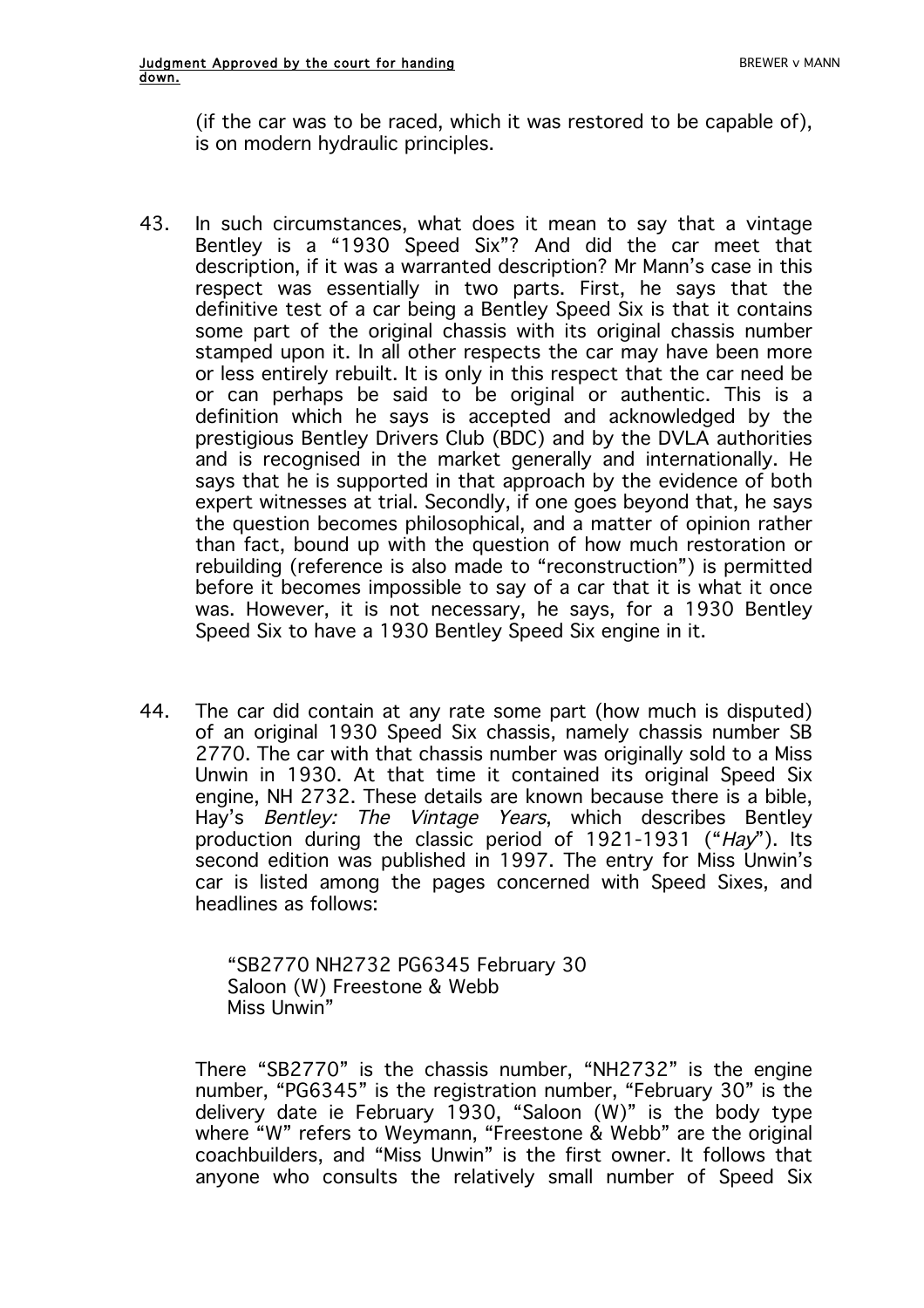(if the car was to be raced, which it was restored to be capable of), is on modern hydraulic principles.

43. In such circumstances, what does it mean to say that a vintage Bentley is a "1930 Speed Six"? And did the car meet that description, if it was a warranted description? Mr Mann's case in this respect was essentially in two parts. First, he says that the definitive test of a car being a Bentley Speed Six is that it contains some part of the original chassis with its original chassis number stamped upon it. In all other respects the car may have been more or less entirely rebuilt. It is only in this respect that the car need be or can perhaps be said to be original or authentic. This is a definition which he says is accepted and acknowledged by the prestigious Bentley Drivers Club (BDC) and by the DVLA authorities and is recognised in the market generally and internationally. He says that he is supported in that approach by the evidence of both expert witnesses at trial. Secondly, if one goes beyond that, he says the question becomes philosophical, and a matter of opinion rather than fact, bound up with the question of how much restoration or rebuilding (reference is also made to "reconstruction") is permitted before it becomes impossible to say of a car that it is what it once was. However, it is not necessary, he says, for a 1930 Bentley Speed Six to have a 1930 Bentley Speed Six engine in it.

44. The car did contain at any rate some part (how much is disputed) of an original 1930 Speed Six chassis, namely chassis number SB 2770. The car with that chassis number was originally sold to a Miss Unwin in 1930. At that time it contained its original Speed Six engine, NH 2732. These details are known because there is a bible, Hay's *Bentley: The Vintage Years*, which describes Bentley production during the classic period of 1921-1931 ("*Hay*"). Its second edition was published in 1997. The entry for Miss Unwin's car is listed among the pages concerned with Speed Sixes, and headlines as follows:

> "SB2770 NH2732 PG6345 February 30
> Saloon (W) Freestone & Webb
> Miss Unwin"

There "SB2770" is the chassis number, "NH2732" is the engine number, "PG6345" is the registration number, "February 30" is the delivery date ie February 1930, "Saloon (W)" is the body type where "W" refers to Weymann, "Freestone & Webb" are the original coachbuilders, and "Miss Unwin" is the first owner. It follows that anyone who consults the relatively small number of Speed Six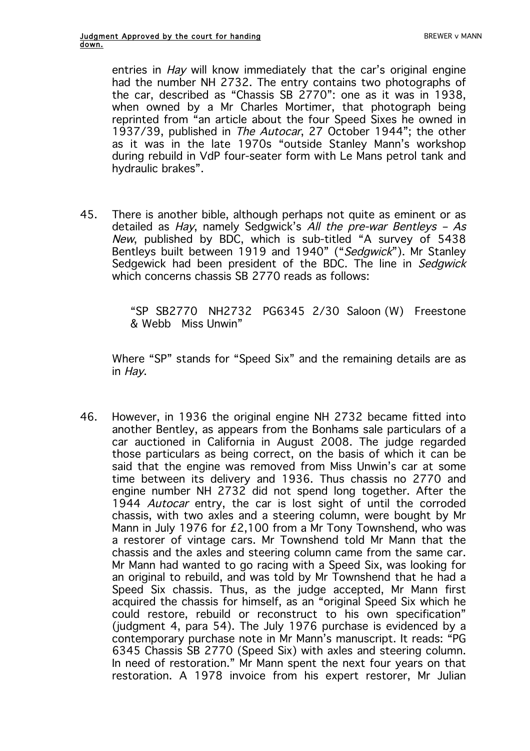entries in *Hay* will know immediately that the car's original engine had the number NH 2732. The entry contains two photographs of the car, described as "Chassis SB 2770": one as it was in 1938, when owned by a Mr Charles Mortimer, that photograph being reprinted from "an article about the four Speed Sixes he owned in 1937/39, published in *The Autocar*, 27 October 1944"; the other as it was in the late 1970s "outside Stanley Mann's workshop during rebuild in VdP four-seater form with Le Mans petrol tank and hydraulic brakes".

45. There is another bible, although perhaps not quite as eminent or as detailed as *Hay*, namely Sedgwick's *All the pre-war Bentleys – As New*, published by BDC, which is sub-titled "A survey of 5438 Bentleys built between 1919 and 1940" ("*Sedgwick*"). Mr Stanley Sedgewick had been president of the BDC. The line in *Sedgwick* which concerns chassis SB 2770 reads as follows:

> "SP SB2770 NH2732 PG6345 2/30 Saloon (W) Freestone & Webb Miss Unwin"

Where "SP" stands for "Speed Six" and the remaining details are as in *Hay*.

46. However, in 1936 the original engine NH 2732 became fitted into another Bentley, as appears from the Bonhams sale particulars of a car auctioned in California in August 2008. The judge regarded those particulars as being correct, on the basis of which it can be said that the engine was removed from Miss Unwin's car at some time between its delivery and 1936. Thus chassis no 2770 and engine number NH 2732 did not spend long together. After the 1944 *Autocar* entry, the car is lost sight of until the corroded chassis, with two axles and a steering column, were bought by Mr Mann in July 1976 for £2,100 from a Mr Tony Townshend, who was a restorer of vintage cars. Mr Townshend told Mr Mann that the chassis and the axles and steering column came from the same car. Mr Mann had wanted to go racing with a Speed Six, was looking for an original to rebuild, and was told by Mr Townshend that he had a Speed Six chassis. Thus, as the judge accepted, Mr Mann first acquired the chassis for himself, as an "original Speed Six which he could restore, rebuild or reconstruct to his own specification" (judgment 4, para 54). The July 1976 purchase is evidenced by a contemporary purchase note in Mr Mann's manuscript. It reads: "PG 6345 Chassis SB 2770 (Speed Six) with axles and steering column. In need of restoration." Mr Mann spent the next four years on that restoration. A 1978 invoice from his expert restorer, Mr Julian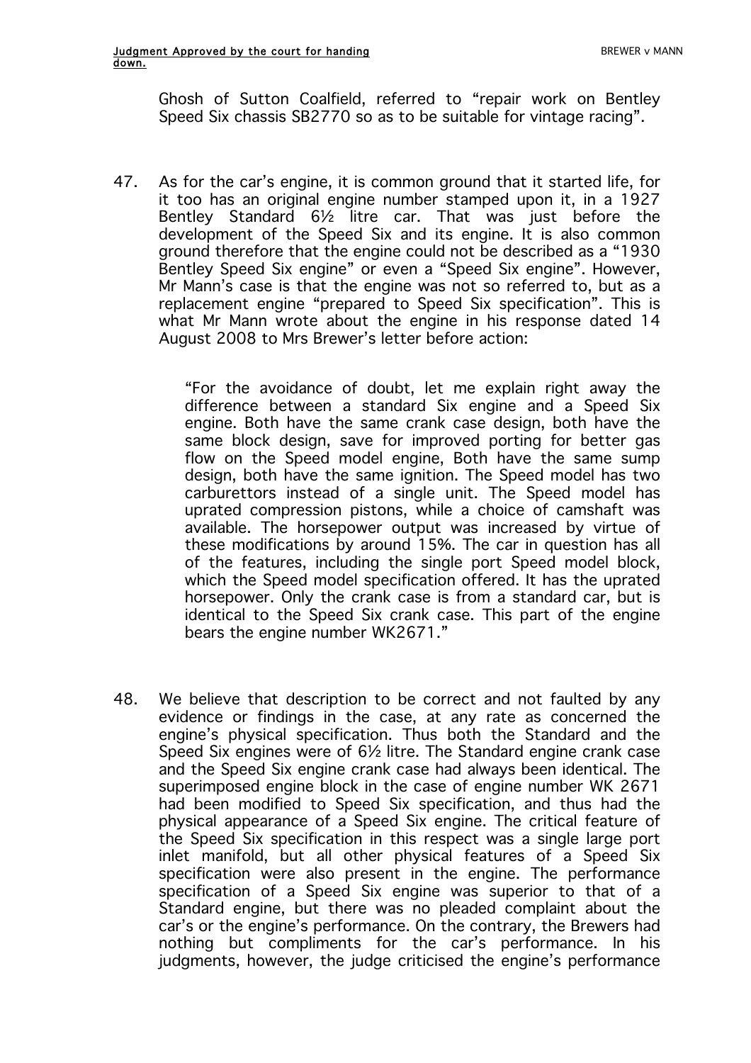Ghosh of Sutton Coalfield, referred to "repair work on Bentley Speed Six chassis SB2770 so as to be suitable for vintage racing".

47. As for the car's engine, it is common ground that it started life, for it too has an original engine number stamped upon it, in a 1927 Bentley Standard 6½ litre car. That was just before the development of the Speed Six and its engine. It is also common ground therefore that the engine could not be described as a "1930 Bentley Speed Six engine" or even a "Speed Six engine". However, Mr Mann's case is that the engine was not so referred to, but as a replacement engine "prepared to Speed Six specification". This is what Mr Mann wrote about the engine in his response dated 14 August 2008 to Mrs Brewer's letter before action:

> "For the avoidance of doubt, let me explain right away the difference between a standard Six engine and a Speed Six engine. Both have the same crank case design, both have the same block design, save for improved porting for better gas flow on the Speed model engine, Both have the same sump design, both have the same ignition. The Speed model has two carburettors instead of a single unit. The Speed model has uprated compression pistons, while a choice of camshaft was available. The horsepower output was increased by virtue of these modifications by around 15%. The car in question has all of the features, including the single port Speed model block, which the Speed model specification offered. It has the uprated horsepower. Only the crank case is from a standard car, but is identical to the Speed Six crank case. This part of the engine bears the engine number WK2671."

48. We believe that description to be correct and not faulted by any evidence or findings in the case, at any rate as concerned the engine's physical specification. Thus both the Standard and the Speed Six engines were of 6½ litre. The Standard engine crank case and the Speed Six engine crank case had always been identical. The superimposed engine block in the case of engine number WK 2671 had been modified to Speed Six specification, and thus had the physical appearance of a Speed Six engine. The critical feature of the Speed Six specification in this respect was a single large port inlet manifold, but all other physical features of a Speed Six specification were also present in the engine. The performance specification of a Speed Six engine was superior to that of a Standard engine, but there was no pleaded complaint about the car's or the engine's performance. On the contrary, the Brewers had nothing but compliments for the car's performance. In his judgments, however, the judge criticised the engine's performance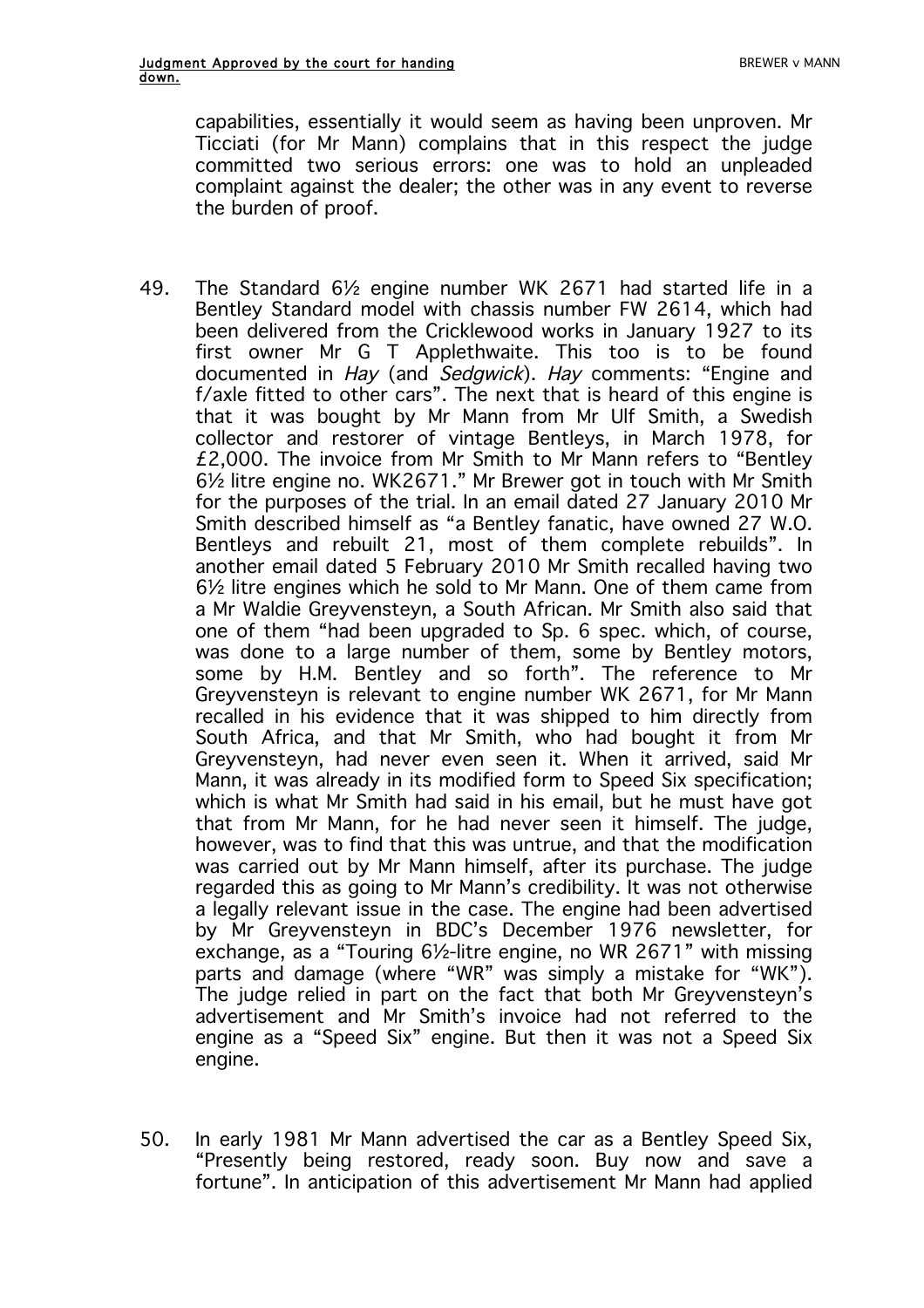capabilities, essentially it would seem as having been unproven. Mr Ticciati (for Mr Mann) complains that in this respect the judge committed two serious errors: one was to hold an unpleaded complaint against the dealer; the other was in any event to reverse the burden of proof.

49. The Standard 6½ engine number WK 2671 had started life in a Bentley Standard model with chassis number FW 2614, which had been delivered from the Cricklewood works in January 1927 to its first owner Mr G T Applethwaite. This too is to be found documented in *Hay* (and *Sedgwick*). *Hay* comments: "Engine and f/axle fitted to other cars". The next that is heard of this engine is that it was bought by Mr Mann from Mr Ulf Smith, a Swedish collector and restorer of vintage Bentleys, in March 1978, for £2,000. The invoice from Mr Smith to Mr Mann refers to "Bentley 6½ litre engine no. WK2671." Mr Brewer got in touch with Mr Smith for the purposes of the trial. In an email dated 27 January 2010 Mr Smith described himself as "a Bentley fanatic, have owned 27 W.O. Bentleys and rebuilt 21, most of them complete rebuilds". In another email dated 5 February 2010 Mr Smith recalled having two 6½ litre engines which he sold to Mr Mann. One of them came from a Mr Waldie Greyvensteyn, a South African. Mr Smith also said that one of them "had been upgraded to Sp. 6 spec. which, of course, was done to a large number of them, some by Bentley motors, some by H.M. Bentley and so forth". The reference to Mr Greyvensteyn is relevant to engine number WK 2671, for Mr Mann recalled in his evidence that it was shipped to him directly from South Africa, and that Mr Smith, who had bought it from Mr Greyvensteyn, had never even seen it. When it arrived, said Mr Mann, it was already in its modified form to Speed Six specification; which is what Mr Smith had said in his email, but he must have got that from Mr Mann, for he had never seen it himself. The judge, however, was to find that this was untrue, and that the modification was carried out by Mr Mann himself, after its purchase. The judge regarded this as going to Mr Mann's credibility. It was not otherwise a legally relevant issue in the case. The engine had been advertised by Mr Greyvensteyn in BDC's December 1976 newsletter, for exchange, as a "Touring 6½-litre engine, no WR 2671" with missing parts and damage (where "WR" was simply a mistake for "WK"). The judge relied in part on the fact that both Mr Greyvensteyn's advertisement and Mr Smith's invoice had not referred to the engine as a "Speed Six" engine. But then it was not a Speed Six engine.

50. In early 1981 Mr Mann advertised the car as a Bentley Speed Six, "Presently being restored, ready soon. Buy now and save a fortune". In anticipation of this advertisement Mr Mann had applied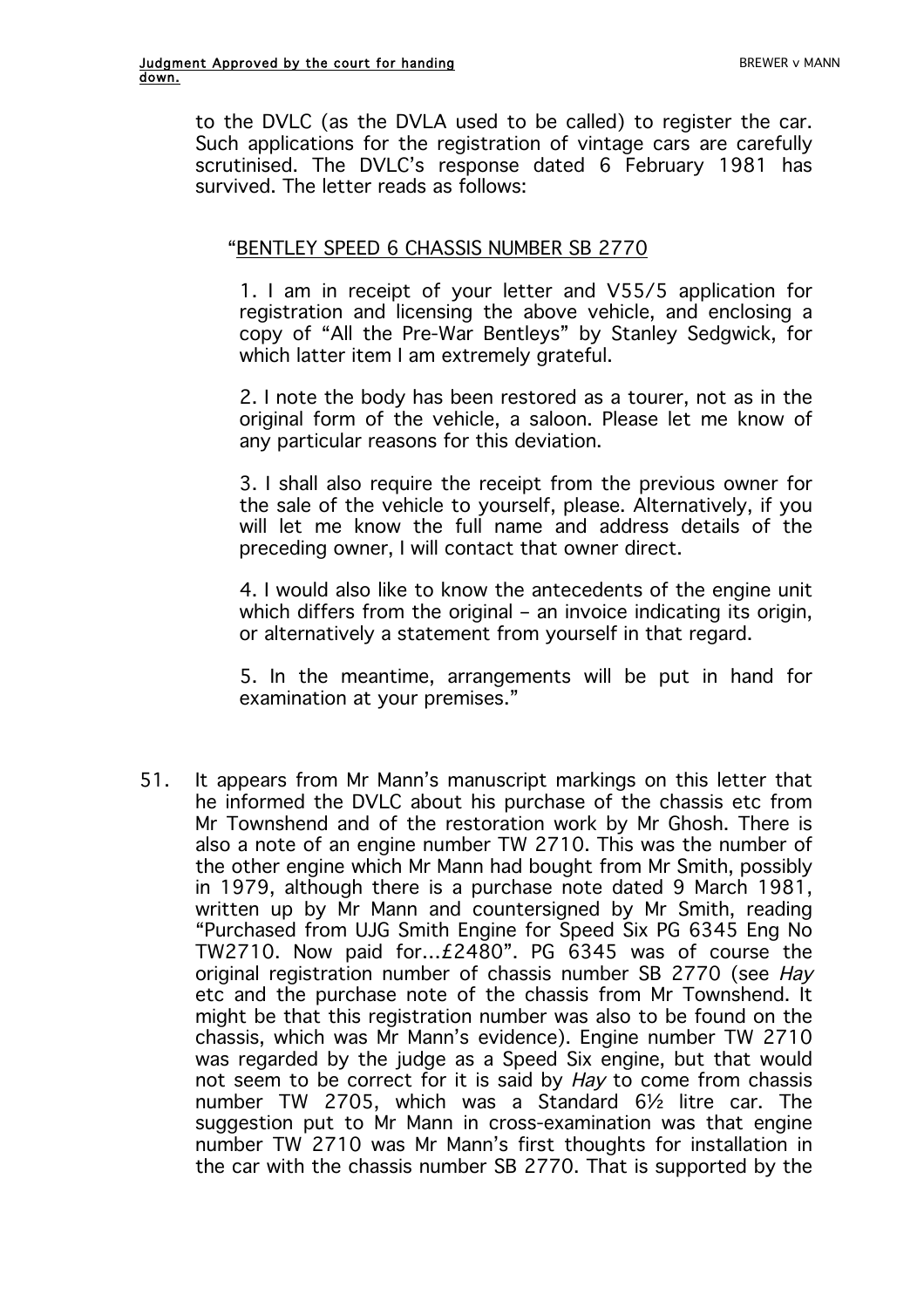to the DVLC (as the DVLA used to be called) to register the car. Such applications for the registration of vintage cars are carefully scrutinised. The DVLC's response dated 6 February 1981 has survived. The letter reads as follows:

> "<u>BENTLEY SPEED 6 CHASSIS NUMBER SB 2770</u>
>
> 1. I am in receipt of your letter and V55/5 application for registration and licensing the above vehicle, and enclosing a copy of "All the Pre-War Bentleys" by Stanley Sedgwick, for which latter item I am extremely grateful.
>
> 2. I note the body has been restored as a tourer, not as in the original form of the vehicle, a saloon. Please let me know of any particular reasons for this deviation.
>
> 3. I shall also require the receipt from the previous owner for the sale of the vehicle to yourself, please. Alternatively, if you will let me know the full name and address details of the preceding owner, I will contact that owner direct.
>
> 4. I would also like to know the antecedents of the engine unit which differs from the original – an invoice indicating its origin, or alternatively a statement from yourself in that regard.
>
> 5. In the meantime, arrangements will be put in hand for examination at your premises."

51. It appears from Mr Mann's manuscript markings on this letter that he informed the DVLC about his purchase of the chassis etc from Mr Townshend and of the restoration work by Mr Ghosh. There is also a note of an engine number TW 2710. This was the number of the other engine which Mr Mann had bought from Mr Smith, possibly in 1979, although there is a purchase note dated 9 March 1981, written up by Mr Mann and countersigned by Mr Smith, reading "Purchased from UJG Smith Engine for Speed Six PG 6345 Eng No TW2710. Now paid for...£2480". PG 6345 was of course the original registration number of chassis number SB 2770 (see *Hay* etc and the purchase note of the chassis from Mr Townshend. It might be that this registration number was also to be found on the chassis, which was Mr Mann's evidence). Engine number TW 2710 was regarded by the judge as a Speed Six engine, but that would not seem to be correct for it is said by *Hay* to come from chassis number TW 2705, which was a Standard 6½ litre car. The suggestion put to Mr Mann in cross-examination was that engine number TW 2710 was Mr Mann's first thoughts for installation in the car with the chassis number SB 2770. That is supported by the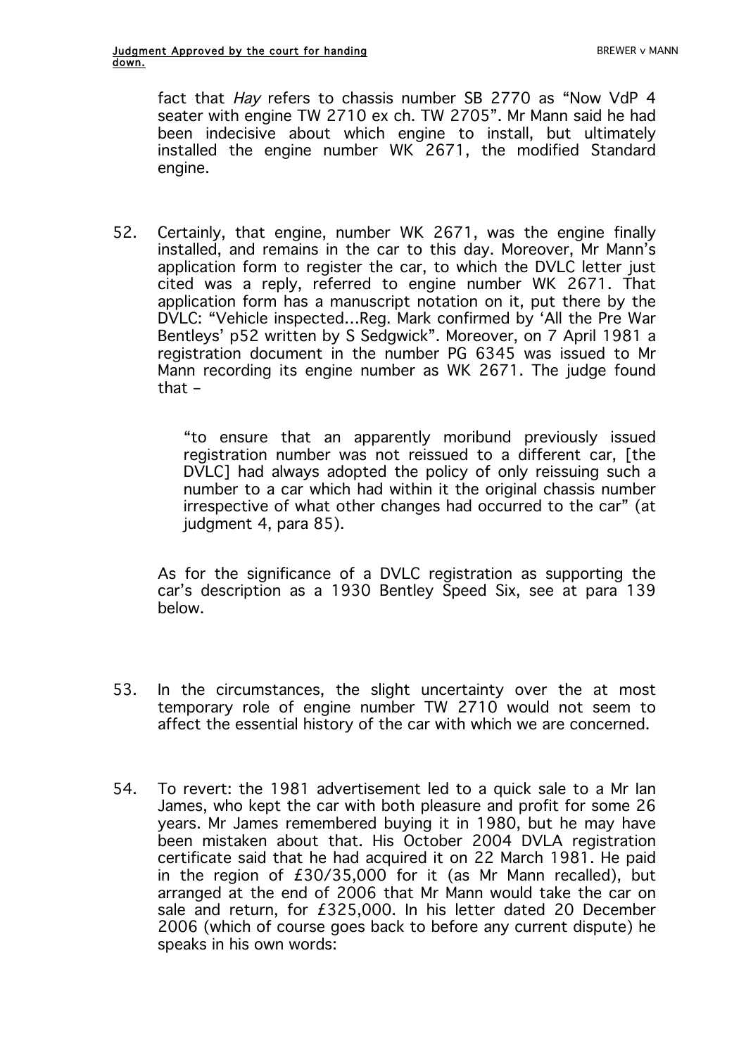fact that *Hay* refers to chassis number SB 2770 as "Now VdP 4 seater with engine TW 2710 ex ch. TW 2705". Mr Mann said he had been indecisive about which engine to install, but ultimately installed the engine number WK 2671, the modified Standard engine.

52. Certainly, that engine, number WK 2671, was the engine finally installed, and remains in the car to this day. Moreover, Mr Mann's application form to register the car, to which the DVLC letter just cited was a reply, referred to engine number WK 2671. That application form has a manuscript notation on it, put there by the DVLC: "Vehicle inspected…Reg. Mark confirmed by 'All the Pre War Bentleys' p52 written by S Sedgwick". Moreover, on 7 April 1981 a registration document in the number PG 6345 was issued to Mr Mann recording its engine number as WK 2671. The judge found that –

> "to ensure that an apparently moribund previously issued registration number was not reissued to a different car, [the DVLC] had always adopted the policy of only reissuing such a number to a car which had within it the original chassis number irrespective of what other changes had occurred to the car" (at judgment 4, para 85).

As for the significance of a DVLC registration as supporting the car's description as a 1930 Bentley Speed Six, see at para 139 below.

53. In the circumstances, the slight uncertainty over the at most temporary role of engine number TW 2710 would not seem to affect the essential history of the car with which we are concerned.

54. To revert: the 1981 advertisement led to a quick sale to a Mr Ian James, who kept the car with both pleasure and profit for some 26 years. Mr James remembered buying it in 1980, but he may have been mistaken about that. His October 2004 DVLA registration certificate said that he had acquired it on 22 March 1981. He paid in the region of £30/35,000 for it (as Mr Mann recalled), but arranged at the end of 2006 that Mr Mann would take the car on sale and return, for £325,000. In his letter dated 20 December 2006 (which of course goes back to before any current dispute) he speaks in his own words: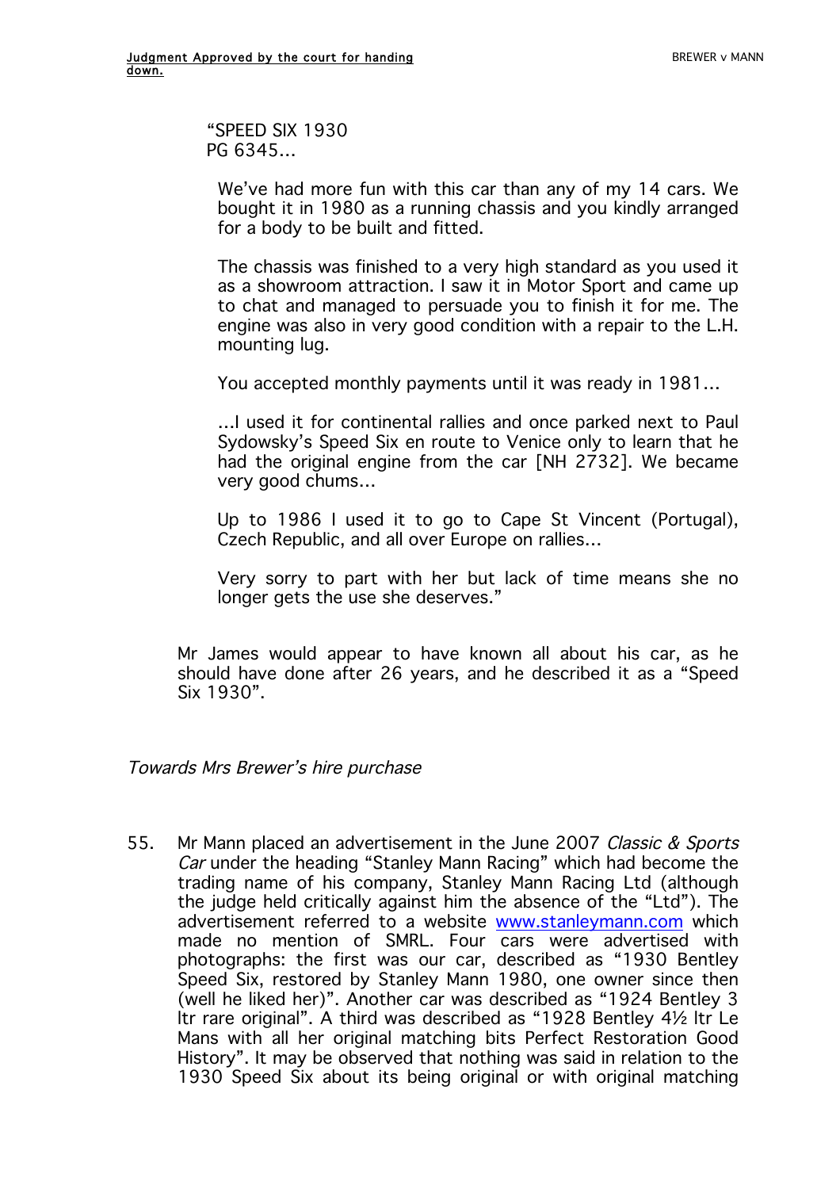> "SPEED SIX 1930
> PG 6345...
>
> We've had more fun with this car than any of my 14 cars. We bought it in 1980 as a running chassis and you kindly arranged for a body to be built and fitted.
>
> The chassis was finished to a very high standard as you used it as a showroom attraction. I saw it in Motor Sport and came up to chat and managed to persuade you to finish it for me. The engine was also in very good condition with a repair to the L.H. mounting lug.
>
> You accepted monthly payments until it was ready in 1981...
>
> ...I used it for continental rallies and once parked next to Paul Sydowsky's Speed Six en route to Venice only to learn that he had the original engine from the car [NH 2732]. We became very good chums...
>
> Up to 1986 I used it to go to Cape St Vincent (Portugal), Czech Republic, and all over Europe on rallies...
>
> Very sorry to part with her but lack of time means she no longer gets the use she deserves."

Mr James would appear to have known all about his car, as he should have done after 26 years, and he described it as a "Speed Six 1930".

*Towards Mrs Brewer's hire purchase*

55. Mr Mann placed an advertisement in the June 2007 *Classic & Sports Car* under the heading "Stanley Mann Racing" which had become the trading name of his company, Stanley Mann Racing Ltd (although the judge held critically against him the absence of the "Ltd"). The advertisement referred to a website www.stanleymann.com which made no mention of SMRL. Four cars were advertised with photographs: the first was our car, described as "1930 Bentley Speed Six, restored by Stanley Mann 1980, one owner since then (well he liked her)". Another car was described as "1924 Bentley 3 ltr rare original". A third was described as "1928 Bentley 4½ ltr Le Mans with all her original matching bits Perfect Restoration Good History". It may be observed that nothing was said in relation to the 1930 Speed Six about its being original or with original matching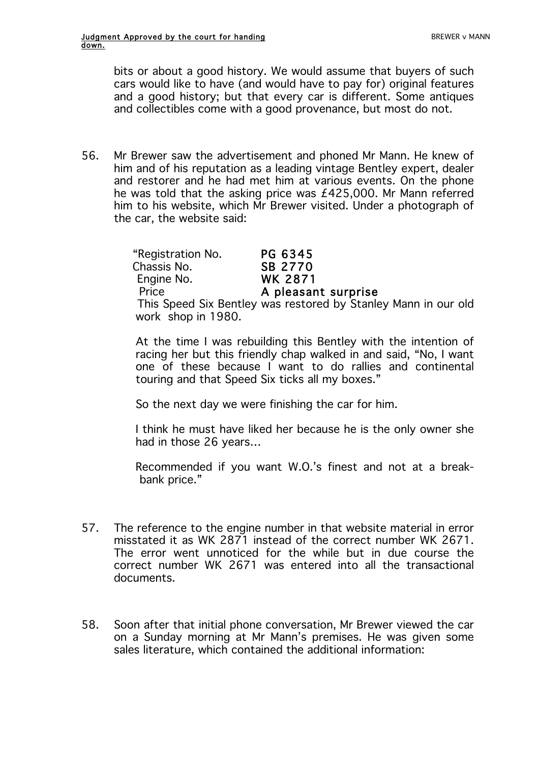bits or about a good history. We would assume that buyers of such cars would like to have (and would have to pay for) original features and a good history; but that every car is different. Some antiques and collectibles come with a good provenance, but most do not.

56. Mr Brewer saw the advertisement and phoned Mr Mann. He knew of him and of his reputation as a leading vintage Bentley expert, dealer and restorer and he had met him at various events. On the phone he was told that the asking price was £425,000. Mr Mann referred him to his website, which Mr Brewer visited. Under a photograph of the car, the website said:

> "Registration No. **PG 6345**
> Chassis No. **SB 2770**
> Engine No. **WK 2871**
> Price **A pleasant surprise**
> This Speed Six Bentley was restored by Stanley Mann in our old work shop in 1980.
>
> At the time I was rebuilding this Bentley with the intention of racing her but this friendly chap walked in and said, "No, I want one of these because I want to do rallies and continental touring and that Speed Six ticks all my boxes."
>
> So the next day we were finishing the car for him.
>
> I think he must have liked her because he is the only owner she had in those 26 years…
>
> Recommended if you want W.O.'s finest and not at a break-bank price."

57. The reference to the engine number in that website material in error misstated it as WK 2871 instead of the correct number WK 2671. The error went unnoticed for the while but in due course the correct number WK 2671 was entered into all the transactional documents.

58. Soon after that initial phone conversation, Mr Brewer viewed the car on a Sunday morning at Mr Mann's premises. He was given some sales literature, which contained the additional information: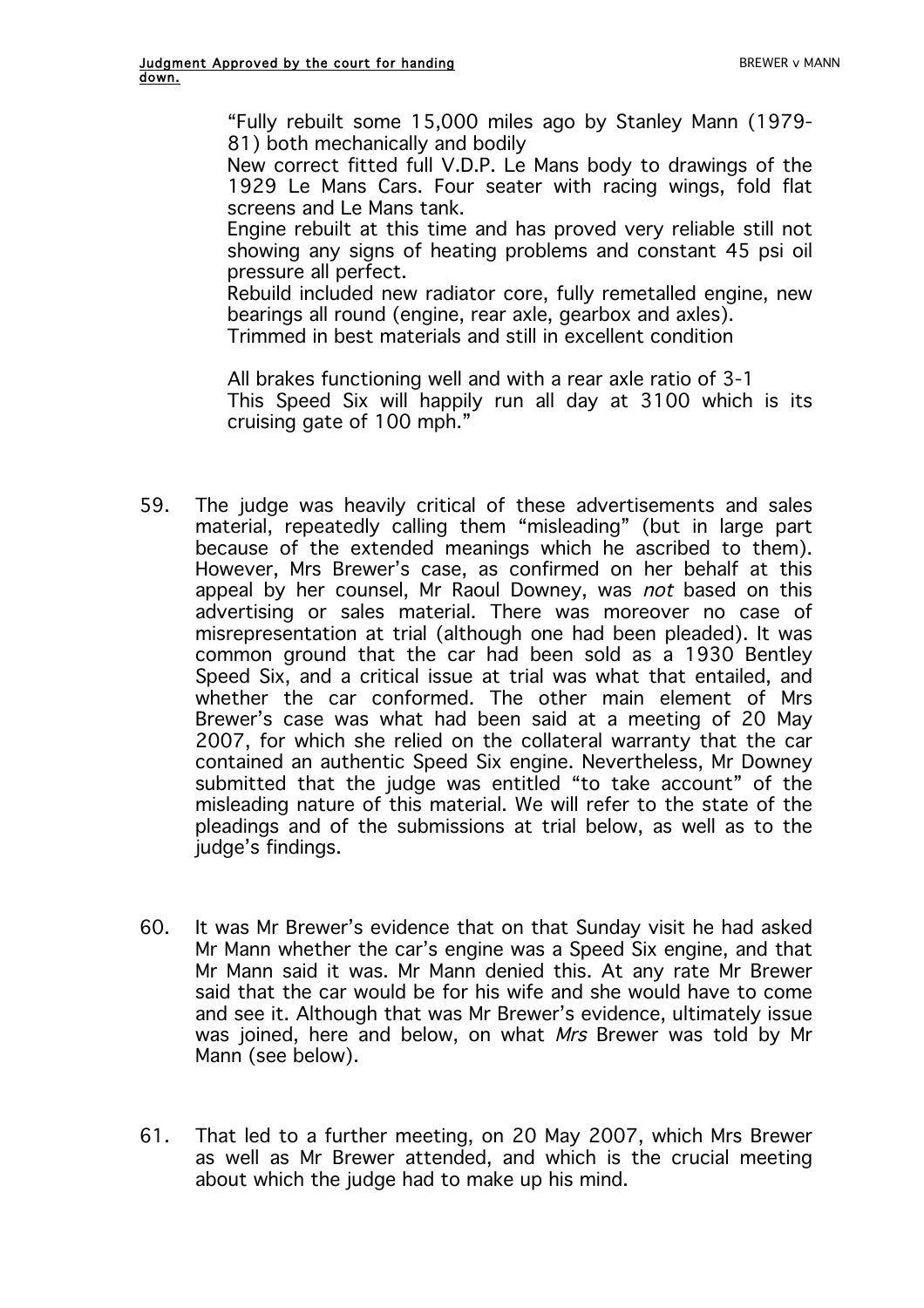> "Fully rebuilt some 15,000 miles ago by Stanley Mann (1979-81) both mechanically and bodily
> New correct fitted full V.D.P. Le Mans body to drawings of the 1929 Le Mans Cars. Four seater with racing wings, fold flat screens and Le Mans tank.
> Engine rebuilt at this time and has proved very reliable still not showing any signs of heating problems and constant 45 psi oil pressure all perfect.
> Rebuild included new radiator core, fully remetalled engine, new bearings all round (engine, rear axle, gearbox and axles).
> Trimmed in best materials and still in excellent condition
>
> All brakes functioning well and with a rear axle ratio of 3-1
> This Speed Six will happily run all day at 3100 which is its cruising gate of 100 mph."

59. The judge was heavily critical of these advertisements and sales material, repeatedly calling them "misleading" (but in large part because of the extended meanings which he ascribed to them). However, Mrs Brewer's case, as confirmed on her behalf at this appeal by her counsel, Mr Raoul Downey, was *not* based on this advertising or sales material. There was moreover no case of misrepresentation at trial (although one had been pleaded). It was common ground that the car had been sold as a 1930 Bentley Speed Six, and a critical issue at trial was what that entailed, and whether the car conformed. The other main element of Mrs Brewer's case was what had been said at a meeting of 20 May 2007, for which she relied on the collateral warranty that the car contained an authentic Speed Six engine. Nevertheless, Mr Downey submitted that the judge was entitled "to take account" of the misleading nature of this material. We will refer to the state of the pleadings and of the submissions at trial below, as well as to the judge's findings.

60. It was Mr Brewer's evidence that on that Sunday visit he had asked Mr Mann whether the car's engine was a Speed Six engine, and that Mr Mann said it was. Mr Mann denied this. At any rate Mr Brewer said that the car would be for his wife and she would have to come and see it. Although that was Mr Brewer's evidence, ultimately issue was joined, here and below, on what *Mrs* Brewer was told by Mr Mann (see below).

61. That led to a further meeting, on 20 May 2007, which Mrs Brewer as well as Mr Brewer attended, and which is the crucial meeting about which the judge had to make up his mind.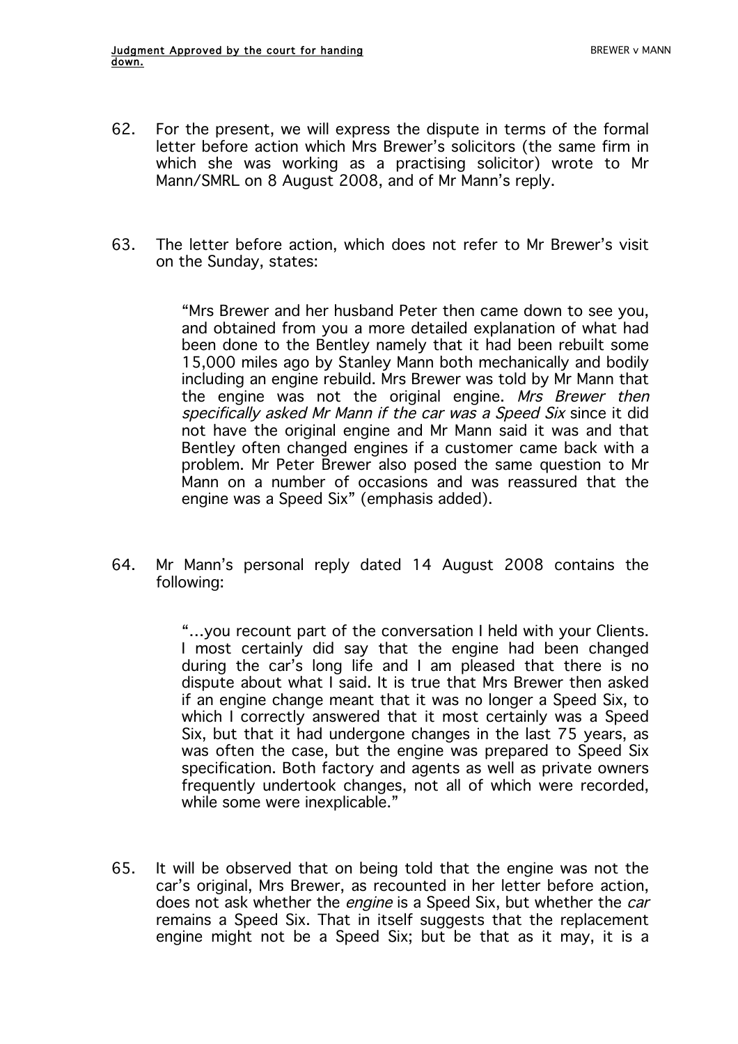62. For the present, we will express the dispute in terms of the formal letter before action which Mrs Brewer's solicitors (the same firm in which she was working as a practising solicitor) wrote to Mr Mann/SMRL on 8 August 2008, and of Mr Mann's reply.

63. The letter before action, which does not refer to Mr Brewer's visit on the Sunday, states:

> "Mrs Brewer and her husband Peter then came down to see you, and obtained from you a more detailed explanation of what had been done to the Bentley namely that it had been rebuilt some 15,000 miles ago by Stanley Mann both mechanically and bodily including an engine rebuild. Mrs Brewer was told by Mr Mann that the engine was not the original engine. *Mrs Brewer then specifically asked Mr Mann if the car was a Speed Six* since it did not have the original engine and Mr Mann said it was and that Bentley often changed engines if a customer came back with a problem. Mr Peter Brewer also posed the same question to Mr Mann on a number of occasions and was reassured that the engine was a Speed Six" (emphasis added).

64. Mr Mann's personal reply dated 14 August 2008 contains the following:

> "…you recount part of the conversation I held with your Clients. I most certainly did say that the engine had been changed during the car's long life and I am pleased that there is no dispute about what I said. It is true that Mrs Brewer then asked if an engine change meant that it was no longer a Speed Six, to which I correctly answered that it most certainly was a Speed Six, but that it had undergone changes in the last 75 years, as was often the case, but the engine was prepared to Speed Six specification. Both factory and agents as well as private owners frequently undertook changes, not all of which were recorded, while some were inexplicable."

65. It will be observed that on being told that the engine was not the car's original, Mrs Brewer, as recounted in her letter before action, does not ask whether the *engine* is a Speed Six, but whether the *car* remains a Speed Six. That in itself suggests that the replacement engine might not be a Speed Six; but be that as it may, it is a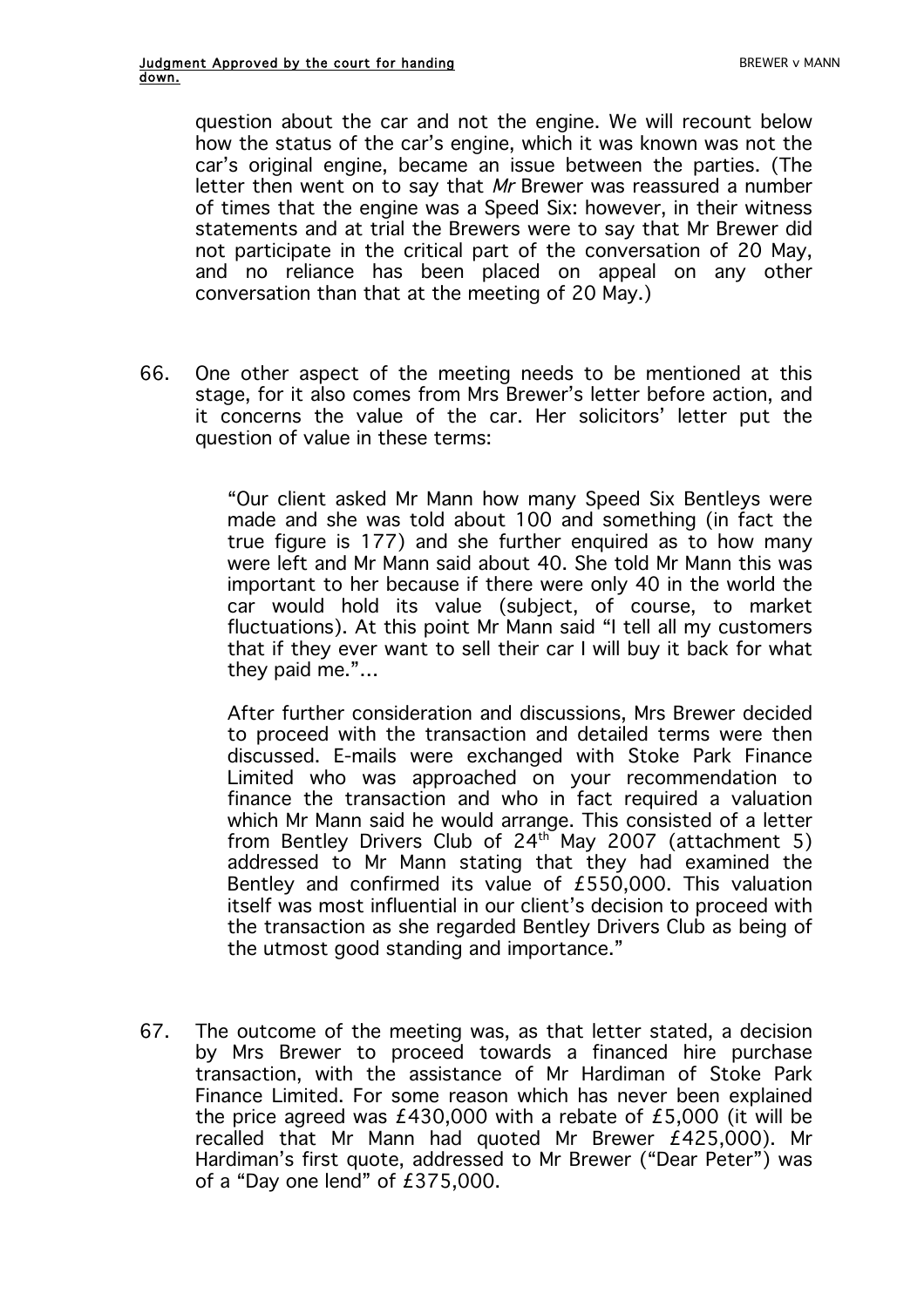question about the car and not the engine. We will recount below how the status of the car's engine, which it was known was not the car's original engine, became an issue between the parties. (The letter then went on to say that *Mr* Brewer was reassured a number of times that the engine was a Speed Six: however, in their witness statements and at trial the Brewers were to say that Mr Brewer did not participate in the critical part of the conversation of 20 May, and no reliance has been placed on appeal on any other conversation than that at the meeting of 20 May.)

66. One other aspect of the meeting needs to be mentioned at this stage, for it also comes from Mrs Brewer's letter before action, and it concerns the value of the car. Her solicitors' letter put the question of value in these terms:

> "Our client asked Mr Mann how many Speed Six Bentleys were made and she was told about 100 and something (in fact the true figure is 177) and she further enquired as to how many were left and Mr Mann said about 40. She told Mr Mann this was important to her because if there were only 40 in the world the car would hold its value (subject, of course, to market fluctuations). At this point Mr Mann said "I tell all my customers that if they ever want to sell their car I will buy it back for what they paid me."…
>
> After further consideration and discussions, Mrs Brewer decided to proceed with the transaction and detailed terms were then discussed. E-mails were exchanged with Stoke Park Finance Limited who was approached on your recommendation to finance the transaction and who in fact required a valuation which Mr Mann said he would arrange. This consisted of a letter from Bentley Drivers Club of 24th May 2007 (attachment 5) addressed to Mr Mann stating that they had examined the Bentley and confirmed its value of £550,000. This valuation itself was most influential in our client's decision to proceed with the transaction as she regarded Bentley Drivers Club as being of the utmost good standing and importance."

67. The outcome of the meeting was, as that letter stated, a decision by Mrs Brewer to proceed towards a financed hire purchase transaction, with the assistance of Mr Hardiman of Stoke Park Finance Limited. For some reason which has never been explained the price agreed was £430,000 with a rebate of £5,000 (it will be recalled that Mr Mann had quoted Mr Brewer £425,000). Mr Hardiman's first quote, addressed to Mr Brewer ("Dear Peter") was of a "Day one lend" of £375,000.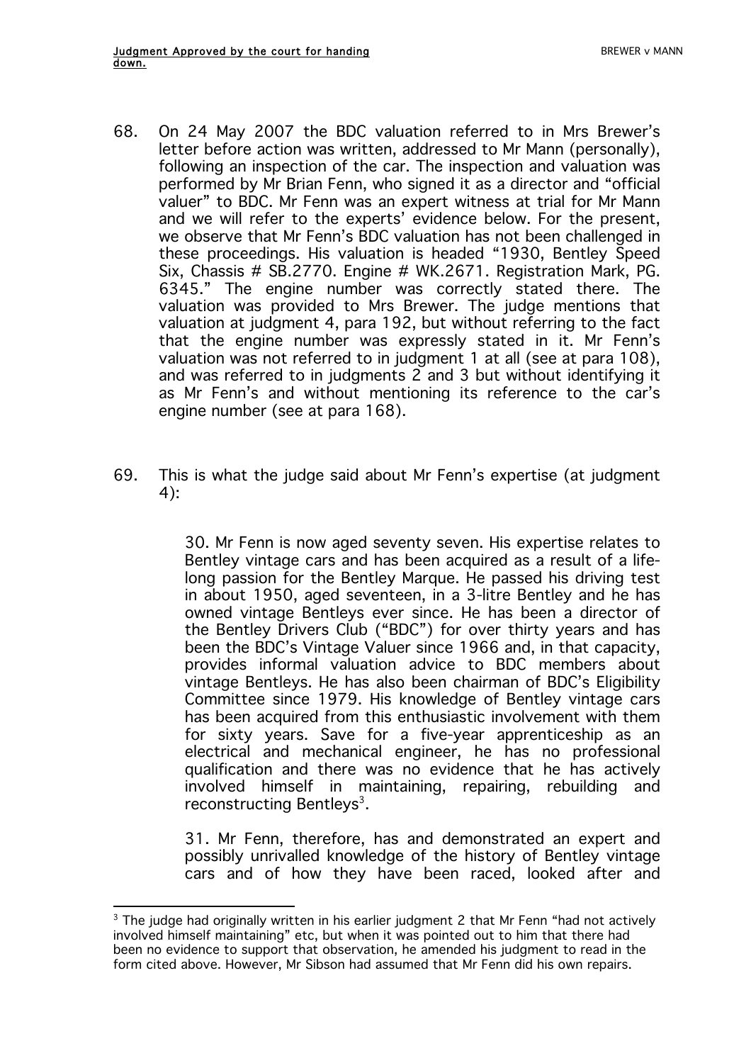68. On 24 May 2007 the BDC valuation referred to in Mrs Brewer's letter before action was written, addressed to Mr Mann (personally), following an inspection of the car. The inspection and valuation was performed by Mr Brian Fenn, who signed it as a director and "official valuer" to BDC. Mr Fenn was an expert witness at trial for Mr Mann and we will refer to the experts' evidence below. For the present, we observe that Mr Fenn's BDC valuation has not been challenged in these proceedings. His valuation is headed "1930, Bentley Speed Six, Chassis # SB.2770. Engine # WK.2671. Registration Mark, PG. 6345." The engine number was correctly stated there. The valuation was provided to Mrs Brewer. The judge mentions that valuation at judgment 4, para 192, but without referring to the fact that the engine number was expressly stated in it. Mr Fenn's valuation was not referred to in judgment 1 at all (see at para 108), and was referred to in judgments 2 and 3 but without identifying it as Mr Fenn's and without mentioning its reference to the car's engine number (see at para 168).

69. This is what the judge said about Mr Fenn's expertise (at judgment 4):

> 30. Mr Fenn is now aged seventy seven. His expertise relates to Bentley vintage cars and has been acquired as a result of a life-long passion for the Bentley Marque. He passed his driving test in about 1950, aged seventeen, in a 3-litre Bentley and he has owned vintage Bentleys ever since. He has been a director of the Bentley Drivers Club ("BDC") for over thirty years and has been the BDC's Vintage Valuer since 1966 and, in that capacity, provides informal valuation advice to BDC members about vintage Bentleys. He has also been chairman of BDC's Eligibility Committee since 1979. His knowledge of Bentley vintage cars has been acquired from this enthusiastic involvement with them for sixty years. Save for a five-year apprenticeship as an electrical and mechanical engineer, he has no professional qualification and there was no evidence that he has actively involved himself in maintaining, repairing, rebuilding and reconstructing Bentleys[3].
>
> 31. Mr Fenn, therefore, has and demonstrated an expert and possibly unrivalled knowledge of the history of Bentley vintage cars and of how they have been raced, looked after and

[3] The judge had originally written in his earlier judgment 2 that Mr Fenn "had not actively involved himself maintaining" etc, but when it was pointed out to him that there had been no evidence to support that observation, he amended his judgment to read in the form cited above. However, Mr Sibson had assumed that Mr Fenn did his own repairs.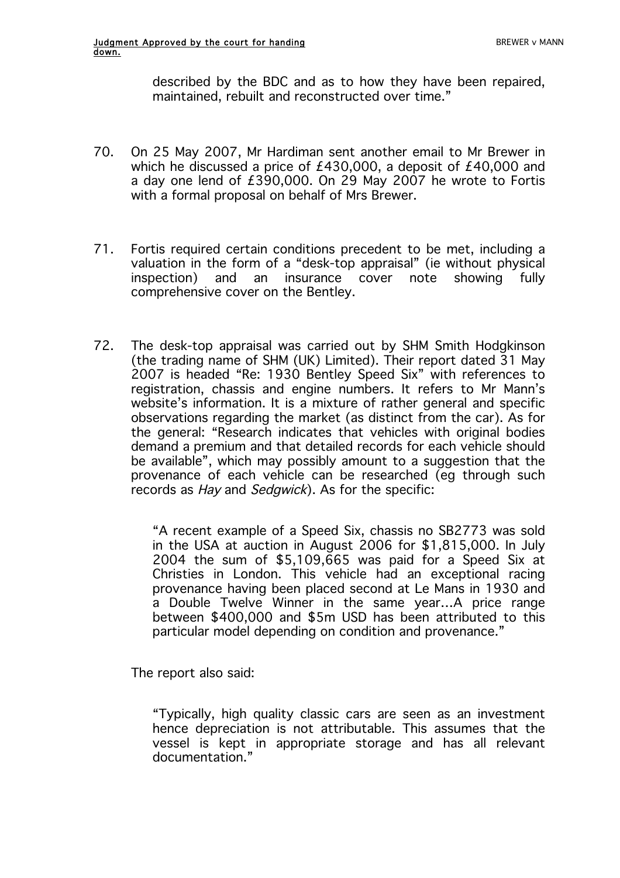described by the BDC and as to how they have been repaired, maintained, rebuilt and reconstructed over time."

70. On 25 May 2007, Mr Hardiman sent another email to Mr Brewer in which he discussed a price of £430,000, a deposit of £40,000 and a day one lend of £390,000. On 29 May 2007 he wrote to Fortis with a formal proposal on behalf of Mrs Brewer.

71. Fortis required certain conditions precedent to be met, including a valuation in the form of a "desk-top appraisal" (ie without physical inspection) and an insurance cover note showing fully comprehensive cover on the Bentley.

72. The desk-top appraisal was carried out by SHM Smith Hodgkinson (the trading name of SHM (UK) Limited). Their report dated 31 May 2007 is headed "Re: 1930 Bentley Speed Six" with references to registration, chassis and engine numbers. It refers to Mr Mann's website's information. It is a mixture of rather general and specific observations regarding the market (as distinct from the car). As for the general: "Research indicates that vehicles with original bodies demand a premium and that detailed records for each vehicle should be available", which may possibly amount to a suggestion that the provenance of each vehicle can be researched (eg through such records as *Hay* and *Sedgwick*). As for the specific:

> "A recent example of a Speed Six, chassis no SB2773 was sold in the USA at auction in August 2006 for $1,815,000. In July 2004 the sum of $5,109,665 was paid for a Speed Six at Christies in London. This vehicle had an exceptional racing provenance having been placed second at Le Mans in 1930 and a Double Twelve Winner in the same year…A price range between $400,000 and $5m USD has been attributed to this particular model depending on condition and provenance."

The report also said:

> "Typically, high quality classic cars are seen as an investment hence depreciation is not attributable. This assumes that the vessel is kept in appropriate storage and has all relevant documentation."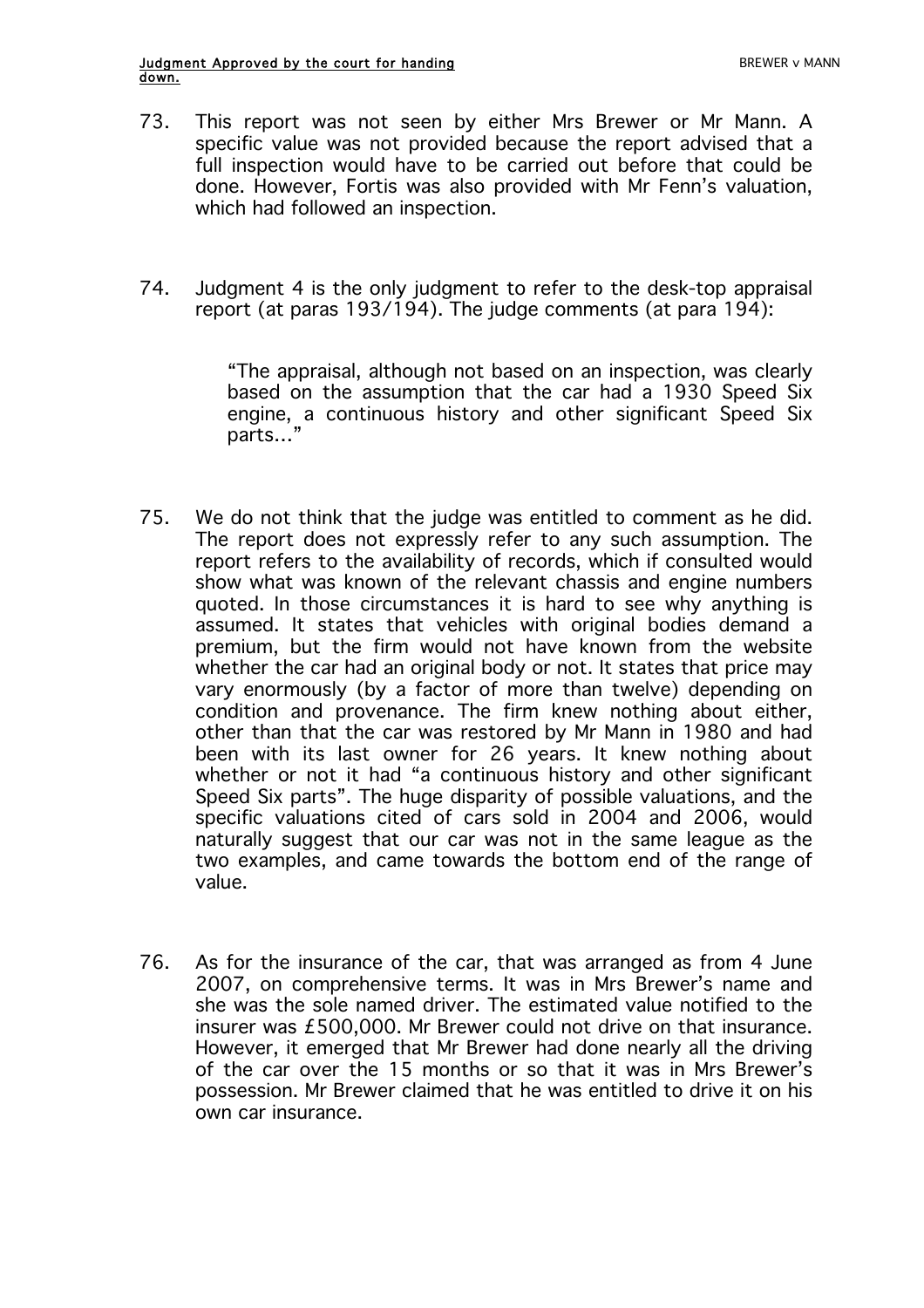73. This report was not seen by either Mrs Brewer or Mr Mann. A specific value was not provided because the report advised that a full inspection would have to be carried out before that could be done. However, Fortis was also provided with Mr Fenn's valuation, which had followed an inspection.

74. Judgment 4 is the only judgment to refer to the desk-top appraisal report (at paras 193/194). The judge comments (at para 194):

> "The appraisal, although not based on an inspection, was clearly based on the assumption that the car had a 1930 Speed Six engine, a continuous history and other significant Speed Six parts…"

75. We do not think that the judge was entitled to comment as he did. The report does not expressly refer to any such assumption. The report refers to the availability of records, which if consulted would show what was known of the relevant chassis and engine numbers quoted. In those circumstances it is hard to see why anything is assumed. It states that vehicles with original bodies demand a premium, but the firm would not have known from the website whether the car had an original body or not. It states that price may vary enormously (by a factor of more than twelve) depending on condition and provenance. The firm knew nothing about either, other than that the car was restored by Mr Mann in 1980 and had been with its last owner for 26 years. It knew nothing about whether or not it had "a continuous history and other significant Speed Six parts". The huge disparity of possible valuations, and the specific valuations cited of cars sold in 2004 and 2006, would naturally suggest that our car was not in the same league as the two examples, and came towards the bottom end of the range of value.

76. As for the insurance of the car, that was arranged as from 4 June 2007, on comprehensive terms. It was in Mrs Brewer's name and she was the sole named driver. The estimated value notified to the insurer was £500,000. Mr Brewer could not drive on that insurance. However, it emerged that Mr Brewer had done nearly all the driving of the car over the 15 months or so that it was in Mrs Brewer's possession. Mr Brewer claimed that he was entitled to drive it on his own car insurance.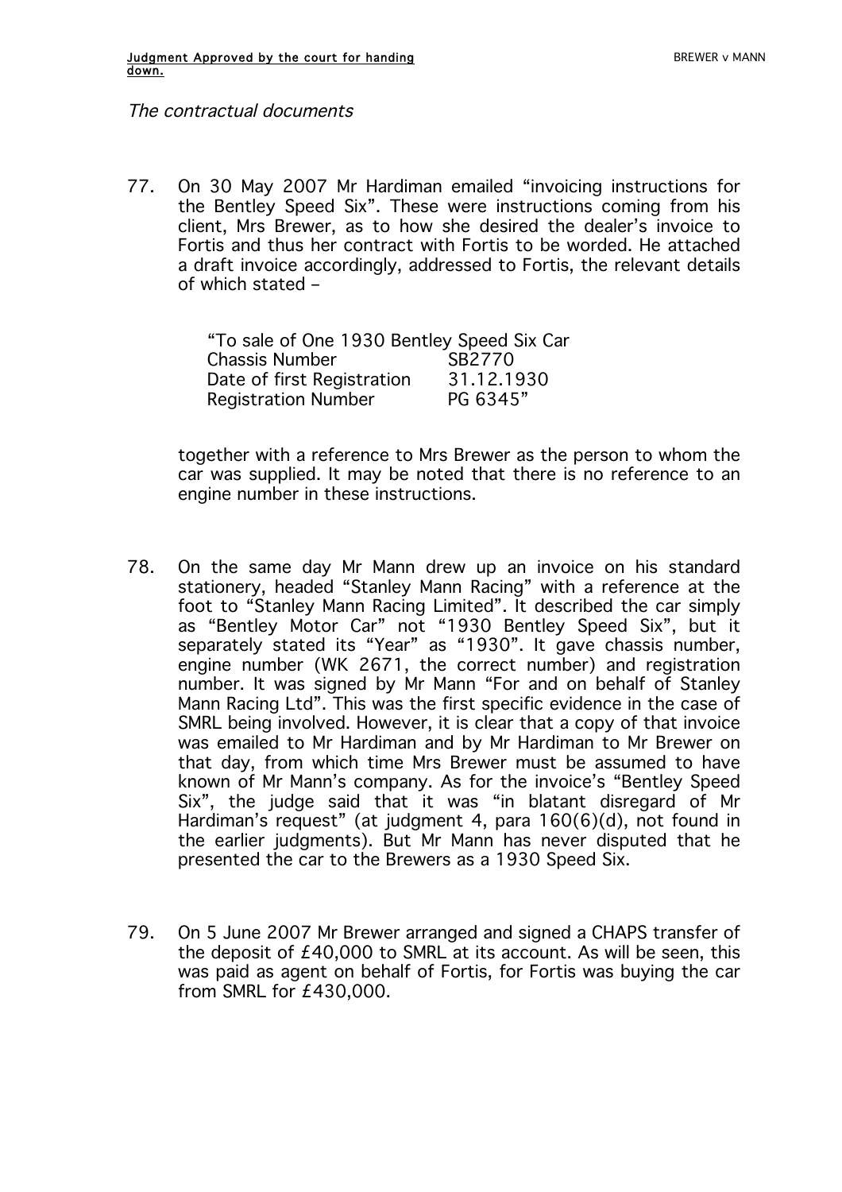*The contractual documents*

77. On 30 May 2007 Mr Hardiman emailed "invoicing instructions for the Bentley Speed Six". These were instructions coming from his client, Mrs Brewer, as to how she desired the dealer's invoice to Fortis and thus her contract with Fortis to be worded. He attached a draft invoice accordingly, addressed to Fortis, the relevant details of which stated –

> "To sale of One 1930 Bentley Speed Six Car
> Chassis Number SB2770
> Date of first Registration 31.12.1930
> Registration Number PG 6345"

together with a reference to Mrs Brewer as the person to whom the car was supplied. It may be noted that there is no reference to an engine number in these instructions.

78. On the same day Mr Mann drew up an invoice on his standard stationery, headed "Stanley Mann Racing" with a reference at the foot to "Stanley Mann Racing Limited". It described the car simply as "Bentley Motor Car" not "1930 Bentley Speed Six", but it separately stated its "Year" as "1930". It gave chassis number, engine number (WK 2671, the correct number) and registration number. It was signed by Mr Mann "For and on behalf of Stanley Mann Racing Ltd". This was the first specific evidence in the case of SMRL being involved. However, it is clear that a copy of that invoice was emailed to Mr Hardiman and by Mr Hardiman to Mr Brewer on that day, from which time Mrs Brewer must be assumed to have known of Mr Mann's company. As for the invoice's "Bentley Speed Six", the judge said that it was "in blatant disregard of Mr Hardiman's request" (at judgment 4, para 160(6)(d), not found in the earlier judgments). But Mr Mann has never disputed that he presented the car to the Brewers as a 1930 Speed Six.

79. On 5 June 2007 Mr Brewer arranged and signed a CHAPS transfer of the deposit of £40,000 to SMRL at its account. As will be seen, this was paid as agent on behalf of Fortis, for Fortis was buying the car from SMRL for £430,000.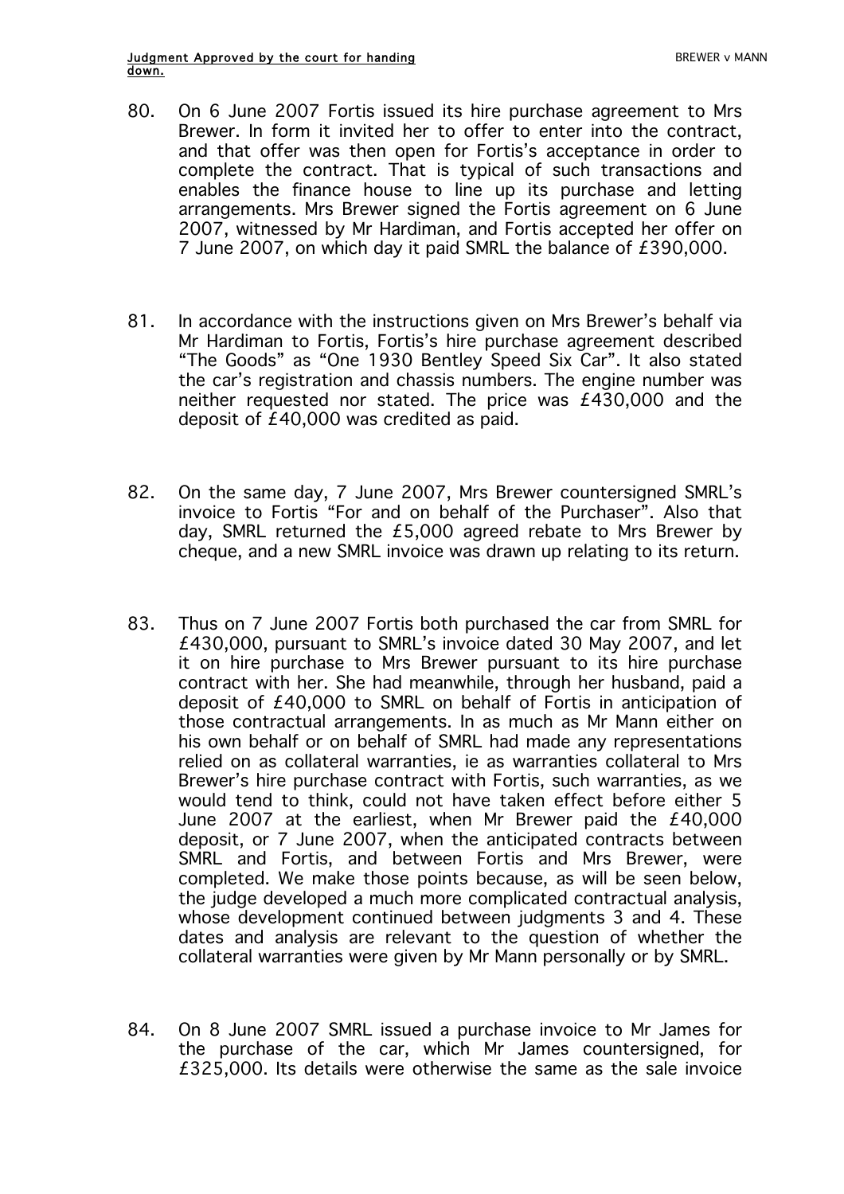80. On 6 June 2007 Fortis issued its hire purchase agreement to Mrs Brewer. In form it invited her to offer to enter into the contract, and that offer was then open for Fortis's acceptance in order to complete the contract. That is typical of such transactions and enables the finance house to line up its purchase and letting arrangements. Mrs Brewer signed the Fortis agreement on 6 June 2007, witnessed by Mr Hardiman, and Fortis accepted her offer on 7 June 2007, on which day it paid SMRL the balance of £390,000.

81. In accordance with the instructions given on Mrs Brewer's behalf via Mr Hardiman to Fortis, Fortis's hire purchase agreement described "The Goods" as "One 1930 Bentley Speed Six Car". It also stated the car's registration and chassis numbers. The engine number was neither requested nor stated. The price was £430,000 and the deposit of £40,000 was credited as paid.

82. On the same day, 7 June 2007, Mrs Brewer countersigned SMRL's invoice to Fortis "For and on behalf of the Purchaser". Also that day, SMRL returned the £5,000 agreed rebate to Mrs Brewer by cheque, and a new SMRL invoice was drawn up relating to its return.

83. Thus on 7 June 2007 Fortis both purchased the car from SMRL for £430,000, pursuant to SMRL's invoice dated 30 May 2007, and let it on hire purchase to Mrs Brewer pursuant to its hire purchase contract with her. She had meanwhile, through her husband, paid a deposit of £40,000 to SMRL on behalf of Fortis in anticipation of those contractual arrangements. In as much as Mr Mann either on his own behalf or on behalf of SMRL had made any representations relied on as collateral warranties, ie as warranties collateral to Mrs Brewer's hire purchase contract with Fortis, such warranties, as we would tend to think, could not have taken effect before either 5 June 2007 at the earliest, when Mr Brewer paid the £40,000 deposit, or 7 June 2007, when the anticipated contracts between SMRL and Fortis, and between Fortis and Mrs Brewer, were completed. We make those points because, as will be seen below, the judge developed a much more complicated contractual analysis, whose development continued between judgments 3 and 4. These dates and analysis are relevant to the question of whether the collateral warranties were given by Mr Mann personally or by SMRL.

84. On 8 June 2007 SMRL issued a purchase invoice to Mr James for the purchase of the car, which Mr James countersigned, for £325,000. Its details were otherwise the same as the sale invoice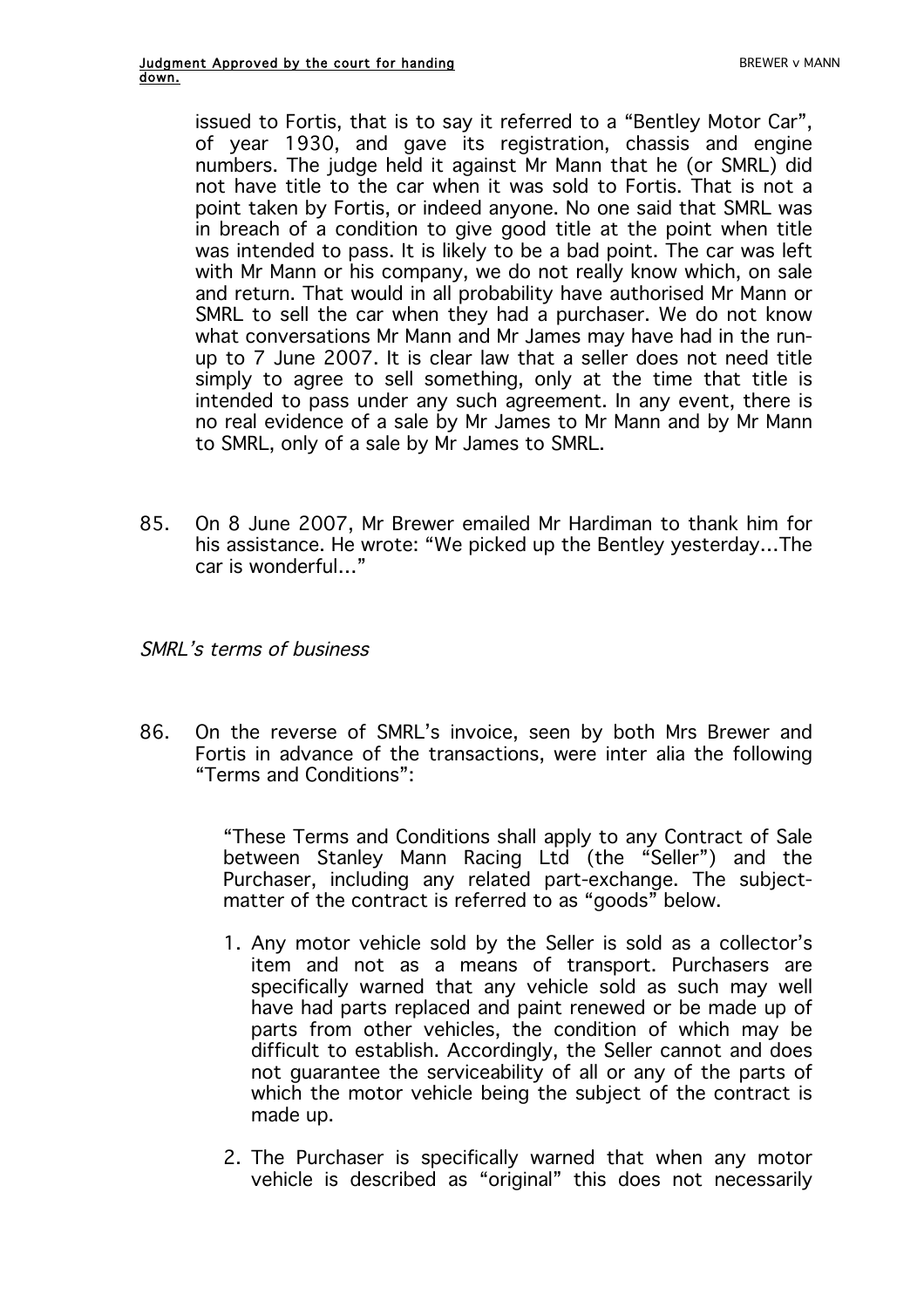issued to Fortis, that is to say it referred to a "Bentley Motor Car", of year 1930, and gave its registration, chassis and engine numbers. The judge held it against Mr Mann that he (or SMRL) did not have title to the car when it was sold to Fortis. That is not a point taken by Fortis, or indeed anyone. No one said that SMRL was in breach of a condition to give good title at the point when title was intended to pass. It is likely to be a bad point. The car was left with Mr Mann or his company, we do not really know which, on sale and return. That would in all probability have authorised Mr Mann or SMRL to sell the car when they had a purchaser. We do not know what conversations Mr Mann and Mr James may have had in the run-up to 7 June 2007. It is clear law that a seller does not need title simply to agree to sell something, only at the time that title is intended to pass under any such agreement. In any event, there is no real evidence of a sale by Mr James to Mr Mann and by Mr Mann to SMRL, only of a sale by Mr James to SMRL.

85. On 8 June 2007, Mr Brewer emailed Mr Hardiman to thank him for his assistance. He wrote: "We picked up the Bentley yesterday...The car is wonderful..."

*SMRL's terms of business*

86. On the reverse of SMRL's invoice, seen by both Mrs Brewer and Fortis in advance of the transactions, were inter alia the following "Terms and Conditions":

> "These Terms and Conditions shall apply to any Contract of Sale between Stanley Mann Racing Ltd (the "Seller") and the Purchaser, including any related part-exchange. The subject-matter of the contract is referred to as "goods" below.
>
> 1. Any motor vehicle sold by the Seller is sold as a collector's item and not as a means of transport. Purchasers are specifically warned that any vehicle sold as such may well have had parts replaced and paint renewed or be made up of parts from other vehicles, the condition of which may be difficult to establish. Accordingly, the Seller cannot and does not guarantee the serviceability of all or any of the parts of which the motor vehicle being the subject of the contract is made up.
>
> 2. The Purchaser is specifically warned that when any motor vehicle is described as "original" this does not necessarily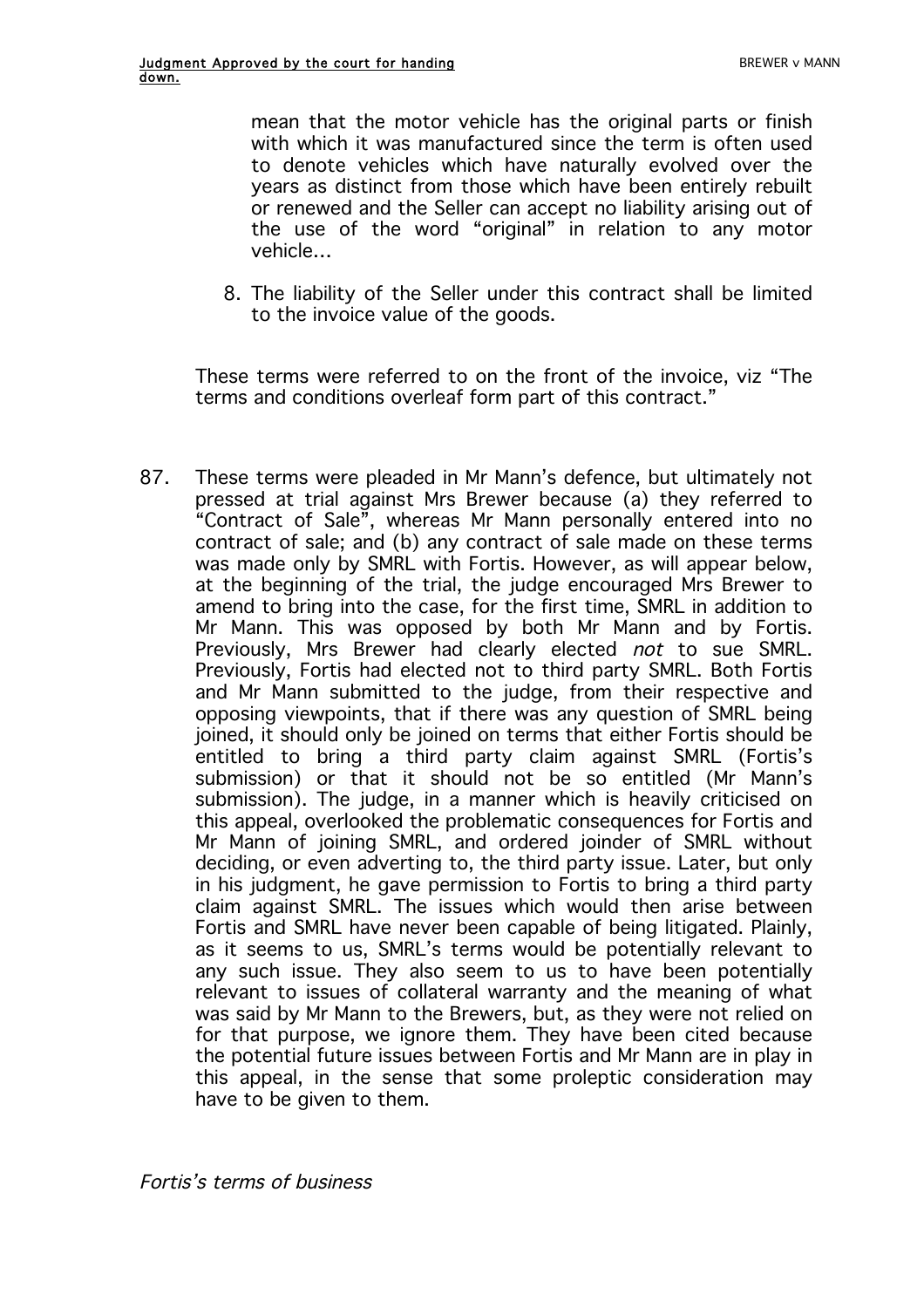mean that the motor vehicle has the original parts or finish with which it was manufactured since the term is often used to denote vehicles which have naturally evolved over the years as distinct from those which have been entirely rebuilt or renewed and the Seller can accept no liability arising out of the use of the word "original" in relation to any motor vehicle…

8. The liability of the Seller under this contract shall be limited to the invoice value of the goods.

These terms were referred to on the front of the invoice, viz "The terms and conditions overleaf form part of this contract."

87. These terms were pleaded in Mr Mann's defence, but ultimately not pressed at trial against Mrs Brewer because (a) they referred to "Contract of Sale", whereas Mr Mann personally entered into no contract of sale; and (b) any contract of sale made on these terms was made only by SMRL with Fortis. However, as will appear below, at the beginning of the trial, the judge encouraged Mrs Brewer to amend to bring into the case, for the first time, SMRL in addition to Mr Mann. This was opposed by both Mr Mann and by Fortis. Previously, Mrs Brewer had clearly elected *not* to sue SMRL. Previously, Fortis had elected not to third party SMRL. Both Fortis and Mr Mann submitted to the judge, from their respective and opposing viewpoints, that if there was any question of SMRL being joined, it should only be joined on terms that either Fortis should be entitled to bring a third party claim against SMRL (Fortis's submission) or that it should not be so entitled (Mr Mann's submission). The judge, in a manner which is heavily criticised on this appeal, overlooked the problematic consequences for Fortis and Mr Mann of joining SMRL, and ordered joinder of SMRL without deciding, or even adverting to, the third party issue. Later, but only in his judgment, he gave permission to Fortis to bring a third party claim against SMRL. The issues which would then arise between Fortis and SMRL have never been capable of being litigated. Plainly, as it seems to us, SMRL's terms would be potentially relevant to any such issue. They also seem to us to have been potentially relevant to issues of collateral warranty and the meaning of what was said by Mr Mann to the Brewers, but, as they were not relied on for that purpose, we ignore them. They have been cited because the potential future issues between Fortis and Mr Mann are in play in this appeal, in the sense that some proleptic consideration may have to be given to them.

*Fortis's terms of business*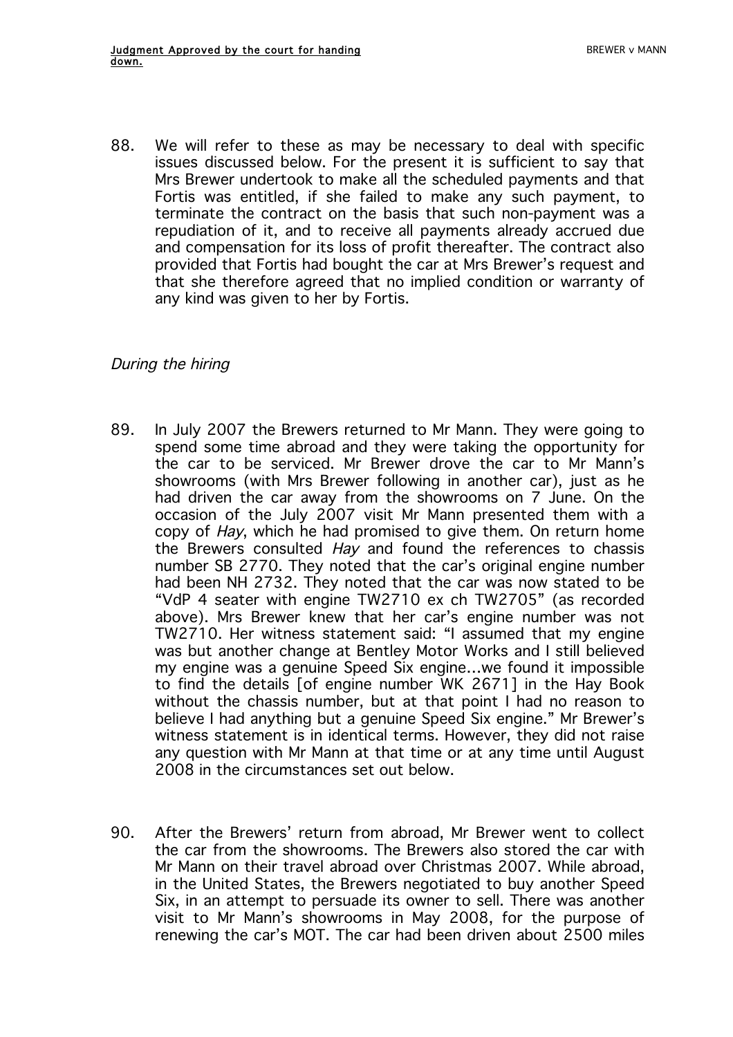88. We will refer to these as may be necessary to deal with specific issues discussed below. For the present it is sufficient to say that Mrs Brewer undertook to make all the scheduled payments and that Fortis was entitled, if she failed to make any such payment, to terminate the contract on the basis that such non-payment was a repudiation of it, and to receive all payments already accrued due and compensation for its loss of profit thereafter. The contract also provided that Fortis had bought the car at Mrs Brewer's request and that she therefore agreed that no implied condition or warranty of any kind was given to her by Fortis.

*During the hiring*

89. In July 2007 the Brewers returned to Mr Mann. They were going to spend some time abroad and they were taking the opportunity for the car to be serviced. Mr Brewer drove the car to Mr Mann's showrooms (with Mrs Brewer following in another car), just as he had driven the car away from the showrooms on 7 June. On the occasion of the July 2007 visit Mr Mann presented them with a copy of *Hay*, which he had promised to give them. On return home the Brewers consulted *Hay* and found the references to chassis number SB 2770. They noted that the car's original engine number had been NH 2732. They noted that the car was now stated to be "VdP 4 seater with engine TW2710 ex ch TW2705" (as recorded above). Mrs Brewer knew that her car's engine number was not TW2710. Her witness statement said: "I assumed that my engine was but another change at Bentley Motor Works and I still believed my engine was a genuine Speed Six engine…we found it impossible to find the details [of engine number WK 2671] in the Hay Book without the chassis number, but at that point I had no reason to believe I had anything but a genuine Speed Six engine." Mr Brewer's witness statement is in identical terms. However, they did not raise any question with Mr Mann at that time or at any time until August 2008 in the circumstances set out below.

90. After the Brewers' return from abroad, Mr Brewer went to collect the car from the showrooms. The Brewers also stored the car with Mr Mann on their travel abroad over Christmas 2007. While abroad, in the United States, the Brewers negotiated to buy another Speed Six, in an attempt to persuade its owner to sell. There was another visit to Mr Mann's showrooms in May 2008, for the purpose of renewing the car's MOT. The car had been driven about 2500 miles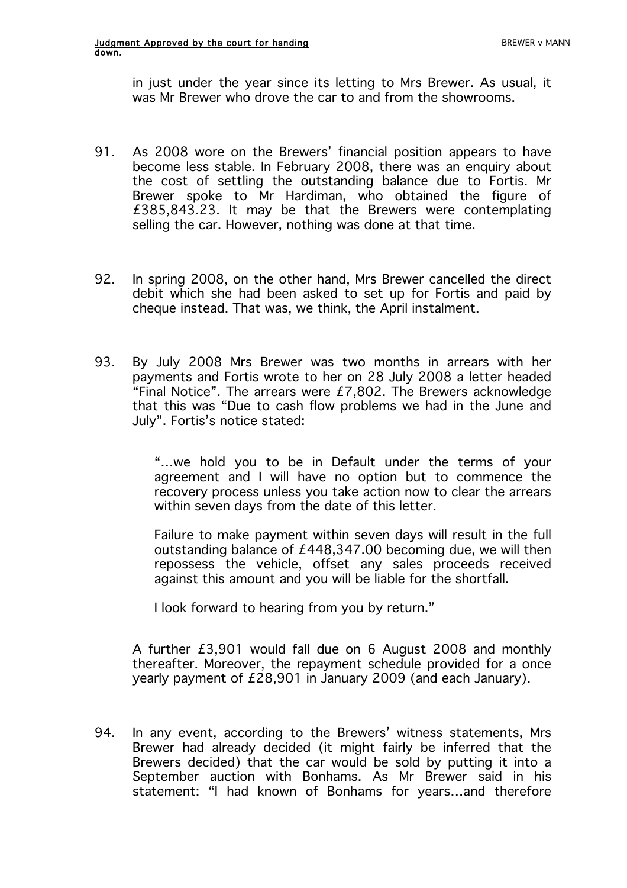in just under the year since its letting to Mrs Brewer. As usual, it was Mr Brewer who drove the car to and from the showrooms.

91. As 2008 wore on the Brewers' financial position appears to have become less stable. In February 2008, there was an enquiry about the cost of settling the outstanding balance due to Fortis. Mr Brewer spoke to Mr Hardiman, who obtained the figure of £385,843.23. It may be that the Brewers were contemplating selling the car. However, nothing was done at that time.

92. In spring 2008, on the other hand, Mrs Brewer cancelled the direct debit which she had been asked to set up for Fortis and paid by cheque instead. That was, we think, the April instalment.

93. By July 2008 Mrs Brewer was two months in arrears with her payments and Fortis wrote to her on 28 July 2008 a letter headed "Final Notice". The arrears were £7,802. The Brewers acknowledge that this was "Due to cash flow problems we had in the June and July". Fortis's notice stated:

> "…we hold you to be in Default under the terms of your agreement and I will have no option but to commence the recovery process unless you take action now to clear the arrears within seven days from the date of this letter.
>
> Failure to make payment within seven days will result in the full outstanding balance of £448,347.00 becoming due, we will then repossess the vehicle, offset any sales proceeds received against this amount and you will be liable for the shortfall.
>
> I look forward to hearing from you by return."

A further £3,901 would fall due on 6 August 2008 and monthly thereafter. Moreover, the repayment schedule provided for a once yearly payment of £28,901 in January 2009 (and each January).

94. In any event, according to the Brewers' witness statements, Mrs Brewer had already decided (it might fairly be inferred that the Brewers decided) that the car would be sold by putting it into a September auction with Bonhams. As Mr Brewer said in his statement: "I had known of Bonhams for years…and therefore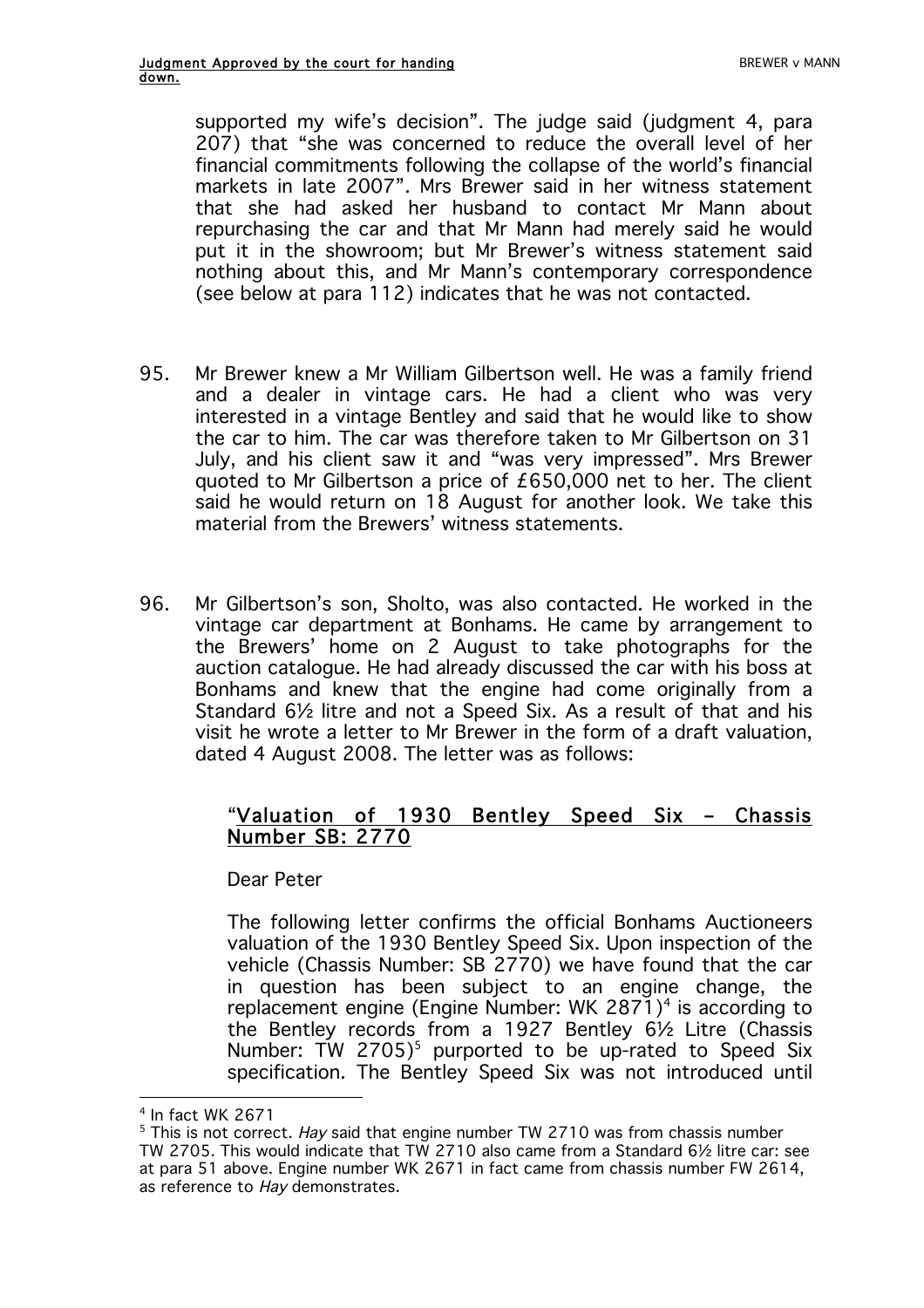supported my wife's decision". The judge said (judgment 4, para 207) that "she was concerned to reduce the overall level of her financial commitments following the collapse of the world's financial markets in late 2007". Mrs Brewer said in her witness statement that she had asked her husband to contact Mr Mann about repurchasing the car and that Mr Mann had merely said he would put it in the showroom; but Mr Brewer's witness statement said nothing about this, and Mr Mann's contemporary correspondence (see below at para 112) indicates that he was not contacted.

95. Mr Brewer knew a Mr William Gilbertson well. He was a family friend and a dealer in vintage cars. He had a client who was very interested in a vintage Bentley and said that he would like to show the car to him. The car was therefore taken to Mr Gilbertson on 31 July, and his client saw it and "was very impressed". Mrs Brewer quoted to Mr Gilbertson a price of £650,000 net to her. The client said he would return on 18 August for another look. We take this material from the Brewers' witness statements.

96. Mr Gilbertson's son, Sholto, was also contacted. He worked in the vintage car department at Bonhams. He came by arrangement to the Brewers' home on 2 August to take photographs for the auction catalogue. He had already discussed the car with his boss at Bonhams and knew that the engine had come originally from a Standard 6½ litre and not a Speed Six. As a result of that and his visit he wrote a letter to Mr Brewer in the form of a draft valuation, dated 4 August 2008. The letter was as follows:

> "<u>Valuation of 1930 Bentley Speed Six – Chassis Number SB: 2770</u>
>
> Dear Peter
>
> The following letter confirms the official Bonhams Auctioneers valuation of the 1930 Bentley Speed Six. Upon inspection of the vehicle (Chassis Number: SB 2770) we have found that the car in question has been subject to an engine change, the replacement engine (Engine Number: WK 2871)[4] is according to the Bentley records from a 1927 Bentley 6½ Litre (Chassis Number: TW 2705)[5] purported to be up-rated to Speed Six specification. The Bentley Speed Six was not introduced until

[4] In fact WK 2671

[5] This is not correct. *Hay* said that engine number TW 2710 was from chassis number TW 2705. This would indicate that TW 2710 also came from a Standard 6½ litre car: see at para 51 above. Engine number WK 2671 in fact came from chassis number FW 2614, as reference to *Hay* demonstrates.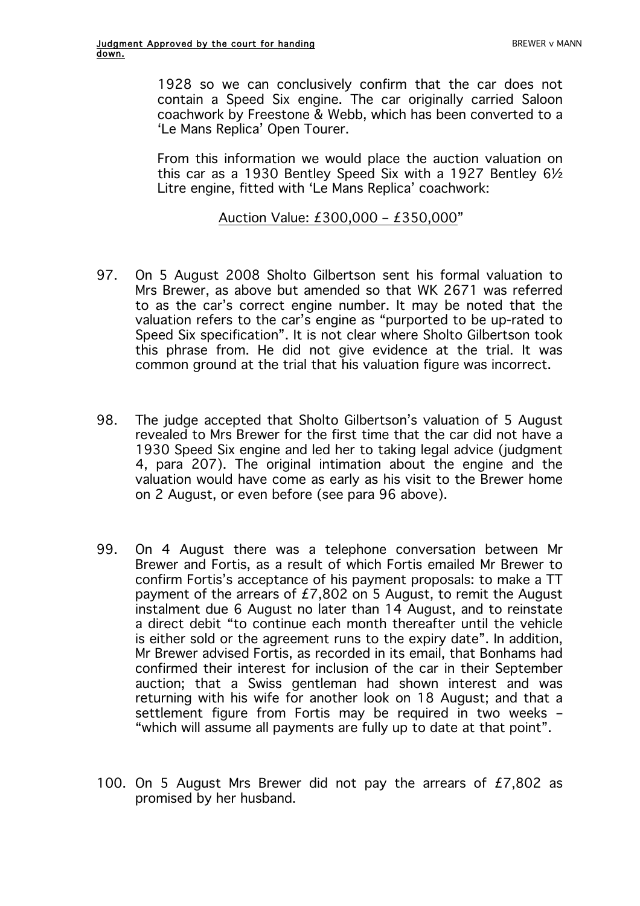> 1928 so we can conclusively confirm that the car does not contain a Speed Six engine. The car originally carried Saloon coachwork by Freestone & Webb, which has been converted to a 'Le Mans Replica' Open Tourer.
>
> From this information we would place the auction valuation on this car as a 1930 Bentley Speed Six with a 1927 Bentley 6½ Litre engine, fitted with 'Le Mans Replica' coachwork:
>
> Auction Value: £300,000 – £350,000"

97. On 5 August 2008 Sholto Gilbertson sent his formal valuation to Mrs Brewer, as above but amended so that WK 2671 was referred to as the car's correct engine number. It may be noted that the valuation refers to the car's engine as "purported to be up-rated to Speed Six specification". It is not clear where Sholto Gilbertson took this phrase from. He did not give evidence at the trial. It was common ground at the trial that his valuation figure was incorrect.

98. The judge accepted that Sholto Gilbertson's valuation of 5 August revealed to Mrs Brewer for the first time that the car did not have a 1930 Speed Six engine and led her to taking legal advice (judgment 4, para 207). The original intimation about the engine and the valuation would have come as early as his visit to the Brewer home on 2 August, or even before (see para 96 above).

99. On 4 August there was a telephone conversation between Mr Brewer and Fortis, as a result of which Fortis emailed Mr Brewer to confirm Fortis's acceptance of his payment proposals: to make a TT payment of the arrears of £7,802 on 5 August, to remit the August instalment due 6 August no later than 14 August, and to reinstate a direct debit "to continue each month thereafter until the vehicle is either sold or the agreement runs to the expiry date". In addition, Mr Brewer advised Fortis, as recorded in its email, that Bonhams had confirmed their interest for inclusion of the car in their September auction; that a Swiss gentleman had shown interest and was returning with his wife for another look on 18 August; and that a settlement figure from Fortis may be required in two weeks – "which will assume all payments are fully up to date at that point".

100. On 5 August Mrs Brewer did not pay the arrears of £7,802 as promised by her husband.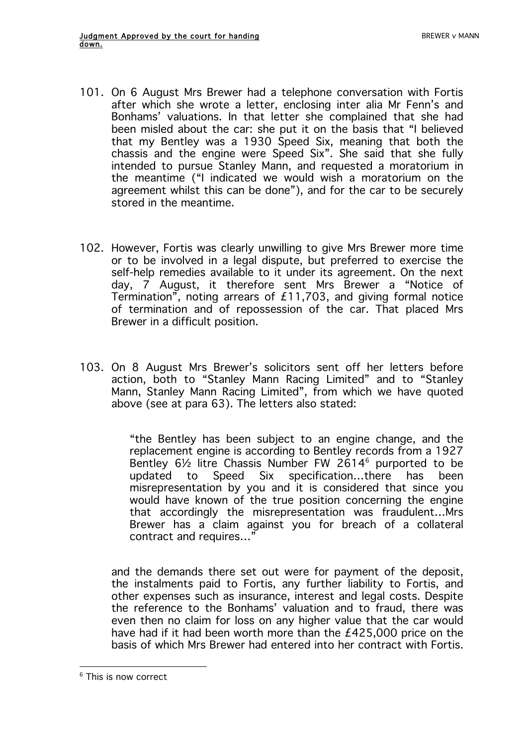101. On 6 August Mrs Brewer had a telephone conversation with Fortis after which she wrote a letter, enclosing inter alia Mr Fenn's and Bonhams' valuations. In that letter she complained that she had been misled about the car: she put it on the basis that "I believed that my Bentley was a 1930 Speed Six, meaning that both the chassis and the engine were Speed Six". She said that she fully intended to pursue Stanley Mann, and requested a moratorium in the meantime ("I indicated we would wish a moratorium on the agreement whilst this can be done"), and for the car to be securely stored in the meantime.

102. However, Fortis was clearly unwilling to give Mrs Brewer more time or to be involved in a legal dispute, but preferred to exercise the self-help remedies available to it under its agreement. On the next day, 7 August, it therefore sent Mrs Brewer a "Notice of Termination", noting arrears of £11,703, and giving formal notice of termination and of repossession of the car. That placed Mrs Brewer in a difficult position.

103. On 8 August Mrs Brewer's solicitors sent off her letters before action, both to "Stanley Mann Racing Limited" and to "Stanley Mann, Stanley Mann Racing Limited", from which we have quoted above (see at para 63). The letters also stated:

> "the Bentley has been subject to an engine change, and the replacement engine is according to Bentley records from a 1927 Bentley 6½ litre Chassis Number FW 2614[6] purported to be updated to Speed Six specification…there has been misrepresentation by you and it is considered that since you would have known of the true position concerning the engine that accordingly the misrepresentation was fraudulent…Mrs Brewer has a claim against you for breach of a collateral contract and requires…"

and the demands there set out were for payment of the deposit, the instalments paid to Fortis, any further liability to Fortis, and other expenses such as insurance, interest and legal costs. Despite the reference to the Bonhams' valuation and to fraud, there was even then no claim for loss on any higher value that the car would have had if it had been worth more than the £425,000 price on the basis of which Mrs Brewer had entered into her contract with Fortis.

[6] This is now correct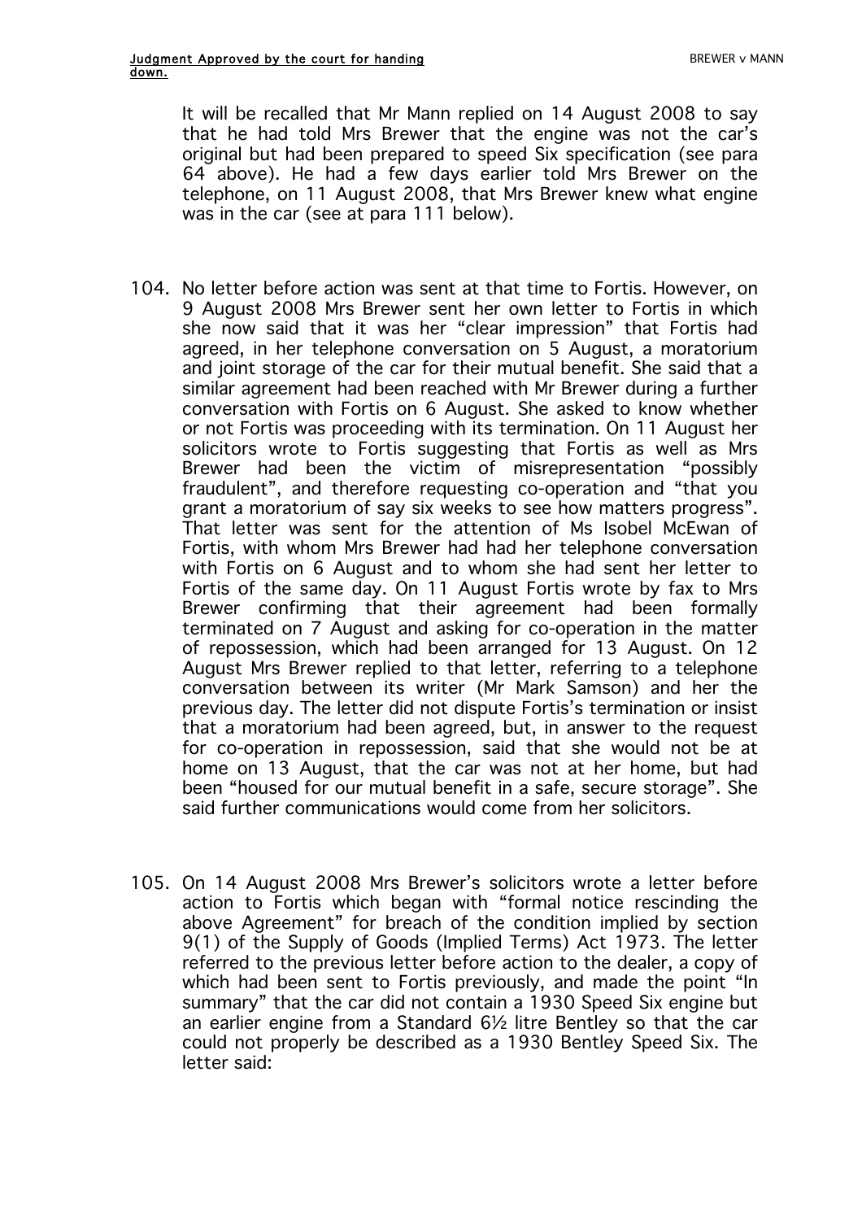It will be recalled that Mr Mann replied on 14 August 2008 to say that he had told Mrs Brewer that the engine was not the car's original but had been prepared to speed Six specification (see para 64 above). He had a few days earlier told Mrs Brewer on the telephone, on 11 August 2008, that Mrs Brewer knew what engine was in the car (see at para 111 below).

104. No letter before action was sent at that time to Fortis. However, on 9 August 2008 Mrs Brewer sent her own letter to Fortis in which she now said that it was her "clear impression" that Fortis had agreed, in her telephone conversation on 5 August, a moratorium and joint storage of the car for their mutual benefit. She said that a similar agreement had been reached with Mr Brewer during a further conversation with Fortis on 6 August. She asked to know whether or not Fortis was proceeding with its termination. On 11 August her solicitors wrote to Fortis suggesting that Fortis as well as Mrs Brewer had been the victim of misrepresentation "possibly fraudulent", and therefore requesting co-operation and "that you grant a moratorium of say six weeks to see how matters progress". That letter was sent for the attention of Ms Isobel McEwan of Fortis, with whom Mrs Brewer had had her telephone conversation with Fortis on 6 August and to whom she had sent her letter to Fortis of the same day. On 11 August Fortis wrote by fax to Mrs Brewer confirming that their agreement had been formally terminated on 7 August and asking for co-operation in the matter of repossession, which had been arranged for 13 August. On 12 August Mrs Brewer replied to that letter, referring to a telephone conversation between its writer (Mr Mark Samson) and her the previous day. The letter did not dispute Fortis's termination or insist that a moratorium had been agreed, but, in answer to the request for co-operation in repossession, said that she would not be at home on 13 August, that the car was not at her home, but had been "housed for our mutual benefit in a safe, secure storage". She said further communications would come from her solicitors.

105. On 14 August 2008 Mrs Brewer's solicitors wrote a letter before action to Fortis which began with "formal notice rescinding the above Agreement" for breach of the condition implied by section 9(1) of the Supply of Goods (Implied Terms) Act 1973. The letter referred to the previous letter before action to the dealer, a copy of which had been sent to Fortis previously, and made the point "In summary" that the car did not contain a 1930 Speed Six engine but an earlier engine from a Standard 6½ litre Bentley so that the car could not properly be described as a 1930 Bentley Speed Six. The letter said: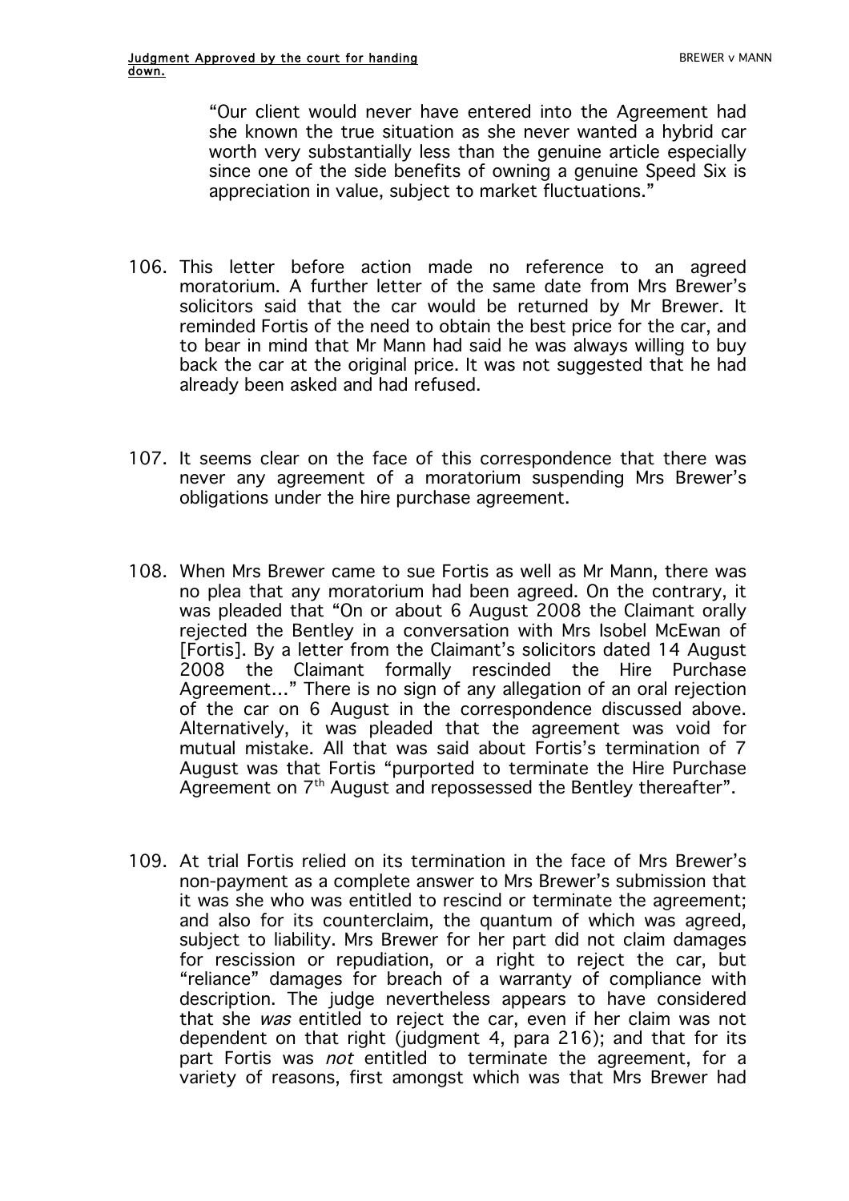> "Our client would never have entered into the Agreement had she known the true situation as she never wanted a hybrid car worth very substantially less than the genuine article especially since one of the side benefits of owning a genuine Speed Six is appreciation in value, subject to market fluctuations."

106. This letter before action made no reference to an agreed moratorium. A further letter of the same date from Mrs Brewer's solicitors said that the car would be returned by Mr Brewer. It reminded Fortis of the need to obtain the best price for the car, and to bear in mind that Mr Mann had said he was always willing to buy back the car at the original price. It was not suggested that he had already been asked and had refused.

107. It seems clear on the face of this correspondence that there was never any agreement of a moratorium suspending Mrs Brewer's obligations under the hire purchase agreement.

108. When Mrs Brewer came to sue Fortis as well as Mr Mann, there was no plea that any moratorium had been agreed. On the contrary, it was pleaded that "On or about 6 August 2008 the Claimant orally rejected the Bentley in a conversation with Mrs Isobel McEwan of [Fortis]. By a letter from the Claimant's solicitors dated 14 August 2008 the Claimant formally rescinded the Hire Purchase Agreement…" There is no sign of any allegation of an oral rejection of the car on 6 August in the correspondence discussed above. Alternatively, it was pleaded that the agreement was void for mutual mistake. All that was said about Fortis's termination of 7 August was that Fortis "purported to terminate the Hire Purchase Agreement on 7th August and repossessed the Bentley thereafter".

109. At trial Fortis relied on its termination in the face of Mrs Brewer's non-payment as a complete answer to Mrs Brewer's submission that it was she who was entitled to rescind or terminate the agreement; and also for its counterclaim, the quantum of which was agreed, subject to liability. Mrs Brewer for her part did not claim damages for rescission or repudiation, or a right to reject the car, but "reliance" damages for breach of a warranty of compliance with description. The judge nevertheless appears to have considered that she *was* entitled to reject the car, even if her claim was not dependent on that right (judgment 4, para 216); and that for its part Fortis was *not* entitled to terminate the agreement, for a variety of reasons, first amongst which was that Mrs Brewer had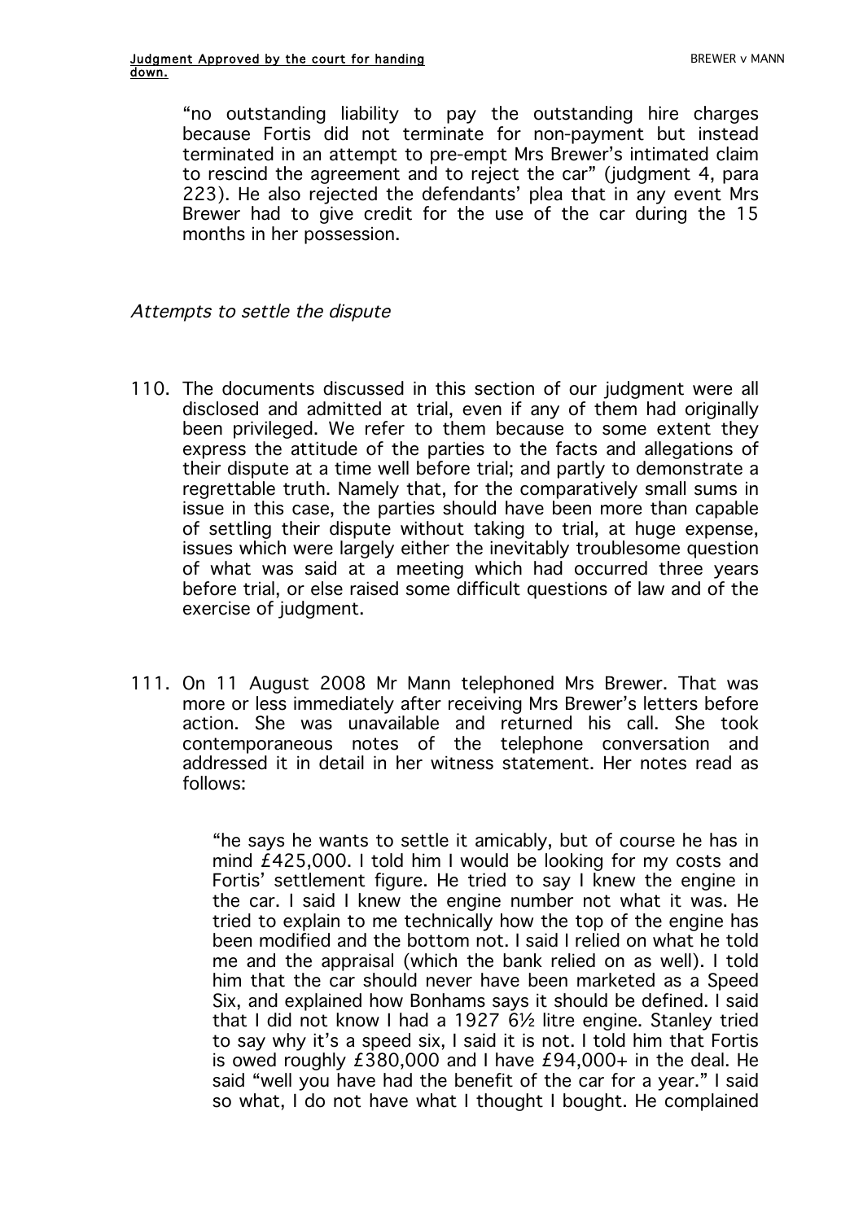"no outstanding liability to pay the outstanding hire charges because Fortis did not terminate for non-payment but instead terminated in an attempt to pre-empt Mrs Brewer's intimated claim to rescind the agreement and to reject the car" (judgment 4, para 223). He also rejected the defendants' plea that in any event Mrs Brewer had to give credit for the use of the car during the 15 months in her possession.

*Attempts to settle the dispute*

110. The documents discussed in this section of our judgment were all disclosed and admitted at trial, even if any of them had originally been privileged. We refer to them because to some extent they express the attitude of the parties to the facts and allegations of their dispute at a time well before trial; and partly to demonstrate a regrettable truth. Namely that, for the comparatively small sums in issue in this case, the parties should have been more than capable of settling their dispute without taking to trial, at huge expense, issues which were largely either the inevitably troublesome question of what was said at a meeting which had occurred three years before trial, or else raised some difficult questions of law and of the exercise of judgment.

111. On 11 August 2008 Mr Mann telephoned Mrs Brewer. That was more or less immediately after receiving Mrs Brewer's letters before action. She was unavailable and returned his call. She took contemporaneous notes of the telephone conversation and addressed it in detail in her witness statement. Her notes read as follows:

> "he says he wants to settle it amicably, but of course he has in mind £425,000. I told him I would be looking for my costs and Fortis' settlement figure. He tried to say I knew the engine in the car. I said I knew the engine number not what it was. He tried to explain to me technically how the top of the engine has been modified and the bottom not. I said I relied on what he told me and the appraisal (which the bank relied on as well). I told him that the car should never have been marketed as a Speed Six, and explained how Bonhams says it should be defined. I said that I did not know I had a 1927 6½ litre engine. Stanley tried to say why it's a speed six, I said it is not. I told him that Fortis is owed roughly £380,000 and I have £94,000+ in the deal. He said "well you have had the benefit of the car for a year." I said so what, I do not have what I thought I bought. He complained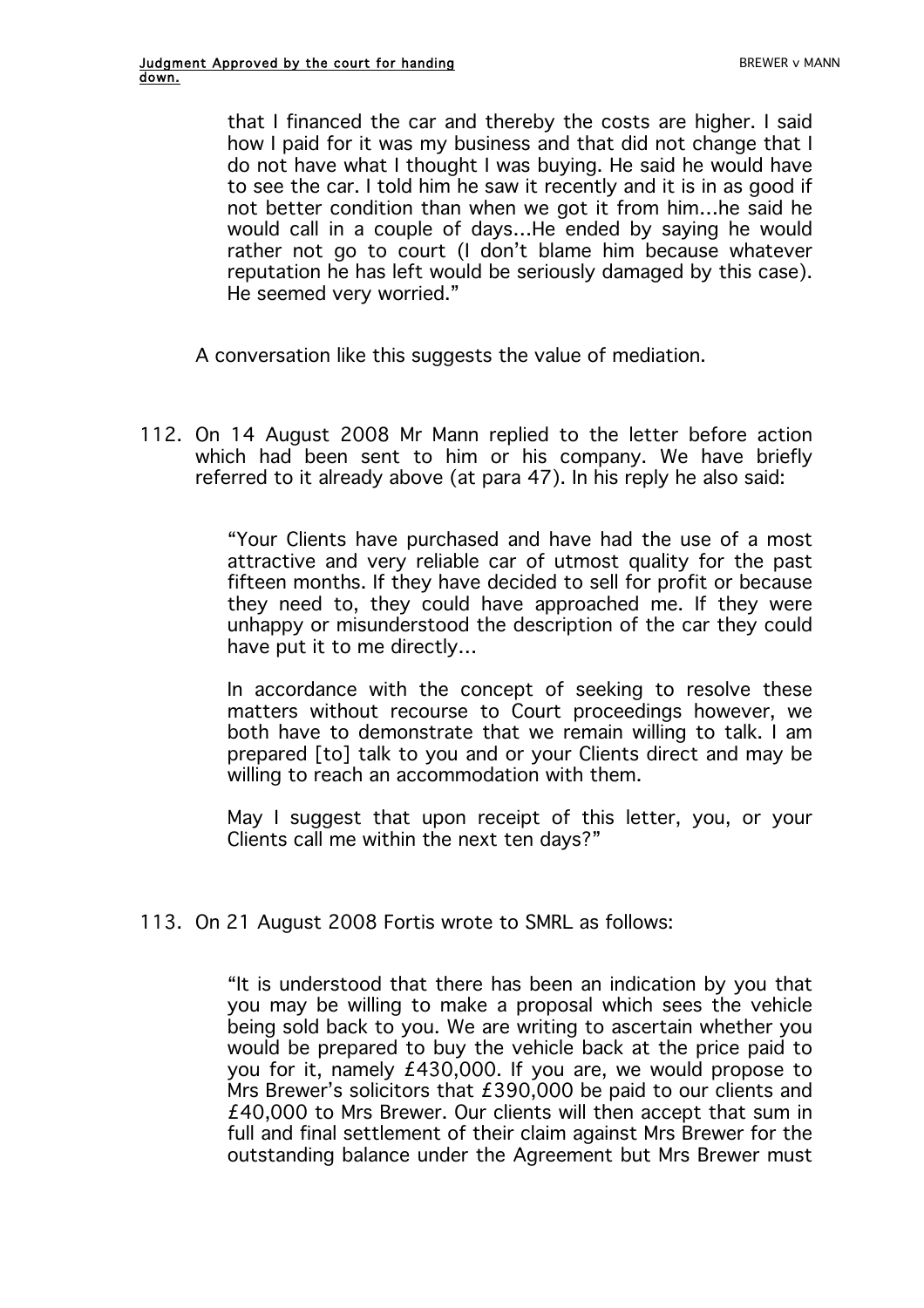> that I financed the car and thereby the costs are higher. I said how I paid for it was my business and that did not change that I do not have what I thought I was buying. He said he would have to see the car. I told him he saw it recently and it is in as good if not better condition than when we got it from him…he said he would call in a couple of days…He ended by saying he would rather not go to court (I don't blame him because whatever reputation he has left would be seriously damaged by this case). He seemed very worried."

A conversation like this suggests the value of mediation.

112. On 14 August 2008 Mr Mann replied to the letter before action which had been sent to him or his company. We have briefly referred to it already above (at para 47). In his reply he also said:

> "Your Clients have purchased and have had the use of a most attractive and very reliable car of utmost quality for the past fifteen months. If they have decided to sell for profit or because they need to, they could have approached me. If they were unhappy or misunderstood the description of the car they could have put it to me directly…
>
> In accordance with the concept of seeking to resolve these matters without recourse to Court proceedings however, we both have to demonstrate that we remain willing to talk. I am prepared [to] talk to you and or your Clients direct and may be willing to reach an accommodation with them.
>
> May I suggest that upon receipt of this letter, you, or your Clients call me within the next ten days?"

113. On 21 August 2008 Fortis wrote to SMRL as follows:

> "It is understood that there has been an indication by you that you may be willing to make a proposal which sees the vehicle being sold back to you. We are writing to ascertain whether you would be prepared to buy the vehicle back at the price paid to you for it, namely £430,000. If you are, we would propose to Mrs Brewer's solicitors that £390,000 be paid to our clients and £40,000 to Mrs Brewer. Our clients will then accept that sum in full and final settlement of their claim against Mrs Brewer for the outstanding balance under the Agreement but Mrs Brewer must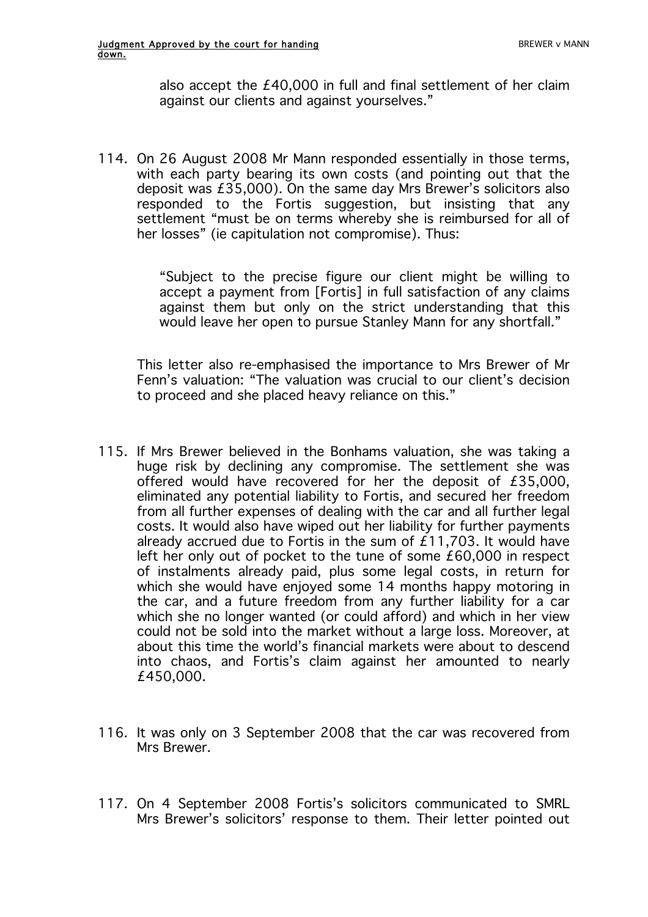also accept the £40,000 in full and final settlement of her claim against our clients and against yourselves."

114. On 26 August 2008 Mr Mann responded essentially in those terms, with each party bearing its own costs (and pointing out that the deposit was £35,000). On the same day Mrs Brewer's solicitors also responded to the Fortis suggestion, but insisting that any settlement "must be on terms whereby she is reimbursed for all of her losses" (ie capitulation not compromise). Thus:

> "Subject to the precise figure our client might be willing to accept a payment from [Fortis] in full satisfaction of any claims against them but only on the strict understanding that this would leave her open to pursue Stanley Mann for any shortfall."

This letter also re-emphasised the importance to Mrs Brewer of Mr Fenn's valuation: "The valuation was crucial to our client's decision to proceed and she placed heavy reliance on this."

115. If Mrs Brewer believed in the Bonhams valuation, she was taking a huge risk by declining any compromise. The settlement she was offered would have recovered for her the deposit of £35,000, eliminated any potential liability to Fortis, and secured her freedom from all further expenses of dealing with the car and all further legal costs. It would also have wiped out her liability for further payments already accrued due to Fortis in the sum of £11,703. It would have left her only out of pocket to the tune of some £60,000 in respect of instalments already paid, plus some legal costs, in return for which she would have enjoyed some 14 months happy motoring in the car, and a future freedom from any further liability for a car which she no longer wanted (or could afford) and which in her view could not be sold into the market without a large loss. Moreover, at about this time the world's financial markets were about to descend into chaos, and Fortis's claim against her amounted to nearly £450,000.

116. It was only on 3 September 2008 that the car was recovered from Mrs Brewer.

117. On 4 September 2008 Fortis's solicitors communicated to SMRL Mrs Brewer's solicitors' response to them. Their letter pointed out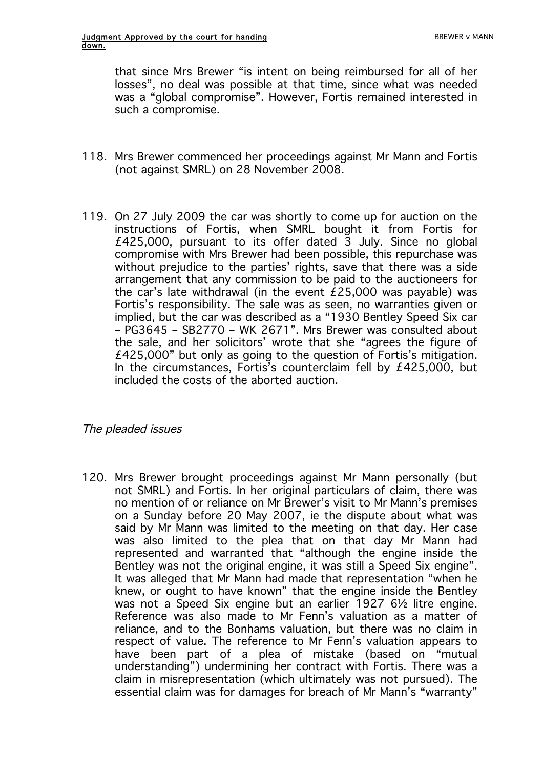that since Mrs Brewer "is intent on being reimbursed for all of her losses", no deal was possible at that time, since what was needed was a "global compromise". However, Fortis remained interested in such a compromise.

118. Mrs Brewer commenced her proceedings against Mr Mann and Fortis (not against SMRL) on 28 November 2008.

119. On 27 July 2009 the car was shortly to come up for auction on the instructions of Fortis, when SMRL bought it from Fortis for £425,000, pursuant to its offer dated 3 July. Since no global compromise with Mrs Brewer had been possible, this repurchase was without prejudice to the parties' rights, save that there was a side arrangement that any commission to be paid to the auctioneers for the car's late withdrawal (in the event £25,000 was payable) was Fortis's responsibility. The sale was as seen, no warranties given or implied, but the car was described as a "1930 Bentley Speed Six car – PG3645 – SB2770 – WK 2671". Mrs Brewer was consulted about the sale, and her solicitors' wrote that she "agrees the figure of £425,000" but only as going to the question of Fortis's mitigation. In the circumstances, Fortis's counterclaim fell by £425,000, but included the costs of the aborted auction.

*The pleaded issues*

120. Mrs Brewer brought proceedings against Mr Mann personally (but not SMRL) and Fortis. In her original particulars of claim, there was no mention of or reliance on Mr Brewer's visit to Mr Mann's premises on a Sunday before 20 May 2007, ie the dispute about what was said by Mr Mann was limited to the meeting on that day. Her case was also limited to the plea that on that day Mr Mann had represented and warranted that "although the engine inside the Bentley was not the original engine, it was still a Speed Six engine". It was alleged that Mr Mann had made that representation "when he knew, or ought to have known" that the engine inside the Bentley was not a Speed Six engine but an earlier 1927 6½ litre engine. Reference was also made to Mr Fenn's valuation as a matter of reliance, and to the Bonhams valuation, but there was no claim in respect of value. The reference to Mr Fenn's valuation appears to have been part of a plea of mistake (based on "mutual understanding") undermining her contract with Fortis. There was a claim in misrepresentation (which ultimately was not pursued). The essential claim was for damages for breach of Mr Mann's "warranty"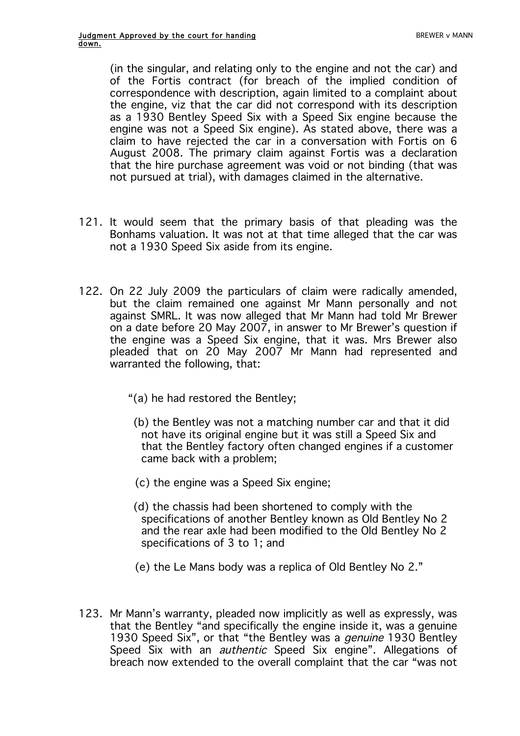(in the singular, and relating only to the engine and not the car) and of the Fortis contract (for breach of the implied condition of correspondence with description, again limited to a complaint about the engine, viz that the car did not correspond with its description as a 1930 Bentley Speed Six with a Speed Six engine because the engine was not a Speed Six engine). As stated above, there was a claim to have rejected the car in a conversation with Fortis on 6 August 2008. The primary claim against Fortis was a declaration that the hire purchase agreement was void or not binding (that was not pursued at trial), with damages claimed in the alternative.

121. It would seem that the primary basis of that pleading was the Bonhams valuation. It was not at that time alleged that the car was not a 1930 Speed Six aside from its engine.

122. On 22 July 2009 the particulars of claim were radically amended, but the claim remained one against Mr Mann personally and not against SMRL. It was now alleged that Mr Mann had told Mr Brewer on a date before 20 May 2007, in answer to Mr Brewer's question if the engine was a Speed Six engine, that it was. Mrs Brewer also pleaded that on 20 May 2007 Mr Mann had represented and warranted the following, that:

> "(a) he had restored the Bentley;
>
> (b) the Bentley was not a matching number car and that it did not have its original engine but it was still a Speed Six and that the Bentley factory often changed engines if a customer came back with a problem;
>
> (c) the engine was a Speed Six engine;
>
> (d) the chassis had been shortened to comply with the specifications of another Bentley known as Old Bentley No 2 and the rear axle had been modified to the Old Bentley No 2 specifications of 3 to 1; and
>
> (e) the Le Mans body was a replica of Old Bentley No 2."

123. Mr Mann's warranty, pleaded now implicitly as well as expressly, was that the Bentley "and specifically the engine inside it, was a genuine 1930 Speed Six", or that "the Bentley was a *genuine* 1930 Bentley Speed Six with an *authentic* Speed Six engine". Allegations of breach now extended to the overall complaint that the car "was not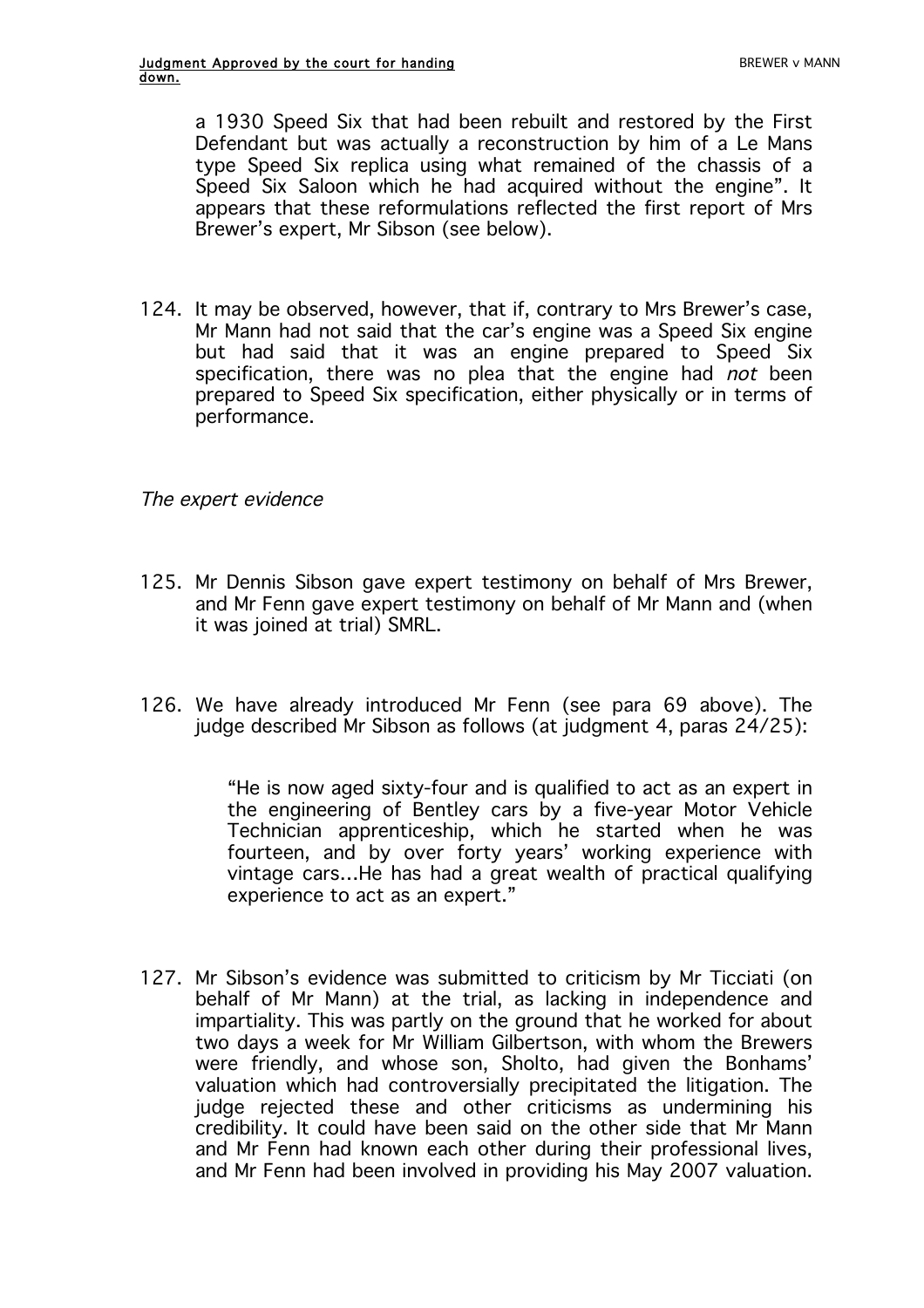a 1930 Speed Six that had been rebuilt and restored by the First Defendant but was actually a reconstruction by him of a Le Mans type Speed Six replica using what remained of the chassis of a Speed Six Saloon which he had acquired without the engine". It appears that these reformulations reflected the first report of Mrs Brewer's expert, Mr Sibson (see below).

124. It may be observed, however, that if, contrary to Mrs Brewer's case, Mr Mann had not said that the car's engine was a Speed Six engine but had said that it was an engine prepared to Speed Six specification, there was no plea that the engine had *not* been prepared to Speed Six specification, either physically or in terms of performance.

*The expert evidence*

125. Mr Dennis Sibson gave expert testimony on behalf of Mrs Brewer, and Mr Fenn gave expert testimony on behalf of Mr Mann and (when it was joined at trial) SMRL.

126. We have already introduced Mr Fenn (see para 69 above). The judge described Mr Sibson as follows (at judgment 4, paras 24/25):

> "He is now aged sixty-four and is qualified to act as an expert in the engineering of Bentley cars by a five-year Motor Vehicle Technician apprenticeship, which he started when he was fourteen, and by over forty years' working experience with vintage cars...He has had a great wealth of practical qualifying experience to act as an expert."

127. Mr Sibson's evidence was submitted to criticism by Mr Ticciati (on behalf of Mr Mann) at the trial, as lacking in independence and impartiality. This was partly on the ground that he worked for about two days a week for Mr William Gilbertson, with whom the Brewers were friendly, and whose son, Sholto, had given the Bonhams' valuation which had controversially precipitated the litigation. The judge rejected these and other criticisms as undermining his credibility. It could have been said on the other side that Mr Mann and Mr Fenn had known each other during their professional lives, and Mr Fenn had been involved in providing his May 2007 valuation.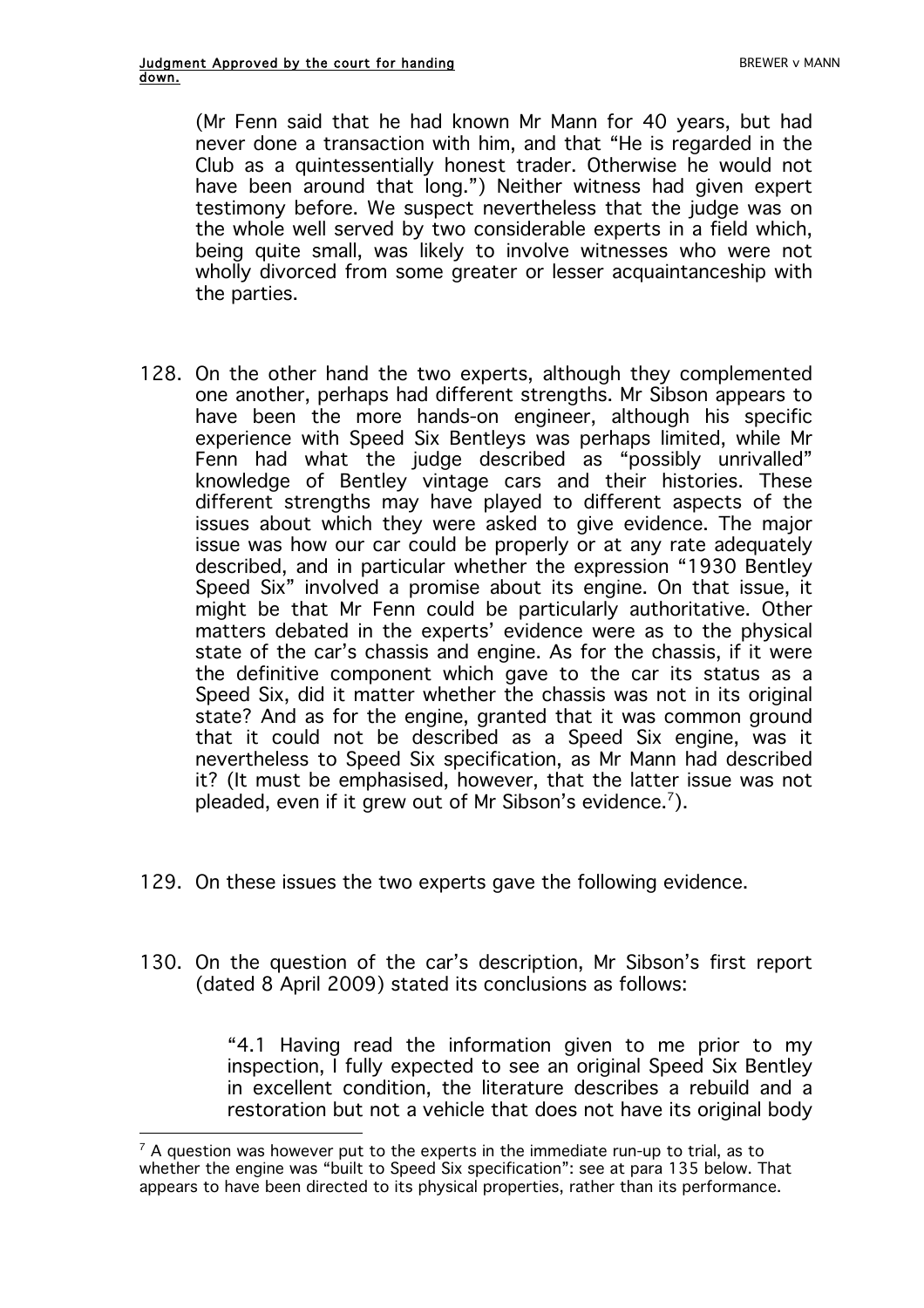(Mr Fenn said that he had known Mr Mann for 40 years, but had never done a transaction with him, and that "He is regarded in the Club as a quintessentially honest trader. Otherwise he would not have been around that long.") Neither witness had given expert testimony before. We suspect nevertheless that the judge was on the whole well served by two considerable experts in a field which, being quite small, was likely to involve witnesses who were not wholly divorced from some greater or lesser acquaintanceship with the parties.

128. On the other hand the two experts, although they complemented one another, perhaps had different strengths. Mr Sibson appears to have been the more hands-on engineer, although his specific experience with Speed Six Bentleys was perhaps limited, while Mr Fenn had what the judge described as "possibly unrivalled" knowledge of Bentley vintage cars and their histories. These different strengths may have played to different aspects of the issues about which they were asked to give evidence. The major issue was how our car could be properly or at any rate adequately described, and in particular whether the expression "1930 Bentley Speed Six" involved a promise about its engine. On that issue, it might be that Mr Fenn could be particularly authoritative. Other matters debated in the experts' evidence were as to the physical state of the car's chassis and engine. As for the chassis, if it were the definitive component which gave to the car its status as a Speed Six, did it matter whether the chassis was not in its original state? And as for the engine, granted that it was common ground that it could not be described as a Speed Six engine, was it nevertheless to Speed Six specification, as Mr Mann had described it? (It must be emphasised, however, that the latter issue was not pleaded, even if it grew out of Mr Sibson's evidence.[7]).

129. On these issues the two experts gave the following evidence.

130. On the question of the car's description, Mr Sibson's first report (dated 8 April 2009) stated its conclusions as follows:

> "4.1 Having read the information given to me prior to my inspection, I fully expected to see an original Speed Six Bentley in excellent condition, the literature describes a rebuild and a restoration but not a vehicle that does not have its original body

[7] A question was however put to the experts in the immediate run-up to trial, as to whether the engine was "built to Speed Six specification": see at para 135 below. That appears to have been directed to its physical properties, rather than its performance.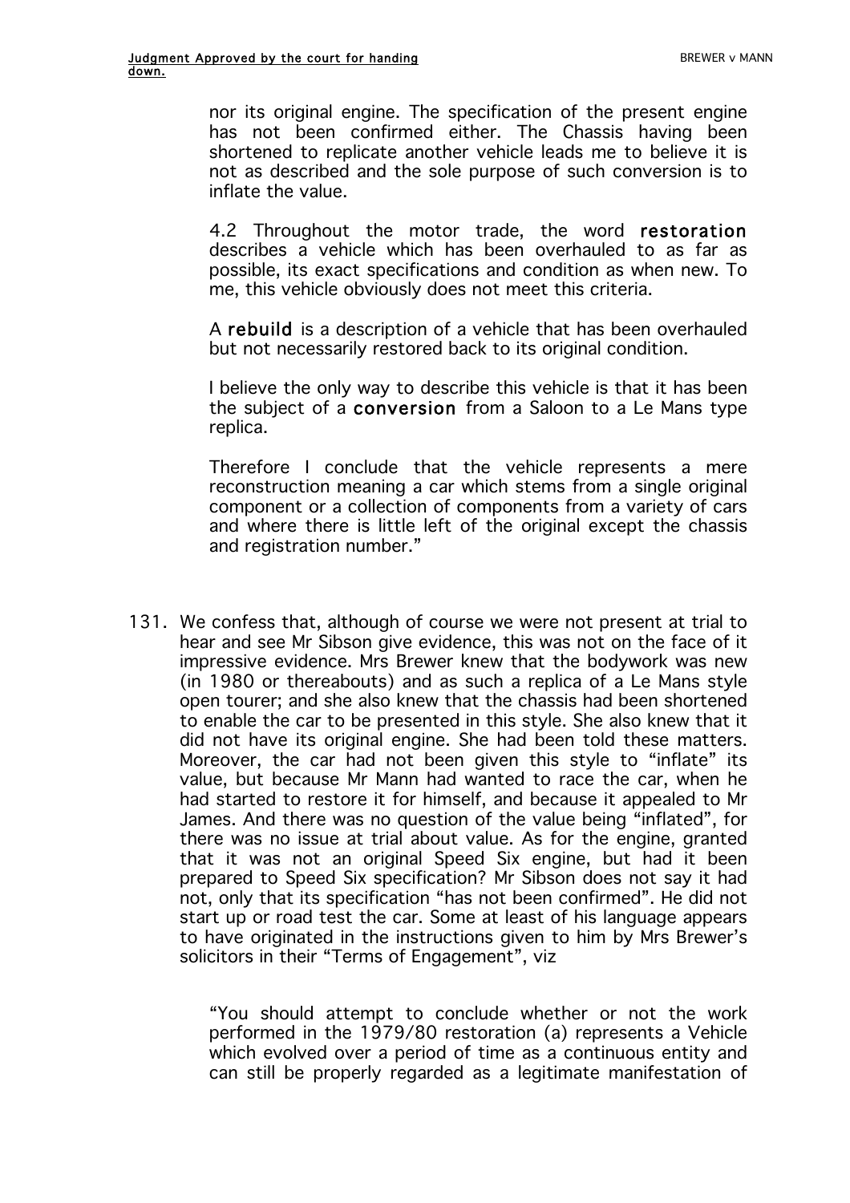nor its original engine. The specification of the present engine has not been confirmed either. The Chassis having been shortened to replicate another vehicle leads me to believe it is not as described and the sole purpose of such conversion is to inflate the value.

> 4.2 Throughout the motor trade, the word **restoration** describes a vehicle which has been overhauled to as far as possible, its exact specifications and condition as when new. To me, this vehicle obviously does not meet this criteria.
>
> A **rebuild** is a description of a vehicle that has been overhauled but not necessarily restored back to its original condition.
>
> I believe the only way to describe this vehicle is that it has been the subject of a **conversion** from a Saloon to a Le Mans type replica.
>
> Therefore I conclude that the vehicle represents a mere reconstruction meaning a car which stems from a single original component or a collection of components from a variety of cars and where there is little left of the original except the chassis and registration number."

131. We confess that, although of course we were not present at trial to hear and see Mr Sibson give evidence, this was not on the face of it impressive evidence. Mrs Brewer knew that the bodywork was new (in 1980 or thereabouts) and as such a replica of a Le Mans style open tourer; and she also knew that the chassis had been shortened to enable the car to be presented in this style. She also knew that it did not have its original engine. She had been told these matters. Moreover, the car had not been given this style to "inflate" its value, but because Mr Mann had wanted to race the car, when he had started to restore it for himself, and because it appealed to Mr James. And there was no question of the value being "inflated", for there was no issue at trial about value. As for the engine, granted that it was not an original Speed Six engine, but had it been prepared to Speed Six specification? Mr Sibson does not say it had not, only that its specification "has not been confirmed". He did not start up or road test the car. Some at least of his language appears to have originated in the instructions given to him by Mrs Brewer's solicitors in their "Terms of Engagement", viz

> "You should attempt to conclude whether or not the work performed in the 1979/80 restoration (a) represents a Vehicle which evolved over a period of time as a continuous entity and can still be properly regarded as a legitimate manifestation of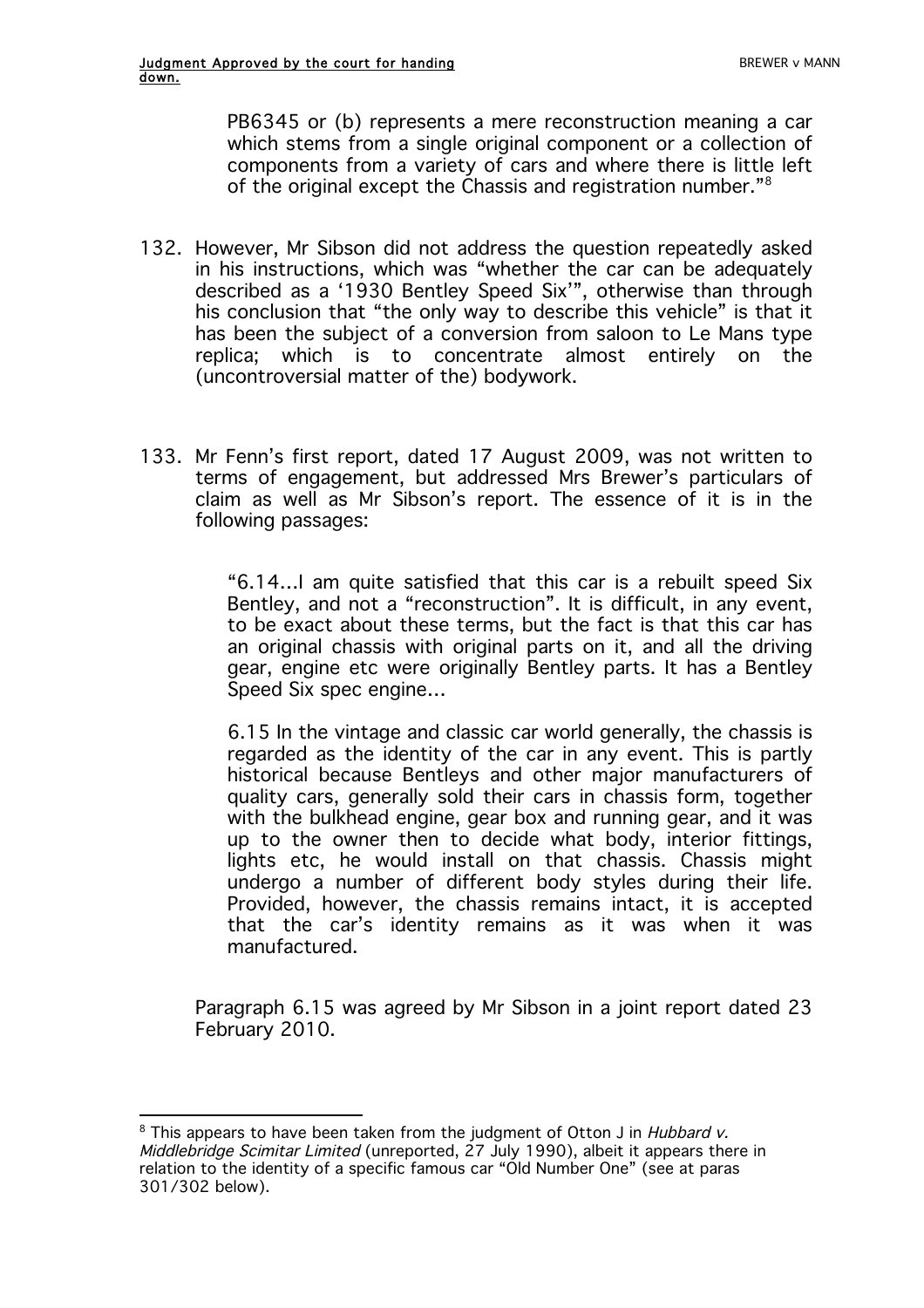PB6345 or (b) represents a mere reconstruction meaning a car which stems from a single original component or a collection of components from a variety of cars and where there is little left of the original except the Chassis and registration number."[8]

132. However, Mr Sibson did not address the question repeatedly asked in his instructions, which was "whether the car can be adequately described as a '1930 Bentley Speed Six'", otherwise than through his conclusion that "the only way to describe this vehicle" is that it has been the subject of a conversion from saloon to Le Mans type replica; which is to concentrate almost entirely on the (uncontroversial matter of the) bodywork.

133. Mr Fenn's first report, dated 17 August 2009, was not written to terms of engagement, but addressed Mrs Brewer's particulars of claim as well as Mr Sibson's report. The essence of it is in the following passages:

> "6.14...I am quite satisfied that this car is a rebuilt speed Six Bentley, and not a "reconstruction". It is difficult, in any event, to be exact about these terms, but the fact is that this car has an original chassis with original parts on it, and all the driving gear, engine etc were originally Bentley parts. It has a Bentley Speed Six spec engine...
>
> 6.15 In the vintage and classic car world generally, the chassis is regarded as the identity of the car in any event. This is partly historical because Bentleys and other major manufacturers of quality cars, generally sold their cars in chassis form, together with the bulkhead engine, gear box and running gear, and it was up to the owner then to decide what body, interior fittings, lights etc, he would install on that chassis. Chassis might undergo a number of different body styles during their life. Provided, however, the chassis remains intact, it is accepted that the car's identity remains as it was when it was manufactured.

Paragraph 6.15 was agreed by Mr Sibson in a joint report dated 23 February 2010.

---

[8] This appears to have been taken from the judgment of Otton J in *Hubbard v. Middlebridge Scimitar Limited* (unreported, 27 July 1990), albeit it appears there in relation to the identity of a specific famous car "Old Number One" (see at paras 301/302 below).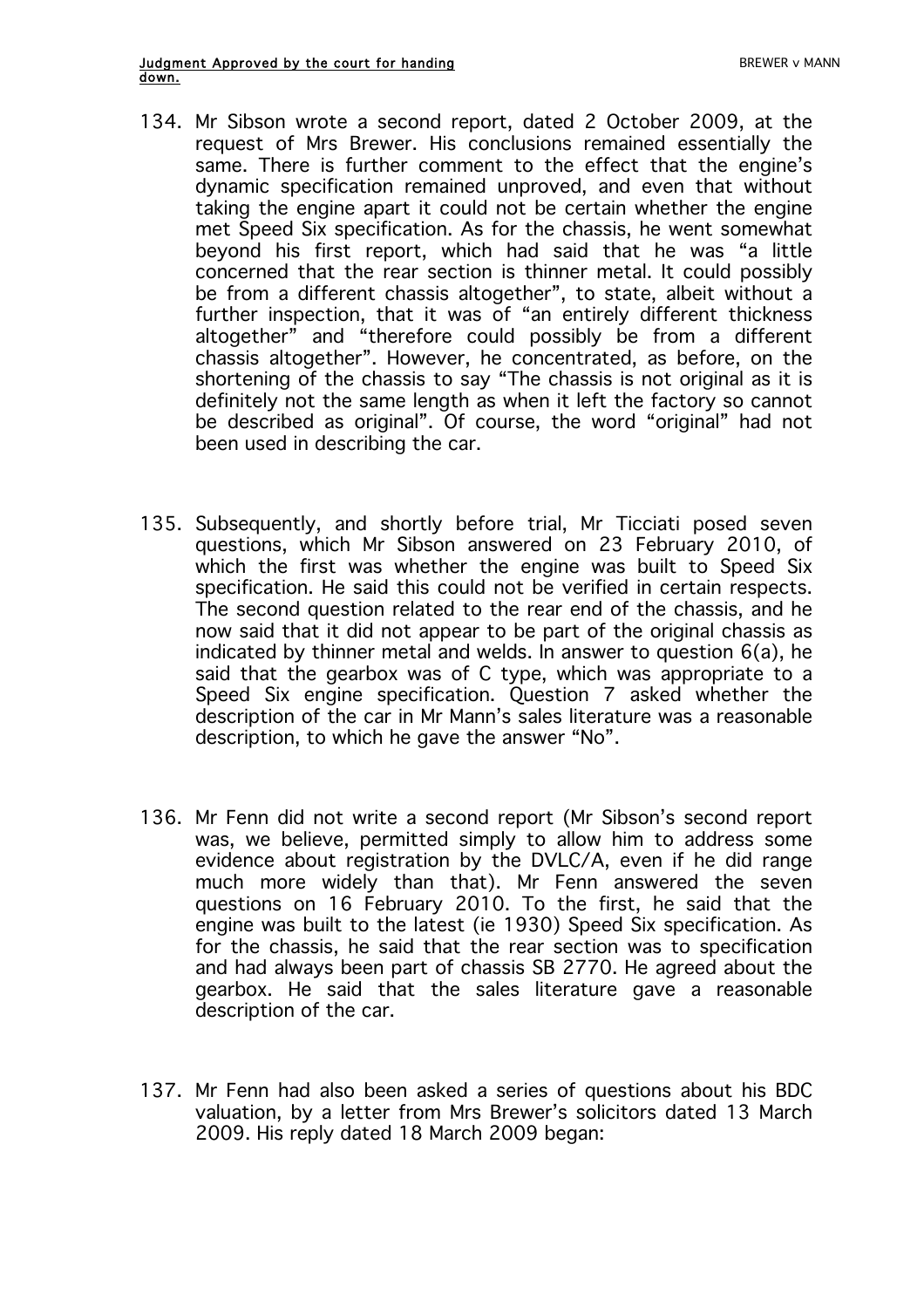134. Mr Sibson wrote a second report, dated 2 October 2009, at the request of Mrs Brewer. His conclusions remained essentially the same. There is further comment to the effect that the engine's dynamic specification remained unproved, and even that without taking the engine apart it could not be certain whether the engine met Speed Six specification. As for the chassis, he went somewhat beyond his first report, which had said that he was "a little concerned that the rear section is thinner metal. It could possibly be from a different chassis altogether", to state, albeit without a further inspection, that it was of "an entirely different thickness altogether" and "therefore could possibly be from a different chassis altogether". However, he concentrated, as before, on the shortening of the chassis to say "The chassis is not original as it is definitely not the same length as when it left the factory so cannot be described as original". Of course, the word "original" had not been used in describing the car.

135. Subsequently, and shortly before trial, Mr Ticciati posed seven questions, which Mr Sibson answered on 23 February 2010, of which the first was whether the engine was built to Speed Six specification. He said this could not be verified in certain respects. The second question related to the rear end of the chassis, and he now said that it did not appear to be part of the original chassis as indicated by thinner metal and welds. In answer to question 6(a), he said that the gearbox was of C type, which was appropriate to a Speed Six engine specification. Question 7 asked whether the description of the car in Mr Mann's sales literature was a reasonable description, to which he gave the answer "No".

136. Mr Fenn did not write a second report (Mr Sibson's second report was, we believe, permitted simply to allow him to address some evidence about registration by the DVLC/A, even if he did range much more widely than that). Mr Fenn answered the seven questions on 16 February 2010. To the first, he said that the engine was built to the latest (ie 1930) Speed Six specification. As for the chassis, he said that the rear section was to specification and had always been part of chassis SB 2770. He agreed about the gearbox. He said that the sales literature gave a reasonable description of the car.

137. Mr Fenn had also been asked a series of questions about his BDC valuation, by a letter from Mrs Brewer's solicitors dated 13 March 2009. His reply dated 18 March 2009 began: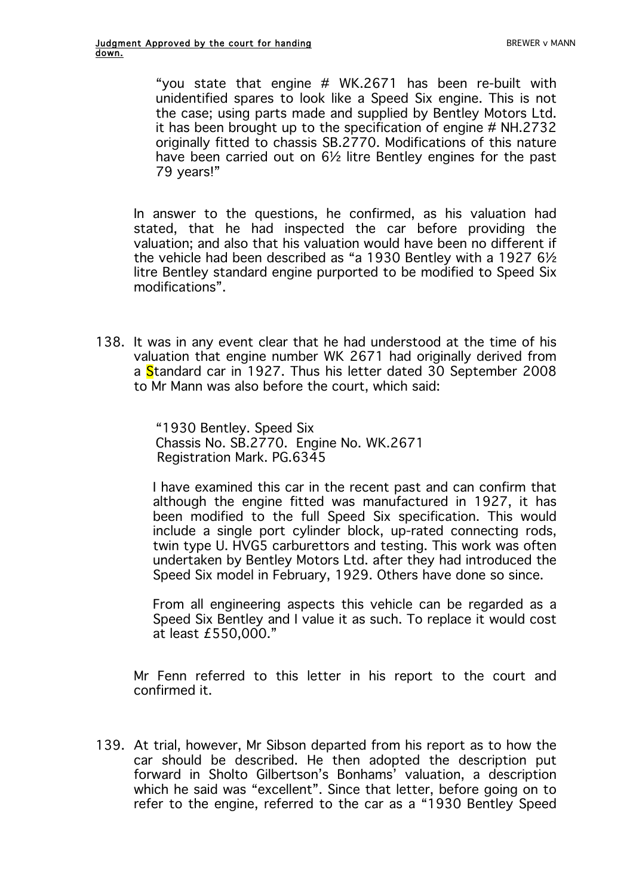"you state that engine # WK.2671 has been re-built with unidentified spares to look like a Speed Six engine. This is not the case; using parts made and supplied by Bentley Motors Ltd. it has been brought up to the specification of engine # NH.2732 originally fitted to chassis SB.2770. Modifications of this nature have been carried out on 6½ litre Bentley engines for the past 79 years!"

In answer to the questions, he confirmed, as his valuation had stated, that he had inspected the car before providing the valuation; and also that his valuation would have been no different if the vehicle had been described as "a 1930 Bentley with a 1927 6½ litre Bentley standard engine purported to be modified to Speed Six modifications".

138. It was in any event clear that he had understood at the time of his valuation that engine number WK 2671 had originally derived from a Standard car in 1927. Thus his letter dated 30 September 2008 to Mr Mann was also before the court, which said:

> "1930 Bentley. Speed Six
> Chassis No. SB.2770. Engine No. WK.2671
> Registration Mark. PG.6345
>
> I have examined this car in the recent past and can confirm that although the engine fitted was manufactured in 1927, it has been modified to the full Speed Six specification. This would include a single port cylinder block, up-rated connecting rods, twin type U. HVG5 carburettors and testing. This work was often undertaken by Bentley Motors Ltd. after they had introduced the Speed Six model in February, 1929. Others have done so since.
>
> From all engineering aspects this vehicle can be regarded as a Speed Six Bentley and I value it as such. To replace it would cost at least £550,000."

Mr Fenn referred to this letter in his report to the court and confirmed it.

139. At trial, however, Mr Sibson departed from his report as to how the car should be described. He then adopted the description put forward in Sholto Gilbertson's Bonhams' valuation, a description which he said was "excellent". Since that letter, before going on to refer to the engine, referred to the car as a "1930 Bentley Speed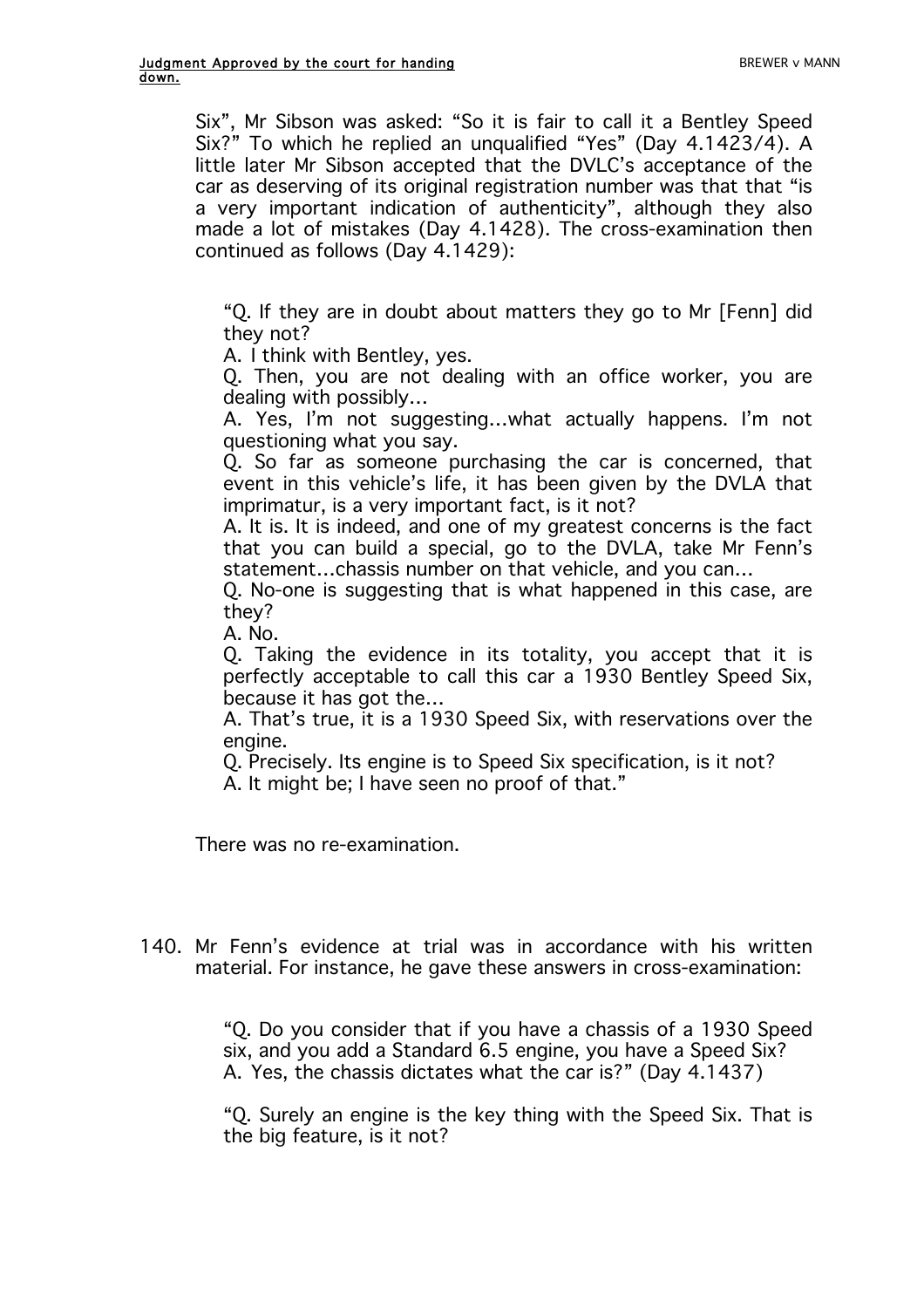Six", Mr Sibson was asked: "So it is fair to call it a Bentley Speed Six?" To which he replied an unqualified "Yes" (Day 4.1423/4). A little later Mr Sibson accepted that the DVLC's acceptance of the car as deserving of its original registration number was that that "is a very important indication of authenticity", although they also made a lot of mistakes (Day 4.1428). The cross-examination then continued as follows (Day 4.1429):

> "Q. If they are in doubt about matters they go to Mr [Fenn] did they not?
> A. I think with Bentley, yes.
> Q. Then, you are not dealing with an office worker, you are dealing with possibly…
> A. Yes, I'm not suggesting…what actually happens. I'm not questioning what you say.
> Q. So far as someone purchasing the car is concerned, that event in this vehicle's life, it has been given by the DVLA that imprimatur, is a very important fact, is it not?
> A. It is. It is indeed, and one of my greatest concerns is the fact that you can build a special, go to the DVLA, take Mr Fenn's statement…chassis number on that vehicle, and you can…
> Q. No-one is suggesting that is what happened in this case, are they?
> A. No.
> Q. Taking the evidence in its totality, you accept that it is perfectly acceptable to call this car a 1930 Bentley Speed Six, because it has got the…
> A. That's true, it is a 1930 Speed Six, with reservations over the engine.
> Q. Precisely. Its engine is to Speed Six specification, is it not?
> A. It might be; I have seen no proof of that."

There was no re-examination.

140. Mr Fenn's evidence at trial was in accordance with his written material. For instance, he gave these answers in cross-examination:

> "Q. Do you consider that if you have a chassis of a 1930 Speed six, and you add a Standard 6.5 engine, you have a Speed Six?
> A. Yes, the chassis dictates what the car is?" (Day 4.1437)
>
> "Q. Surely an engine is the key thing with the Speed Six. That is the big feature, is it not?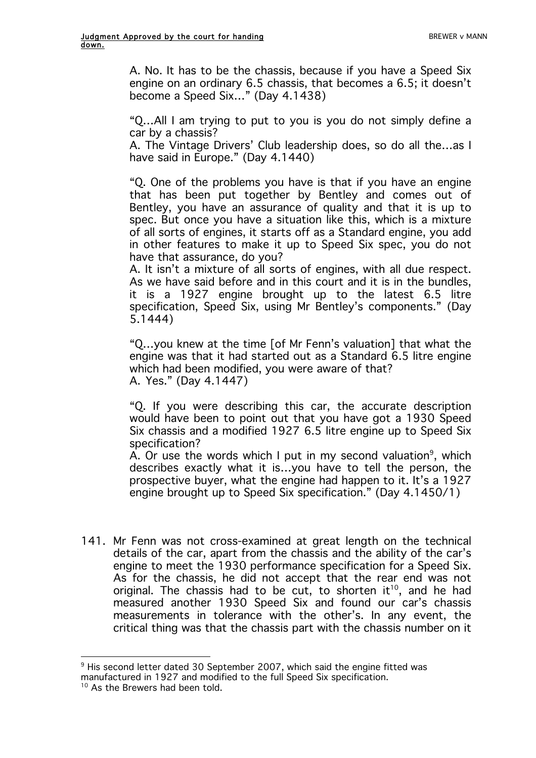A. No. It has to be the chassis, because if you have a Speed Six engine on an ordinary 6.5 chassis, that becomes a 6.5; it doesn't become a Speed Six..." (Day 4.1438)

"Q...All I am trying to put to you is you do not simply define a car by a chassis?
A. The Vintage Drivers' Club leadership does, so do all the...as I have said in Europe." (Day 4.1440)

"Q. One of the problems you have is that if you have an engine that has been put together by Bentley and comes out of Bentley, you have an assurance of quality and that it is up to spec. But once you have a situation like this, which is a mixture of all sorts of engines, it starts off as a Standard engine, you add in other features to make it up to Speed Six spec, you do not have that assurance, do you?
A. It isn't a mixture of all sorts of engines, with all due respect. As we have said before and in this court and it is in the bundles, it is a 1927 engine brought up to the latest 6.5 litre specification, Speed Six, using Mr Bentley's components." (Day 5.1444)

"Q...you knew at the time [of Mr Fenn's valuation] that what the engine was that it had started out as a Standard 6.5 litre engine which had been modified, you were aware of that?
A. Yes." (Day 4.1447)

"Q. If you were describing this car, the accurate description would have been to point out that you have got a 1930 Speed Six chassis and a modified 1927 6.5 litre engine up to Speed Six specification?
A. Or use the words which I put in my second valuation[9], which describes exactly what it is...you have to tell the person, the prospective buyer, what the engine had happen to it. It's a 1927 engine brought up to Speed Six specification." (Day 4.1450/1)

141. Mr Fenn was not cross-examined at great length on the technical details of the car, apart from the chassis and the ability of the car's engine to meet the 1930 performance specification for a Speed Six. As for the chassis, he did not accept that the rear end was not original. The chassis had to be cut, to shorten it[10], and he had measured another 1930 Speed Six and found our car's chassis measurements in tolerance with the other's. In any event, the critical thing was that the chassis part with the chassis number on it

---

[9] His second letter dated 30 September 2007, which said the engine fitted was manufactured in 1927 and modified to the full Speed Six specification.

[10] As the Brewers had been told.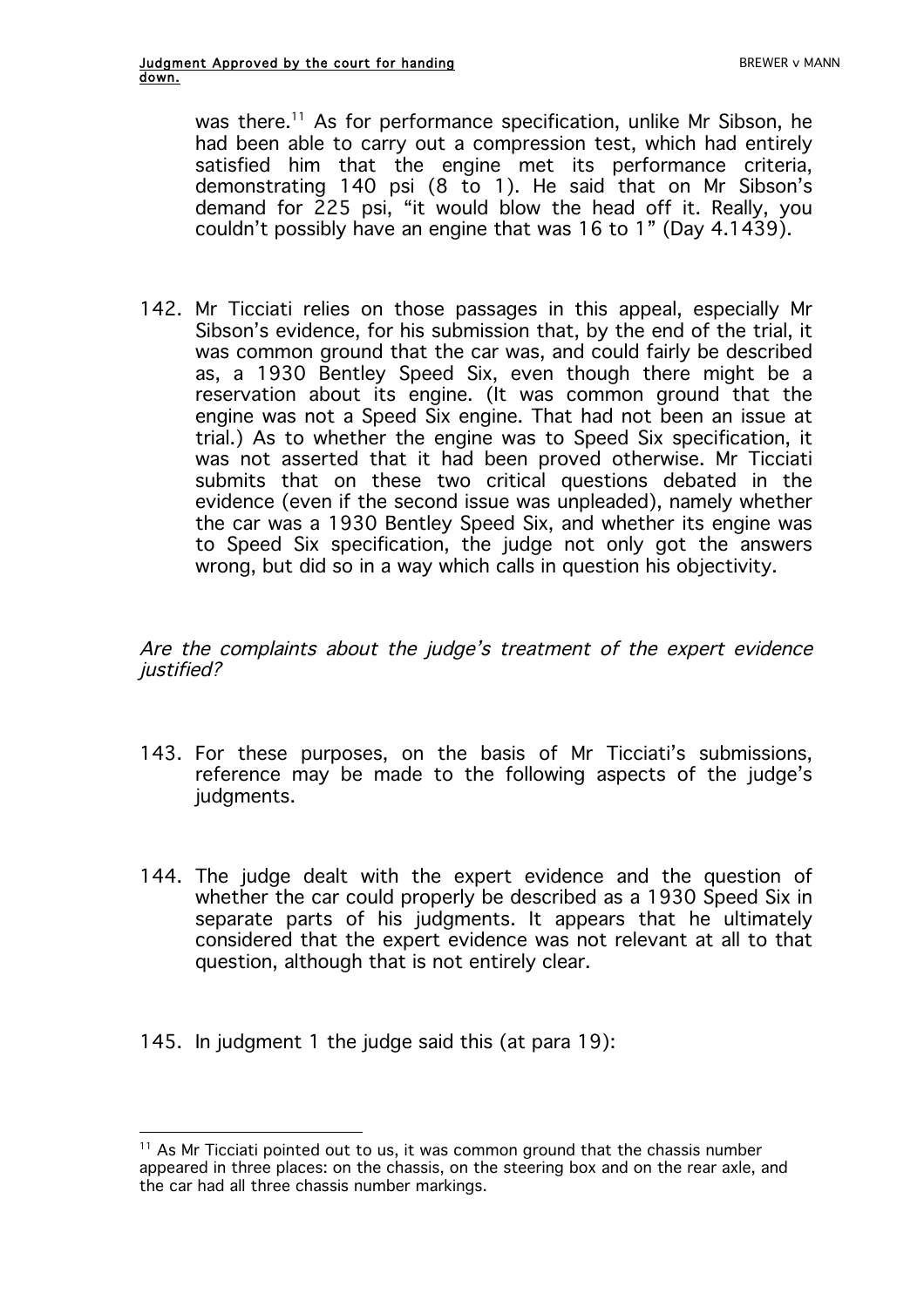was there.[11] As for performance specification, unlike Mr Sibson, he had been able to carry out a compression test, which had entirely satisfied him that the engine met its performance criteria, demonstrating 140 psi (8 to 1). He said that on Mr Sibson's demand for 225 psi, "it would blow the head off it. Really, you couldn't possibly have an engine that was 16 to 1" (Day 4.1439).

142. Mr Ticciati relies on those passages in this appeal, especially Mr Sibson's evidence, for his submission that, by the end of the trial, it was common ground that the car was, and could fairly be described as, a 1930 Bentley Speed Six, even though there might be a reservation about its engine. (It was common ground that the engine was not a Speed Six engine. That had not been an issue at trial.) As to whether the engine was to Speed Six specification, it was not asserted that it had been proved otherwise. Mr Ticciati submits that on these two critical questions debated in the evidence (even if the second issue was unpleaded), namely whether the car was a 1930 Bentley Speed Six, and whether its engine was to Speed Six specification, the judge not only got the answers wrong, but did so in a way which calls in question his objectivity.

*Are the complaints about the judge's treatment of the expert evidence justified?*

143. For these purposes, on the basis of Mr Ticciati's submissions, reference may be made to the following aspects of the judge's judgments.

144. The judge dealt with the expert evidence and the question of whether the car could properly be described as a 1930 Speed Six in separate parts of his judgments. It appears that he ultimately considered that the expert evidence was not relevant at all to that question, although that is not entirely clear.

145. In judgment 1 the judge said this (at para 19):

---

[11] As Mr Ticciati pointed out to us, it was common ground that the chassis number appeared in three places: on the chassis, on the steering box and on the rear axle, and the car had all three chassis number markings.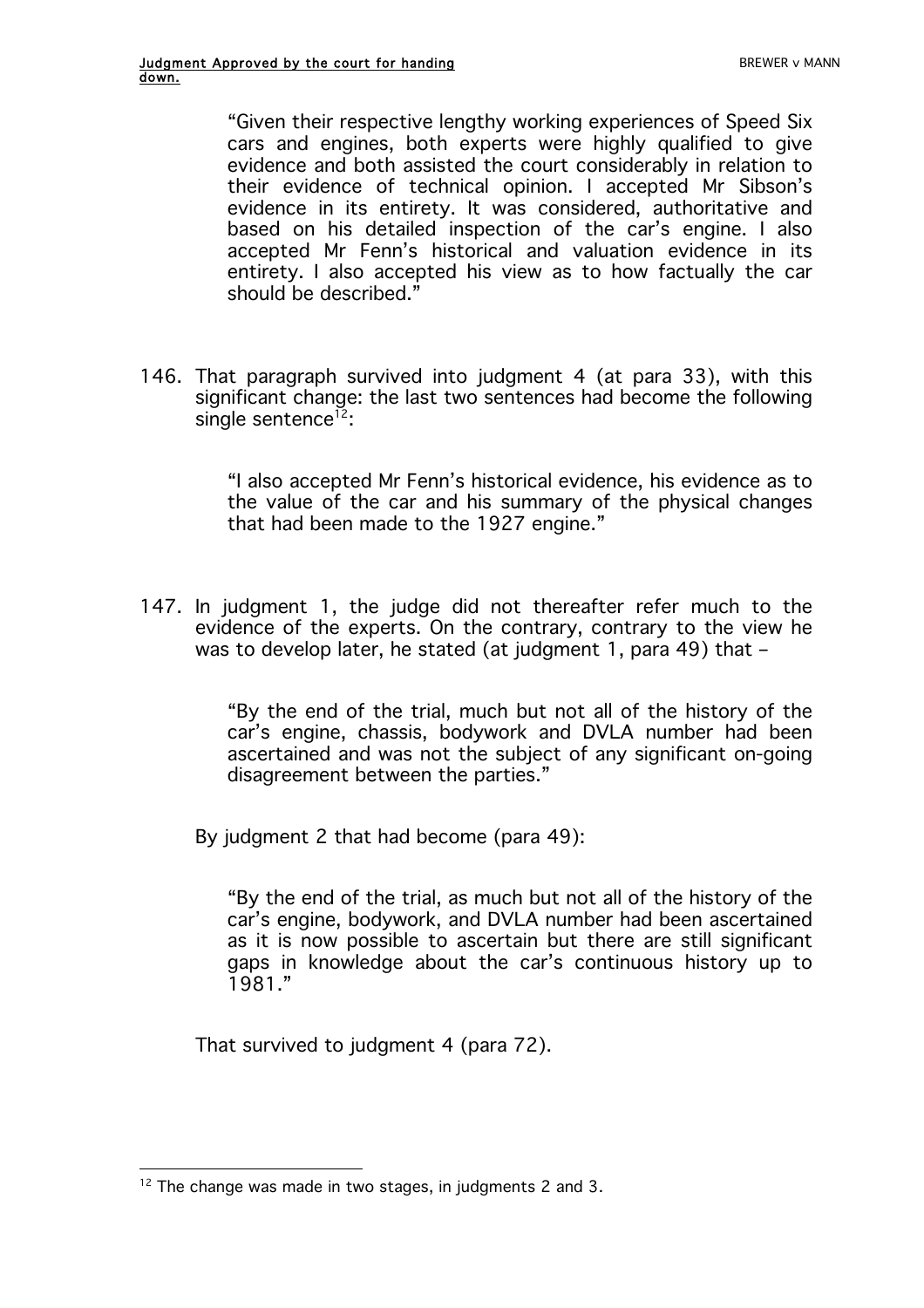> "Given their respective lengthy working experiences of Speed Six cars and engines, both experts were highly qualified to give evidence and both assisted the court considerably in relation to their evidence of technical opinion. I accepted Mr Sibson's evidence in its entirety. It was considered, authoritative and based on his detailed inspection of the car's engine. I also accepted Mr Fenn's historical and valuation evidence in its entirety. I also accepted his view as to how factually the car should be described."

146. That paragraph survived into judgment 4 (at para 33), with this significant change: the last two sentences had become the following single sentence[12]:

> "I also accepted Mr Fenn's historical evidence, his evidence as to the value of the car and his summary of the physical changes that had been made to the 1927 engine."

147. In judgment 1, the judge did not thereafter refer much to the evidence of the experts. On the contrary, contrary to the view he was to develop later, he stated (at judgment 1, para 49) that –

> "By the end of the trial, much but not all of the history of the car's engine, chassis, bodywork and DVLA number had been ascertained and was not the subject of any significant on-going disagreement between the parties."

By judgment 2 that had become (para 49):

> "By the end of the trial, as much but not all of the history of the car's engine, bodywork, and DVLA number had been ascertained as it is now possible to ascertain but there are still significant gaps in knowledge about the car's continuous history up to 1981."

That survived to judgment 4 (para 72).

---

[12] The change was made in two stages, in judgments 2 and 3.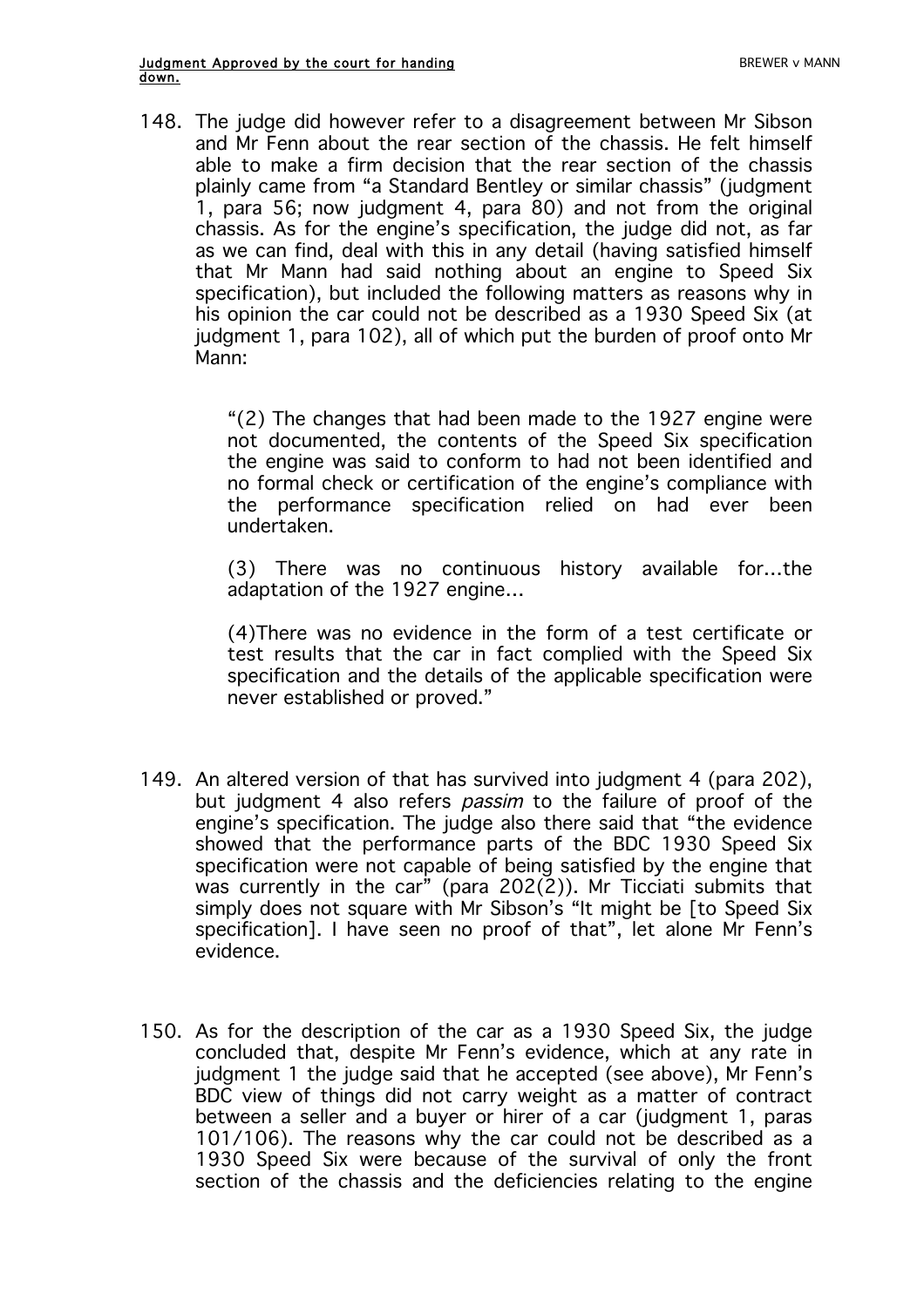148. The judge did however refer to a disagreement between Mr Sibson and Mr Fenn about the rear section of the chassis. He felt himself able to make a firm decision that the rear section of the chassis plainly came from "a Standard Bentley or similar chassis" (judgment 1, para 56; now judgment 4, para 80) and not from the original chassis. As for the engine's specification, the judge did not, as far as we can find, deal with this in any detail (having satisfied himself that Mr Mann had said nothing about an engine to Speed Six specification), but included the following matters as reasons why in his opinion the car could not be described as a 1930 Speed Six (at judgment 1, para 102), all of which put the burden of proof onto Mr Mann:

> "(2) The changes that had been made to the 1927 engine were not documented, the contents of the Speed Six specification the engine was said to conform to had not been identified and no formal check or certification of the engine's compliance with the performance specification relied on had ever been undertaken.
>
> (3) There was no continuous history available for…the adaptation of the 1927 engine…
>
> (4)There was no evidence in the form of a test certificate or test results that the car in fact complied with the Speed Six specification and the details of the applicable specification were never established or proved."

149. An altered version of that has survived into judgment 4 (para 202), but judgment 4 also refers *passim* to the failure of proof of the engine's specification. The judge also there said that "the evidence showed that the performance parts of the BDC 1930 Speed Six specification were not capable of being satisfied by the engine that was currently in the car" (para 202(2)). Mr Ticciati submits that simply does not square with Mr Sibson's "It might be [to Speed Six specification]. I have seen no proof of that", let alone Mr Fenn's evidence.

150. As for the description of the car as a 1930 Speed Six, the judge concluded that, despite Mr Fenn's evidence, which at any rate in judgment 1 the judge said that he accepted (see above), Mr Fenn's BDC view of things did not carry weight as a matter of contract between a seller and a buyer or hirer of a car (judgment 1, paras 101/106). The reasons why the car could not be described as a 1930 Speed Six were because of the survival of only the front section of the chassis and the deficiencies relating to the engine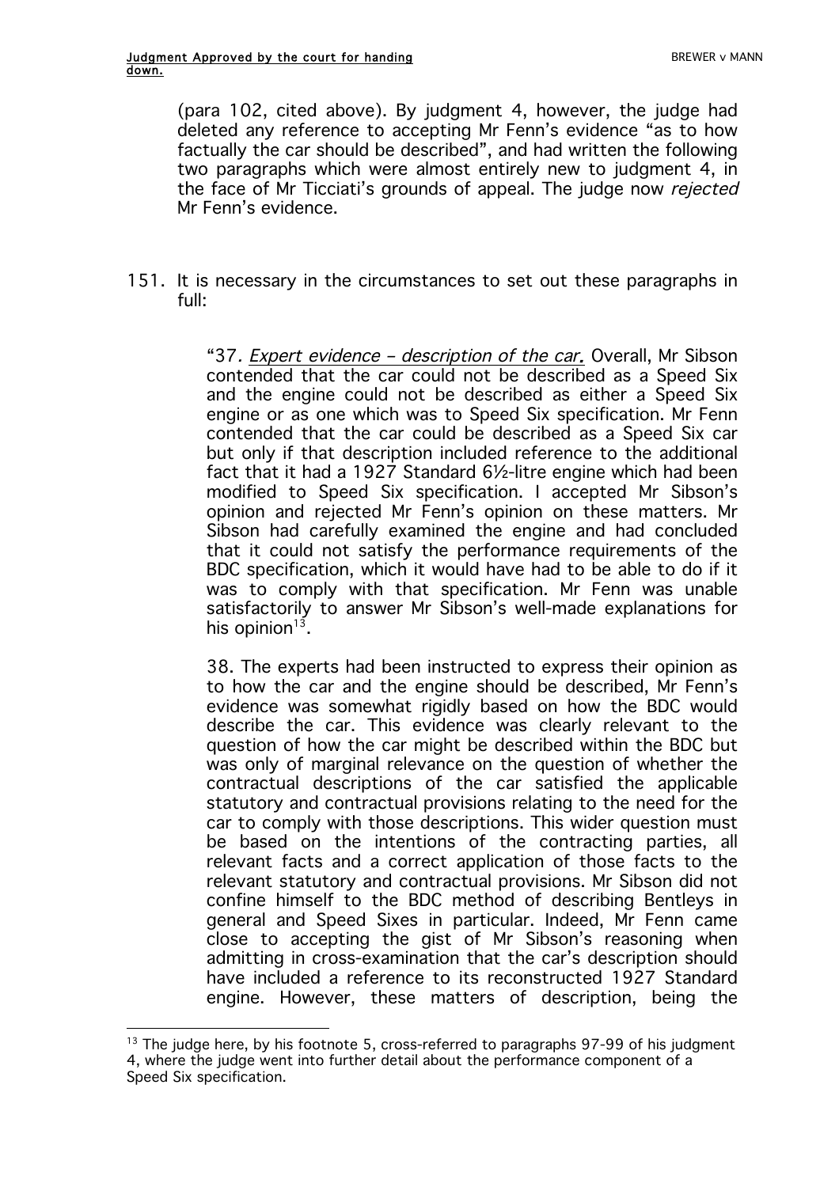(para 102, cited above). By judgment 4, however, the judge had deleted any reference to accepting Mr Fenn's evidence "as to how factually the car should be described", and had written the following two paragraphs which were almost entirely new to judgment 4, in the face of Mr Ticciati's grounds of appeal. The judge now *rejected* Mr Fenn's evidence.

151. It is necessary in the circumstances to set out these paragraphs in full:

> "37*. Expert evidence – description of the car.* Overall, Mr Sibson contended that the car could not be described as a Speed Six and the engine could not be described as either a Speed Six engine or as one which was to Speed Six specification. Mr Fenn contended that the car could be described as a Speed Six car but only if that description included reference to the additional fact that it had a 1927 Standard 6½-litre engine which had been modified to Speed Six specification. I accepted Mr Sibson's opinion and rejected Mr Fenn's opinion on these matters. Mr Sibson had carefully examined the engine and had concluded that it could not satisfy the performance requirements of the BDC specification, which it would have had to be able to do if it was to comply with that specification. Mr Fenn was unable satisfactorily to answer Mr Sibson's well-made explanations for his opinion[13].
>
> 38. The experts had been instructed to express their opinion as to how the car and the engine should be described, Mr Fenn's evidence was somewhat rigidly based on how the BDC would describe the car. This evidence was clearly relevant to the question of how the car might be described within the BDC but was only of marginal relevance on the question of whether the contractual descriptions of the car satisfied the applicable statutory and contractual provisions relating to the need for the car to comply with those descriptions. This wider question must be based on the intentions of the contracting parties, all relevant facts and a correct application of those facts to the relevant statutory and contractual provisions. Mr Sibson did not confine himself to the BDC method of describing Bentleys in general and Speed Sixes in particular. Indeed, Mr Fenn came close to accepting the gist of Mr Sibson's reasoning when admitting in cross-examination that the car's description should have included a reference to its reconstructed 1927 Standard engine. However, these matters of description, being the

[13] The judge here, by his footnote 5, cross-referred to paragraphs 97-99 of his judgment 4, where the judge went into further detail about the performance component of a Speed Six specification.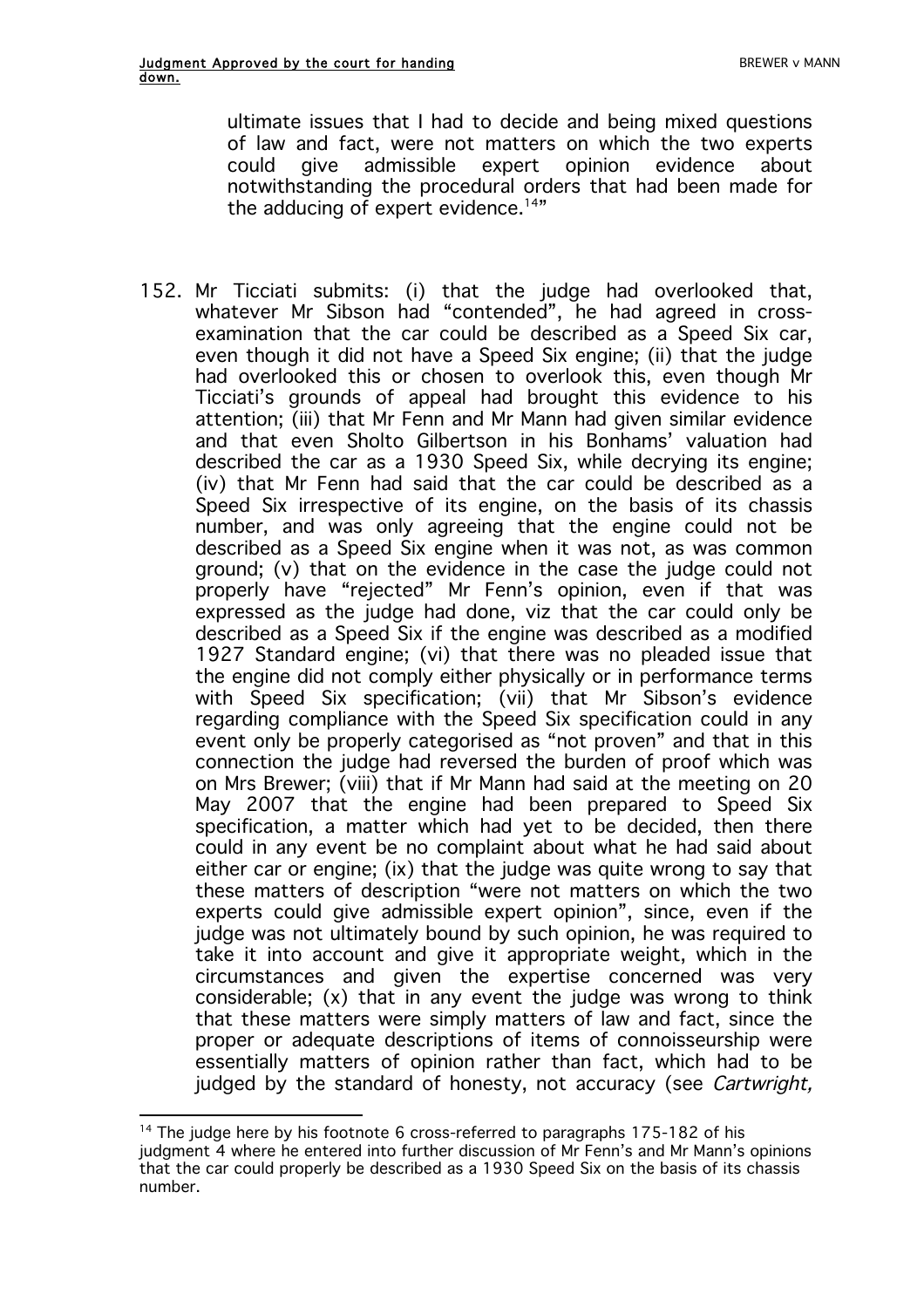ultimate issues that I had to decide and being mixed questions of law and fact, were not matters on which the two experts could give admissible expert opinion evidence about notwithstanding the procedural orders that had been made for the adducing of expert evidence.[14]"

152. Mr Ticciati submits: (i) that the judge had overlooked that, whatever Mr Sibson had "contended", he had agreed in cross-examination that the car could be described as a Speed Six car, even though it did not have a Speed Six engine; (ii) that the judge had overlooked this or chosen to overlook this, even though Mr Ticciati's grounds of appeal had brought this evidence to his attention; (iii) that Mr Fenn and Mr Mann had given similar evidence and that even Sholto Gilbertson in his Bonhams' valuation had described the car as a 1930 Speed Six, while decrying its engine; (iv) that Mr Fenn had said that the car could be described as a Speed Six irrespective of its engine, on the basis of its chassis number, and was only agreeing that the engine could not be described as a Speed Six engine when it was not, as was common ground; (v) that on the evidence in the case the judge could not properly have "rejected" Mr Fenn's opinion, even if that was expressed as the judge had done, viz that the car could only be described as a Speed Six if the engine was described as a modified 1927 Standard engine; (vi) that there was no pleaded issue that the engine did not comply either physically or in performance terms with Speed Six specification; (vii) that Mr Sibson's evidence regarding compliance with the Speed Six specification could in any event only be properly categorised as "not proven" and that in this connection the judge had reversed the burden of proof which was on Mrs Brewer; (viii) that if Mr Mann had said at the meeting on 20 May 2007 that the engine had been prepared to Speed Six specification, a matter which had yet to be decided, then there could in any event be no complaint about what he had said about either car or engine; (ix) that the judge was quite wrong to say that these matters of description "were not matters on which the two experts could give admissible expert opinion", since, even if the judge was not ultimately bound by such opinion, he was required to take it into account and give it appropriate weight, which in the circumstances and given the expertise concerned was very considerable; (x) that in any event the judge was wrong to think that these matters were simply matters of law and fact, since the proper or adequate descriptions of items of connoisseurship were essentially matters of opinion rather than fact, which had to be judged by the standard of honesty, not accuracy (see *Cartwright,*

[14] The judge here by his footnote 6 cross-referred to paragraphs 175-182 of his judgment 4 where he entered into further discussion of Mr Fenn's and Mr Mann's opinions that the car could properly be described as a 1930 Speed Six on the basis of its chassis number.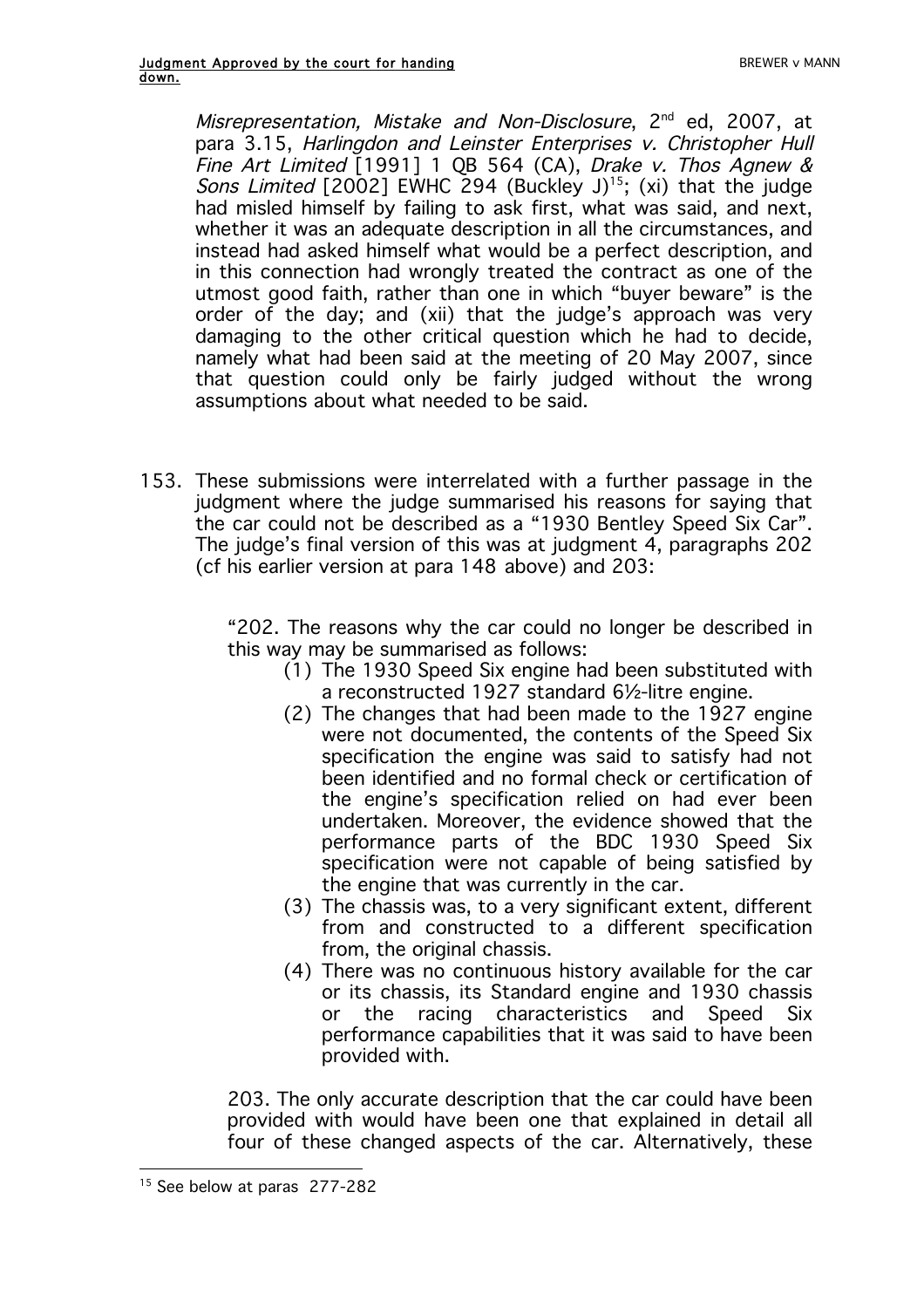*Misrepresentation, Mistake and Non-Disclosure*, 2nd ed, 2007, at para 3.15, *Harlingdon and Leinster Enterprises v. Christopher Hull Fine Art Limited* [1991] 1 QB 564 (CA), *Drake v. Thos Agnew & Sons Limited* [2002] EWHC 294 (Buckley J)[15]; (xi) that the judge had misled himself by failing to ask first, what was said, and next, whether it was an adequate description in all the circumstances, and instead had asked himself what would be a perfect description, and in this connection had wrongly treated the contract as one of the utmost good faith, rather than one in which "buyer beware" is the order of the day; and (xii) that the judge's approach was very damaging to the other critical question which he had to decide, namely what had been said at the meeting of 20 May 2007, since that question could only be fairly judged without the wrong assumptions about what needed to be said.

153. These submissions were interrelated with a further passage in the judgment where the judge summarised his reasons for saying that the car could not be described as a "1930 Bentley Speed Six Car". The judge's final version of this was at judgment 4, paragraphs 202 (cf his earlier version at para 148 above) and 203:

> "202. The reasons why the car could no longer be described in this way may be summarised as follows:
>
> (1) The 1930 Speed Six engine had been substituted with a reconstructed 1927 standard 6½-litre engine.
> (2) The changes that had been made to the 1927 engine were not documented, the contents of the Speed Six specification the engine was said to satisfy had not been identified and no formal check or certification of the engine's specification relied on had ever been undertaken. Moreover, the evidence showed that the performance parts of the BDC 1930 Speed Six specification were not capable of being satisfied by the engine that was currently in the car.
> (3) The chassis was, to a very significant extent, different from and constructed to a different specification from, the original chassis.
> (4) There was no continuous history available for the car or its chassis, its Standard engine and 1930 chassis or the racing characteristics and Speed Six performance capabilities that it was said to have been provided with.
>
> 203. The only accurate description that the car could have been provided with would have been one that explained in detail all four of these changed aspects of the car. Alternatively, these

[15] See below at paras 277-282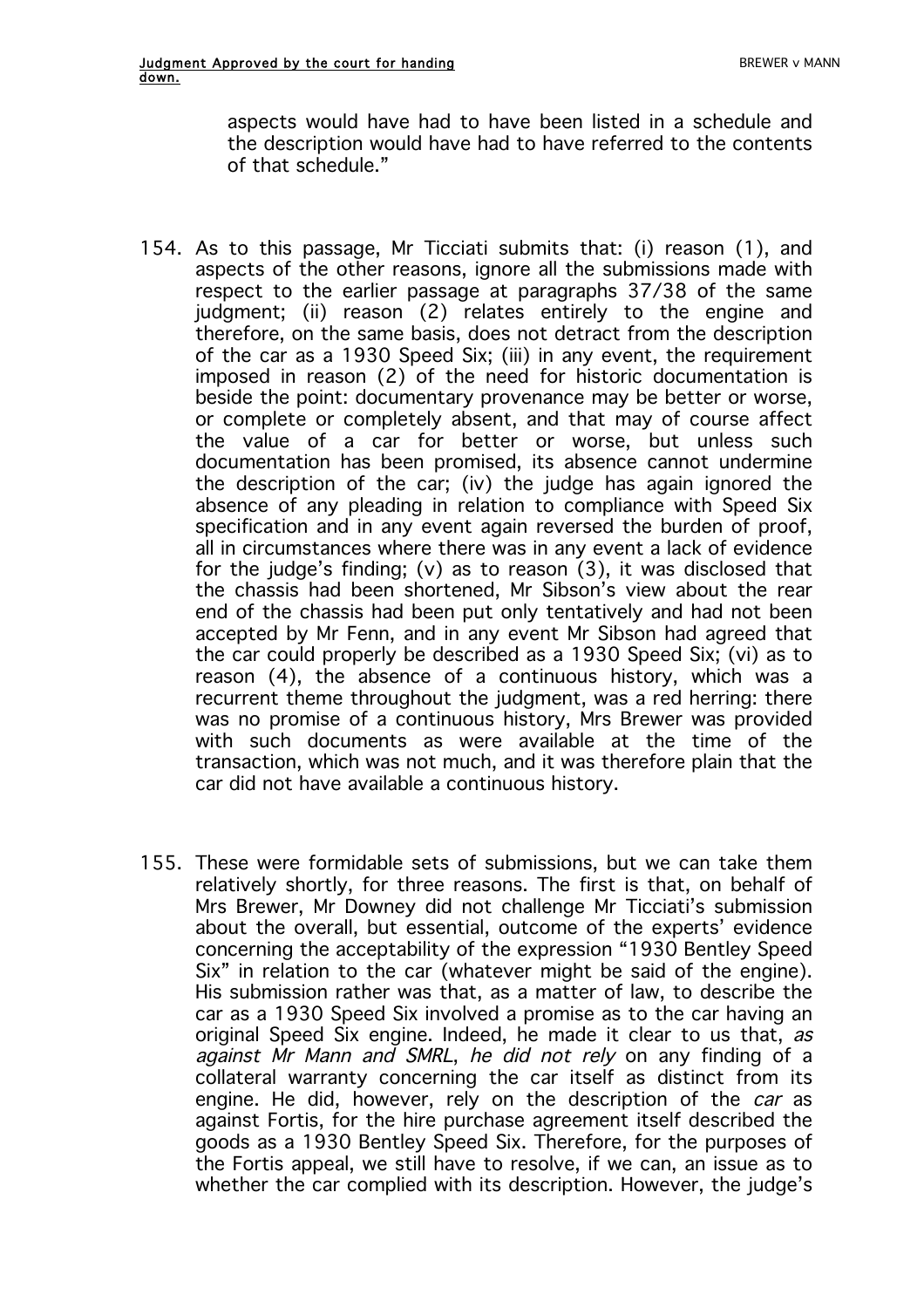aspects would have had to have been listed in a schedule and the description would have had to have referred to the contents of that schedule."

154. As to this passage, Mr Ticciati submits that: (i) reason (1), and aspects of the other reasons, ignore all the submissions made with respect to the earlier passage at paragraphs 37/38 of the same judgment; (ii) reason (2) relates entirely to the engine and therefore, on the same basis, does not detract from the description of the car as a 1930 Speed Six; (iii) in any event, the requirement imposed in reason (2) of the need for historic documentation is beside the point: documentary provenance may be better or worse, or complete or completely absent, and that may of course affect the value of a car for better or worse, but unless such documentation has been promised, its absence cannot undermine the description of the car; (iv) the judge has again ignored the absence of any pleading in relation to compliance with Speed Six specification and in any event again reversed the burden of proof, all in circumstances where there was in any event a lack of evidence for the judge's finding; (v) as to reason (3), it was disclosed that the chassis had been shortened, Mr Sibson's view about the rear end of the chassis had been put only tentatively and had not been accepted by Mr Fenn, and in any event Mr Sibson had agreed that the car could properly be described as a 1930 Speed Six; (vi) as to reason (4), the absence of a continuous history, which was a recurrent theme throughout the judgment, was a red herring: there was no promise of a continuous history, Mrs Brewer was provided with such documents as were available at the time of the transaction, which was not much, and it was therefore plain that the car did not have available a continuous history.

155. These were formidable sets of submissions, but we can take them relatively shortly, for three reasons. The first is that, on behalf of Mrs Brewer, Mr Downey did not challenge Mr Ticciati's submission about the overall, but essential, outcome of the experts' evidence concerning the acceptability of the expression "1930 Bentley Speed Six" in relation to the car (whatever might be said of the engine). His submission rather was that, as a matter of law, to describe the car as a 1930 Speed Six involved a promise as to the car having an original Speed Six engine. Indeed, he made it clear to us that, *as against Mr Mann and SMRL*, *he did not rely* on any finding of a collateral warranty concerning the car itself as distinct from its engine. He did, however, rely on the description of the *car* as against Fortis, for the hire purchase agreement itself described the goods as a 1930 Bentley Speed Six. Therefore, for the purposes of the Fortis appeal, we still have to resolve, if we can, an issue as to whether the car complied with its description. However, the judge's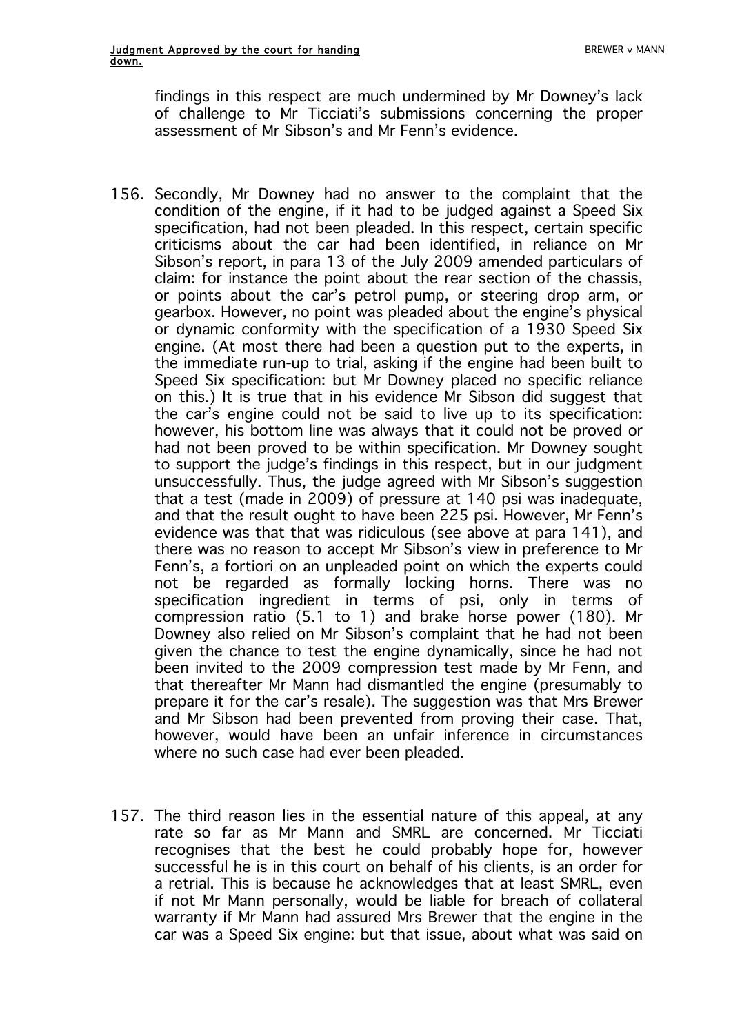findings in this respect are much undermined by Mr Downey's lack of challenge to Mr Ticciati's submissions concerning the proper assessment of Mr Sibson's and Mr Fenn's evidence.

156. Secondly, Mr Downey had no answer to the complaint that the condition of the engine, if it had to be judged against a Speed Six specification, had not been pleaded. In this respect, certain specific criticisms about the car had been identified, in reliance on Mr Sibson's report, in para 13 of the July 2009 amended particulars of claim: for instance the point about the rear section of the chassis, or points about the car's petrol pump, or steering drop arm, or gearbox. However, no point was pleaded about the engine's physical or dynamic conformity with the specification of a 1930 Speed Six engine. (At most there had been a question put to the experts, in the immediate run-up to trial, asking if the engine had been built to Speed Six specification: but Mr Downey placed no specific reliance on this.) It is true that in his evidence Mr Sibson did suggest that the car's engine could not be said to live up to its specification: however, his bottom line was always that it could not be proved or had not been proved to be within specification. Mr Downey sought to support the judge's findings in this respect, but in our judgment unsuccessfully. Thus, the judge agreed with Mr Sibson's suggestion that a test (made in 2009) of pressure at 140 psi was inadequate, and that the result ought to have been 225 psi. However, Mr Fenn's evidence was that that was ridiculous (see above at para 141), and there was no reason to accept Mr Sibson's view in preference to Mr Fenn's, a fortiori on an unpleaded point on which the experts could not be regarded as formally locking horns. There was no specification ingredient in terms of psi, only in terms of compression ratio (5.1 to 1) and brake horse power (180). Mr Downey also relied on Mr Sibson's complaint that he had not been given the chance to test the engine dynamically, since he had not been invited to the 2009 compression test made by Mr Fenn, and that thereafter Mr Mann had dismantled the engine (presumably to prepare it for the car's resale). The suggestion was that Mrs Brewer and Mr Sibson had been prevented from proving their case. That, however, would have been an unfair inference in circumstances where no such case had ever been pleaded.

157. The third reason lies in the essential nature of this appeal, at any rate so far as Mr Mann and SMRL are concerned. Mr Ticciati recognises that the best he could probably hope for, however successful he is in this court on behalf of his clients, is an order for a retrial. This is because he acknowledges that at least SMRL, even if not Mr Mann personally, would be liable for breach of collateral warranty if Mr Mann had assured Mrs Brewer that the engine in the car was a Speed Six engine: but that issue, about what was said on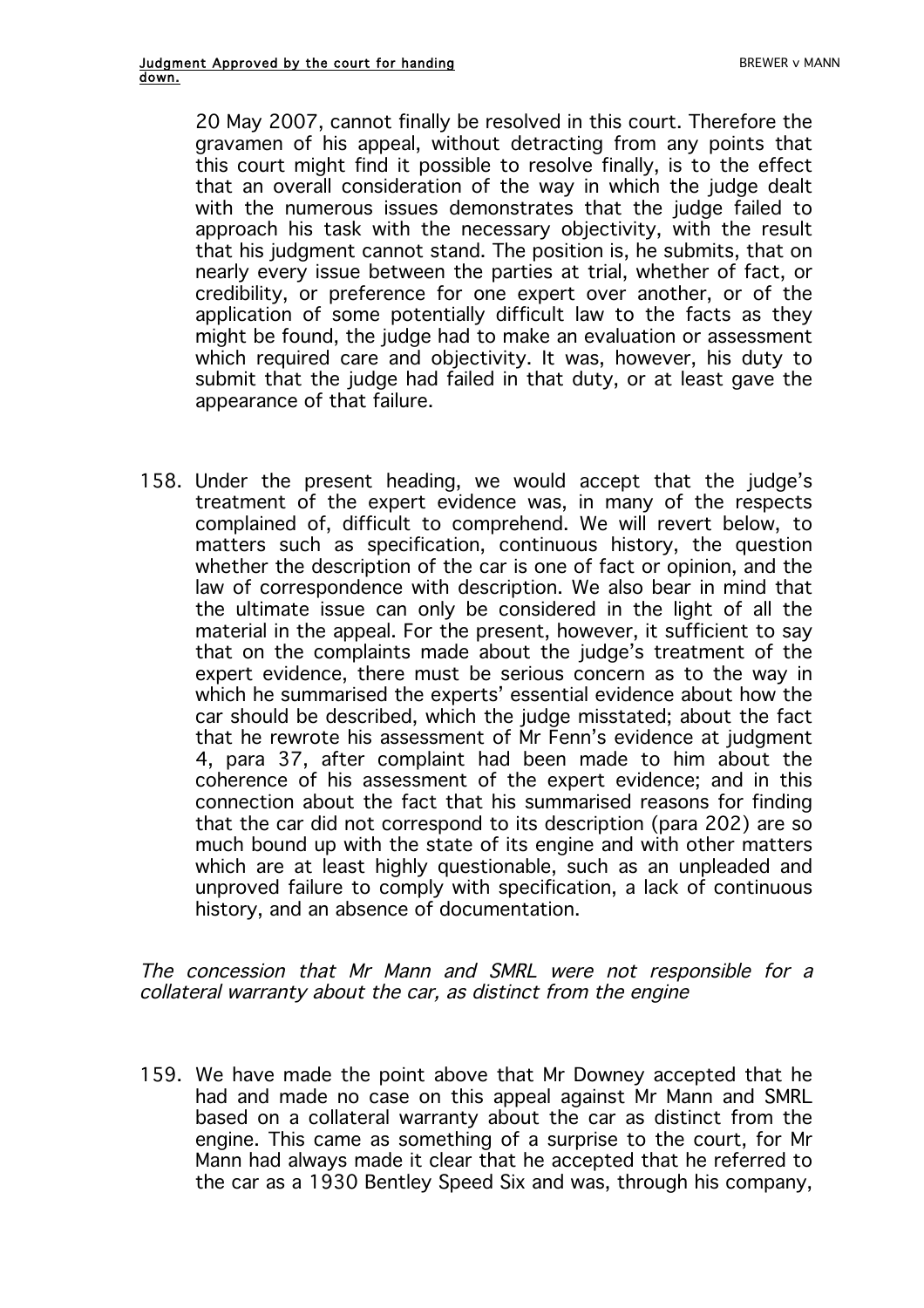20 May 2007, cannot finally be resolved in this court. Therefore the gravamen of his appeal, without detracting from any points that this court might find it possible to resolve finally, is to the effect that an overall consideration of the way in which the judge dealt with the numerous issues demonstrates that the judge failed to approach his task with the necessary objectivity, with the result that his judgment cannot stand. The position is, he submits, that on nearly every issue between the parties at trial, whether of fact, or credibility, or preference for one expert over another, or of the application of some potentially difficult law to the facts as they might be found, the judge had to make an evaluation or assessment which required care and objectivity. It was, however, his duty to submit that the judge had failed in that duty, or at least gave the appearance of that failure.

158. Under the present heading, we would accept that the judge's treatment of the expert evidence was, in many of the respects complained of, difficult to comprehend. We will revert below, to matters such as specification, continuous history, the question whether the description of the car is one of fact or opinion, and the law of correspondence with description. We also bear in mind that the ultimate issue can only be considered in the light of all the material in the appeal. For the present, however, it sufficient to say that on the complaints made about the judge's treatment of the expert evidence, there must be serious concern as to the way in which he summarised the experts' essential evidence about how the car should be described, which the judge misstated; about the fact that he rewrote his assessment of Mr Fenn's evidence at judgment 4, para 37, after complaint had been made to him about the coherence of his assessment of the expert evidence; and in this connection about the fact that his summarised reasons for finding that the car did not correspond to its description (para 202) are so much bound up with the state of its engine and with other matters which are at least highly questionable, such as an unpleaded and unproved failure to comply with specification, a lack of continuous history, and an absence of documentation.

*The concession that Mr Mann and SMRL were not responsible for a collateral warranty about the car, as distinct from the engine*

159. We have made the point above that Mr Downey accepted that he had and made no case on this appeal against Mr Mann and SMRL based on a collateral warranty about the car as distinct from the engine. This came as something of a surprise to the court, for Mr Mann had always made it clear that he accepted that he referred to the car as a 1930 Bentley Speed Six and was, through his company,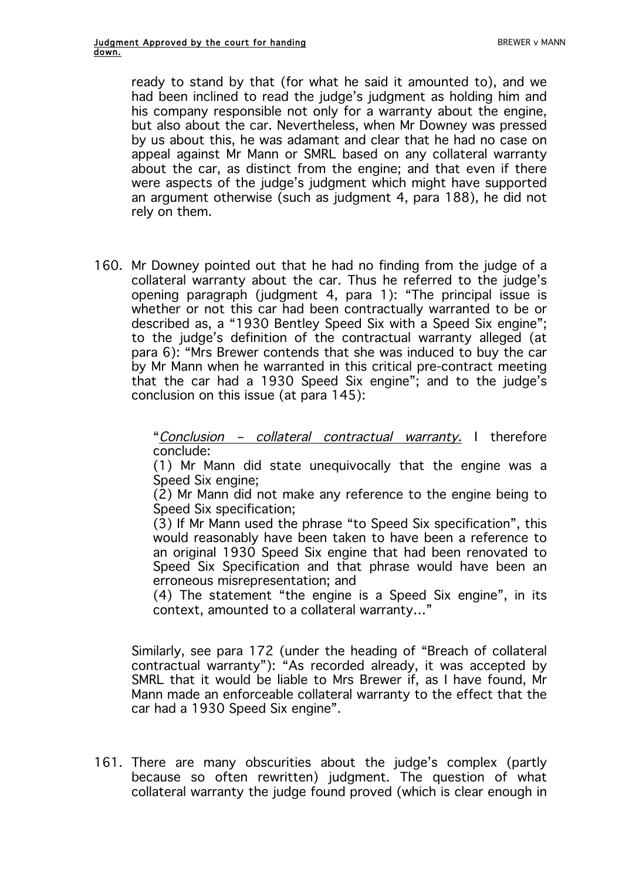ready to stand by that (for what he said it amounted to), and we had been inclined to read the judge's judgment as holding him and his company responsible not only for a warranty about the engine, but also about the car. Nevertheless, when Mr Downey was pressed by us about this, he was adamant and clear that he had no case on appeal against Mr Mann or SMRL based on any collateral warranty about the car, as distinct from the engine; and that even if there were aspects of the judge's judgment which might have supported an argument otherwise (such as judgment 4, para 188), he did not rely on them.

160. Mr Downey pointed out that he had no finding from the judge of a collateral warranty about the car. Thus he referred to the judge's opening paragraph (judgment 4, para 1): "The principal issue is whether or not this car had been contractually warranted to be or described as, a "1930 Bentley Speed Six with a Speed Six engine"; to the judge's definition of the contractual warranty alleged (at para 6): "Mrs Brewer contends that she was induced to buy the car by Mr Mann when he warranted in this critical pre-contract meeting that the car had a 1930 Speed Six engine"; and to the judge's conclusion on this issue (at para 145):

> "*Conclusion – collateral contractual warranty.* I therefore conclude:
>
> (1) Mr Mann did state unequivocally that the engine was a Speed Six engine;
>
> (2) Mr Mann did not make any reference to the engine being to Speed Six specification;
>
> (3) If Mr Mann used the phrase "to Speed Six specification", this would reasonably have been taken to have been a reference to an original 1930 Speed Six engine that had been renovated to Speed Six Specification and that phrase would have been an erroneous misrepresentation; and
>
> (4) The statement "the engine is a Speed Six engine", in its context, amounted to a collateral warranty…"

Similarly, see para 172 (under the heading of "Breach of collateral contractual warranty"): "As recorded already, it was accepted by SMRL that it would be liable to Mrs Brewer if, as I have found, Mr Mann made an enforceable collateral warranty to the effect that the car had a 1930 Speed Six engine".

161. There are many obscurities about the judge's complex (partly because so often rewritten) judgment. The question of what collateral warranty the judge found proved (which is clear enough in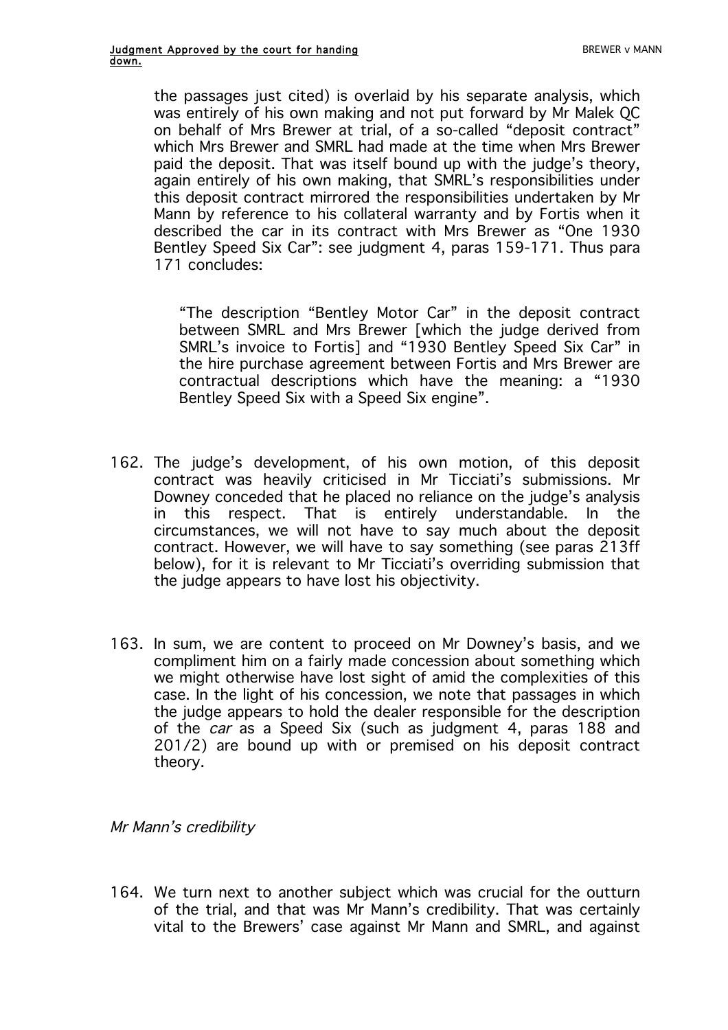the passages just cited) is overlaid by his separate analysis, which was entirely of his own making and not put forward by Mr Malek QC on behalf of Mrs Brewer at trial, of a so-called "deposit contract" which Mrs Brewer and SMRL had made at the time when Mrs Brewer paid the deposit. That was itself bound up with the judge's theory, again entirely of his own making, that SMRL's responsibilities under this deposit contract mirrored the responsibilities undertaken by Mr Mann by reference to his collateral warranty and by Fortis when it described the car in its contract with Mrs Brewer as "One 1930 Bentley Speed Six Car": see judgment 4, paras 159-171. Thus para 171 concludes:

> "The description "Bentley Motor Car" in the deposit contract between SMRL and Mrs Brewer [which the judge derived from SMRL's invoice to Fortis] and "1930 Bentley Speed Six Car" in the hire purchase agreement between Fortis and Mrs Brewer are contractual descriptions which have the meaning: a "1930 Bentley Speed Six with a Speed Six engine".

162. The judge's development, of his own motion, of this deposit contract was heavily criticised in Mr Ticciati's submissions. Mr Downey conceded that he placed no reliance on the judge's analysis in this respect. That is entirely understandable. In the circumstances, we will not have to say much about the deposit contract. However, we will have to say something (see paras 213ff below), for it is relevant to Mr Ticciati's overriding submission that the judge appears to have lost his objectivity.

163. In sum, we are content to proceed on Mr Downey's basis, and we compliment him on a fairly made concession about something which we might otherwise have lost sight of amid the complexities of this case. In the light of his concession, we note that passages in which the judge appears to hold the dealer responsible for the description of the *car* as a Speed Six (such as judgment 4, paras 188 and 201/2) are bound up with or premised on his deposit contract theory.

*Mr Mann's credibility*

164. We turn next to another subject which was crucial for the outturn of the trial, and that was Mr Mann's credibility. That was certainly vital to the Brewers' case against Mr Mann and SMRL, and against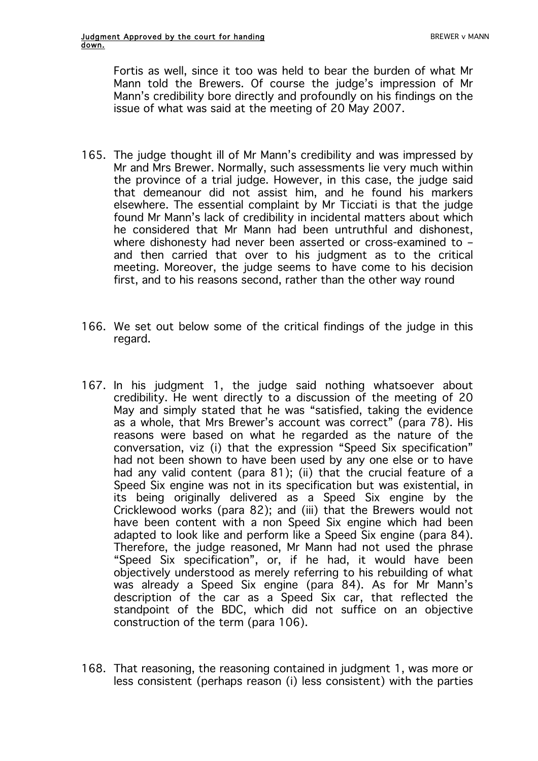Fortis as well, since it too was held to bear the burden of what Mr Mann told the Brewers. Of course the judge's impression of Mr Mann's credibility bore directly and profoundly on his findings on the issue of what was said at the meeting of 20 May 2007.

165. The judge thought ill of Mr Mann's credibility and was impressed by Mr and Mrs Brewer. Normally, such assessments lie very much within the province of a trial judge. However, in this case, the judge said that demeanour did not assist him, and he found his markers elsewhere. The essential complaint by Mr Ticciati is that the judge found Mr Mann's lack of credibility in incidental matters about which he considered that Mr Mann had been untruthful and dishonest, where dishonesty had never been asserted or cross-examined to – and then carried that over to his judgment as to the critical meeting. Moreover, the judge seems to have come to his decision first, and to his reasons second, rather than the other way round

166. We set out below some of the critical findings of the judge in this regard.

167. In his judgment 1, the judge said nothing whatsoever about credibility. He went directly to a discussion of the meeting of 20 May and simply stated that he was "satisfied, taking the evidence as a whole, that Mrs Brewer's account was correct" (para 78). His reasons were based on what he regarded as the nature of the conversation, viz (i) that the expression "Speed Six specification" had not been shown to have been used by any one else or to have had any valid content (para 81); (ii) that the crucial feature of a Speed Six engine was not in its specification but was existential, in its being originally delivered as a Speed Six engine by the Cricklewood works (para 82); and (iii) that the Brewers would not have been content with a non Speed Six engine which had been adapted to look like and perform like a Speed Six engine (para 84). Therefore, the judge reasoned, Mr Mann had not used the phrase "Speed Six specification", or, if he had, it would have been objectively understood as merely referring to his rebuilding of what was already a Speed Six engine (para 84). As for Mr Mann's description of the car as a Speed Six car, that reflected the standpoint of the BDC, which did not suffice on an objective construction of the term (para 106).

168. That reasoning, the reasoning contained in judgment 1, was more or less consistent (perhaps reason (i) less consistent) with the parties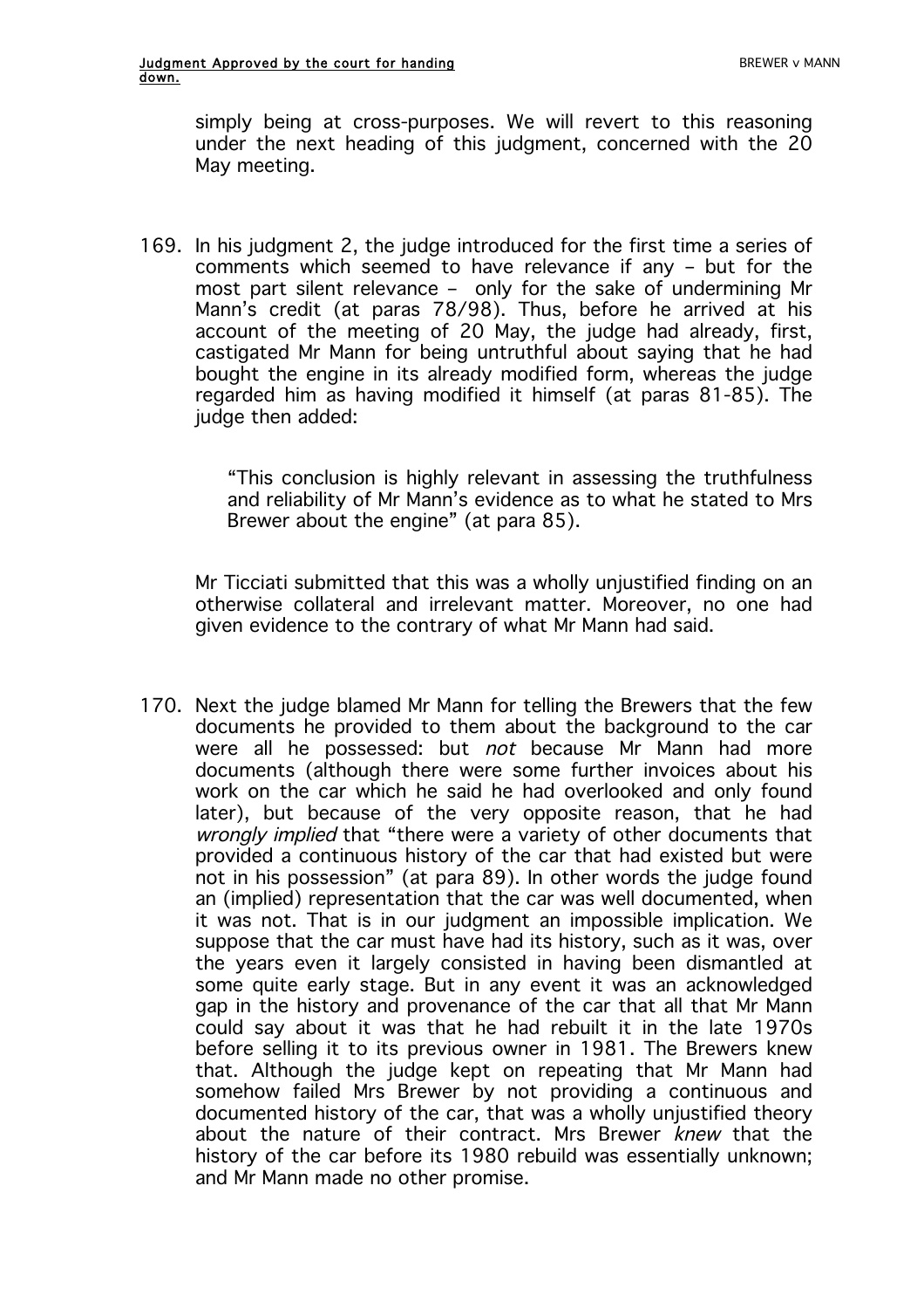simply being at cross-purposes. We will revert to this reasoning under the next heading of this judgment, concerned with the 20 May meeting.

169. In his judgment 2, the judge introduced for the first time a series of comments which seemed to have relevance if any – but for the most part silent relevance – only for the sake of undermining Mr Mann's credit (at paras 78/98). Thus, before he arrived at his account of the meeting of 20 May, the judge had already, first, castigated Mr Mann for being untruthful about saying that he had bought the engine in its already modified form, whereas the judge regarded him as having modified it himself (at paras 81-85). The judge then added:

> "This conclusion is highly relevant in assessing the truthfulness and reliability of Mr Mann's evidence as to what he stated to Mrs Brewer about the engine" (at para 85).

Mr Ticciati submitted that this was a wholly unjustified finding on an otherwise collateral and irrelevant matter. Moreover, no one had given evidence to the contrary of what Mr Mann had said.

170. Next the judge blamed Mr Mann for telling the Brewers that the few documents he provided to them about the background to the car were all he possessed: but *not* because Mr Mann had more documents (although there were some further invoices about his work on the car which he said he had overlooked and only found later), but because of the very opposite reason, that he had *wrongly implied* that "there were a variety of other documents that provided a continuous history of the car that had existed but were not in his possession" (at para 89). In other words the judge found an (implied) representation that the car was well documented, when it was not. That is in our judgment an impossible implication. We suppose that the car must have had its history, such as it was, over the years even it largely consisted in having been dismantled at some quite early stage. But in any event it was an acknowledged gap in the history and provenance of the car that all that Mr Mann could say about it was that he had rebuilt it in the late 1970s before selling it to its previous owner in 1981. The Brewers knew that. Although the judge kept on repeating that Mr Mann had somehow failed Mrs Brewer by not providing a continuous and documented history of the car, that was a wholly unjustified theory about the nature of their contract. Mrs Brewer *knew* that the history of the car before its 1980 rebuild was essentially unknown; and Mr Mann made no other promise.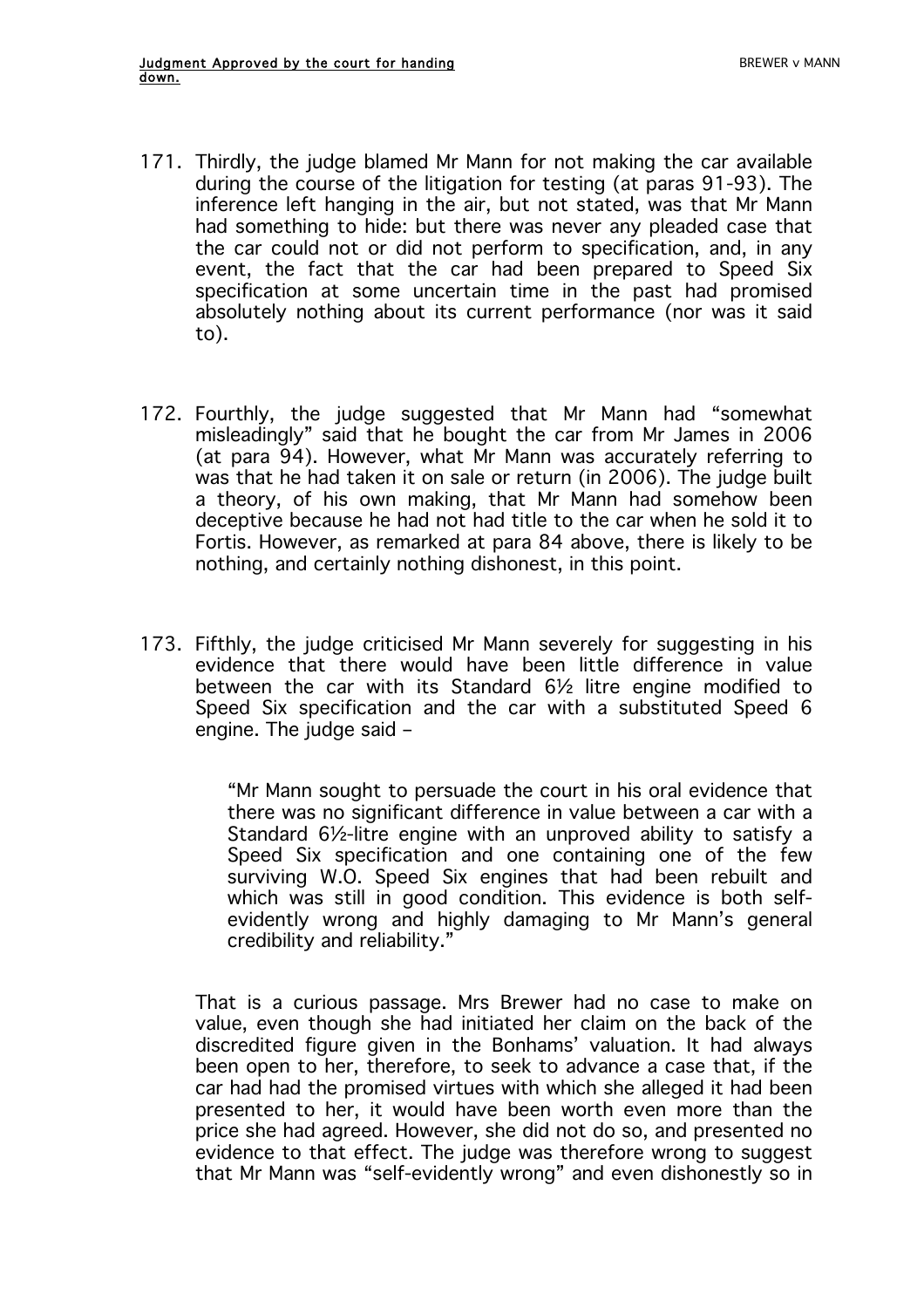171. Thirdly, the judge blamed Mr Mann for not making the car available during the course of the litigation for testing (at paras 91-93). The inference left hanging in the air, but not stated, was that Mr Mann had something to hide: but there was never any pleaded case that the car could not or did not perform to specification, and, in any event, the fact that the car had been prepared to Speed Six specification at some uncertain time in the past had promised absolutely nothing about its current performance (nor was it said to).

172. Fourthly, the judge suggested that Mr Mann had "somewhat misleadingly" said that he bought the car from Mr James in 2006 (at para 94). However, what Mr Mann was accurately referring to was that he had taken it on sale or return (in 2006). The judge built a theory, of his own making, that Mr Mann had somehow been deceptive because he had not had title to the car when he sold it to Fortis. However, as remarked at para 84 above, there is likely to be nothing, and certainly nothing dishonest, in this point.

173. Fifthly, the judge criticised Mr Mann severely for suggesting in his evidence that there would have been little difference in value between the car with its Standard 6½ litre engine modified to Speed Six specification and the car with a substituted Speed 6 engine. The judge said –

> "Mr Mann sought to persuade the court in his oral evidence that there was no significant difference in value between a car with a Standard 6½-litre engine with an unproved ability to satisfy a Speed Six specification and one containing one of the few surviving W.O. Speed Six engines that had been rebuilt and which was still in good condition. This evidence is both self-evidently wrong and highly damaging to Mr Mann's general credibility and reliability."

That is a curious passage. Mrs Brewer had no case to make on value, even though she had initiated her claim on the back of the discredited figure given in the Bonhams' valuation. It had always been open to her, therefore, to seek to advance a case that, if the car had had the promised virtues with which she alleged it had been presented to her, it would have been worth even more than the price she had agreed. However, she did not do so, and presented no evidence to that effect. The judge was therefore wrong to suggest that Mr Mann was "self-evidently wrong" and even dishonestly so in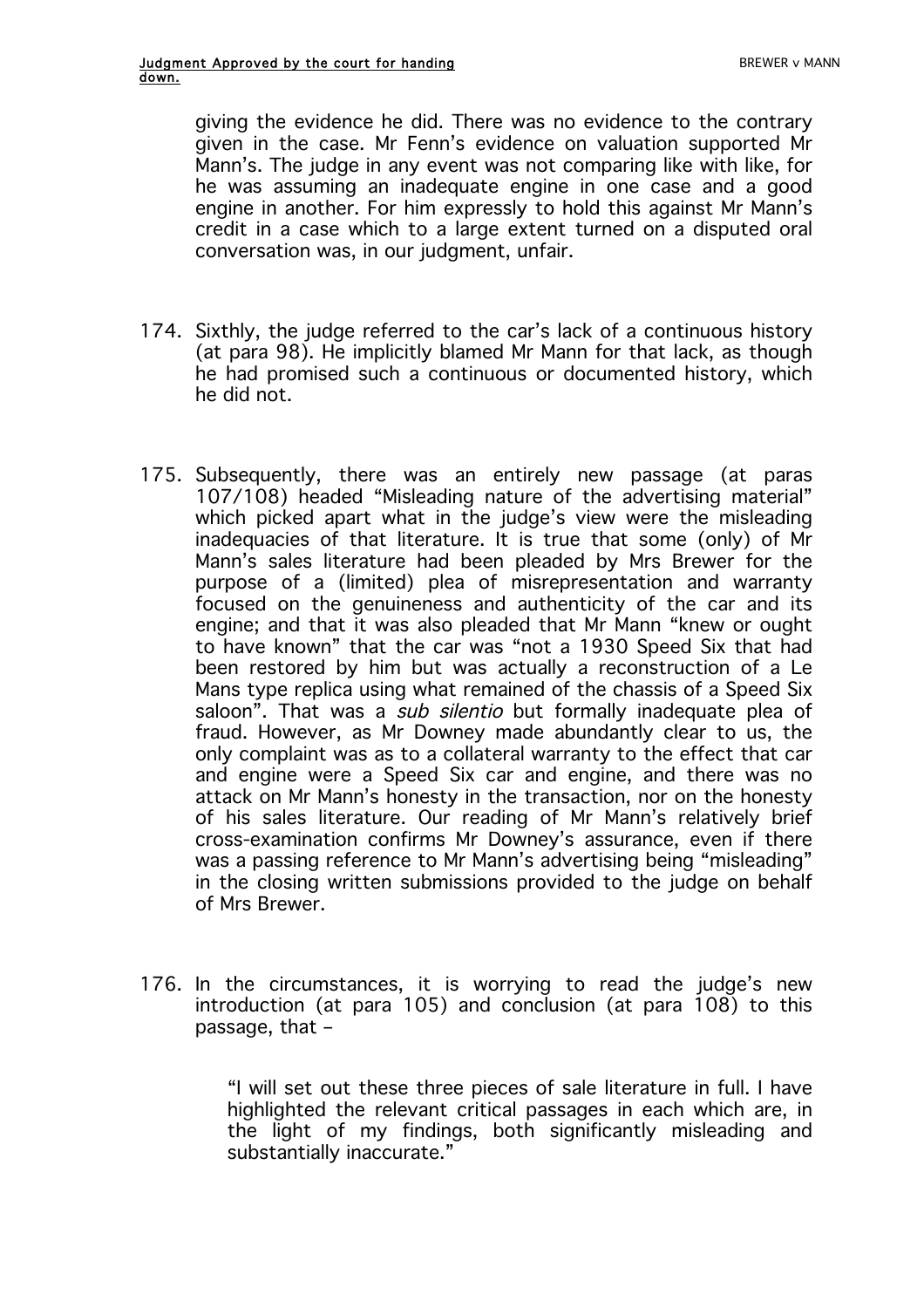giving the evidence he did. There was no evidence to the contrary given in the case. Mr Fenn's evidence on valuation supported Mr Mann's. The judge in any event was not comparing like with like, for he was assuming an inadequate engine in one case and a good engine in another. For him expressly to hold this against Mr Mann's credit in a case which to a large extent turned on a disputed oral conversation was, in our judgment, unfair.

174. Sixthly, the judge referred to the car's lack of a continuous history (at para 98). He implicitly blamed Mr Mann for that lack, as though he had promised such a continuous or documented history, which he did not.

175. Subsequently, there was an entirely new passage (at paras 107/108) headed "Misleading nature of the advertising material" which picked apart what in the judge's view were the misleading inadequacies of that literature. It is true that some (only) of Mr Mann's sales literature had been pleaded by Mrs Brewer for the purpose of a (limited) plea of misrepresentation and warranty focused on the genuineness and authenticity of the car and its engine; and that it was also pleaded that Mr Mann "knew or ought to have known" that the car was "not a 1930 Speed Six that had been restored by him but was actually a reconstruction of a Le Mans type replica using what remained of the chassis of a Speed Six saloon". That was a *sub silentio* but formally inadequate plea of fraud. However, as Mr Downey made abundantly clear to us, the only complaint was as to a collateral warranty to the effect that car and engine were a Speed Six car and engine, and there was no attack on Mr Mann's honesty in the transaction, nor on the honesty of his sales literature. Our reading of Mr Mann's relatively brief cross-examination confirms Mr Downey's assurance, even if there was a passing reference to Mr Mann's advertising being "misleading" in the closing written submissions provided to the judge on behalf of Mrs Brewer.

176. In the circumstances, it is worrying to read the judge's new introduction (at para 105) and conclusion (at para 108) to this passage, that –

> "I will set out these three pieces of sale literature in full. I have highlighted the relevant critical passages in each which are, in the light of my findings, both significantly misleading and substantially inaccurate."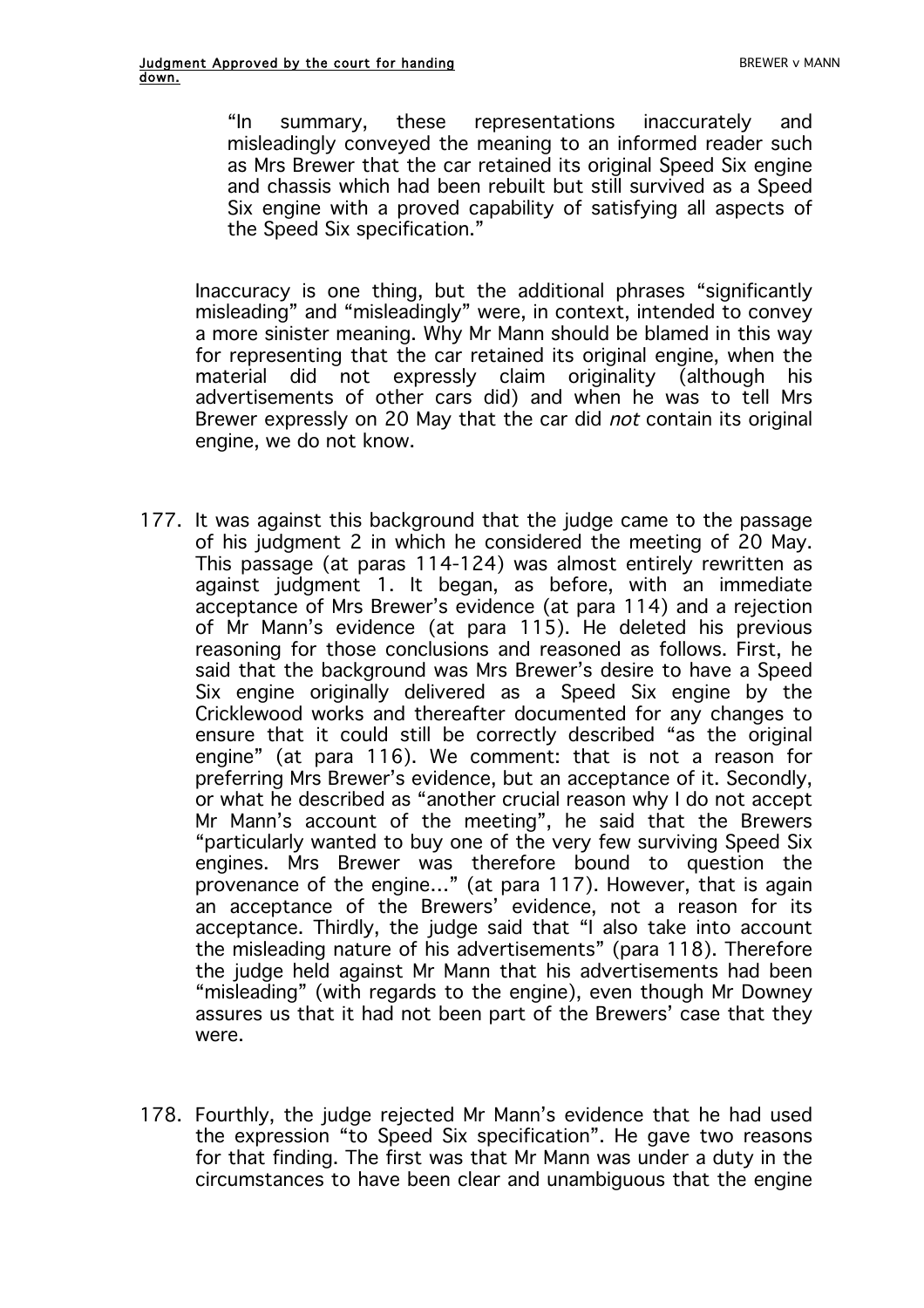> "In summary, these representations inaccurately and misleadingly conveyed the meaning to an informed reader such as Mrs Brewer that the car retained its original Speed Six engine and chassis which had been rebuilt but still survived as a Speed Six engine with a proved capability of satisfying all aspects of the Speed Six specification."

Inaccuracy is one thing, but the additional phrases "significantly misleading" and "misleadingly" were, in context, intended to convey a more sinister meaning. Why Mr Mann should be blamed in this way for representing that the car retained its original engine, when the material did not expressly claim originality (although his advertisements of other cars did) and when he was to tell Mrs Brewer expressly on 20 May that the car did *not* contain its original engine, we do not know.

177. It was against this background that the judge came to the passage of his judgment 2 in which he considered the meeting of 20 May. This passage (at paras 114-124) was almost entirely rewritten as against judgment 1. It began, as before, with an immediate acceptance of Mrs Brewer's evidence (at para 114) and a rejection of Mr Mann's evidence (at para 115). He deleted his previous reasoning for those conclusions and reasoned as follows. First, he said that the background was Mrs Brewer's desire to have a Speed Six engine originally delivered as a Speed Six engine by the Cricklewood works and thereafter documented for any changes to ensure that it could still be correctly described "as the original engine" (at para 116). We comment: that is not a reason for preferring Mrs Brewer's evidence, but an acceptance of it. Secondly, or what he described as "another crucial reason why I do not accept Mr Mann's account of the meeting", he said that the Brewers "particularly wanted to buy one of the very few surviving Speed Six engines. Mrs Brewer was therefore bound to question the provenance of the engine..." (at para 117). However, that is again an acceptance of the Brewers' evidence, not a reason for its acceptance. Thirdly, the judge said that "I also take into account the misleading nature of his advertisements" (para 118). Therefore the judge held against Mr Mann that his advertisements had been "misleading" (with regards to the engine), even though Mr Downey assures us that it had not been part of the Brewers' case that they were.

178. Fourthly, the judge rejected Mr Mann's evidence that he had used the expression "to Speed Six specification". He gave two reasons for that finding. The first was that Mr Mann was under a duty in the circumstances to have been clear and unambiguous that the engine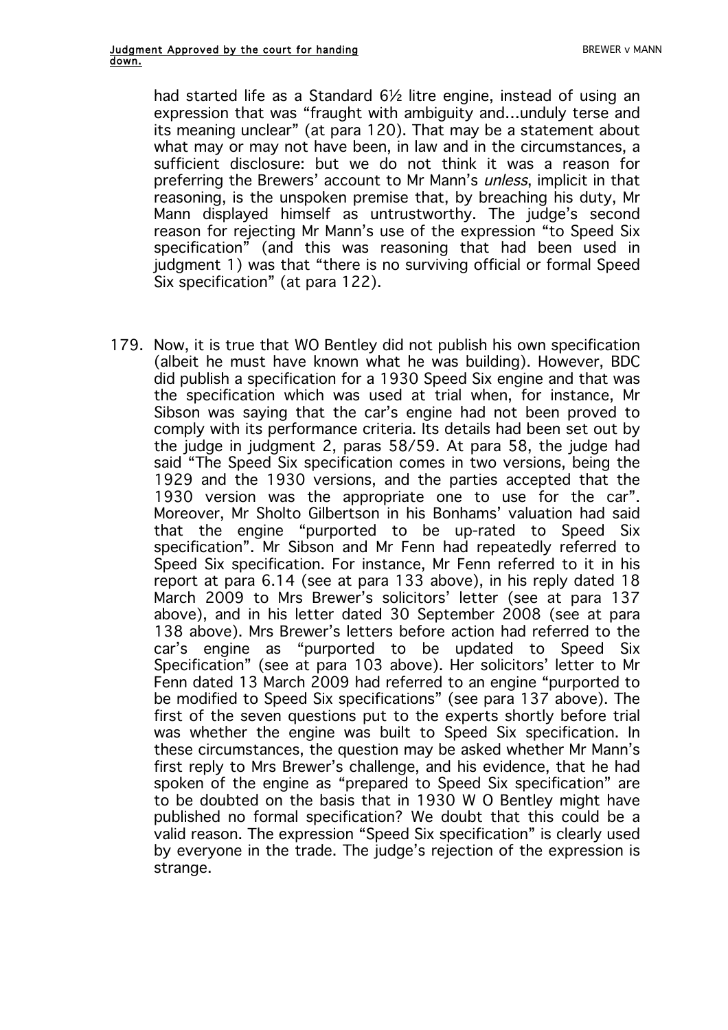had started life as a Standard 6½ litre engine, instead of using an expression that was "fraught with ambiguity and...unduly terse and its meaning unclear" (at para 120). That may be a statement about what may or may not have been, in law and in the circumstances, a sufficient disclosure: but we do not think it was a reason for preferring the Brewers' account to Mr Mann's *unless*, implicit in that reasoning, is the unspoken premise that, by breaching his duty, Mr Mann displayed himself as untrustworthy. The judge's second reason for rejecting Mr Mann's use of the expression "to Speed Six specification" (and this was reasoning that had been used in judgment 1) was that "there is no surviving official or formal Speed Six specification" (at para 122).

179. Now, it is true that WO Bentley did not publish his own specification (albeit he must have known what he was building). However, BDC did publish a specification for a 1930 Speed Six engine and that was the specification which was used at trial when, for instance, Mr Sibson was saying that the car's engine had not been proved to comply with its performance criteria. Its details had been set out by the judge in judgment 2, paras 58/59. At para 58, the judge had said "The Speed Six specification comes in two versions, being the 1929 and the 1930 versions, and the parties accepted that the 1930 version was the appropriate one to use for the car". Moreover, Mr Sholto Gilbertson in his Bonhams' valuation had said that the engine "purported to be up-rated to Speed Six specification". Mr Sibson and Mr Fenn had repeatedly referred to Speed Six specification. For instance, Mr Fenn referred to it in his report at para 6.14 (see at para 133 above), in his reply dated 18 March 2009 to Mrs Brewer's solicitors' letter (see at para 137 above), and in his letter dated 30 September 2008 (see at para 138 above). Mrs Brewer's letters before action had referred to the car's engine as "purported to be updated to Speed Six Specification" (see at para 103 above). Her solicitors' letter to Mr Fenn dated 13 March 2009 had referred to an engine "purported to be modified to Speed Six specifications" (see para 137 above). The first of the seven questions put to the experts shortly before trial was whether the engine was built to Speed Six specification. In these circumstances, the question may be asked whether Mr Mann's first reply to Mrs Brewer's challenge, and his evidence, that he had spoken of the engine as "prepared to Speed Six specification" are to be doubted on the basis that in 1930 W O Bentley might have published no formal specification? We doubt that this could be a valid reason. The expression "Speed Six specification" is clearly used by everyone in the trade. The judge's rejection of the expression is strange.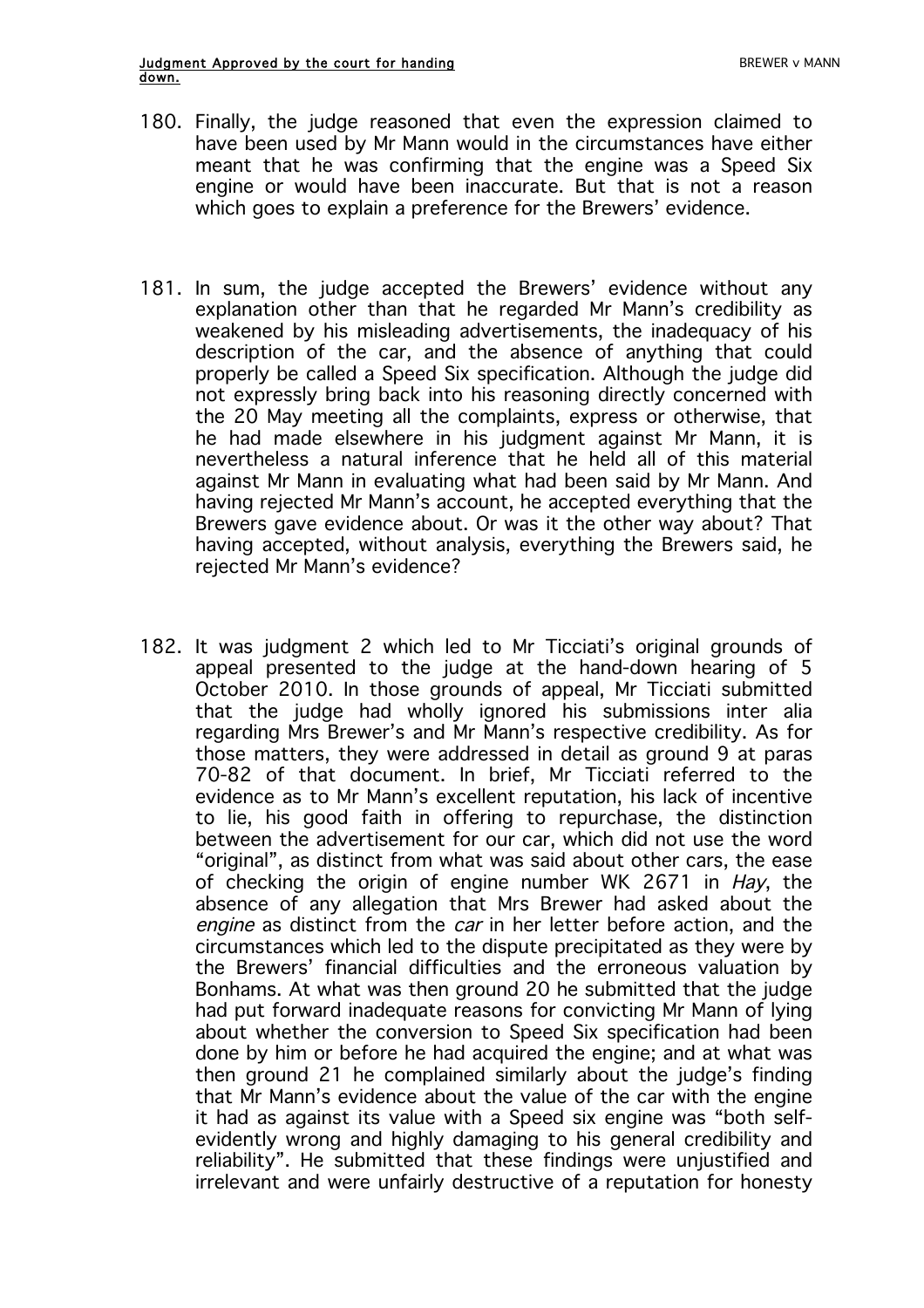180. Finally, the judge reasoned that even the expression claimed to have been used by Mr Mann would in the circumstances have either meant that he was confirming that the engine was a Speed Six engine or would have been inaccurate. But that is not a reason which goes to explain a preference for the Brewers' evidence.

181. In sum, the judge accepted the Brewers' evidence without any explanation other than that he regarded Mr Mann's credibility as weakened by his misleading advertisements, the inadequacy of his description of the car, and the absence of anything that could properly be called a Speed Six specification. Although the judge did not expressly bring back into his reasoning directly concerned with the 20 May meeting all the complaints, express or otherwise, that he had made elsewhere in his judgment against Mr Mann, it is nevertheless a natural inference that he held all of this material against Mr Mann in evaluating what had been said by Mr Mann. And having rejected Mr Mann's account, he accepted everything that the Brewers gave evidence about. Or was it the other way about? That having accepted, without analysis, everything the Brewers said, he rejected Mr Mann's evidence?

182. It was judgment 2 which led to Mr Ticciati's original grounds of appeal presented to the judge at the hand-down hearing of 5 October 2010. In those grounds of appeal, Mr Ticciati submitted that the judge had wholly ignored his submissions inter alia regarding Mrs Brewer's and Mr Mann's respective credibility. As for those matters, they were addressed in detail as ground 9 at paras 70-82 of that document. In brief, Mr Ticciati referred to the evidence as to Mr Mann's excellent reputation, his lack of incentive to lie, his good faith in offering to repurchase, the distinction between the advertisement for our car, which did not use the word "original", as distinct from what was said about other cars, the ease of checking the origin of engine number WK 2671 in *Hay*, the absence of any allegation that Mrs Brewer had asked about the *engine* as distinct from the *car* in her letter before action, and the circumstances which led to the dispute precipitated as they were by the Brewers' financial difficulties and the erroneous valuation by Bonhams. At what was then ground 20 he submitted that the judge had put forward inadequate reasons for convicting Mr Mann of lying about whether the conversion to Speed Six specification had been done by him or before he had acquired the engine; and at what was then ground 21 he complained similarly about the judge's finding that Mr Mann's evidence about the value of the car with the engine it had as against its value with a Speed six engine was "both self-evidently wrong and highly damaging to his general credibility and reliability". He submitted that these findings were unjustified and irrelevant and were unfairly destructive of a reputation for honesty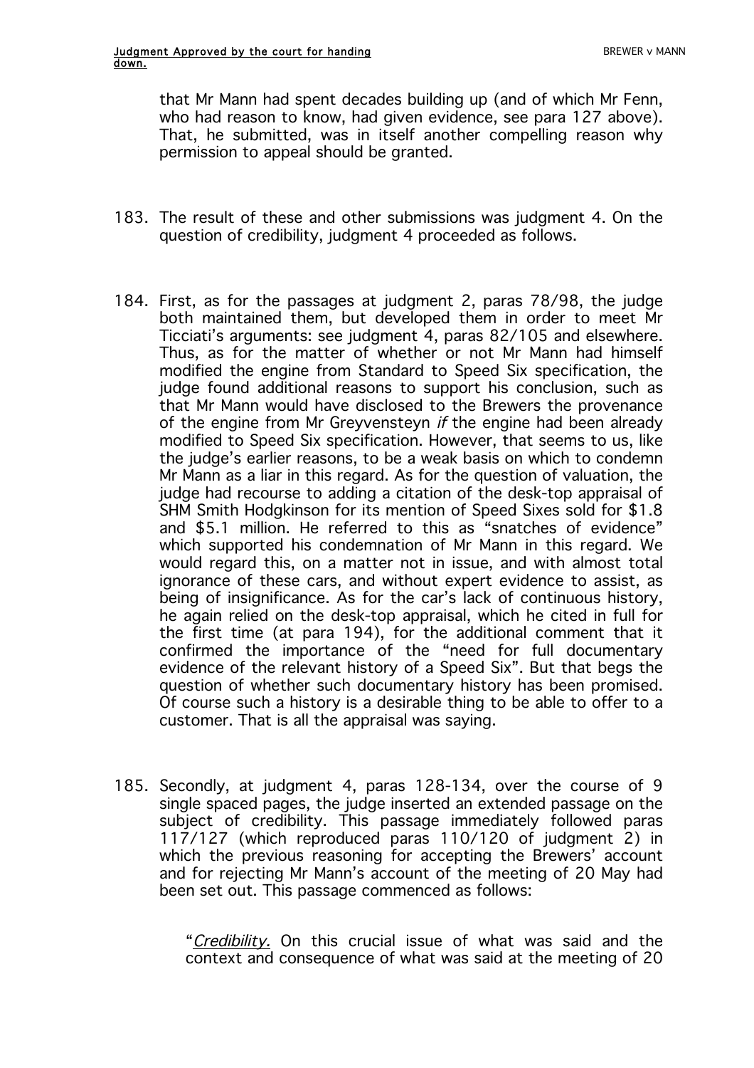that Mr Mann had spent decades building up (and of which Mr Fenn, who had reason to know, had given evidence, see para 127 above). That, he submitted, was in itself another compelling reason why permission to appeal should be granted.

183. The result of these and other submissions was judgment 4. On the question of credibility, judgment 4 proceeded as follows.

184. First, as for the passages at judgment 2, paras 78/98, the judge both maintained them, but developed them in order to meet Mr Ticciati's arguments: see judgment 4, paras 82/105 and elsewhere. Thus, as for the matter of whether or not Mr Mann had himself modified the engine from Standard to Speed Six specification, the judge found additional reasons to support his conclusion, such as that Mr Mann would have disclosed to the Brewers the provenance of the engine from Mr Greyvensteyn *if* the engine had been already modified to Speed Six specification. However, that seems to us, like the judge's earlier reasons, to be a weak basis on which to condemn Mr Mann as a liar in this regard. As for the question of valuation, the judge had recourse to adding a citation of the desk-top appraisal of SHM Smith Hodgkinson for its mention of Speed Sixes sold for $1.8 and $5.1 million. He referred to this as "snatches of evidence" which supported his condemnation of Mr Mann in this regard. We would regard this, on a matter not in issue, and with almost total ignorance of these cars, and without expert evidence to assist, as being of insignificance. As for the car's lack of continuous history, he again relied on the desk-top appraisal, which he cited in full for the first time (at para 194), for the additional comment that it confirmed the importance of the "need for full documentary evidence of the relevant history of a Speed Six". But that begs the question of whether such documentary history has been promised. Of course such a history is a desirable thing to be able to offer to a customer. That is all the appraisal was saying.

185. Secondly, at judgment 4, paras 128-134, over the course of 9 single spaced pages, the judge inserted an extended passage on the subject of credibility. This passage immediately followed paras 117/127 (which reproduced paras 110/120 of judgment 2) in which the previous reasoning for accepting the Brewers' account and for rejecting Mr Mann's account of the meeting of 20 May had been set out. This passage commenced as follows:

> "*Credibility.* On this crucial issue of what was said and the context and consequence of what was said at the meeting of 20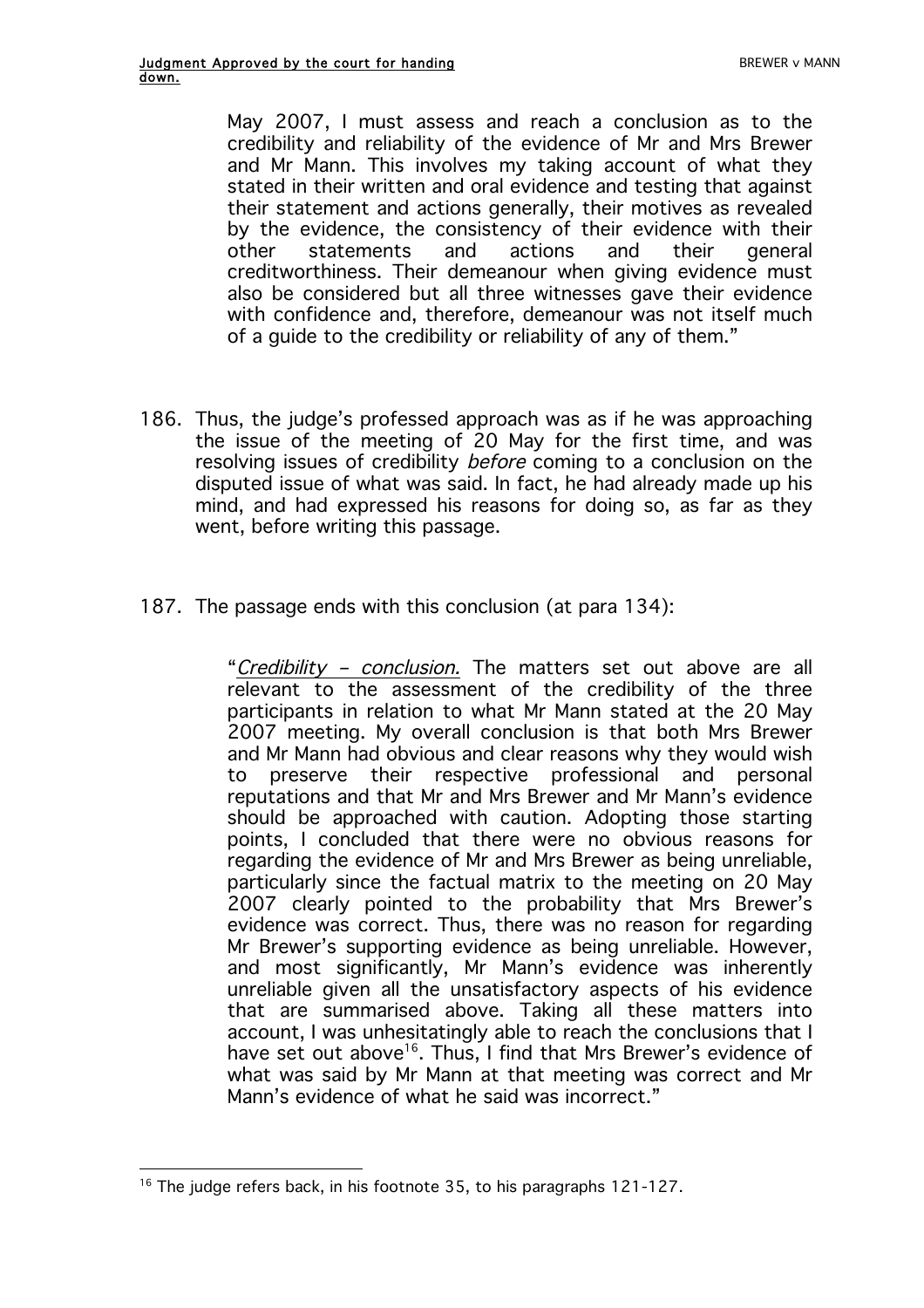> May 2007, I must assess and reach a conclusion as to the credibility and reliability of the evidence of Mr and Mrs Brewer and Mr Mann. This involves my taking account of what they stated in their written and oral evidence and testing that against their statement and actions generally, their motives as revealed by the evidence, the consistency of their evidence with their other statements and actions and their general creditworthiness. Their demeanour when giving evidence must also be considered but all three witnesses gave their evidence with confidence and, therefore, demeanour was not itself much of a guide to the credibility or reliability of any of them."

186. Thus, the judge's professed approach was as if he was approaching the issue of the meeting of 20 May for the first time, and was resolving issues of credibility *before* coming to a conclusion on the disputed issue of what was said. In fact, he had already made up his mind, and had expressed his reasons for doing so, as far as they went, before writing this passage.

187. The passage ends with this conclusion (at para 134):

> "*Credibility – conclusion.* The matters set out above are all relevant to the assessment of the credibility of the three participants in relation to what Mr Mann stated at the 20 May 2007 meeting. My overall conclusion is that both Mrs Brewer and Mr Mann had obvious and clear reasons why they would wish to preserve their respective professional and personal reputations and that Mr and Mrs Brewer and Mr Mann's evidence should be approached with caution. Adopting those starting points, I concluded that there were no obvious reasons for regarding the evidence of Mr and Mrs Brewer as being unreliable, particularly since the factual matrix to the meeting on 20 May 2007 clearly pointed to the probability that Mrs Brewer's evidence was correct. Thus, there was no reason for regarding Mr Brewer's supporting evidence as being unreliable. However, and most significantly, Mr Mann's evidence was inherently unreliable given all the unsatisfactory aspects of his evidence that are summarised above. Taking all these matters into account, I was unhesitatingly able to reach the conclusions that I have set out above[16]. Thus, I find that Mrs Brewer's evidence of what was said by Mr Mann at that meeting was correct and Mr Mann's evidence of what he said was incorrect."

[16] The judge refers back, in his footnote 35, to his paragraphs 121-127.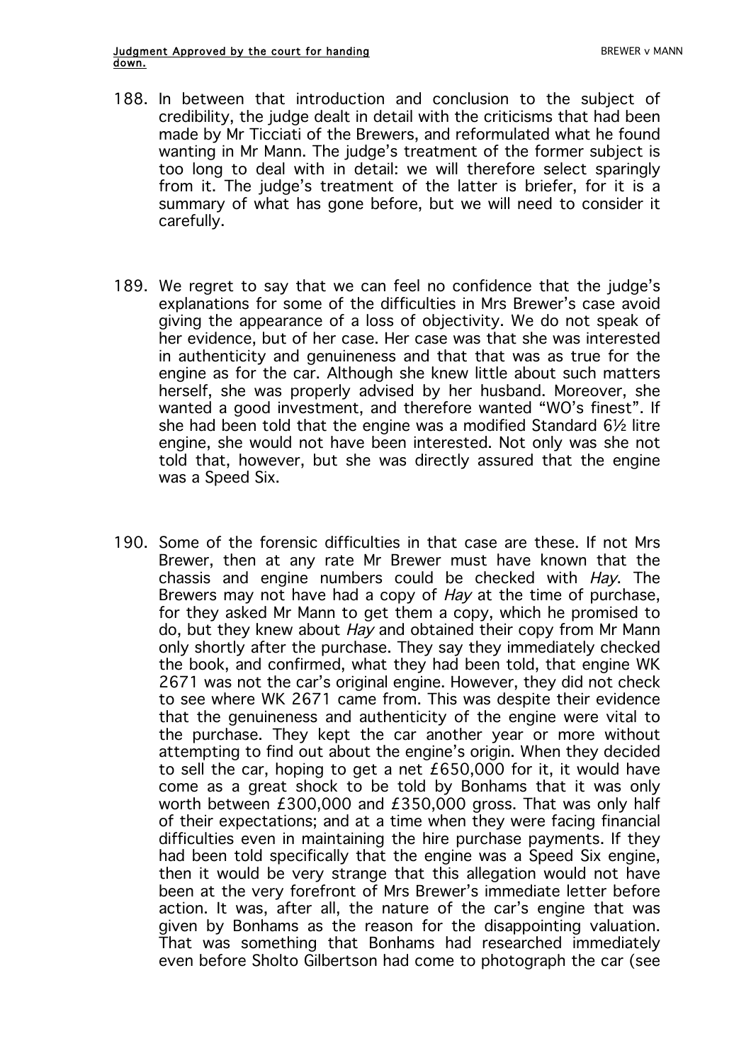188. In between that introduction and conclusion to the subject of credibility, the judge dealt in detail with the criticisms that had been made by Mr Ticciati of the Brewers, and reformulated what he found wanting in Mr Mann. The judge's treatment of the former subject is too long to deal with in detail: we will therefore select sparingly from it. The judge's treatment of the latter is briefer, for it is a summary of what has gone before, but we will need to consider it carefully.

189. We regret to say that we can feel no confidence that the judge's explanations for some of the difficulties in Mrs Brewer's case avoid giving the appearance of a loss of objectivity. We do not speak of her evidence, but of her case. Her case was that she was interested in authenticity and genuineness and that that was as true for the engine as for the car. Although she knew little about such matters herself, she was properly advised by her husband. Moreover, she wanted a good investment, and therefore wanted "WO's finest". If she had been told that the engine was a modified Standard 6½ litre engine, she would not have been interested. Not only was she not told that, however, but she was directly assured that the engine was a Speed Six.

190. Some of the forensic difficulties in that case are these. If not Mrs Brewer, then at any rate Mr Brewer must have known that the chassis and engine numbers could be checked with *Hay*. The Brewers may not have had a copy of *Hay* at the time of purchase, for they asked Mr Mann to get them a copy, which he promised to do, but they knew about *Hay* and obtained their copy from Mr Mann only shortly after the purchase. They say they immediately checked the book, and confirmed, what they had been told, that engine WK 2671 was not the car's original engine. However, they did not check to see where WK 2671 came from. This was despite their evidence that the genuineness and authenticity of the engine were vital to the purchase. They kept the car another year or more without attempting to find out about the engine's origin. When they decided to sell the car, hoping to get a net £650,000 for it, it would have come as a great shock to be told by Bonhams that it was only worth between £300,000 and £350,000 gross. That was only half of their expectations; and at a time when they were facing financial difficulties even in maintaining the hire purchase payments. If they had been told specifically that the engine was a Speed Six engine, then it would be very strange that this allegation would not have been at the very forefront of Mrs Brewer's immediate letter before action. It was, after all, the nature of the car's engine that was given by Bonhams as the reason for the disappointing valuation. That was something that Bonhams had researched immediately even before Sholto Gilbertson had come to photograph the car (see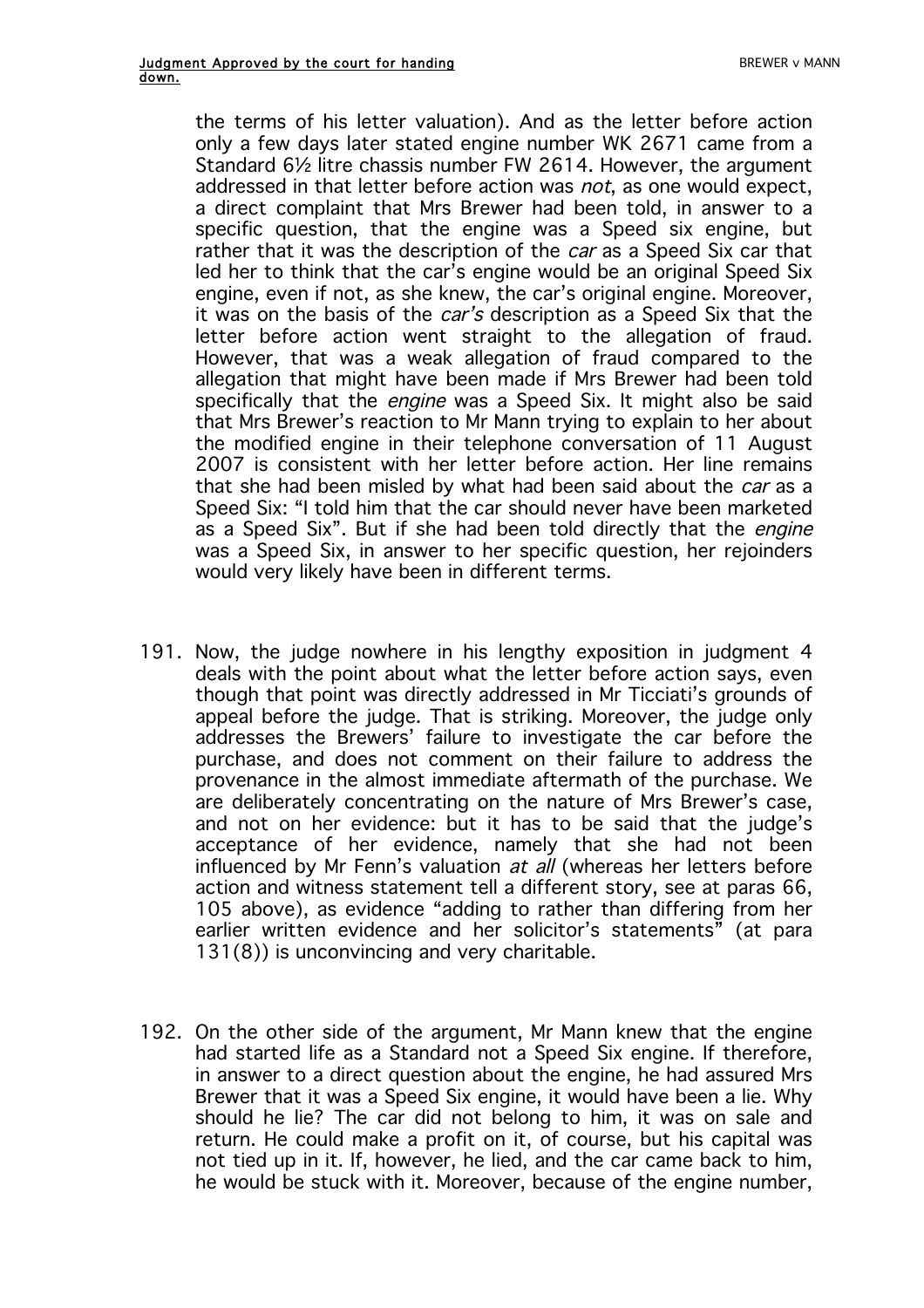the terms of his letter valuation). And as the letter before action only a few days later stated engine number WK 2671 came from a Standard 6½ litre chassis number FW 2614. However, the argument addressed in that letter before action was *not*, as one would expect, a direct complaint that Mrs Brewer had been told, in answer to a specific question, that the engine was a Speed six engine, but rather that it was the description of the *car* as a Speed Six car that led her to think that the car's engine would be an original Speed Six engine, even if not, as she knew, the car's original engine. Moreover, it was on the basis of the *car's* description as a Speed Six that the letter before action went straight to the allegation of fraud. However, that was a weak allegation of fraud compared to the allegation that might have been made if Mrs Brewer had been told specifically that the *engine* was a Speed Six. It might also be said that Mrs Brewer's reaction to Mr Mann trying to explain to her about the modified engine in their telephone conversation of 11 August 2007 is consistent with her letter before action. Her line remains that she had been misled by what had been said about the *car* as a Speed Six: "I told him that the car should never have been marketed as a Speed Six". But if she had been told directly that the *engine* was a Speed Six, in answer to her specific question, her rejoinders would very likely have been in different terms.

191. Now, the judge nowhere in his lengthy exposition in judgment 4 deals with the point about what the letter before action says, even though that point was directly addressed in Mr Ticciati's grounds of appeal before the judge. That is striking. Moreover, the judge only addresses the Brewers' failure to investigate the car before the purchase, and does not comment on their failure to address the provenance in the almost immediate aftermath of the purchase. We are deliberately concentrating on the nature of Mrs Brewer's case, and not on her evidence: but it has to be said that the judge's acceptance of her evidence, namely that she had not been influenced by Mr Fenn's valuation *at all* (whereas her letters before action and witness statement tell a different story, see at paras 66, 105 above), as evidence "adding to rather than differing from her earlier written evidence and her solicitor's statements" (at para 131(8)) is unconvincing and very charitable.

192. On the other side of the argument, Mr Mann knew that the engine had started life as a Standard not a Speed Six engine. If therefore, in answer to a direct question about the engine, he had assured Mrs Brewer that it was a Speed Six engine, it would have been a lie. Why should he lie? The car did not belong to him, it was on sale and return. He could make a profit on it, of course, but his capital was not tied up in it. If, however, he lied, and the car came back to him, he would be stuck with it. Moreover, because of the engine number,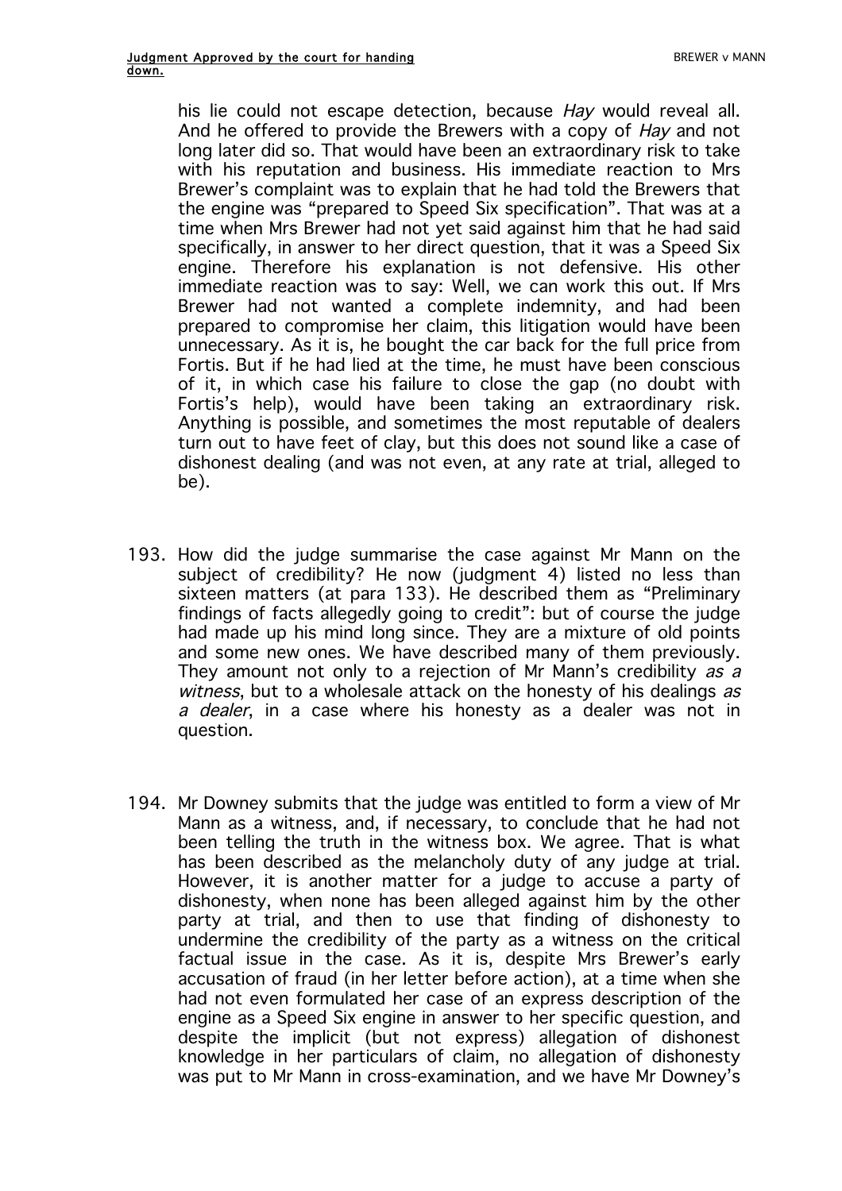his lie could not escape detection, because *Hay* would reveal all. And he offered to provide the Brewers with a copy of *Hay* and not long later did so. That would have been an extraordinary risk to take with his reputation and business. His immediate reaction to Mrs Brewer's complaint was to explain that he had told the Brewers that the engine was "prepared to Speed Six specification". That was at a time when Mrs Brewer had not yet said against him that he had said specifically, in answer to her direct question, that it was a Speed Six engine. Therefore his explanation is not defensive. His other immediate reaction was to say: Well, we can work this out. If Mrs Brewer had not wanted a complete indemnity, and had been prepared to compromise her claim, this litigation would have been unnecessary. As it is, he bought the car back for the full price from Fortis. But if he had lied at the time, he must have been conscious of it, in which case his failure to close the gap (no doubt with Fortis's help), would have been taking an extraordinary risk. Anything is possible, and sometimes the most reputable of dealers turn out to have feet of clay, but this does not sound like a case of dishonest dealing (and was not even, at any rate at trial, alleged to be).

193. How did the judge summarise the case against Mr Mann on the subject of credibility? He now (judgment 4) listed no less than sixteen matters (at para 133). He described them as "Preliminary findings of facts allegedly going to credit": but of course the judge had made up his mind long since. They are a mixture of old points and some new ones. We have described many of them previously. They amount not only to a rejection of Mr Mann's credibility *as a witness*, but to a wholesale attack on the honesty of his dealings *as a dealer*, in a case where his honesty as a dealer was not in question.

194. Mr Downey submits that the judge was entitled to form a view of Mr Mann as a witness, and, if necessary, to conclude that he had not been telling the truth in the witness box. We agree. That is what has been described as the melancholy duty of any judge at trial. However, it is another matter for a judge to accuse a party of dishonesty, when none has been alleged against him by the other party at trial, and then to use that finding of dishonesty to undermine the credibility of the party as a witness on the critical factual issue in the case. As it is, despite Mrs Brewer's early accusation of fraud (in her letter before action), at a time when she had not even formulated her case of an express description of the engine as a Speed Six engine in answer to her specific question, and despite the implicit (but not express) allegation of dishonest knowledge in her particulars of claim, no allegation of dishonesty was put to Mr Mann in cross-examination, and we have Mr Downey's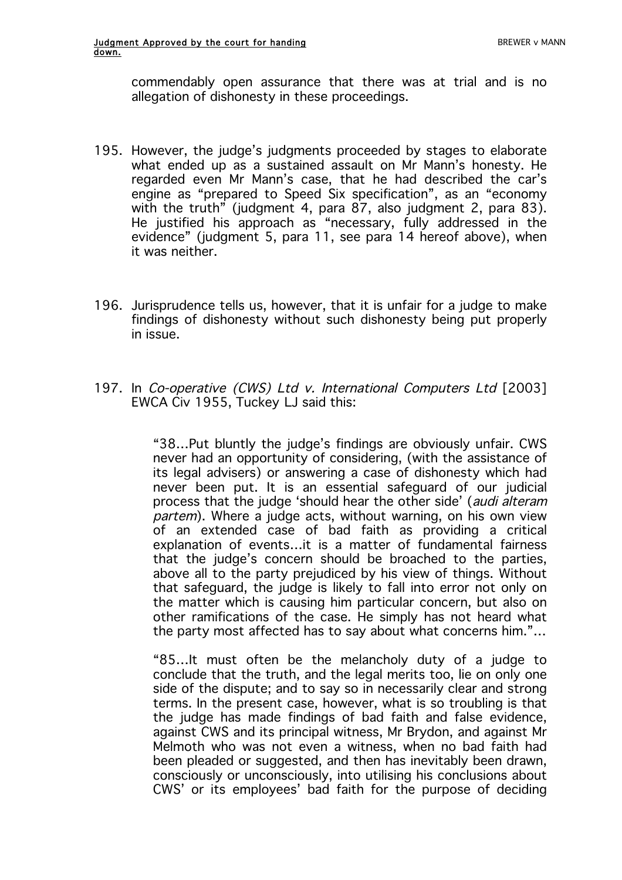commendably open assurance that there was at trial and is no allegation of dishonesty in these proceedings.

195. However, the judge's judgments proceeded by stages to elaborate what ended up as a sustained assault on Mr Mann's honesty. He regarded even Mr Mann's case, that he had described the car's engine as "prepared to Speed Six specification", as an "economy with the truth" (judgment 4, para 87, also judgment 2, para 83). He justified his approach as "necessary, fully addressed in the evidence" (judgment 5, para 11, see para 14 hereof above), when it was neither.

196. Jurisprudence tells us, however, that it is unfair for a judge to make findings of dishonesty without such dishonesty being put properly in issue.

197. In *Co-operative (CWS) Ltd v. International Computers Ltd* [2003] EWCA Civ 1955, Tuckey LJ said this:

> "38…Put bluntly the judge's findings are obviously unfair. CWS never had an opportunity of considering, (with the assistance of its legal advisers) or answering a case of dishonesty which had never been put. It is an essential safeguard of our judicial process that the judge 'should hear the other side' (*audi alteram partem*). Where a judge acts, without warning, on his own view of an extended case of bad faith as providing a critical explanation of events…it is a matter of fundamental fairness that the judge's concern should be broached to the parties, above all to the party prejudiced by his view of things. Without that safeguard, the judge is likely to fall into error not only on the matter which is causing him particular concern, but also on other ramifications of the case. He simply has not heard what the party most affected has to say about what concerns him."…
>
> "85…It must often be the melancholy duty of a judge to conclude that the truth, and the legal merits too, lie on only one side of the dispute; and to say so in necessarily clear and strong terms. In the present case, however, what is so troubling is that the judge has made findings of bad faith and false evidence, against CWS and its principal witness, Mr Brydon, and against Mr Melmoth who was not even a witness, when no bad faith had been pleaded or suggested, and then has inevitably been drawn, consciously or unconsciously, into utilising his conclusions about CWS' or its employees' bad faith for the purpose of deciding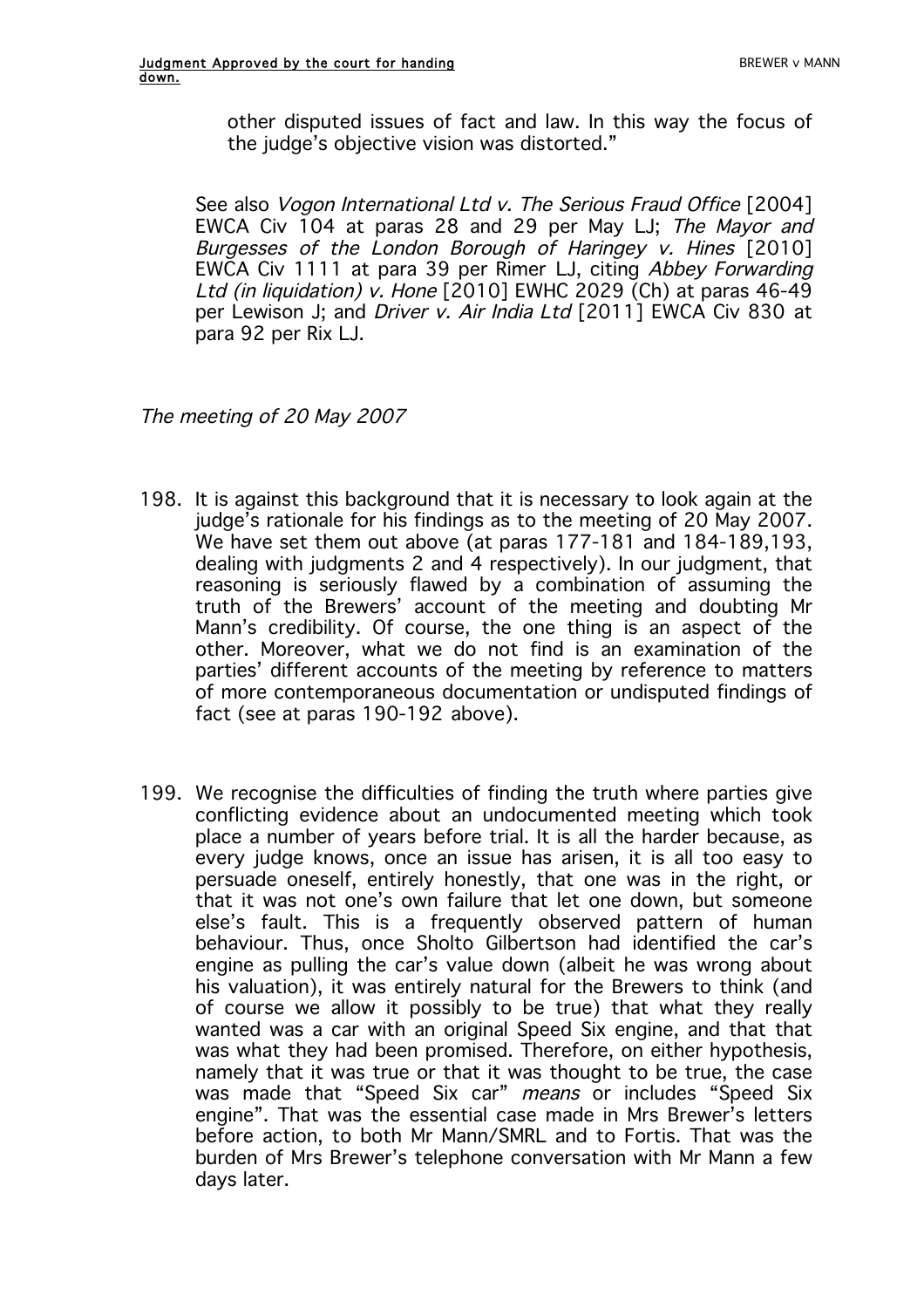other disputed issues of fact and law. In this way the focus of the judge's objective vision was distorted."

See also *Vogon International Ltd v. The Serious Fraud Office* [2004] EWCA Civ 104 at paras 28 and 29 per May LJ; *The Mayor and Burgesses of the London Borough of Haringey v. Hines* [2010] EWCA Civ 1111 at para 39 per Rimer LJ, citing *Abbey Forwarding Ltd (in liquidation) v. Hone* [2010] EWHC 2029 (Ch) at paras 46-49 per Lewison J; and *Driver v. Air India Ltd* [2011] EWCA Civ 830 at para 92 per Rix LJ.

*The meeting of 20 May 2007*

198. It is against this background that it is necessary to look again at the judge's rationale for his findings as to the meeting of 20 May 2007. We have set them out above (at paras 177-181 and 184-189,193, dealing with judgments 2 and 4 respectively). In our judgment, that reasoning is seriously flawed by a combination of assuming the truth of the Brewers' account of the meeting and doubting Mr Mann's credibility. Of course, the one thing is an aspect of the other. Moreover, what we do not find is an examination of the parties' different accounts of the meeting by reference to matters of more contemporaneous documentation or undisputed findings of fact (see at paras 190-192 above).

199. We recognise the difficulties of finding the truth where parties give conflicting evidence about an undocumented meeting which took place a number of years before trial. It is all the harder because, as every judge knows, once an issue has arisen, it is all too easy to persuade oneself, entirely honestly, that one was in the right, or that it was not one's own failure that let one down, but someone else's fault. This is a frequently observed pattern of human behaviour. Thus, once Sholto Gilbertson had identified the car's engine as pulling the car's value down (albeit he was wrong about his valuation), it was entirely natural for the Brewers to think (and of course we allow it possibly to be true) that what they really wanted was a car with an original Speed Six engine, and that that was what they had been promised. Therefore, on either hypothesis, namely that it was true or that it was thought to be true, the case was made that "Speed Six car" *means* or includes "Speed Six engine". That was the essential case made in Mrs Brewer's letters before action, to both Mr Mann/SMRL and to Fortis. That was the burden of Mrs Brewer's telephone conversation with Mr Mann a few days later.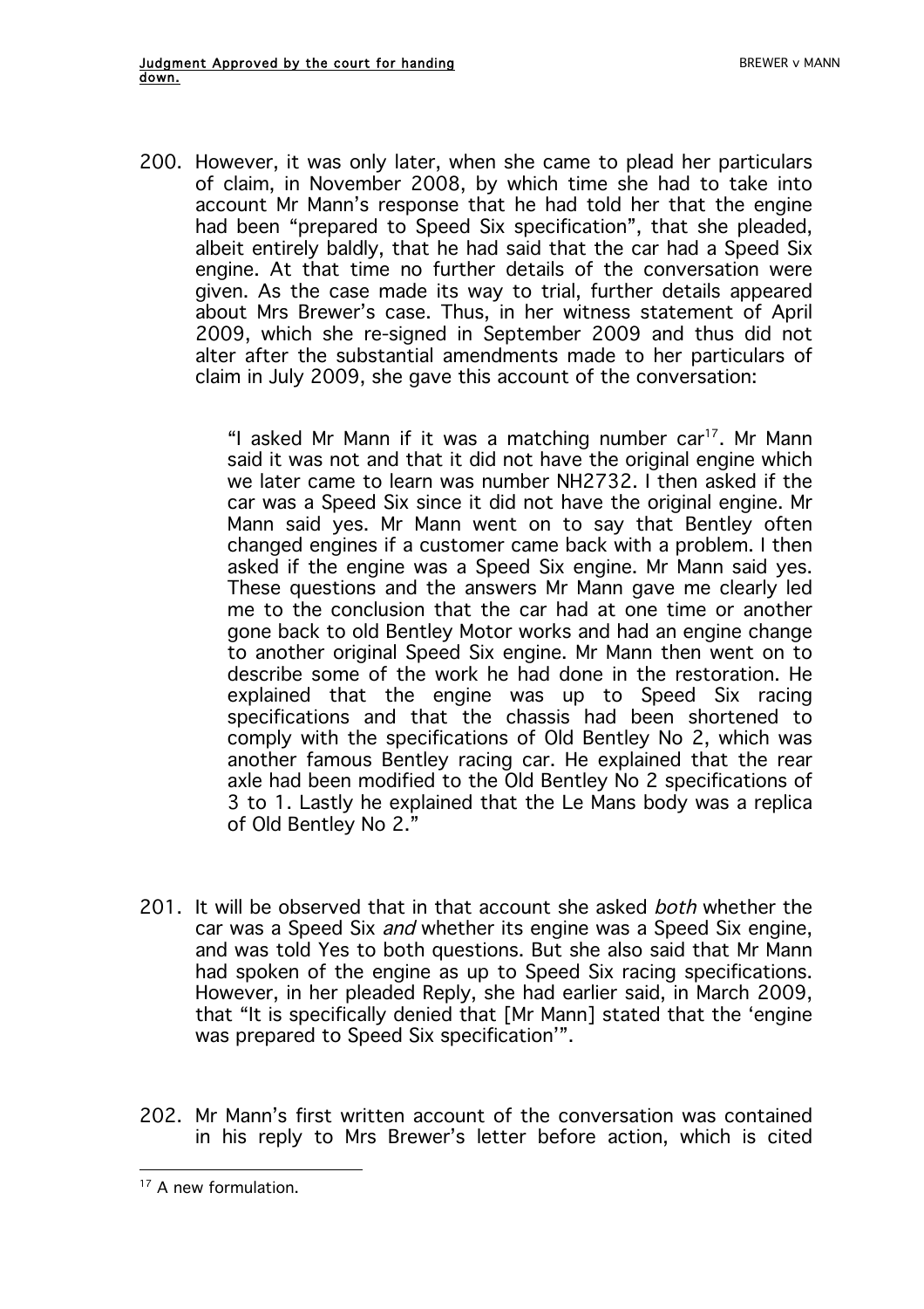200. However, it was only later, when she came to plead her particulars of claim, in November 2008, by which time she had to take into account Mr Mann's response that he had told her that the engine had been "prepared to Speed Six specification", that she pleaded, albeit entirely baldly, that he had said that the car had a Speed Six engine. At that time no further details of the conversation were given. As the case made its way to trial, further details appeared about Mrs Brewer's case. Thus, in her witness statement of April 2009, which she re-signed in September 2009 and thus did not alter after the substantial amendments made to her particulars of claim in July 2009, she gave this account of the conversation:

> "I asked Mr Mann if it was a matching number car[17]. Mr Mann said it was not and that it did not have the original engine which we later came to learn was number NH2732. I then asked if the car was a Speed Six since it did not have the original engine. Mr Mann said yes. Mr Mann went on to say that Bentley often changed engines if a customer came back with a problem. I then asked if the engine was a Speed Six engine. Mr Mann said yes. These questions and the answers Mr Mann gave me clearly led me to the conclusion that the car had at one time or another gone back to old Bentley Motor works and had an engine change to another original Speed Six engine. Mr Mann then went on to describe some of the work he had done in the restoration. He explained that the engine was up to Speed Six racing specifications and that the chassis had been shortened to comply with the specifications of Old Bentley No 2, which was another famous Bentley racing car. He explained that the rear axle had been modified to the Old Bentley No 2 specifications of 3 to 1. Lastly he explained that the Le Mans body was a replica of Old Bentley No 2."

201. It will be observed that in that account she asked *both* whether the car was a Speed Six *and* whether its engine was a Speed Six engine, and was told Yes to both questions. But she also said that Mr Mann had spoken of the engine as up to Speed Six racing specifications. However, in her pleaded Reply, she had earlier said, in March 2009, that "It is specifically denied that [Mr Mann] stated that the 'engine was prepared to Speed Six specification'".

202. Mr Mann's first written account of the conversation was contained in his reply to Mrs Brewer's letter before action, which is cited

---

[17] A new formulation.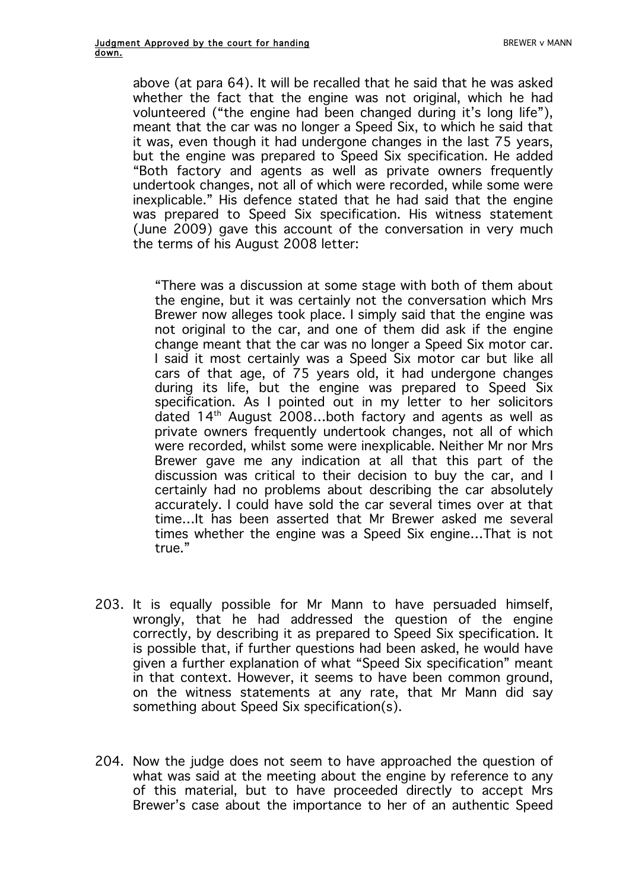above (at para 64). It will be recalled that he said that he was asked whether the fact that the engine was not original, which he had volunteered ("the engine had been changed during it's long life"), meant that the car was no longer a Speed Six, to which he said that it was, even though it had undergone changes in the last 75 years, but the engine was prepared to Speed Six specification. He added "Both factory and agents as well as private owners frequently undertook changes, not all of which were recorded, while some were inexplicable." His defence stated that he had said that the engine was prepared to Speed Six specification. His witness statement (June 2009) gave this account of the conversation in very much the terms of his August 2008 letter:

> "There was a discussion at some stage with both of them about the engine, but it was certainly not the conversation which Mrs Brewer now alleges took place. I simply said that the engine was not original to the car, and one of them did ask if the engine change meant that the car was no longer a Speed Six motor car. I said it most certainly was a Speed Six motor car but like all cars of that age, of 75 years old, it had undergone changes during its life, but the engine was prepared to Speed Six specification. As I pointed out in my letter to her solicitors dated 14th August 2008…both factory and agents as well as private owners frequently undertook changes, not all of which were recorded, whilst some were inexplicable. Neither Mr nor Mrs Brewer gave me any indication at all that this part of the discussion was critical to their decision to buy the car, and I certainly had no problems about describing the car absolutely accurately. I could have sold the car several times over at that time…It has been asserted that Mr Brewer asked me several times whether the engine was a Speed Six engine…That is not true."

203. It is equally possible for Mr Mann to have persuaded himself, wrongly, that he had addressed the question of the engine correctly, by describing it as prepared to Speed Six specification. It is possible that, if further questions had been asked, he would have given a further explanation of what "Speed Six specification" meant in that context. However, it seems to have been common ground, on the witness statements at any rate, that Mr Mann did say something about Speed Six specification(s).

204. Now the judge does not seem to have approached the question of what was said at the meeting about the engine by reference to any of this material, but to have proceeded directly to accept Mrs Brewer's case about the importance to her of an authentic Speed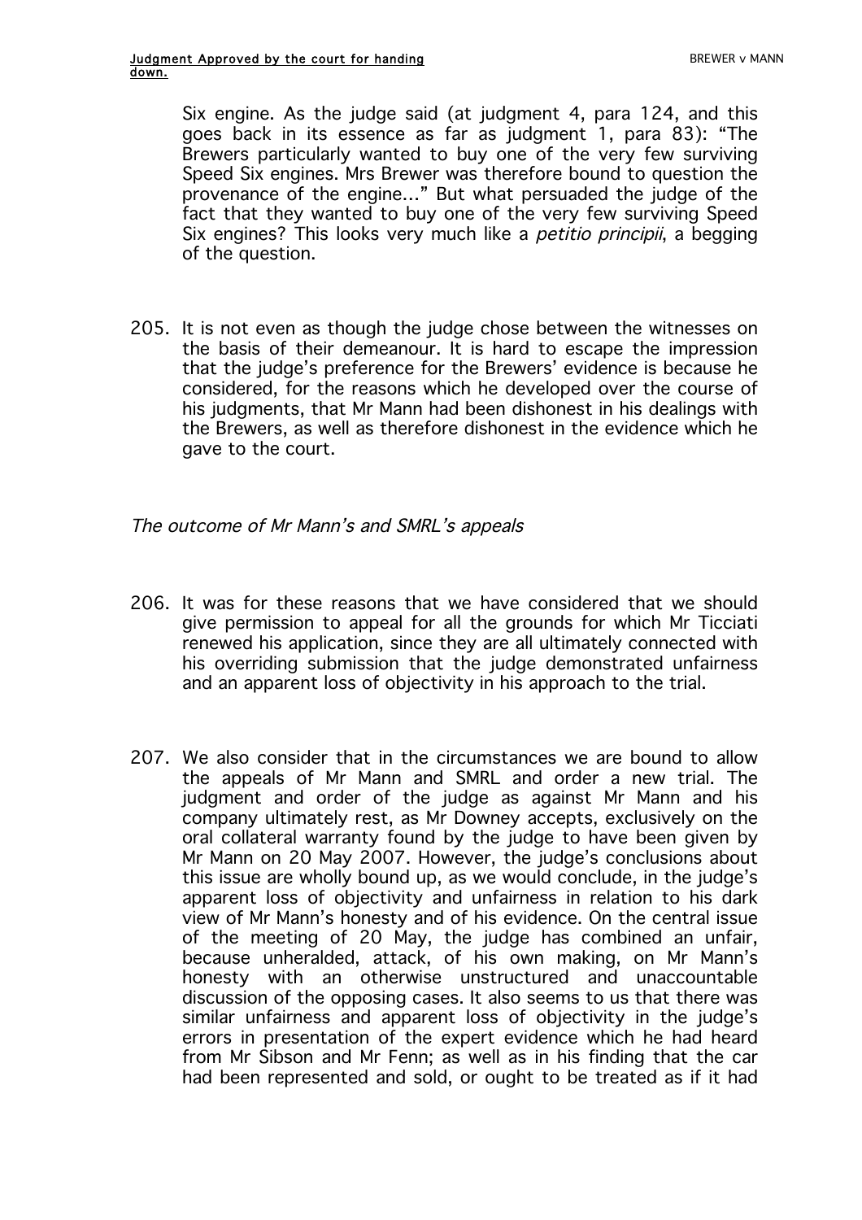Six engine. As the judge said (at judgment 4, para 124, and this goes back in its essence as far as judgment 1, para 83): "The Brewers particularly wanted to buy one of the very few surviving Speed Six engines. Mrs Brewer was therefore bound to question the provenance of the engine…" But what persuaded the judge of the fact that they wanted to buy one of the very few surviving Speed Six engines? This looks very much like a *petitio principii*, a begging of the question.

205. It is not even as though the judge chose between the witnesses on the basis of their demeanour. It is hard to escape the impression that the judge's preference for the Brewers' evidence is because he considered, for the reasons which he developed over the course of his judgments, that Mr Mann had been dishonest in his dealings with the Brewers, as well as therefore dishonest in the evidence which he gave to the court.

*The outcome of Mr Mann's and SMRL's appeals*

206. It was for these reasons that we have considered that we should give permission to appeal for all the grounds for which Mr Ticciati renewed his application, since they are all ultimately connected with his overriding submission that the judge demonstrated unfairness and an apparent loss of objectivity in his approach to the trial.

207. We also consider that in the circumstances we are bound to allow the appeals of Mr Mann and SMRL and order a new trial. The judgment and order of the judge as against Mr Mann and his company ultimately rest, as Mr Downey accepts, exclusively on the oral collateral warranty found by the judge to have been given by Mr Mann on 20 May 2007. However, the judge's conclusions about this issue are wholly bound up, as we would conclude, in the judge's apparent loss of objectivity and unfairness in relation to his dark view of Mr Mann's honesty and of his evidence. On the central issue of the meeting of 20 May, the judge has combined an unfair, because unheralded, attack, of his own making, on Mr Mann's honesty with an otherwise unstructured and unaccountable discussion of the opposing cases. It also seems to us that there was similar unfairness and apparent loss of objectivity in the judge's errors in presentation of the expert evidence which he had heard from Mr Sibson and Mr Fenn; as well as in his finding that the car had been represented and sold, or ought to be treated as if it had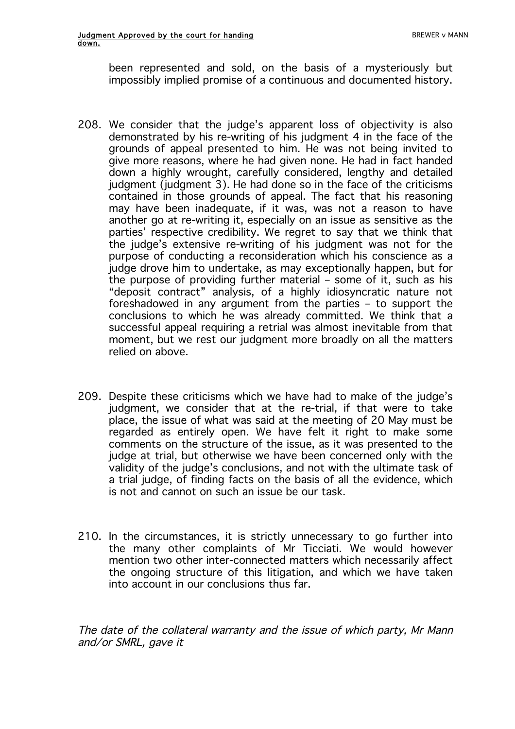been represented and sold, on the basis of a mysteriously but impossibly implied promise of a continuous and documented history.

208. We consider that the judge's apparent loss of objectivity is also demonstrated by his re-writing of his judgment 4 in the face of the grounds of appeal presented to him. He was not being invited to give more reasons, where he had given none. He had in fact handed down a highly wrought, carefully considered, lengthy and detailed judgment (judgment 3). He had done so in the face of the criticisms contained in those grounds of appeal. The fact that his reasoning may have been inadequate, if it was, was not a reason to have another go at re-writing it, especially on an issue as sensitive as the parties' respective credibility. We regret to say that we think that the judge's extensive re-writing of his judgment was not for the purpose of conducting a reconsideration which his conscience as a judge drove him to undertake, as may exceptionally happen, but for the purpose of providing further material – some of it, such as his "deposit contract" analysis, of a highly idiosyncratic nature not foreshadowed in any argument from the parties – to support the conclusions to which he was already committed. We think that a successful appeal requiring a retrial was almost inevitable from that moment, but we rest our judgment more broadly on all the matters relied on above.

209. Despite these criticisms which we have had to make of the judge's judgment, we consider that at the re-trial, if that were to take place, the issue of what was said at the meeting of 20 May must be regarded as entirely open. We have felt it right to make some comments on the structure of the issue, as it was presented to the judge at trial, but otherwise we have been concerned only with the validity of the judge's conclusions, and not with the ultimate task of a trial judge, of finding facts on the basis of all the evidence, which is not and cannot on such an issue be our task.

210. In the circumstances, it is strictly unnecessary to go further into the many other complaints of Mr Ticciati. We would however mention two other inter-connected matters which necessarily affect the ongoing structure of this litigation, and which we have taken into account in our conclusions thus far.

*The date of the collateral warranty and the issue of which party, Mr Mann and/or SMRL, gave it*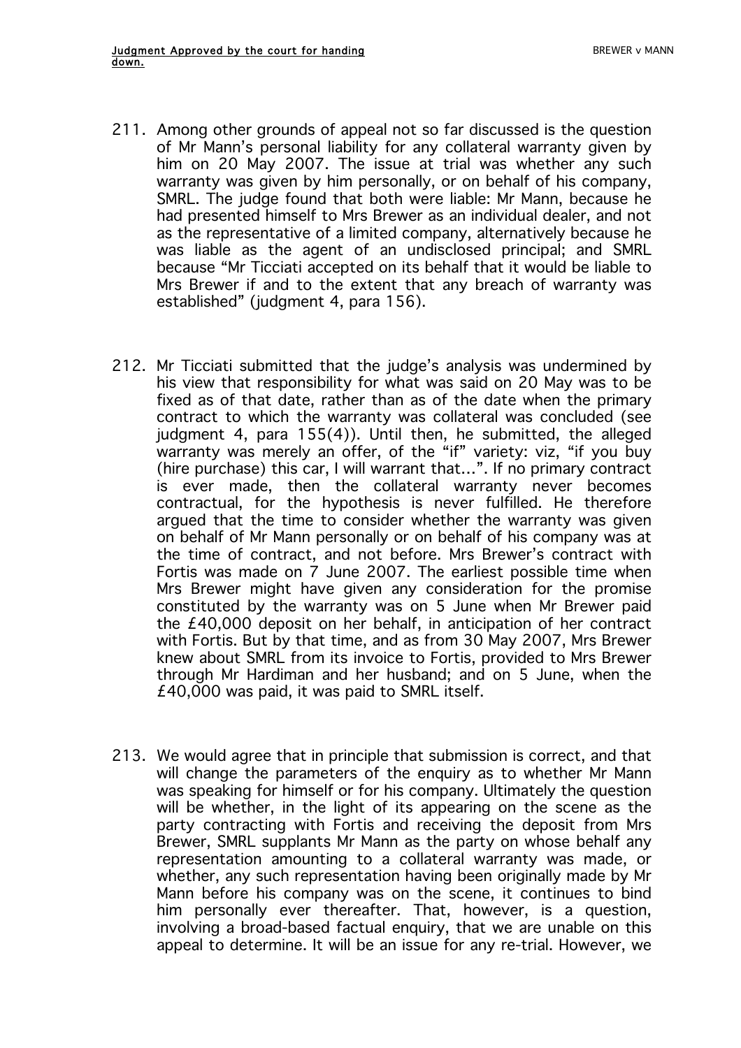211. Among other grounds of appeal not so far discussed is the question of Mr Mann's personal liability for any collateral warranty given by him on 20 May 2007. The issue at trial was whether any such warranty was given by him personally, or on behalf of his company, SMRL. The judge found that both were liable: Mr Mann, because he had presented himself to Mrs Brewer as an individual dealer, and not as the representative of a limited company, alternatively because he was liable as the agent of an undisclosed principal; and SMRL because "Mr Ticciati accepted on its behalf that it would be liable to Mrs Brewer if and to the extent that any breach of warranty was established" (judgment 4, para 156).

212. Mr Ticciati submitted that the judge's analysis was undermined by his view that responsibility for what was said on 20 May was to be fixed as of that date, rather than as of the date when the primary contract to which the warranty was collateral was concluded (see judgment 4, para 155(4)). Until then, he submitted, the alleged warranty was merely an offer, of the "if" variety: viz, "if you buy (hire purchase) this car, I will warrant that…". If no primary contract is ever made, then the collateral warranty never becomes contractual, for the hypothesis is never fulfilled. He therefore argued that the time to consider whether the warranty was given on behalf of Mr Mann personally or on behalf of his company was at the time of contract, and not before. Mrs Brewer's contract with Fortis was made on 7 June 2007. The earliest possible time when Mrs Brewer might have given any consideration for the promise constituted by the warranty was on 5 June when Mr Brewer paid the £40,000 deposit on her behalf, in anticipation of her contract with Fortis. But by that time, and as from 30 May 2007, Mrs Brewer knew about SMRL from its invoice to Fortis, provided to Mrs Brewer through Mr Hardiman and her husband; and on 5 June, when the £40,000 was paid, it was paid to SMRL itself.

213. We would agree that in principle that submission is correct, and that will change the parameters of the enquiry as to whether Mr Mann was speaking for himself or for his company. Ultimately the question will be whether, in the light of its appearing on the scene as the party contracting with Fortis and receiving the deposit from Mrs Brewer, SMRL supplants Mr Mann as the party on whose behalf any representation amounting to a collateral warranty was made, or whether, any such representation having been originally made by Mr Mann before his company was on the scene, it continues to bind him personally ever thereafter. That, however, is a question, involving a broad-based factual enquiry, that we are unable on this appeal to determine. It will be an issue for any re-trial. However, we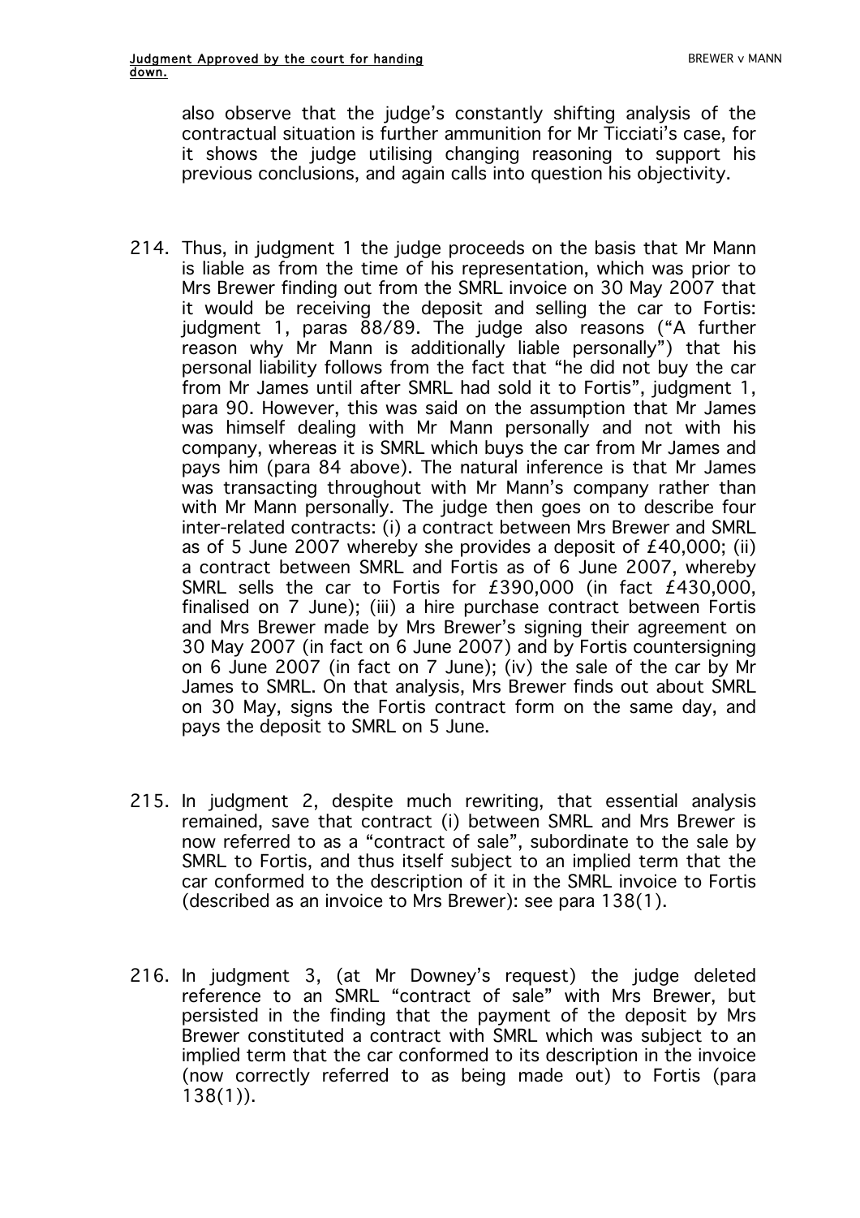also observe that the judge's constantly shifting analysis of the contractual situation is further ammunition for Mr Ticciati's case, for it shows the judge utilising changing reasoning to support his previous conclusions, and again calls into question his objectivity.

214. Thus, in judgment 1 the judge proceeds on the basis that Mr Mann is liable as from the time of his representation, which was prior to Mrs Brewer finding out from the SMRL invoice on 30 May 2007 that it would be receiving the deposit and selling the car to Fortis: judgment 1, paras 88/89. The judge also reasons ("A further reason why Mr Mann is additionally liable personally") that his personal liability follows from the fact that "he did not buy the car from Mr James until after SMRL had sold it to Fortis", judgment 1, para 90. However, this was said on the assumption that Mr James was himself dealing with Mr Mann personally and not with his company, whereas it is SMRL which buys the car from Mr James and pays him (para 84 above). The natural inference is that Mr James was transacting throughout with Mr Mann's company rather than with Mr Mann personally. The judge then goes on to describe four inter-related contracts: (i) a contract between Mrs Brewer and SMRL as of 5 June 2007 whereby she provides a deposit of £40,000; (ii) a contract between SMRL and Fortis as of 6 June 2007, whereby SMRL sells the car to Fortis for £390,000 (in fact £430,000, finalised on 7 June); (iii) a hire purchase contract between Fortis and Mrs Brewer made by Mrs Brewer's signing their agreement on 30 May 2007 (in fact on 6 June 2007) and by Fortis countersigning on 6 June 2007 (in fact on 7 June); (iv) the sale of the car by Mr James to SMRL. On that analysis, Mrs Brewer finds out about SMRL on 30 May, signs the Fortis contract form on the same day, and pays the deposit to SMRL on 5 June.

215. In judgment 2, despite much rewriting, that essential analysis remained, save that contract (i) between SMRL and Mrs Brewer is now referred to as a "contract of sale", subordinate to the sale by SMRL to Fortis, and thus itself subject to an implied term that the car conformed to the description of it in the SMRL invoice to Fortis (described as an invoice to Mrs Brewer): see para 138(1).

216. In judgment 3, (at Mr Downey's request) the judge deleted reference to an SMRL "contract of sale" with Mrs Brewer, but persisted in the finding that the payment of the deposit by Mrs Brewer constituted a contract with SMRL which was subject to an implied term that the car conformed to its description in the invoice (now correctly referred to as being made out) to Fortis (para 138(1)).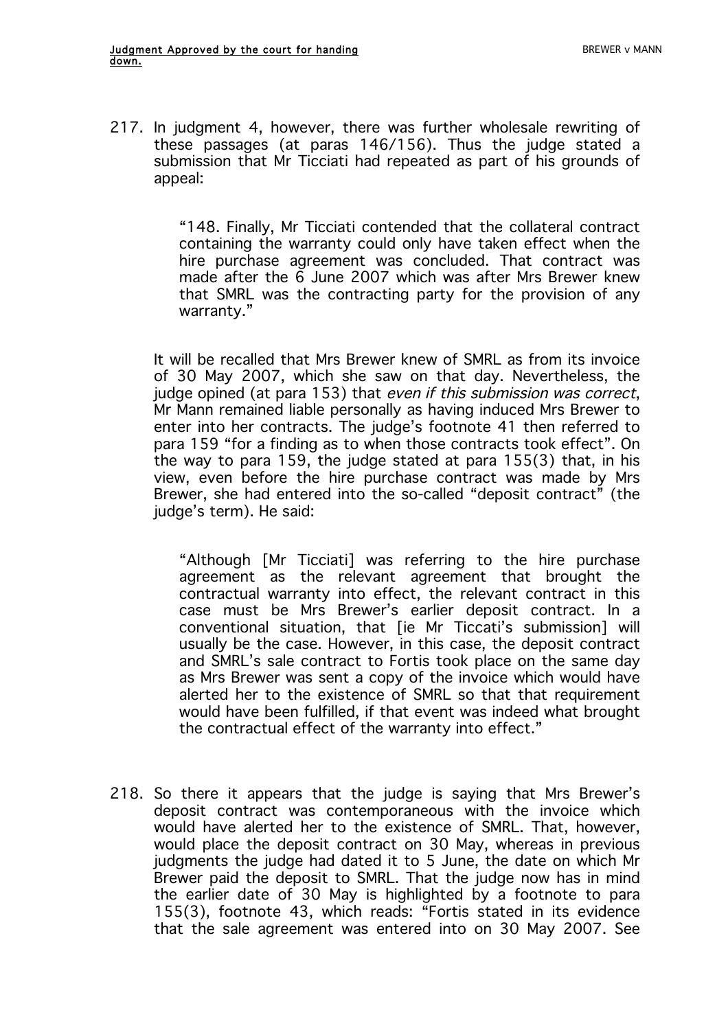217. In judgment 4, however, there was further wholesale rewriting of these passages (at paras 146/156). Thus the judge stated a submission that Mr Ticciati had repeated as part of his grounds of appeal:

> "148. Finally, Mr Ticciati contended that the collateral contract containing the warranty could only have taken effect when the hire purchase agreement was concluded. That contract was made after the 6 June 2007 which was after Mrs Brewer knew that SMRL was the contracting party for the provision of any warranty."

It will be recalled that Mrs Brewer knew of SMRL as from its invoice of 30 May 2007, which she saw on that day. Nevertheless, the judge opined (at para 153) that *even if this submission was correct*, Mr Mann remained liable personally as having induced Mrs Brewer to enter into her contracts. The judge's footnote 41 then referred to para 159 "for a finding as to when those contracts took effect". On the way to para 159, the judge stated at para 155(3) that, in his view, even before the hire purchase contract was made by Mrs Brewer, she had entered into the so-called "deposit contract" (the judge's term). He said:

> "Although [Mr Ticciati] was referring to the hire purchase agreement as the relevant agreement that brought the contractual warranty into effect, the relevant contract in this case must be Mrs Brewer's earlier deposit contract. In a conventional situation, that [ie Mr Ticcati's submission] will usually be the case. However, in this case, the deposit contract and SMRL's sale contract to Fortis took place on the same day as Mrs Brewer was sent a copy of the invoice which would have alerted her to the existence of SMRL so that that requirement would have been fulfilled, if that event was indeed what brought the contractual effect of the warranty into effect."

218. So there it appears that the judge is saying that Mrs Brewer's deposit contract was contemporaneous with the invoice which would have alerted her to the existence of SMRL. That, however, would place the deposit contract on 30 May, whereas in previous judgments the judge had dated it to 5 June, the date on which Mr Brewer paid the deposit to SMRL. That the judge now has in mind the earlier date of 30 May is highlighted by a footnote to para 155(3), footnote 43, which reads: "Fortis stated in its evidence that the sale agreement was entered into on 30 May 2007. See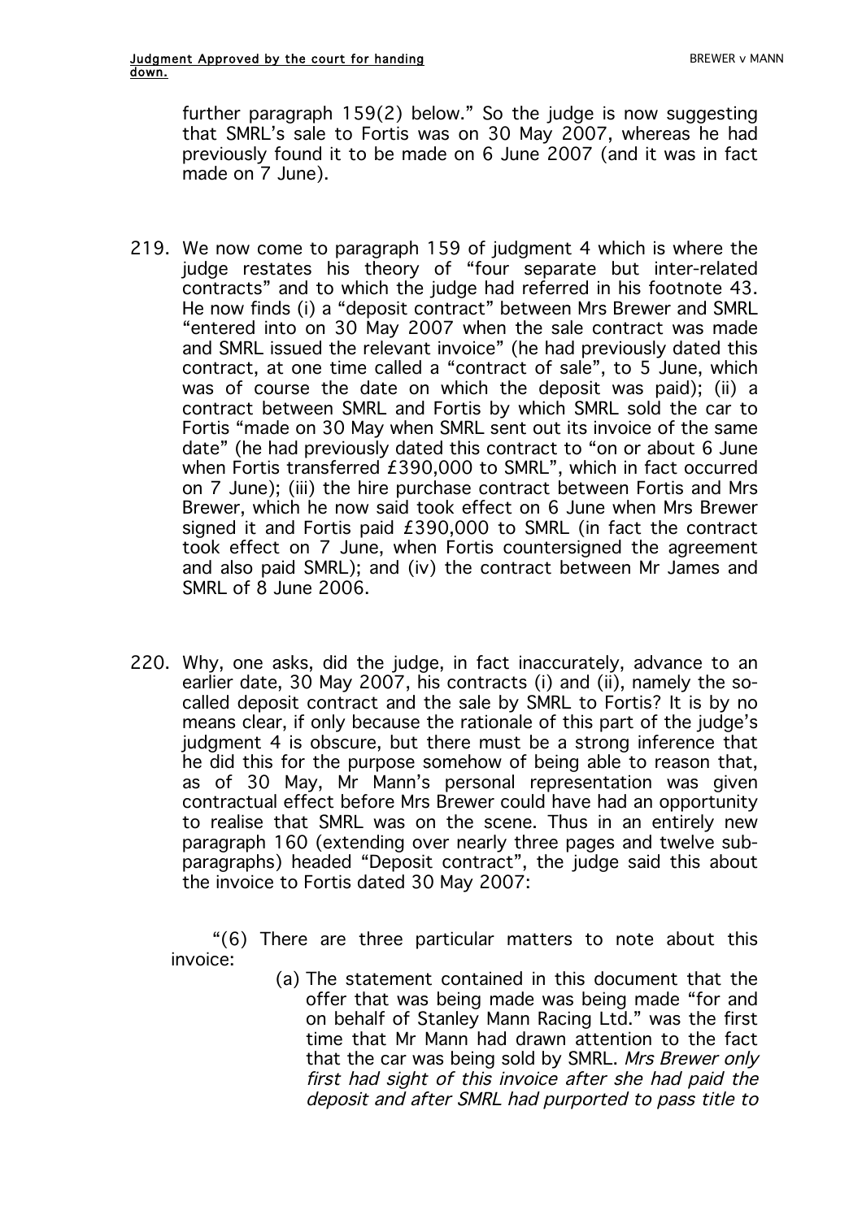further paragraph 159(2) below." So the judge is now suggesting that SMRL's sale to Fortis was on 30 May 2007, whereas he had previously found it to be made on 6 June 2007 (and it was in fact made on 7 June).

219. We now come to paragraph 159 of judgment 4 which is where the judge restates his theory of "four separate but inter-related contracts" and to which the judge had referred in his footnote 43. He now finds (i) a "deposit contract" between Mrs Brewer and SMRL "entered into on 30 May 2007 when the sale contract was made and SMRL issued the relevant invoice" (he had previously dated this contract, at one time called a "contract of sale", to 5 June, which was of course the date on which the deposit was paid); (ii) a contract between SMRL and Fortis by which SMRL sold the car to Fortis "made on 30 May when SMRL sent out its invoice of the same date" (he had previously dated this contract to "on or about 6 June when Fortis transferred £390,000 to SMRL", which in fact occurred on 7 June); (iii) the hire purchase contract between Fortis and Mrs Brewer, which he now said took effect on 6 June when Mrs Brewer signed it and Fortis paid £390,000 to SMRL (in fact the contract took effect on 7 June, when Fortis countersigned the agreement and also paid SMRL); and (iv) the contract between Mr James and SMRL of 8 June 2006.

220. Why, one asks, did the judge, in fact inaccurately, advance to an earlier date, 30 May 2007, his contracts (i) and (ii), namely the so-called deposit contract and the sale by SMRL to Fortis? It is by no means clear, if only because the rationale of this part of the judge's judgment 4 is obscure, but there must be a strong inference that he did this for the purpose somehow of being able to reason that, as of 30 May, Mr Mann's personal representation was given contractual effect before Mrs Brewer could have had an opportunity to realise that SMRL was on the scene. Thus in an entirely new paragraph 160 (extending over nearly three pages and twelve sub-paragraphs) headed "Deposit contract", the judge said this about the invoice to Fortis dated 30 May 2007:

> "(6) There are three particular matters to note about this invoice:
>
> (a) The statement contained in this document that the offer that was being made was being made "for and on behalf of Stanley Mann Racing Ltd." was the first time that Mr Mann had drawn attention to the fact that the car was being sold by SMRL. *Mrs Brewer only first had sight of this invoice after she had paid the deposit and after SMRL had purported to pass title to*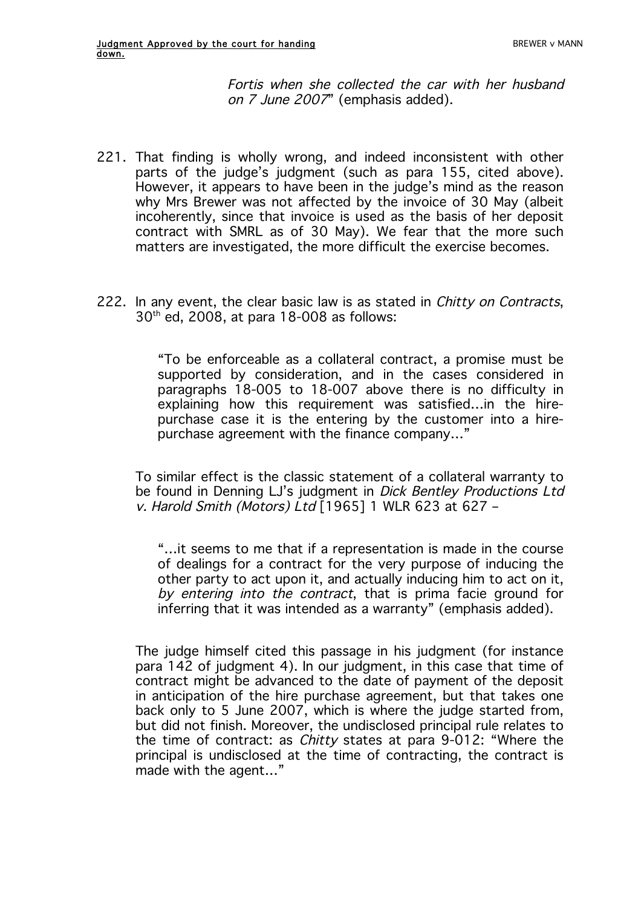*Fortis when she collected the car with her husband on 7 June 2007*" (emphasis added).

221. That finding is wholly wrong, and indeed inconsistent with other parts of the judge's judgment (such as para 155, cited above). However, it appears to have been in the judge's mind as the reason why Mrs Brewer was not affected by the invoice of 30 May (albeit incoherently, since that invoice is used as the basis of her deposit contract with SMRL as of 30 May). We fear that the more such matters are investigated, the more difficult the exercise becomes.

222. In any event, the clear basic law is as stated in *Chitty on Contracts*, 30th ed, 2008, at para 18-008 as follows:

> "To be enforceable as a collateral contract, a promise must be supported by consideration, and in the cases considered in paragraphs 18-005 to 18-007 above there is no difficulty in explaining how this requirement was satisfied…in the hire-purchase case it is the entering by the customer into a hire-purchase agreement with the finance company…"

To similar effect is the classic statement of a collateral warranty to be found in Denning LJ's judgment in *Dick Bentley Productions Ltd v. Harold Smith (Motors) Ltd* [1965] 1 WLR 623 at 627 –

> "…it seems to me that if a representation is made in the course of dealings for a contract for the very purpose of inducing the other party to act upon it, and actually inducing him to act on it, *by entering into the contract*, that is prima facie ground for inferring that it was intended as a warranty" (emphasis added).

The judge himself cited this passage in his judgment (for instance para 142 of judgment 4). In our judgment, in this case that time of contract might be advanced to the date of payment of the deposit in anticipation of the hire purchase agreement, but that takes one back only to 5 June 2007, which is where the judge started from, but did not finish. Moreover, the undisclosed principal rule relates to the time of contract: as *Chitty* states at para 9-012: "Where the principal is undisclosed at the time of contracting, the contract is made with the agent…"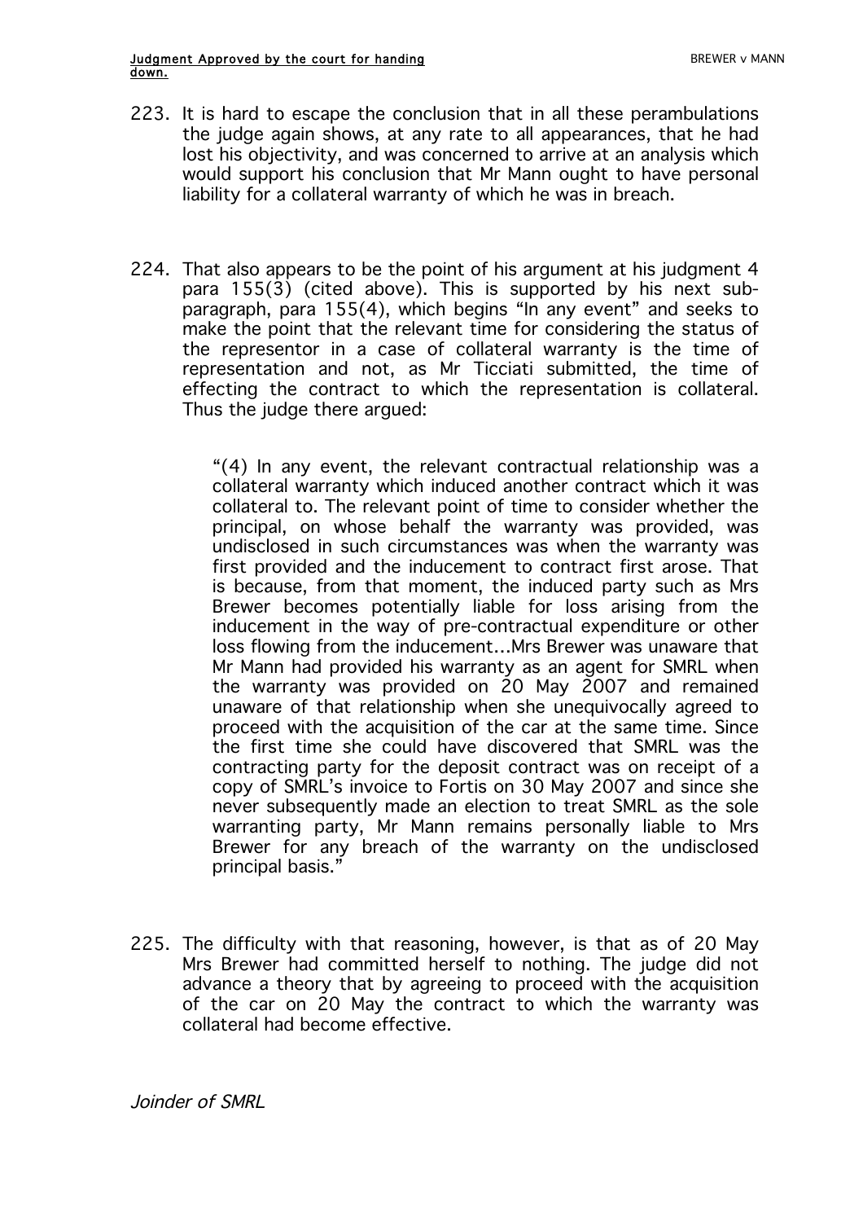223. It is hard to escape the conclusion that in all these perambulations the judge again shows, at any rate to all appearances, that he had lost his objectivity, and was concerned to arrive at an analysis which would support his conclusion that Mr Mann ought to have personal liability for a collateral warranty of which he was in breach.

224. That also appears to be the point of his argument at his judgment 4 para 155(3) (cited above). This is supported by his next sub-paragraph, para 155(4), which begins "In any event" and seeks to make the point that the relevant time for considering the status of the representor in a case of collateral warranty is the time of representation and not, as Mr Ticciati submitted, the time of effecting the contract to which the representation is collateral. Thus the judge there argued:

> "(4) In any event, the relevant contractual relationship was a collateral warranty which induced another contract which it was collateral to. The relevant point of time to consider whether the principal, on whose behalf the warranty was provided, was undisclosed in such circumstances was when the warranty was first provided and the inducement to contract first arose. That is because, from that moment, the induced party such as Mrs Brewer becomes potentially liable for loss arising from the inducement in the way of pre-contractual expenditure or other loss flowing from the inducement…Mrs Brewer was unaware that Mr Mann had provided his warranty as an agent for SMRL when the warranty was provided on 20 May 2007 and remained unaware of that relationship when she unequivocally agreed to proceed with the acquisition of the car at the same time. Since the first time she could have discovered that SMRL was the contracting party for the deposit contract was on receipt of a copy of SMRL's invoice to Fortis on 30 May 2007 and since she never subsequently made an election to treat SMRL as the sole warranting party, Mr Mann remains personally liable to Mrs Brewer for any breach of the warranty on the undisclosed principal basis."

225. The difficulty with that reasoning, however, is that as of 20 May Mrs Brewer had committed herself to nothing. The judge did not advance a theory that by agreeing to proceed with the acquisition of the car on 20 May the contract to which the warranty was collateral had become effective.

*Joinder of SMRL*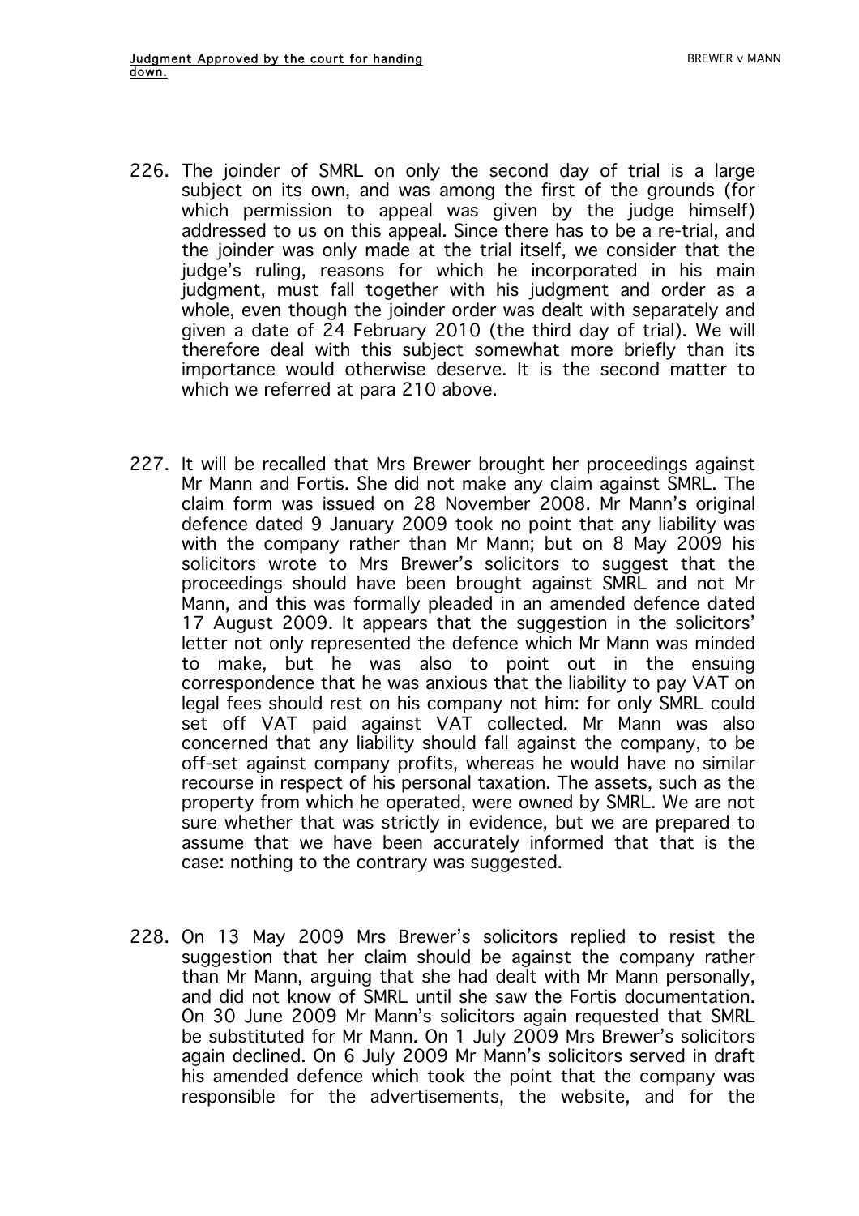226. The joinder of SMRL on only the second day of trial is a large subject on its own, and was among the first of the grounds (for which permission to appeal was given by the judge himself) addressed to us on this appeal. Since there has to be a re-trial, and the joinder was only made at the trial itself, we consider that the judge's ruling, reasons for which he incorporated in his main judgment, must fall together with his judgment and order as a whole, even though the joinder order was dealt with separately and given a date of 24 February 2010 (the third day of trial). We will therefore deal with this subject somewhat more briefly than its importance would otherwise deserve. It is the second matter to which we referred at para 210 above.

227. It will be recalled that Mrs Brewer brought her proceedings against Mr Mann and Fortis. She did not make any claim against SMRL. The claim form was issued on 28 November 2008. Mr Mann's original defence dated 9 January 2009 took no point that any liability was with the company rather than Mr Mann; but on 8 May 2009 his solicitors wrote to Mrs Brewer's solicitors to suggest that the proceedings should have been brought against SMRL and not Mr Mann, and this was formally pleaded in an amended defence dated 17 August 2009. It appears that the suggestion in the solicitors' letter not only represented the defence which Mr Mann was minded to make, but he was also to point out in the ensuing correspondence that he was anxious that the liability to pay VAT on legal fees should rest on his company not him: for only SMRL could set off VAT paid against VAT collected. Mr Mann was also concerned that any liability should fall against the company, to be off-set against company profits, whereas he would have no similar recourse in respect of his personal taxation. The assets, such as the property from which he operated, were owned by SMRL. We are not sure whether that was strictly in evidence, but we are prepared to assume that we have been accurately informed that that is the case: nothing to the contrary was suggested.

228. On 13 May 2009 Mrs Brewer's solicitors replied to resist the suggestion that her claim should be against the company rather than Mr Mann, arguing that she had dealt with Mr Mann personally, and did not know of SMRL until she saw the Fortis documentation. On 30 June 2009 Mr Mann's solicitors again requested that SMRL be substituted for Mr Mann. On 1 July 2009 Mrs Brewer's solicitors again declined. On 6 July 2009 Mr Mann's solicitors served in draft his amended defence which took the point that the company was responsible for the advertisements, the website, and for the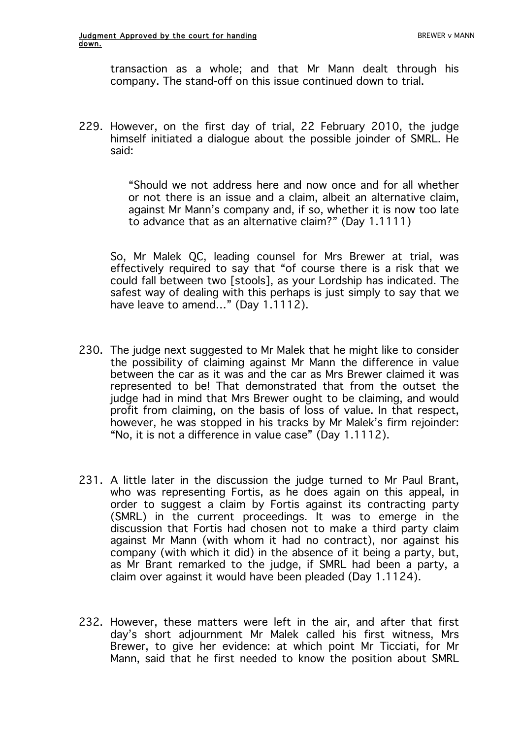transaction as a whole; and that Mr Mann dealt through his company. The stand-off on this issue continued down to trial.

229. However, on the first day of trial, 22 February 2010, the judge himself initiated a dialogue about the possible joinder of SMRL. He said:

> "Should we not address here and now once and for all whether or not there is an issue and a claim, albeit an alternative claim, against Mr Mann's company and, if so, whether it is now too late to advance that as an alternative claim?" (Day 1.1111)

So, Mr Malek QC, leading counsel for Mrs Brewer at trial, was effectively required to say that "of course there is a risk that we could fall between two [stools], as your Lordship has indicated. The safest way of dealing with this perhaps is just simply to say that we have leave to amend..." (Day 1.1112).

230. The judge next suggested to Mr Malek that he might like to consider the possibility of claiming against Mr Mann the difference in value between the car as it was and the car as Mrs Brewer claimed it was represented to be! That demonstrated that from the outset the judge had in mind that Mrs Brewer ought to be claiming, and would profit from claiming, on the basis of loss of value. In that respect, however, he was stopped in his tracks by Mr Malek's firm rejoinder: "No, it is not a difference in value case" (Day 1.1112).

231. A little later in the discussion the judge turned to Mr Paul Brant, who was representing Fortis, as he does again on this appeal, in order to suggest a claim by Fortis against its contracting party (SMRL) in the current proceedings. It was to emerge in the discussion that Fortis had chosen not to make a third party claim against Mr Mann (with whom it had no contract), nor against his company (with which it did) in the absence of it being a party, but, as Mr Brant remarked to the judge, if SMRL had been a party, a claim over against it would have been pleaded (Day 1.1124).

232. However, these matters were left in the air, and after that first day's short adjournment Mr Malek called his first witness, Mrs Brewer, to give her evidence: at which point Mr Ticciati, for Mr Mann, said that he first needed to know the position about SMRL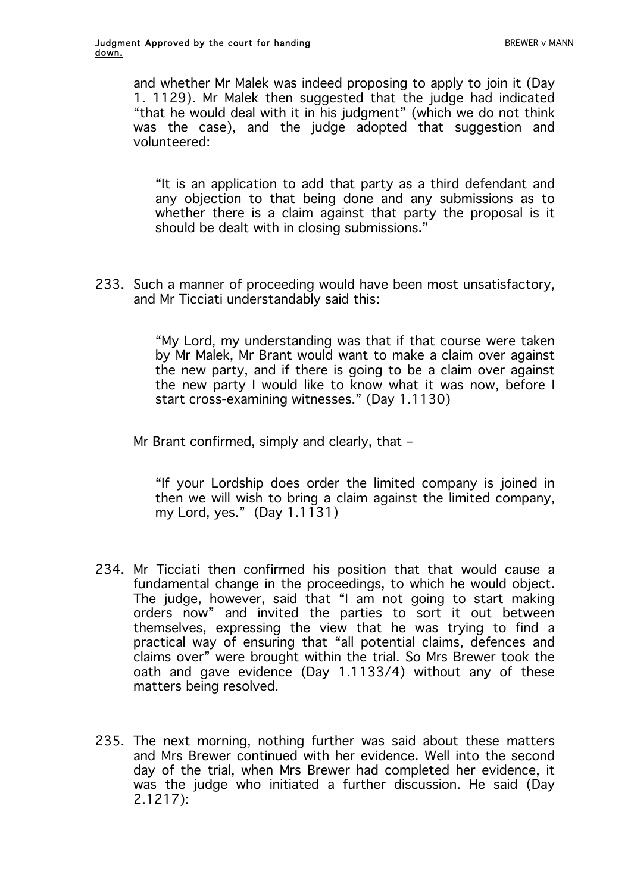and whether Mr Malek was indeed proposing to apply to join it (Day 1. 1129). Mr Malek then suggested that the judge had indicated "that he would deal with it in his judgment" (which we do not think was the case), and the judge adopted that suggestion and volunteered:

> "It is an application to add that party as a third defendant and any objection to that being done and any submissions as to whether there is a claim against that party the proposal is it should be dealt with in closing submissions."

233. Such a manner of proceeding would have been most unsatisfactory, and Mr Ticciati understandably said this:

> "My Lord, my understanding was that if that course were taken by Mr Malek, Mr Brant would want to make a claim over against the new party, and if there is going to be a claim over against the new party I would like to know what it was now, before I start cross-examining witnesses." (Day 1.1130)

Mr Brant confirmed, simply and clearly, that –

> "If your Lordship does order the limited company is joined in then we will wish to bring a claim against the limited company, my Lord, yes." (Day 1.1131)

234. Mr Ticciati then confirmed his position that that would cause a fundamental change in the proceedings, to which he would object. The judge, however, said that "I am not going to start making orders now" and invited the parties to sort it out between themselves, expressing the view that he was trying to find a practical way of ensuring that "all potential claims, defences and claims over" were brought within the trial. So Mrs Brewer took the oath and gave evidence (Day 1.1133/4) without any of these matters being resolved.

235. The next morning, nothing further was said about these matters and Mrs Brewer continued with her evidence. Well into the second day of the trial, when Mrs Brewer had completed her evidence, it was the judge who initiated a further discussion. He said (Day 2.1217):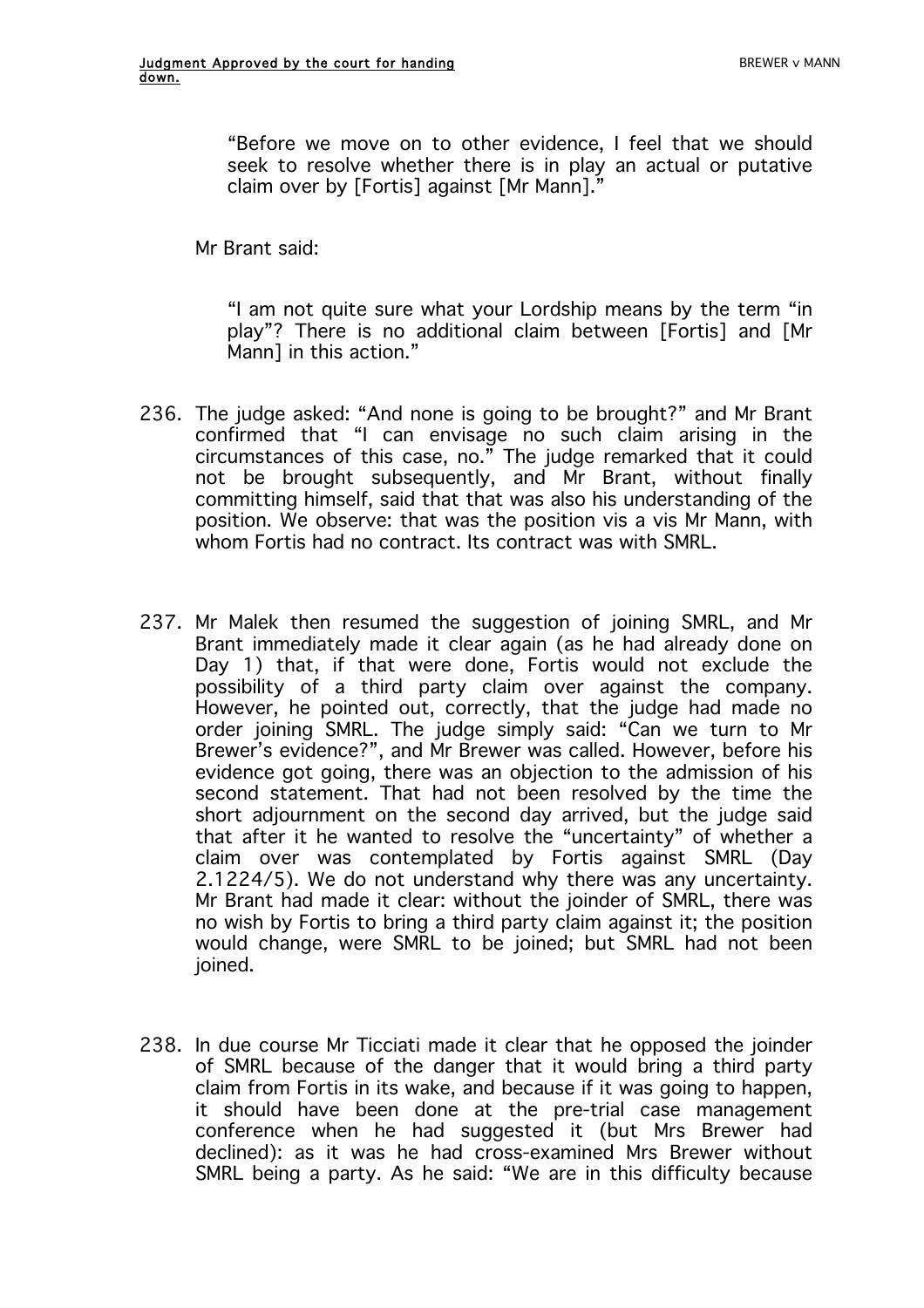> "Before we move on to other evidence, I feel that we should seek to resolve whether there is in play an actual or putative claim over by [Fortis] against [Mr Mann]."

Mr Brant said:

> "I am not quite sure what your Lordship means by the term "in play"? There is no additional claim between [Fortis] and [Mr Mann] in this action."

236. The judge asked: "And none is going to be brought?" and Mr Brant confirmed that "I can envisage no such claim arising in the circumstances of this case, no." The judge remarked that it could not be brought subsequently, and Mr Brant, without finally committing himself, said that that was also his understanding of the position. We observe: that was the position vis a vis Mr Mann, with whom Fortis had no contract. Its contract was with SMRL.

237. Mr Malek then resumed the suggestion of joining SMRL, and Mr Brant immediately made it clear again (as he had already done on Day 1) that, if that were done, Fortis would not exclude the possibility of a third party claim over against the company. However, he pointed out, correctly, that the judge had made no order joining SMRL. The judge simply said: "Can we turn to Mr Brewer's evidence?", and Mr Brewer was called. However, before his evidence got going, there was an objection to the admission of his second statement. That had not been resolved by the time the short adjournment on the second day arrived, but the judge said that after it he wanted to resolve the "uncertainty" of whether a claim over was contemplated by Fortis against SMRL (Day 2.1224/5). We do not understand why there was any uncertainty. Mr Brant had made it clear: without the joinder of SMRL, there was no wish by Fortis to bring a third party claim against it; the position would change, were SMRL to be joined; but SMRL had not been joined.

238. In due course Mr Ticciati made it clear that he opposed the joinder of SMRL because of the danger that it would bring a third party claim from Fortis in its wake, and because if it was going to happen, it should have been done at the pre-trial case management conference when he had suggested it (but Mrs Brewer had declined): as it was he had cross-examined Mrs Brewer without SMRL being a party. As he said: "We are in this difficulty because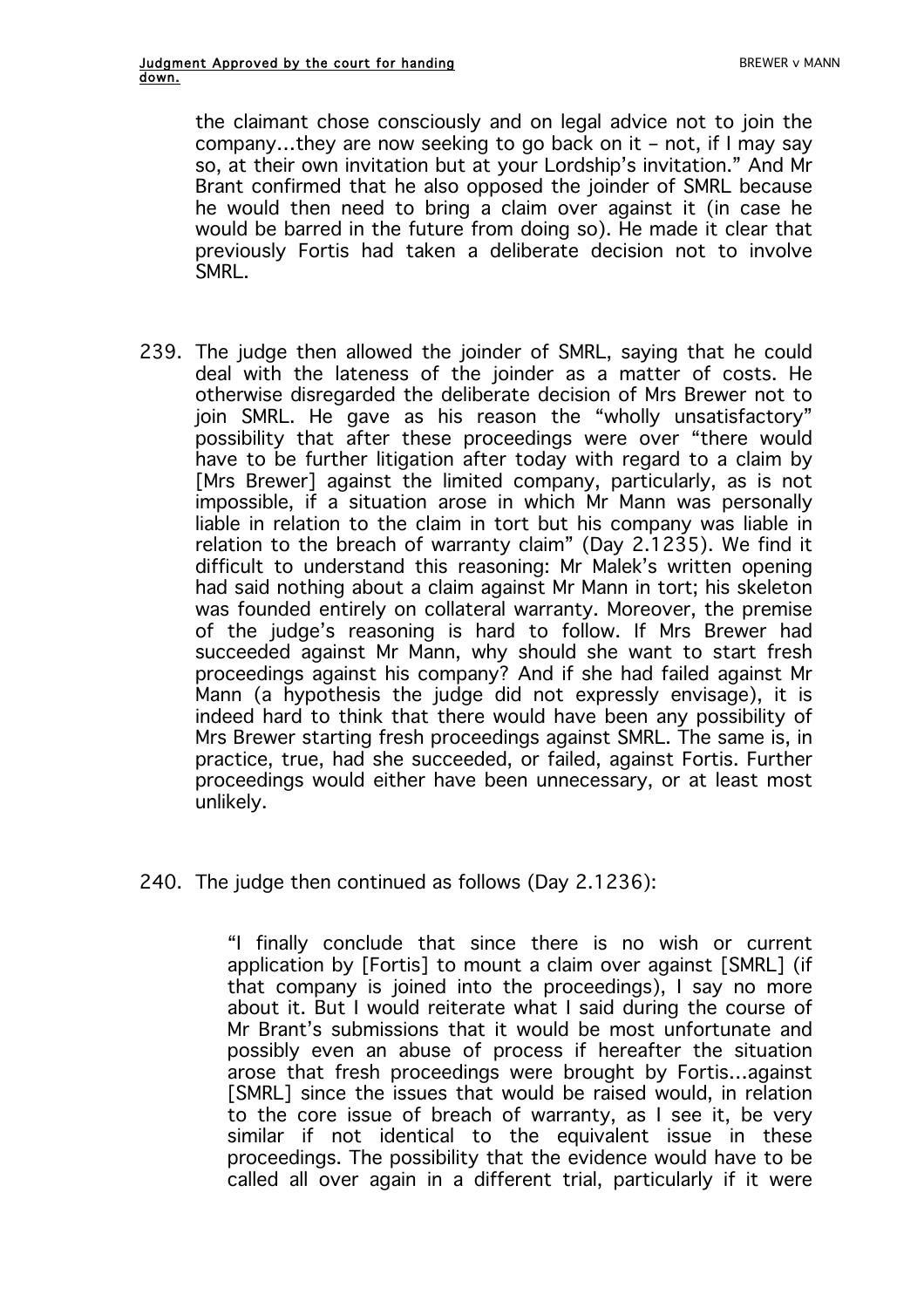the claimant chose consciously and on legal advice not to join the company...they are now seeking to go back on it – not, if I may say so, at their own invitation but at your Lordship's invitation." And Mr Brant confirmed that he also opposed the joinder of SMRL because he would then need to bring a claim over against it (in case he would be barred in the future from doing so). He made it clear that previously Fortis had taken a deliberate decision not to involve SMRL.

239. The judge then allowed the joinder of SMRL, saying that he could deal with the lateness of the joinder as a matter of costs. He otherwise disregarded the deliberate decision of Mrs Brewer not to join SMRL. He gave as his reason the "wholly unsatisfactory" possibility that after these proceedings were over "there would have to be further litigation after today with regard to a claim by [Mrs Brewer] against the limited company, particularly, as is not impossible, if a situation arose in which Mr Mann was personally liable in relation to the claim in tort but his company was liable in relation to the breach of warranty claim" (Day 2.1235). We find it difficult to understand this reasoning: Mr Malek's written opening had said nothing about a claim against Mr Mann in tort; his skeleton was founded entirely on collateral warranty. Moreover, the premise of the judge's reasoning is hard to follow. If Mrs Brewer had succeeded against Mr Mann, why should she want to start fresh proceedings against his company? And if she had failed against Mr Mann (a hypothesis the judge did not expressly envisage), it is indeed hard to think that there would have been any possibility of Mrs Brewer starting fresh proceedings against SMRL. The same is, in practice, true, had she succeeded, or failed, against Fortis. Further proceedings would either have been unnecessary, or at least most unlikely.

240. The judge then continued as follows (Day 2.1236):

> "I finally conclude that since there is no wish or current application by [Fortis] to mount a claim over against [SMRL] (if that company is joined into the proceedings), I say no more about it. But I would reiterate what I said during the course of Mr Brant's submissions that it would be most unfortunate and possibly even an abuse of process if hereafter the situation arose that fresh proceedings were brought by Fortis...against [SMRL] since the issues that would be raised would, in relation to the core issue of breach of warranty, as I see it, be very similar if not identical to the equivalent issue in these proceedings. The possibility that the evidence would have to be called all over again in a different trial, particularly if it were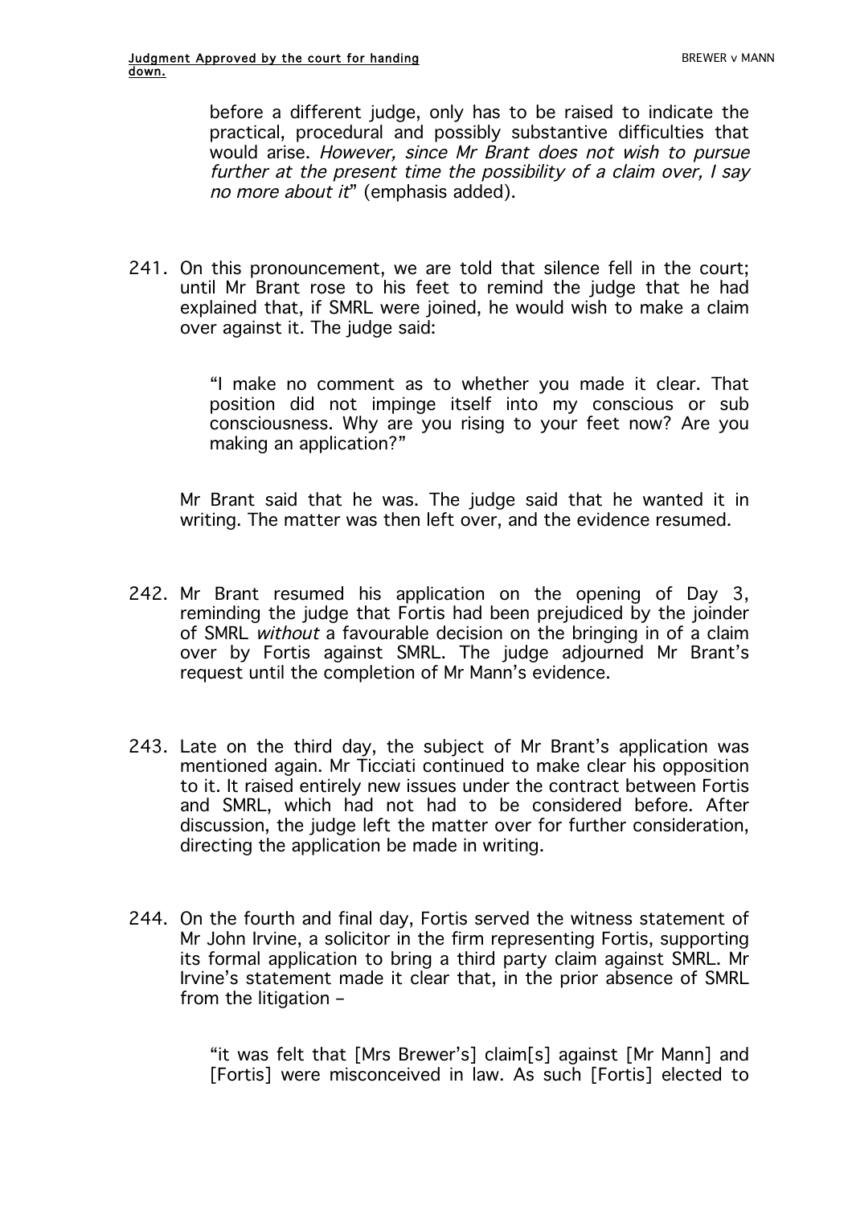before a different judge, only has to be raised to indicate the practical, procedural and possibly substantive difficulties that would arise. *However, since Mr Brant does not wish to pursue further at the present time the possibility of a claim over, I say no more about it*" (emphasis added).

241. On this pronouncement, we are told that silence fell in the court; until Mr Brant rose to his feet to remind the judge that he had explained that, if SMRL were joined, he would wish to make a claim over against it. The judge said:

> "I make no comment as to whether you made it clear. That position did not impinge itself into my conscious or sub consciousness. Why are you rising to your feet now? Are you making an application?"

Mr Brant said that he was. The judge said that he wanted it in writing. The matter was then left over, and the evidence resumed.

242. Mr Brant resumed his application on the opening of Day 3, reminding the judge that Fortis had been prejudiced by the joinder of SMRL *without* a favourable decision on the bringing in of a claim over by Fortis against SMRL. The judge adjourned Mr Brant's request until the completion of Mr Mann's evidence.

243. Late on the third day, the subject of Mr Brant's application was mentioned again. Mr Ticciati continued to make clear his opposition to it. It raised entirely new issues under the contract between Fortis and SMRL, which had not had to be considered before. After discussion, the judge left the matter over for further consideration, directing the application be made in writing.

244. On the fourth and final day, Fortis served the witness statement of Mr John Irvine, a solicitor in the firm representing Fortis, supporting its formal application to bring a third party claim against SMRL. Mr Irvine's statement made it clear that, in the prior absence of SMRL from the litigation –

> "it was felt that [Mrs Brewer's] claim[s] against [Mr Mann] and [Fortis] were misconceived in law. As such [Fortis] elected to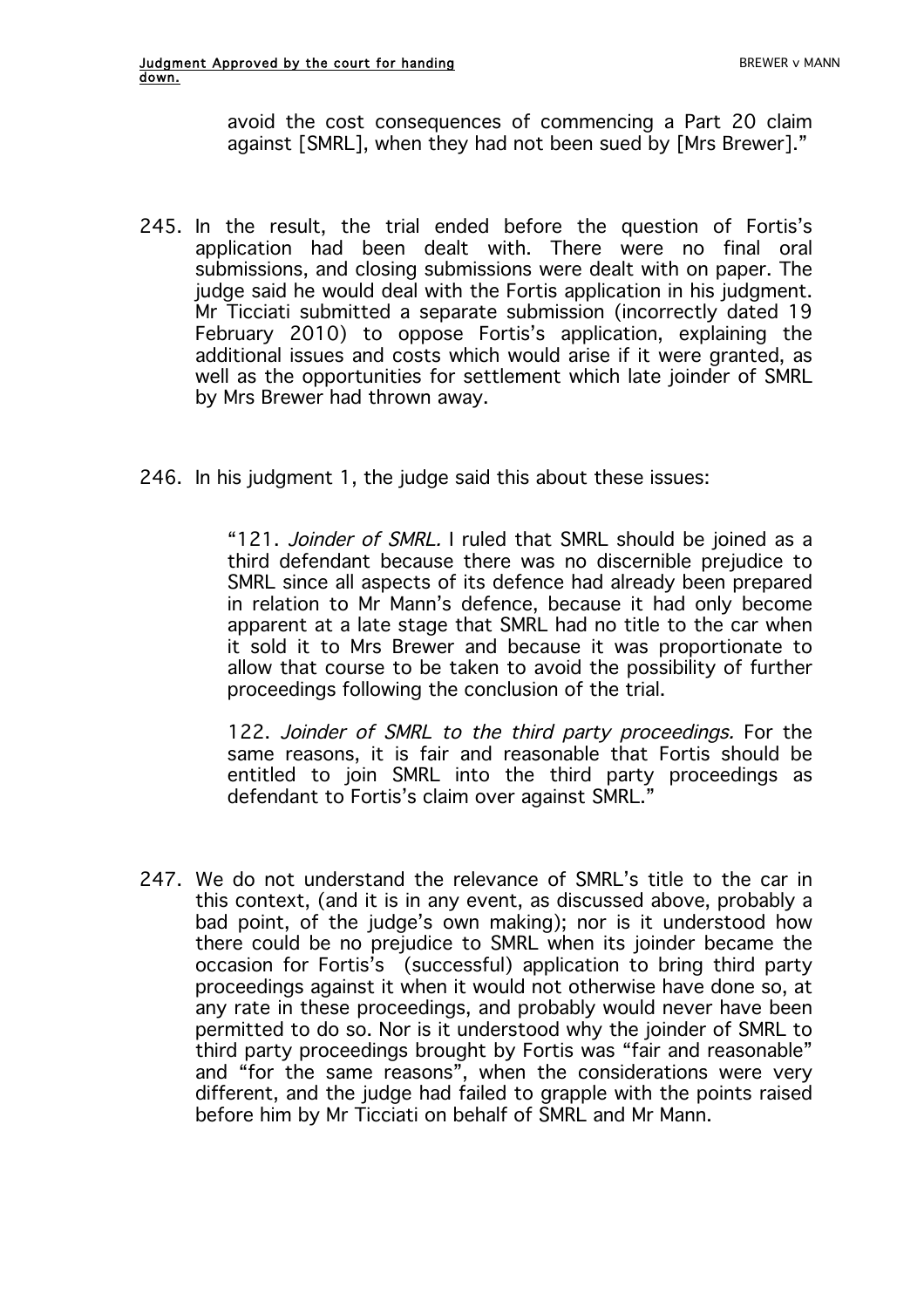avoid the cost consequences of commencing a Part 20 claim against [SMRL], when they had not been sued by [Mrs Brewer]."

245. In the result, the trial ended before the question of Fortis's application had been dealt with. There were no final oral submissions, and closing submissions were dealt with on paper. The judge said he would deal with the Fortis application in his judgment. Mr Ticciati submitted a separate submission (incorrectly dated 19 February 2010) to oppose Fortis's application, explaining the additional issues and costs which would arise if it were granted, as well as the opportunities for settlement which late joinder of SMRL by Mrs Brewer had thrown away.

246. In his judgment 1, the judge said this about these issues:

> "121. *Joinder of SMRL.* I ruled that SMRL should be joined as a third defendant because there was no discernible prejudice to SMRL since all aspects of its defence had already been prepared in relation to Mr Mann's defence, because it had only become apparent at a late stage that SMRL had no title to the car when it sold it to Mrs Brewer and because it was proportionate to allow that course to be taken to avoid the possibility of further proceedings following the conclusion of the trial.
>
> 122. *Joinder of SMRL to the third party proceedings.* For the same reasons, it is fair and reasonable that Fortis should be entitled to join SMRL into the third party proceedings as defendant to Fortis's claim over against SMRL."

247. We do not understand the relevance of SMRL's title to the car in this context, (and it is in any event, as discussed above, probably a bad point, of the judge's own making); nor is it understood how there could be no prejudice to SMRL when its joinder became the occasion for Fortis's (successful) application to bring third party proceedings against it when it would not otherwise have done so, at any rate in these proceedings, and probably would never have been permitted to do so. Nor is it understood why the joinder of SMRL to third party proceedings brought by Fortis was "fair and reasonable" and "for the same reasons", when the considerations were very different, and the judge had failed to grapple with the points raised before him by Mr Ticciati on behalf of SMRL and Mr Mann.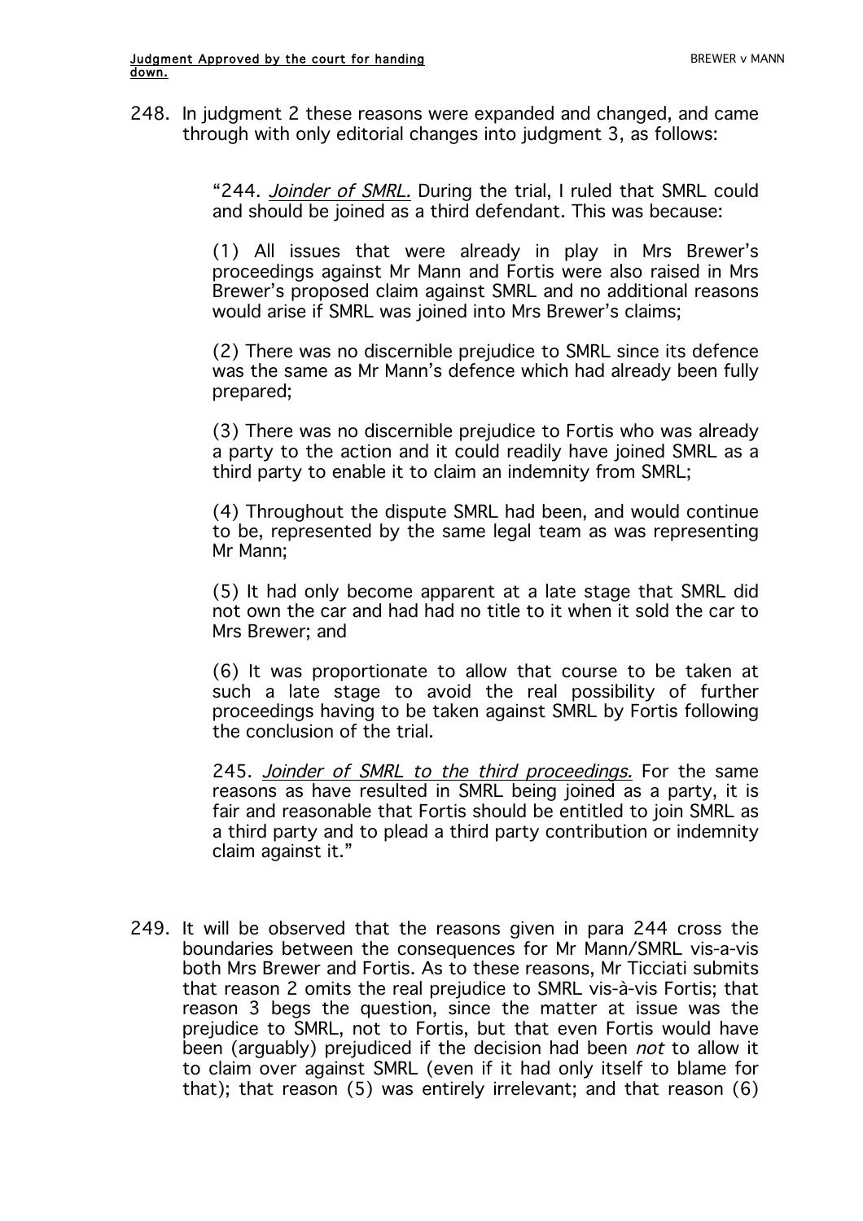248. In judgment 2 these reasons were expanded and changed, and came through with only editorial changes into judgment 3, as follows:

> "244. *Joinder of SMRL.* During the trial, I ruled that SMRL could and should be joined as a third defendant. This was because:
>
> (1) All issues that were already in play in Mrs Brewer's proceedings against Mr Mann and Fortis were also raised in Mrs Brewer's proposed claim against SMRL and no additional reasons would arise if SMRL was joined into Mrs Brewer's claims;
>
> (2) There was no discernible prejudice to SMRL since its defence was the same as Mr Mann's defence which had already been fully prepared;
>
> (3) There was no discernible prejudice to Fortis who was already a party to the action and it could readily have joined SMRL as a third party to enable it to claim an indemnity from SMRL;
>
> (4) Throughout the dispute SMRL had been, and would continue to be, represented by the same legal team as was representing Mr Mann;
>
> (5) It had only become apparent at a late stage that SMRL did not own the car and had had no title to it when it sold the car to Mrs Brewer; and
>
> (6) It was proportionate to allow that course to be taken at such a late stage to avoid the real possibility of further proceedings having to be taken against SMRL by Fortis following the conclusion of the trial.
>
> 245. *Joinder of SMRL to the third proceedings.* For the same reasons as have resulted in SMRL being joined as a party, it is fair and reasonable that Fortis should be entitled to join SMRL as a third party and to plead a third party contribution or indemnity claim against it."

249. It will be observed that the reasons given in para 244 cross the boundaries between the consequences for Mr Mann/SMRL vis-a-vis both Mrs Brewer and Fortis. As to these reasons, Mr Ticciati submits that reason 2 omits the real prejudice to SMRL vis-à-vis Fortis; that reason 3 begs the question, since the matter at issue was the prejudice to SMRL, not to Fortis, but that even Fortis would have been (arguably) prejudiced if the decision had been *not* to allow it to claim over against SMRL (even if it had only itself to blame for that); that reason (5) was entirely irrelevant; and that reason (6)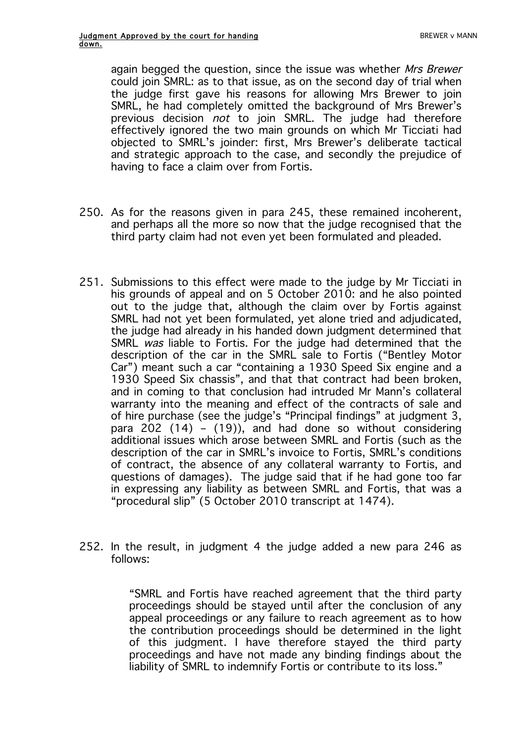again begged the question, since the issue was whether *Mrs Brewer* could join SMRL: as to that issue, as on the second day of trial when the judge first gave his reasons for allowing Mrs Brewer to join SMRL, he had completely omitted the background of Mrs Brewer's previous decision *not* to join SMRL. The judge had therefore effectively ignored the two main grounds on which Mr Ticciati had objected to SMRL's joinder: first, Mrs Brewer's deliberate tactical and strategic approach to the case, and secondly the prejudice of having to face a claim over from Fortis.

250. As for the reasons given in para 245, these remained incoherent, and perhaps all the more so now that the judge recognised that the third party claim had not even yet been formulated and pleaded.

251. Submissions to this effect were made to the judge by Mr Ticciati in his grounds of appeal and on 5 October 2010: and he also pointed out to the judge that, although the claim over by Fortis against SMRL had not yet been formulated, yet alone tried and adjudicated, the judge had already in his handed down judgment determined that SMRL *was* liable to Fortis. For the judge had determined that the description of the car in the SMRL sale to Fortis ("Bentley Motor Car") meant such a car "containing a 1930 Speed Six engine and a 1930 Speed Six chassis", and that that contract had been broken, and in coming to that conclusion had intruded Mr Mann's collateral warranty into the meaning and effect of the contracts of sale and of hire purchase (see the judge's "Principal findings" at judgment 3, para 202 (14) – (19)), and had done so without considering additional issues which arose between SMRL and Fortis (such as the description of the car in SMRL's invoice to Fortis, SMRL's conditions of contract, the absence of any collateral warranty to Fortis, and questions of damages). The judge said that if he had gone too far in expressing any liability as between SMRL and Fortis, that was a "procedural slip" (5 October 2010 transcript at 1474).

252. In the result, in judgment 4 the judge added a new para 246 as follows:

> "SMRL and Fortis have reached agreement that the third party proceedings should be stayed until after the conclusion of any appeal proceedings or any failure to reach agreement as to how the contribution proceedings should be determined in the light of this judgment. I have therefore stayed the third party proceedings and have not made any binding findings about the liability of SMRL to indemnify Fortis or contribute to its loss."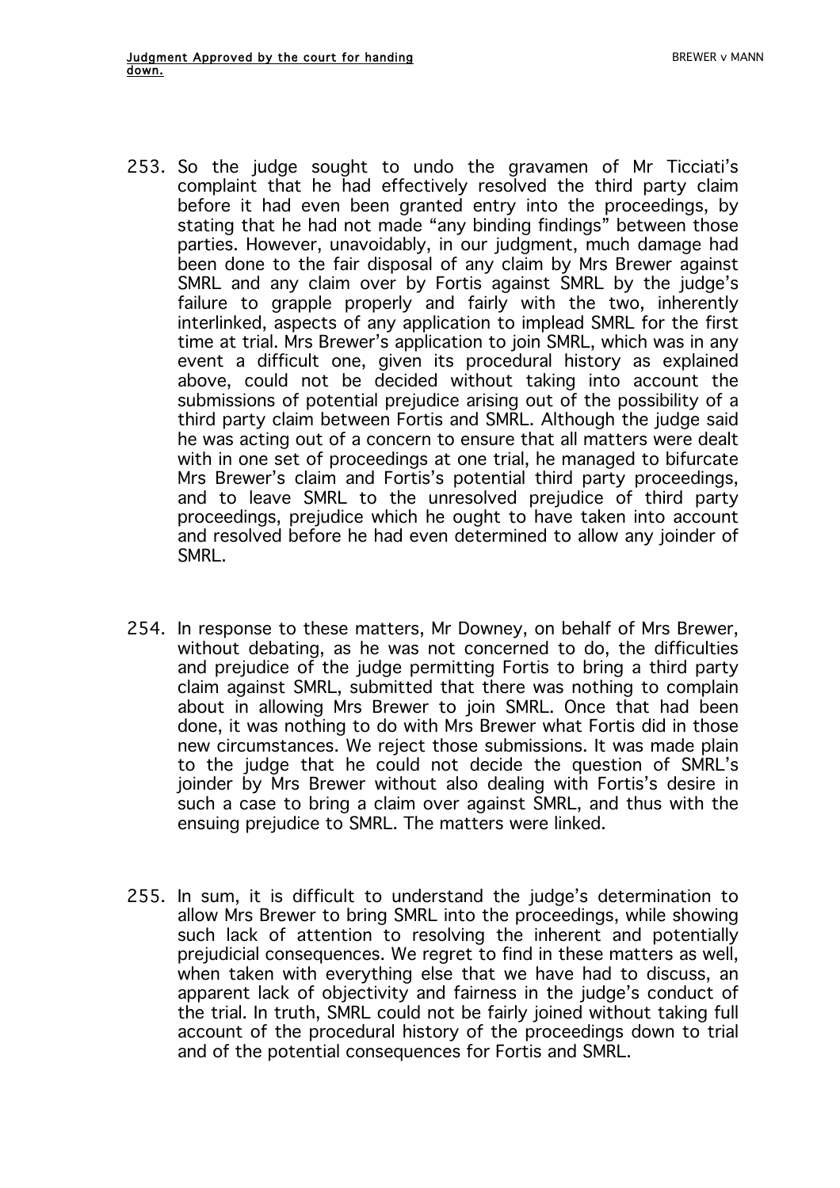253. So the judge sought to undo the gravamen of Mr Ticciati's complaint that he had effectively resolved the third party claim before it had even been granted entry into the proceedings, by stating that he had not made "any binding findings" between those parties. However, unavoidably, in our judgment, much damage had been done to the fair disposal of any claim by Mrs Brewer against SMRL and any claim over by Fortis against SMRL by the judge's failure to grapple properly and fairly with the two, inherently interlinked, aspects of any application to implead SMRL for the first time at trial. Mrs Brewer's application to join SMRL, which was in any event a difficult one, given its procedural history as explained above, could not be decided without taking into account the submissions of potential prejudice arising out of the possibility of a third party claim between Fortis and SMRL. Although the judge said he was acting out of a concern to ensure that all matters were dealt with in one set of proceedings at one trial, he managed to bifurcate Mrs Brewer's claim and Fortis's potential third party proceedings, and to leave SMRL to the unresolved prejudice of third party proceedings, prejudice which he ought to have taken into account and resolved before he had even determined to allow any joinder of SMRL.

254. In response to these matters, Mr Downey, on behalf of Mrs Brewer, without debating, as he was not concerned to do, the difficulties and prejudice of the judge permitting Fortis to bring a third party claim against SMRL, submitted that there was nothing to complain about in allowing Mrs Brewer to join SMRL. Once that had been done, it was nothing to do with Mrs Brewer what Fortis did in those new circumstances. We reject those submissions. It was made plain to the judge that he could not decide the question of SMRL's joinder by Mrs Brewer without also dealing with Fortis's desire in such a case to bring a claim over against SMRL, and thus with the ensuing prejudice to SMRL. The matters were linked.

255. In sum, it is difficult to understand the judge's determination to allow Mrs Brewer to bring SMRL into the proceedings, while showing such lack of attention to resolving the inherent and potentially prejudicial consequences. We regret to find in these matters as well, when taken with everything else that we have had to discuss, an apparent lack of objectivity and fairness in the judge's conduct of the trial. In truth, SMRL could not be fairly joined without taking full account of the procedural history of the proceedings down to trial and of the potential consequences for Fortis and SMRL.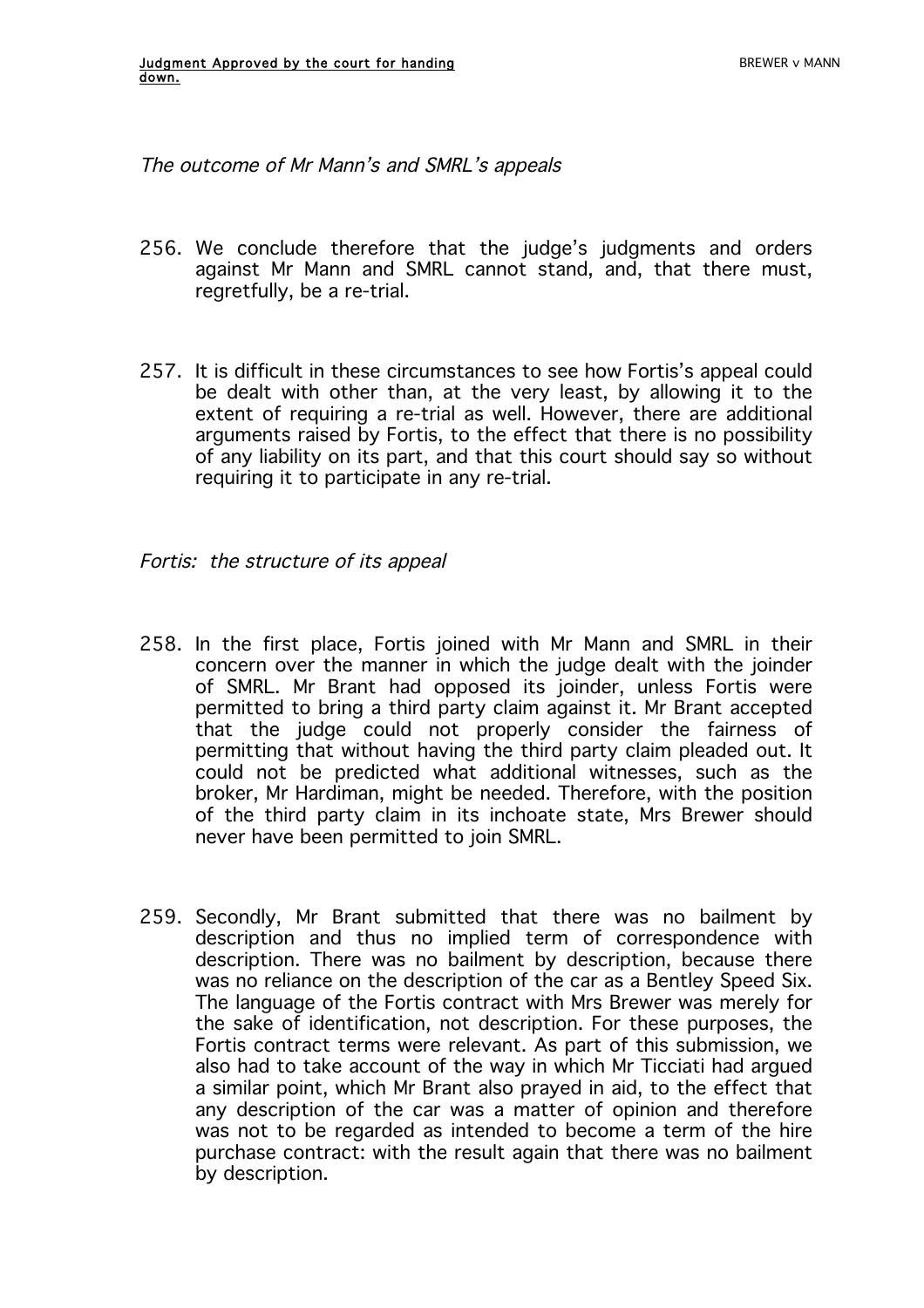*The outcome of Mr Mann's and SMRL's appeals*

256. We conclude therefore that the judge's judgments and orders against Mr Mann and SMRL cannot stand, and, that there must, regretfully, be a re-trial.

257. It is difficult in these circumstances to see how Fortis's appeal could be dealt with other than, at the very least, by allowing it to the extent of requiring a re-trial as well. However, there are additional arguments raised by Fortis, to the effect that there is no possibility of any liability on its part, and that this court should say so without requiring it to participate in any re-trial.

*Fortis: the structure of its appeal*

258. In the first place, Fortis joined with Mr Mann and SMRL in their concern over the manner in which the judge dealt with the joinder of SMRL. Mr Brant had opposed its joinder, unless Fortis were permitted to bring a third party claim against it. Mr Brant accepted that the judge could not properly consider the fairness of permitting that without having the third party claim pleaded out. It could not be predicted what additional witnesses, such as the broker, Mr Hardiman, might be needed. Therefore, with the position of the third party claim in its inchoate state, Mrs Brewer should never have been permitted to join SMRL.

259. Secondly, Mr Brant submitted that there was no bailment by description and thus no implied term of correspondence with description. There was no bailment by description, because there was no reliance on the description of the car as a Bentley Speed Six. The language of the Fortis contract with Mrs Brewer was merely for the sake of identification, not description. For these purposes, the Fortis contract terms were relevant. As part of this submission, we also had to take account of the way in which Mr Ticciati had argued a similar point, which Mr Brant also prayed in aid, to the effect that any description of the car was a matter of opinion and therefore was not to be regarded as intended to become a term of the hire purchase contract: with the result again that there was no bailment by description.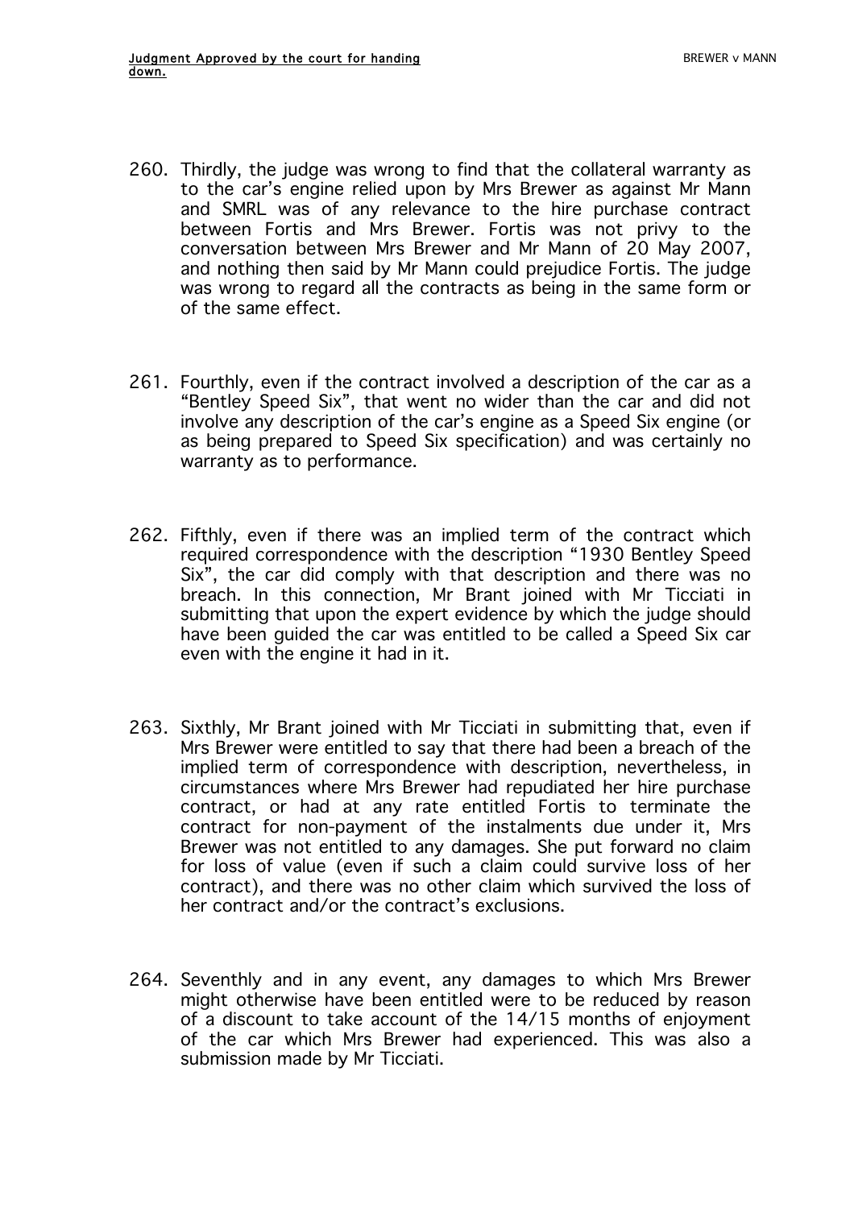260. Thirdly, the judge was wrong to find that the collateral warranty as to the car's engine relied upon by Mrs Brewer as against Mr Mann and SMRL was of any relevance to the hire purchase contract between Fortis and Mrs Brewer. Fortis was not privy to the conversation between Mrs Brewer and Mr Mann of 20 May 2007, and nothing then said by Mr Mann could prejudice Fortis. The judge was wrong to regard all the contracts as being in the same form or of the same effect.

261. Fourthly, even if the contract involved a description of the car as a "Bentley Speed Six", that went no wider than the car and did not involve any description of the car's engine as a Speed Six engine (or as being prepared to Speed Six specification) and was certainly no warranty as to performance.

262. Fifthly, even if there was an implied term of the contract which required correspondence with the description "1930 Bentley Speed Six", the car did comply with that description and there was no breach. In this connection, Mr Brant joined with Mr Ticciati in submitting that upon the expert evidence by which the judge should have been guided the car was entitled to be called a Speed Six car even with the engine it had in it.

263. Sixthly, Mr Brant joined with Mr Ticciati in submitting that, even if Mrs Brewer were entitled to say that there had been a breach of the implied term of correspondence with description, nevertheless, in circumstances where Mrs Brewer had repudiated her hire purchase contract, or had at any rate entitled Fortis to terminate the contract for non-payment of the instalments due under it, Mrs Brewer was not entitled to any damages. She put forward no claim for loss of value (even if such a claim could survive loss of her contract), and there was no other claim which survived the loss of her contract and/or the contract's exclusions.

264. Seventhly and in any event, any damages to which Mrs Brewer might otherwise have been entitled were to be reduced by reason of a discount to take account of the 14/15 months of enjoyment of the car which Mrs Brewer had experienced. This was also a submission made by Mr Ticciati.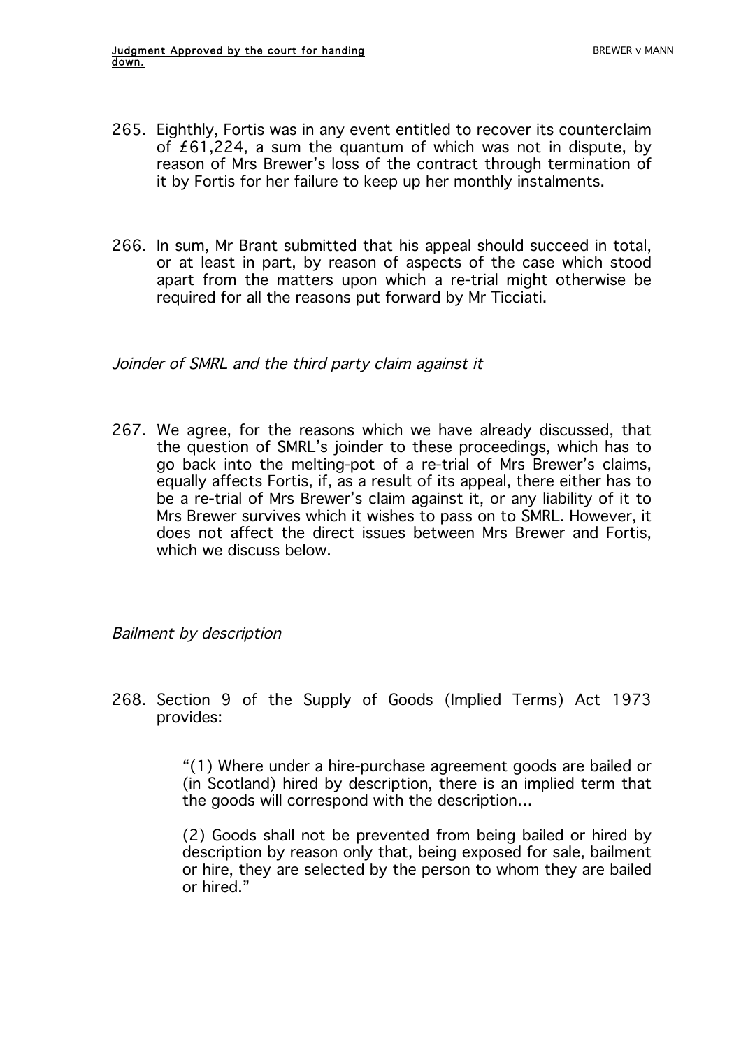265. Eighthly, Fortis was in any event entitled to recover its counterclaim of £61,224, a sum the quantum of which was not in dispute, by reason of Mrs Brewer's loss of the contract through termination of it by Fortis for her failure to keep up her monthly instalments.

266. In sum, Mr Brant submitted that his appeal should succeed in total, or at least in part, by reason of aspects of the case which stood apart from the matters upon which a re-trial might otherwise be required for all the reasons put forward by Mr Ticciati.

*Joinder of SMRL and the third party claim against it*

267. We agree, for the reasons which we have already discussed, that the question of SMRL's joinder to these proceedings, which has to go back into the melting-pot of a re-trial of Mrs Brewer's claims, equally affects Fortis, if, as a result of its appeal, there either has to be a re-trial of Mrs Brewer's claim against it, or any liability of it to Mrs Brewer survives which it wishes to pass on to SMRL. However, it does not affect the direct issues between Mrs Brewer and Fortis, which we discuss below.

*Bailment by description*

268. Section 9 of the Supply of Goods (Implied Terms) Act 1973 provides:

> "(1) Where under a hire-purchase agreement goods are bailed or (in Scotland) hired by description, there is an implied term that the goods will correspond with the description...
>
> (2) Goods shall not be prevented from being bailed or hired by description by reason only that, being exposed for sale, bailment or hire, they are selected by the person to whom they are bailed or hired."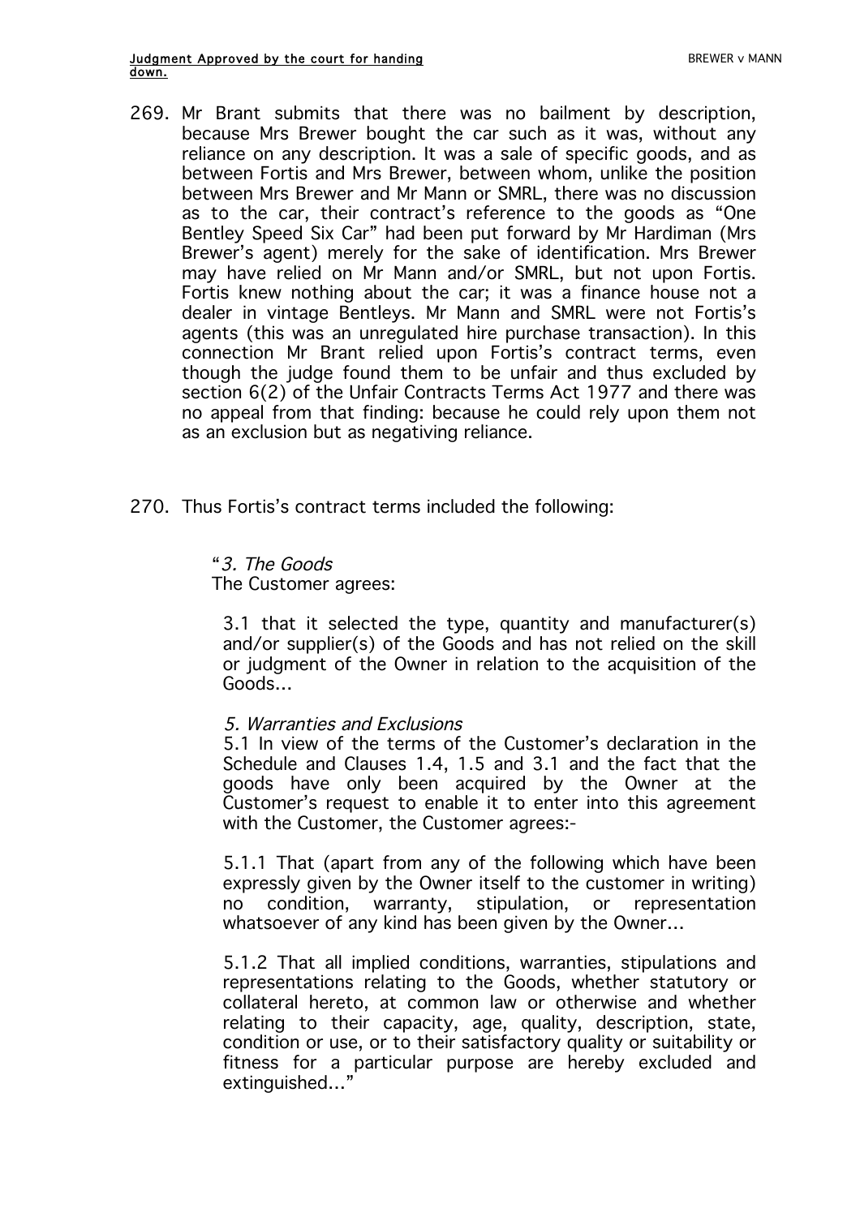269. Mr Brant submits that there was no bailment by description, because Mrs Brewer bought the car such as it was, without any reliance on any description. It was a sale of specific goods, and as between Fortis and Mrs Brewer, between whom, unlike the position between Mrs Brewer and Mr Mann or SMRL, there was no discussion as to the car, their contract's reference to the goods as "One Bentley Speed Six Car" had been put forward by Mr Hardiman (Mrs Brewer's agent) merely for the sake of identification. Mrs Brewer may have relied on Mr Mann and/or SMRL, but not upon Fortis. Fortis knew nothing about the car; it was a finance house not a dealer in vintage Bentleys. Mr Mann and SMRL were not Fortis's agents (this was an unregulated hire purchase transaction). In this connection Mr Brant relied upon Fortis's contract terms, even though the judge found them to be unfair and thus excluded by section 6(2) of the Unfair Contracts Terms Act 1977 and there was no appeal from that finding: because he could rely upon them not as an exclusion but as negativing reliance.

270. Thus Fortis's contract terms included the following:

> "*3. The Goods*
> The Customer agrees:
>
> 3.1 that it selected the type, quantity and manufacturer(s) and/or supplier(s) of the Goods and has not relied on the skill or judgment of the Owner in relation to the acquisition of the Goods…
>
> *5. Warranties and Exclusions*
> 5.1 In view of the terms of the Customer's declaration in the Schedule and Clauses 1.4, 1.5 and 3.1 and the fact that the goods have only been acquired by the Owner at the Customer's request to enable it to enter into this agreement with the Customer, the Customer agrees:-
>
> 5.1.1 That (apart from any of the following which have been expressly given by the Owner itself to the customer in writing) no condition, warranty, stipulation, or representation whatsoever of any kind has been given by the Owner…
>
> 5.1.2 That all implied conditions, warranties, stipulations and representations relating to the Goods, whether statutory or collateral hereto, at common law or otherwise and whether relating to their capacity, age, quality, description, state, condition or use, or to their satisfactory quality or suitability or fitness for a particular purpose are hereby excluded and extinguished…"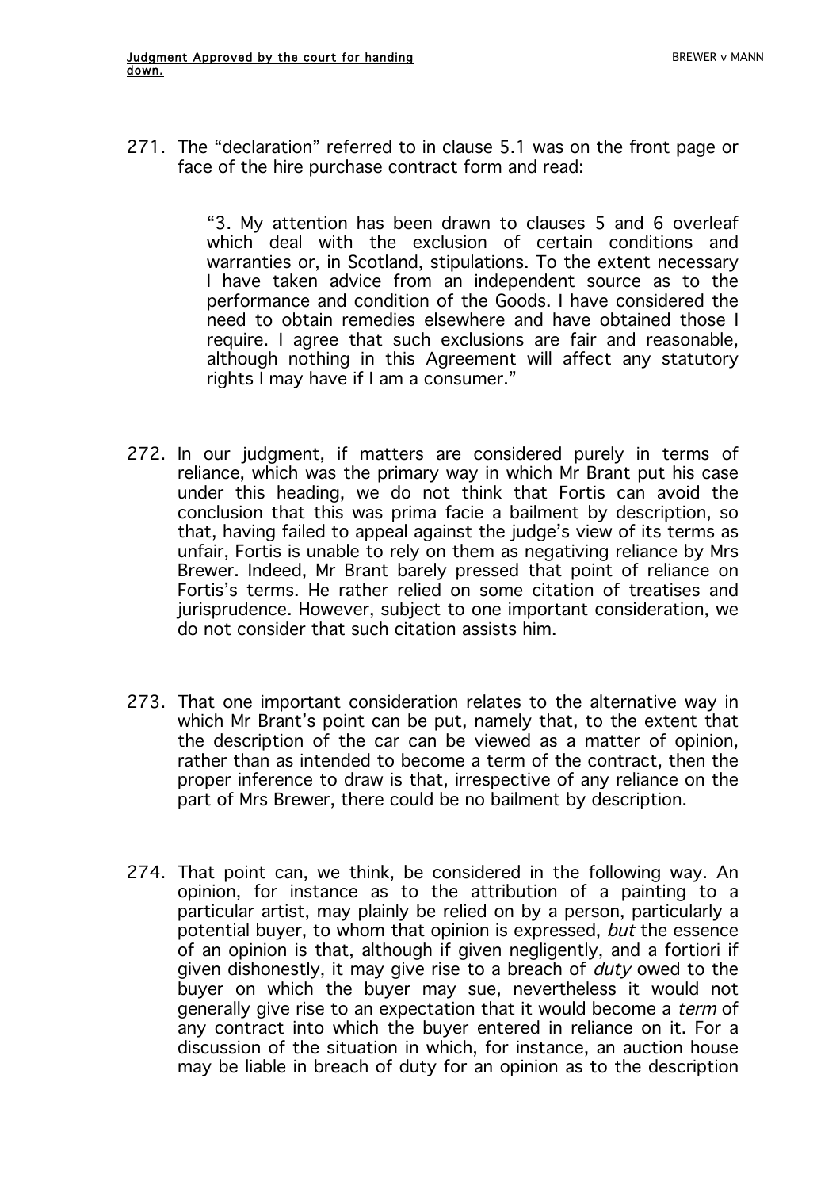271. The "declaration" referred to in clause 5.1 was on the front page or face of the hire purchase contract form and read:

> "3. My attention has been drawn to clauses 5 and 6 overleaf which deal with the exclusion of certain conditions and warranties or, in Scotland, stipulations. To the extent necessary I have taken advice from an independent source as to the performance and condition of the Goods. I have considered the need to obtain remedies elsewhere and have obtained those I require. I agree that such exclusions are fair and reasonable, although nothing in this Agreement will affect any statutory rights I may have if I am a consumer."

272. In our judgment, if matters are considered purely in terms of reliance, which was the primary way in which Mr Brant put his case under this heading, we do not think that Fortis can avoid the conclusion that this was prima facie a bailment by description, so that, having failed to appeal against the judge's view of its terms as unfair, Fortis is unable to rely on them as negativing reliance by Mrs Brewer. Indeed, Mr Brant barely pressed that point of reliance on Fortis's terms. He rather relied on some citation of treatises and jurisprudence. However, subject to one important consideration, we do not consider that such citation assists him.

273. That one important consideration relates to the alternative way in which Mr Brant's point can be put, namely that, to the extent that the description of the car can be viewed as a matter of opinion, rather than as intended to become a term of the contract, then the proper inference to draw is that, irrespective of any reliance on the part of Mrs Brewer, there could be no bailment by description.

274. That point can, we think, be considered in the following way. An opinion, for instance as to the attribution of a painting to a particular artist, may plainly be relied on by a person, particularly a potential buyer, to whom that opinion is expressed, *but* the essence of an opinion is that, although if given negligently, and a fortiori if given dishonestly, it may give rise to a breach of *duty* owed to the buyer on which the buyer may sue, nevertheless it would not generally give rise to an expectation that it would become a *term* of any contract into which the buyer entered in reliance on it. For a discussion of the situation in which, for instance, an auction house may be liable in breach of duty for an opinion as to the description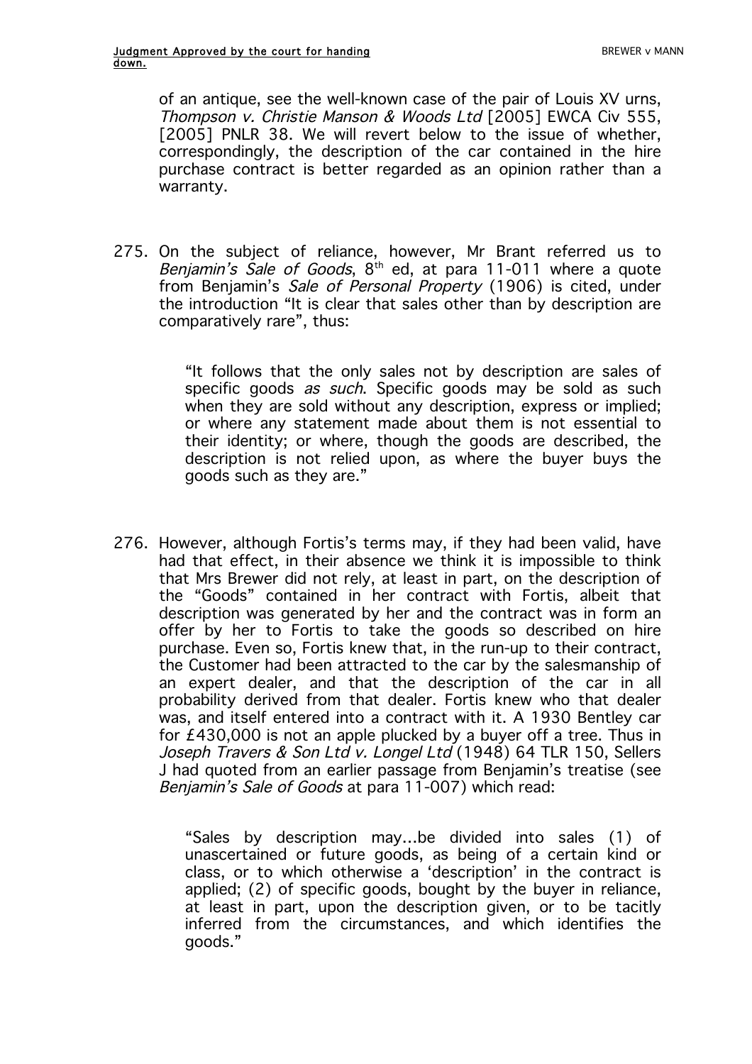of an antique, see the well-known case of the pair of Louis XV urns, *Thompson v. Christie Manson & Woods Ltd* [2005] EWCA Civ 555, [2005] PNLR 38. We will revert below to the issue of whether, correspondingly, the description of the car contained in the hire purchase contract is better regarded as an opinion rather than a warranty.

275. On the subject of reliance, however, Mr Brant referred us to *Benjamin's Sale of Goods*, 8th ed, at para 11-011 where a quote from Benjamin's *Sale of Personal Property* (1906) is cited, under the introduction "It is clear that sales other than by description are comparatively rare", thus:

> "It follows that the only sales not by description are sales of specific goods *as such*. Specific goods may be sold as such when they are sold without any description, express or implied; or where any statement made about them is not essential to their identity; or where, though the goods are described, the description is not relied upon, as where the buyer buys the goods such as they are."

276. However, although Fortis's terms may, if they had been valid, have had that effect, in their absence we think it is impossible to think that Mrs Brewer did not rely, at least in part, on the description of the "Goods" contained in her contract with Fortis, albeit that description was generated by her and the contract was in form an offer by her to Fortis to take the goods so described on hire purchase. Even so, Fortis knew that, in the run-up to their contract, the Customer had been attracted to the car by the salesmanship of an expert dealer, and that the description of the car in all probability derived from that dealer. Fortis knew who that dealer was, and itself entered into a contract with it. A 1930 Bentley car for £430,000 is not an apple plucked by a buyer off a tree. Thus in *Joseph Travers & Son Ltd v. Longel Ltd* (1948) 64 TLR 150, Sellers J had quoted from an earlier passage from Benjamin's treatise (see *Benjamin's Sale of Goods* at para 11-007) which read:

> "Sales by description may…be divided into sales (1) of unascertained or future goods, as being of a certain kind or class, or to which otherwise a 'description' in the contract is applied; (2) of specific goods, bought by the buyer in reliance, at least in part, upon the description given, or to be tacitly inferred from the circumstances, and which identifies the goods."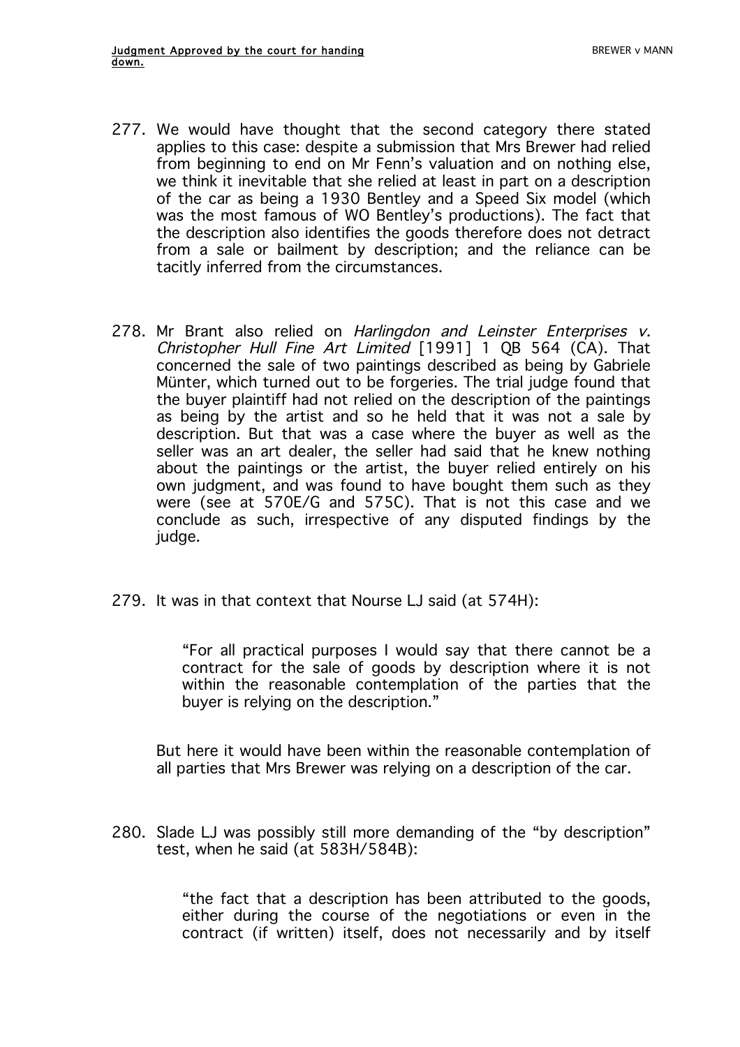277. We would have thought that the second category there stated applies to this case: despite a submission that Mrs Brewer had relied from beginning to end on Mr Fenn's valuation and on nothing else, we think it inevitable that she relied at least in part on a description of the car as being a 1930 Bentley and a Speed Six model (which was the most famous of WO Bentley's productions). The fact that the description also identifies the goods therefore does not detract from a sale or bailment by description; and the reliance can be tacitly inferred from the circumstances.

278. Mr Brant also relied on *Harlingdon and Leinster Enterprises v. Christopher Hull Fine Art Limited* [1991] 1 QB 564 (CA). That concerned the sale of two paintings described as being by Gabriele Münter, which turned out to be forgeries. The trial judge found that the buyer plaintiff had not relied on the description of the paintings as being by the artist and so he held that it was not a sale by description. But that was a case where the buyer as well as the seller was an art dealer, the seller had said that he knew nothing about the paintings or the artist, the buyer relied entirely on his own judgment, and was found to have bought them such as they were (see at 570E/G and 575C). That is not this case and we conclude as such, irrespective of any disputed findings by the judge.

279. It was in that context that Nourse LJ said (at 574H):

> "For all practical purposes I would say that there cannot be a contract for the sale of goods by description where it is not within the reasonable contemplation of the parties that the buyer is relying on the description."

But here it would have been within the reasonable contemplation of all parties that Mrs Brewer was relying on a description of the car.

280. Slade LJ was possibly still more demanding of the "by description" test, when he said (at 583H/584B):

> "the fact that a description has been attributed to the goods, either during the course of the negotiations or even in the contract (if written) itself, does not necessarily and by itself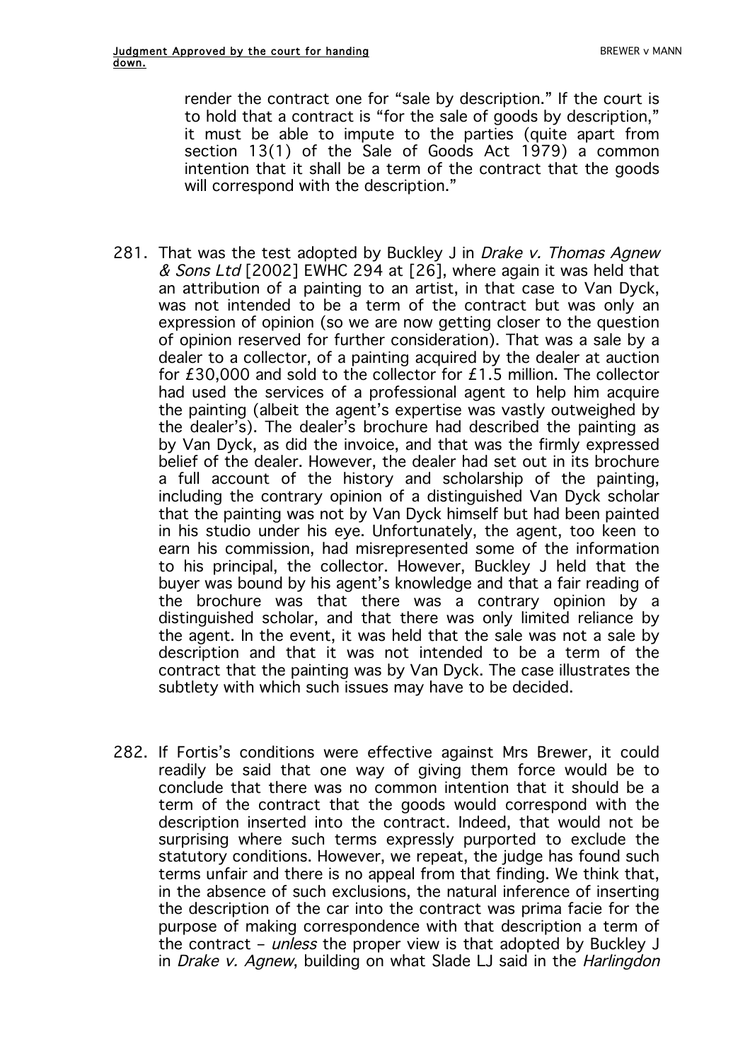render the contract one for "sale by description." If the court is to hold that a contract is "for the sale of goods by description," it must be able to impute to the parties (quite apart from section 13(1) of the Sale of Goods Act 1979) a common intention that it shall be a term of the contract that the goods will correspond with the description."

281. That was the test adopted by Buckley J in *Drake v. Thomas Agnew & Sons Ltd* [2002] EWHC 294 at [26], where again it was held that an attribution of a painting to an artist, in that case to Van Dyck, was not intended to be a term of the contract but was only an expression of opinion (so we are now getting closer to the question of opinion reserved for further consideration). That was a sale by a dealer to a collector, of a painting acquired by the dealer at auction for £30,000 and sold to the collector for £1.5 million. The collector had used the services of a professional agent to help him acquire the painting (albeit the agent's expertise was vastly outweighed by the dealer's). The dealer's brochure had described the painting as by Van Dyck, as did the invoice, and that was the firmly expressed belief of the dealer. However, the dealer had set out in its brochure a full account of the history and scholarship of the painting, including the contrary opinion of a distinguished Van Dyck scholar that the painting was not by Van Dyck himself but had been painted in his studio under his eye. Unfortunately, the agent, too keen to earn his commission, had misrepresented some of the information to his principal, the collector. However, Buckley J held that the buyer was bound by his agent's knowledge and that a fair reading of the brochure was that there was a contrary opinion by a distinguished scholar, and that there was only limited reliance by the agent. In the event, it was held that the sale was not a sale by description and that it was not intended to be a term of the contract that the painting was by Van Dyck. The case illustrates the subtlety with which such issues may have to be decided.

282. If Fortis's conditions were effective against Mrs Brewer, it could readily be said that one way of giving them force would be to conclude that there was no common intention that it should be a term of the contract that the goods would correspond with the description inserted into the contract. Indeed, that would not be surprising where such terms expressly purported to exclude the statutory conditions. However, we repeat, the judge has found such terms unfair and there is no appeal from that finding. We think that, in the absence of such exclusions, the natural inference of inserting the description of the car into the contract was prima facie for the purpose of making correspondence with that description a term of the contract – *unless* the proper view is that adopted by Buckley J in *Drake v. Agnew*, building on what Slade LJ said in the *Harlingdon*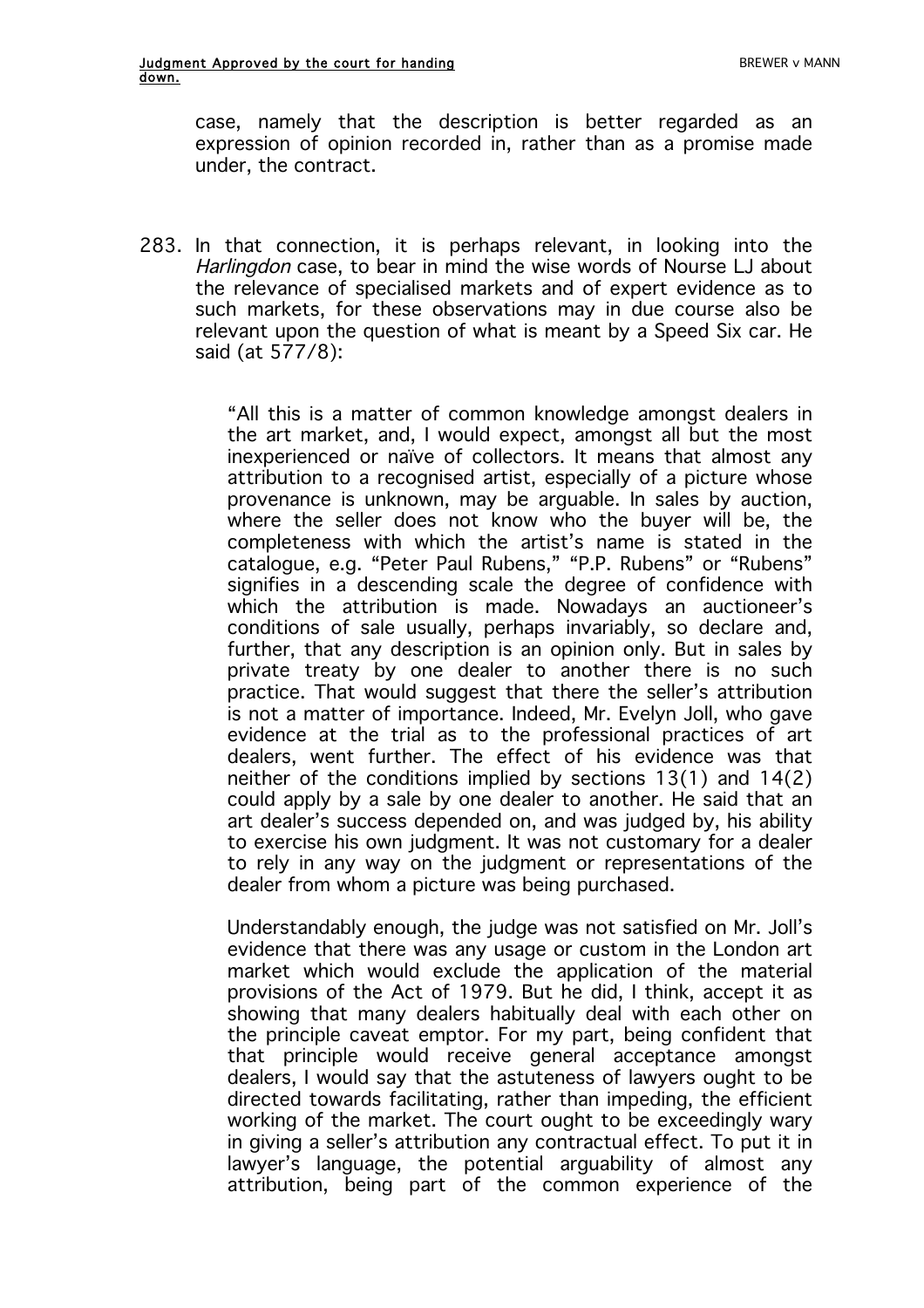case, namely that the description is better regarded as an expression of opinion recorded in, rather than as a promise made under, the contract.

283. In that connection, it is perhaps relevant, in looking into the *Harlingdon* case, to bear in mind the wise words of Nourse LJ about the relevance of specialised markets and of expert evidence as to such markets, for these observations may in due course also be relevant upon the question of what is meant by a Speed Six car. He said (at 577/8):

> "All this is a matter of common knowledge amongst dealers in the art market, and, I would expect, amongst all but the most inexperienced or naïve of collectors. It means that almost any attribution to a recognised artist, especially of a picture whose provenance is unknown, may be arguable. In sales by auction, where the seller does not know who the buyer will be, the completeness with which the artist's name is stated in the catalogue, e.g. "Peter Paul Rubens," "P.P. Rubens" or "Rubens" signifies in a descending scale the degree of confidence with which the attribution is made. Nowadays an auctioneer's conditions of sale usually, perhaps invariably, so declare and, further, that any description is an opinion only. But in sales by private treaty by one dealer to another there is no such practice. That would suggest that there the seller's attribution is not a matter of importance. Indeed, Mr. Evelyn Joll, who gave evidence at the trial as to the professional practices of art dealers, went further. The effect of his evidence was that neither of the conditions implied by sections 13(1) and 14(2) could apply by a sale by one dealer to another. He said that an art dealer's success depended on, and was judged by, his ability to exercise his own judgment. It was not customary for a dealer to rely in any way on the judgment or representations of the dealer from whom a picture was being purchased.
>
> Understandably enough, the judge was not satisfied on Mr. Joll's evidence that there was any usage or custom in the London art market which would exclude the application of the material provisions of the Act of 1979. But he did, I think, accept it as showing that many dealers habitually deal with each other on the principle caveat emptor. For my part, being confident that that principle would receive general acceptance amongst dealers, I would say that the astuteness of lawyers ought to be directed towards facilitating, rather than impeding, the efficient working of the market. The court ought to be exceedingly wary in giving a seller's attribution any contractual effect. To put it in lawyer's language, the potential arguability of almost any attribution, being part of the common experience of the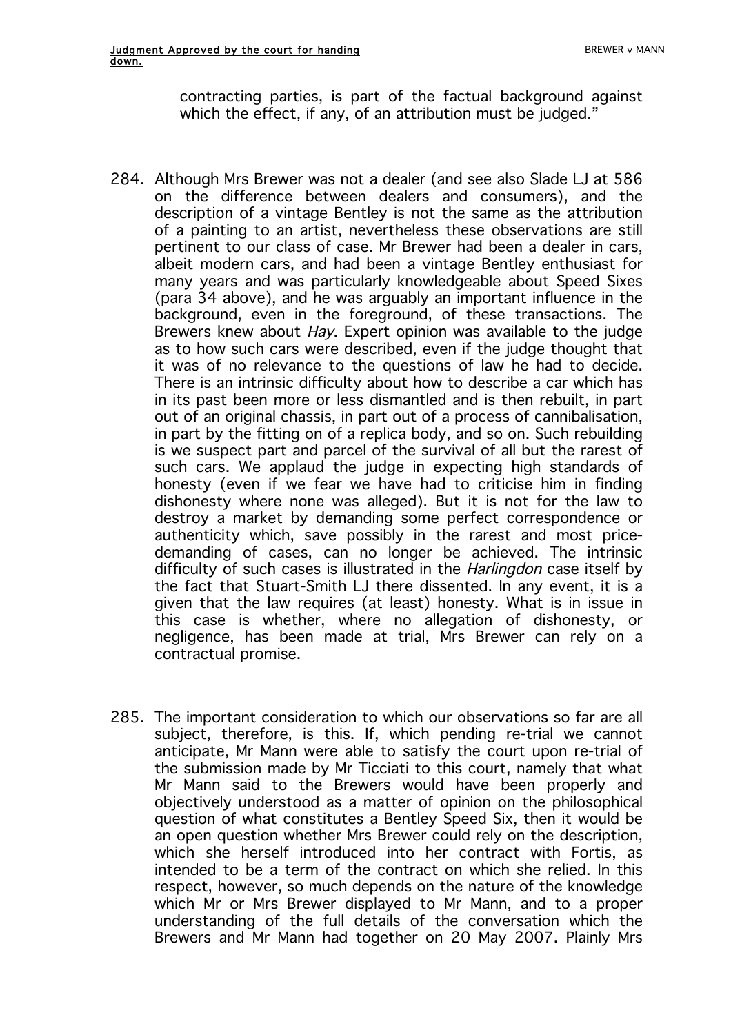contracting parties, is part of the factual background against which the effect, if any, of an attribution must be judged."

284. Although Mrs Brewer was not a dealer (and see also Slade LJ at 586 on the difference between dealers and consumers), and the description of a vintage Bentley is not the same as the attribution of a painting to an artist, nevertheless these observations are still pertinent to our class of case. Mr Brewer had been a dealer in cars, albeit modern cars, and had been a vintage Bentley enthusiast for many years and was particularly knowledgeable about Speed Sixes (para 34 above), and he was arguably an important influence in the background, even in the foreground, of these transactions. The Brewers knew about *Hay*. Expert opinion was available to the judge as to how such cars were described, even if the judge thought that it was of no relevance to the questions of law he had to decide. There is an intrinsic difficulty about how to describe a car which has in its past been more or less dismantled and is then rebuilt, in part out of an original chassis, in part out of a process of cannibalisation, in part by the fitting on of a replica body, and so on. Such rebuilding is we suspect part and parcel of the survival of all but the rarest of such cars. We applaud the judge in expecting high standards of honesty (even if we fear we have had to criticise him in finding dishonesty where none was alleged). But it is not for the law to destroy a market by demanding some perfect correspondence or authenticity which, save possibly in the rarest and most price-demanding of cases, can no longer be achieved. The intrinsic difficulty of such cases is illustrated in the *Harlingdon* case itself by the fact that Stuart-Smith LJ there dissented. In any event, it is a given that the law requires (at least) honesty. What is in issue in this case is whether, where no allegation of dishonesty, or negligence, has been made at trial, Mrs Brewer can rely on a contractual promise.

285. The important consideration to which our observations so far are all subject, therefore, is this. If, which pending re-trial we cannot anticipate, Mr Mann were able to satisfy the court upon re-trial of the submission made by Mr Ticciati to this court, namely that what Mr Mann said to the Brewers would have been properly and objectively understood as a matter of opinion on the philosophical question of what constitutes a Bentley Speed Six, then it would be an open question whether Mrs Brewer could rely on the description, which she herself introduced into her contract with Fortis, as intended to be a term of the contract on which she relied. In this respect, however, so much depends on the nature of the knowledge which Mr or Mrs Brewer displayed to Mr Mann, and to a proper understanding of the full details of the conversation which the Brewers and Mr Mann had together on 20 May 2007. Plainly Mrs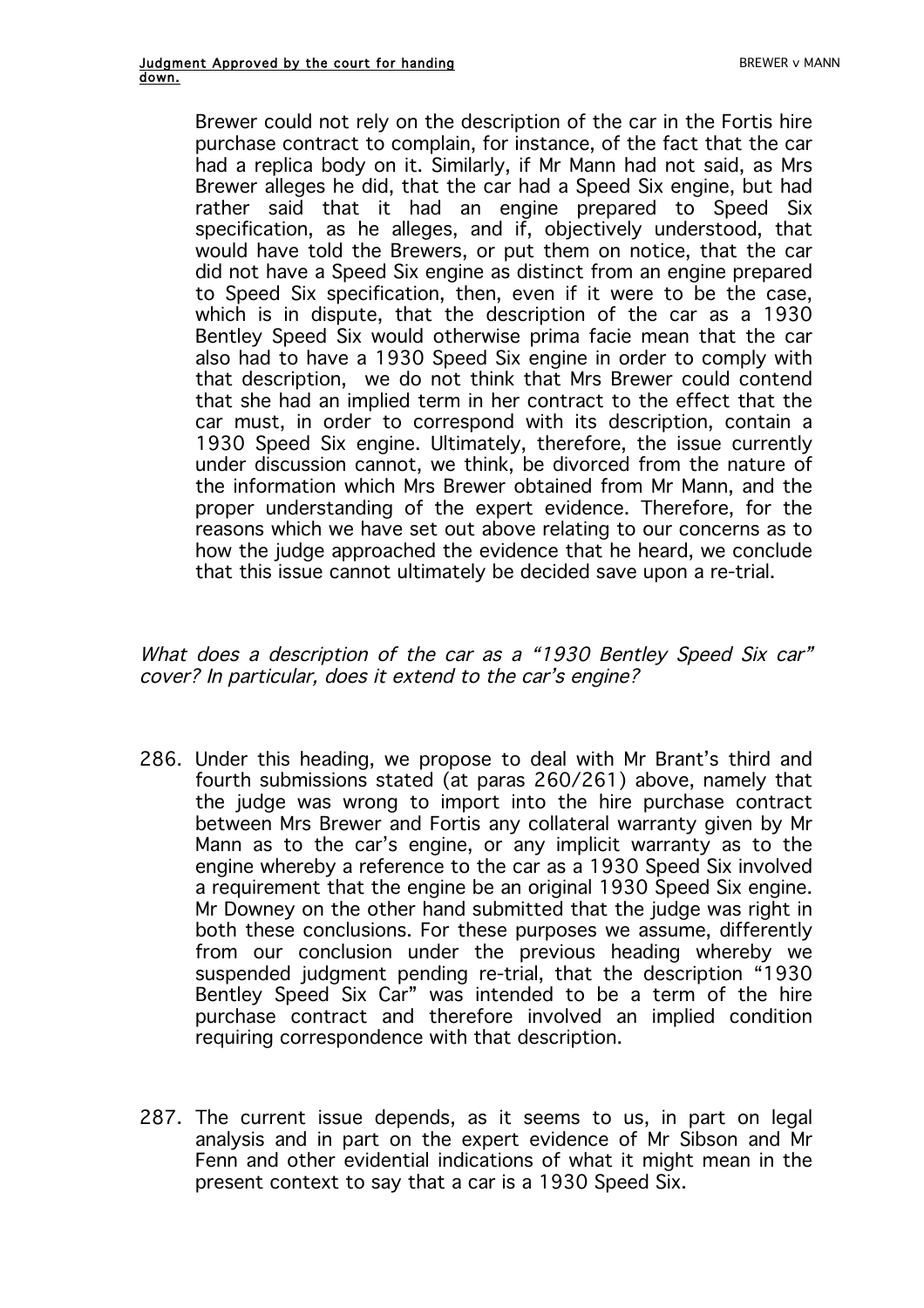Brewer could not rely on the description of the car in the Fortis hire purchase contract to complain, for instance, of the fact that the car had a replica body on it. Similarly, if Mr Mann had not said, as Mrs Brewer alleges he did, that the car had a Speed Six engine, but had rather said that it had an engine prepared to Speed Six specification, as he alleges, and if, objectively understood, that would have told the Brewers, or put them on notice, that the car did not have a Speed Six engine as distinct from an engine prepared to Speed Six specification, then, even if it were to be the case, which is in dispute, that the description of the car as a 1930 Bentley Speed Six would otherwise prima facie mean that the car also had to have a 1930 Speed Six engine in order to comply with that description, we do not think that Mrs Brewer could contend that she had an implied term in her contract to the effect that the car must, in order to correspond with its description, contain a 1930 Speed Six engine. Ultimately, therefore, the issue currently under discussion cannot, we think, be divorced from the nature of the information which Mrs Brewer obtained from Mr Mann, and the proper understanding of the expert evidence. Therefore, for the reasons which we have set out above relating to our concerns as to how the judge approached the evidence that he heard, we conclude that this issue cannot ultimately be decided save upon a re-trial.

*What does a description of the car as a "1930 Bentley Speed Six car" cover? In particular, does it extend to the car's engine?*

286. Under this heading, we propose to deal with Mr Brant's third and fourth submissions stated (at paras 260/261) above, namely that the judge was wrong to import into the hire purchase contract between Mrs Brewer and Fortis any collateral warranty given by Mr Mann as to the car's engine, or any implicit warranty as to the engine whereby a reference to the car as a 1930 Speed Six involved a requirement that the engine be an original 1930 Speed Six engine. Mr Downey on the other hand submitted that the judge was right in both these conclusions. For these purposes we assume, differently from our conclusion under the previous heading whereby we suspended judgment pending re-trial, that the description "1930 Bentley Speed Six Car" was intended to be a term of the hire purchase contract and therefore involved an implied condition requiring correspondence with that description.

287. The current issue depends, as it seems to us, in part on legal analysis and in part on the expert evidence of Mr Sibson and Mr Fenn and other evidential indications of what it might mean in the present context to say that a car is a 1930 Speed Six.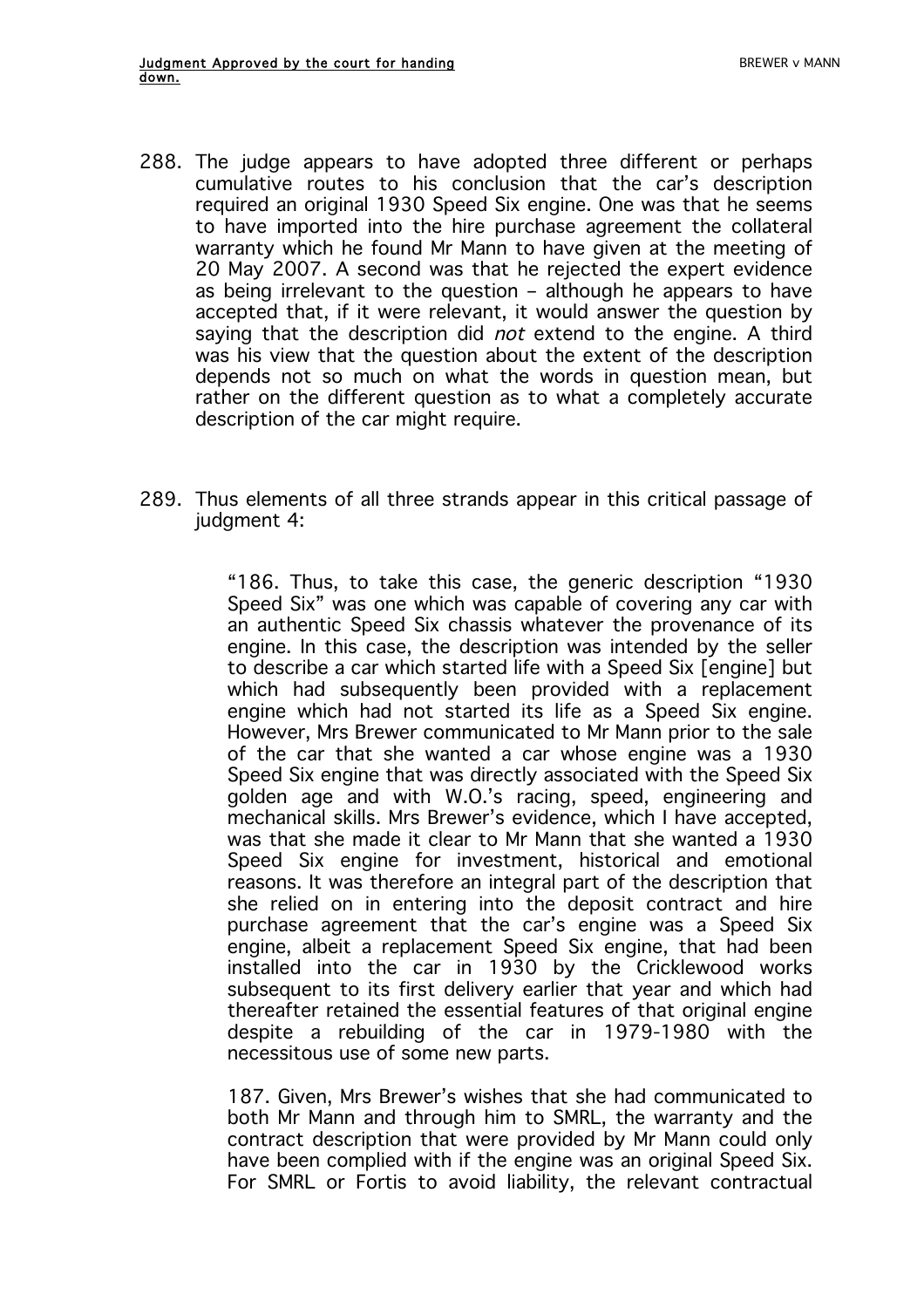288. The judge appears to have adopted three different or perhaps cumulative routes to his conclusion that the car's description required an original 1930 Speed Six engine. One was that he seems to have imported into the hire purchase agreement the collateral warranty which he found Mr Mann to have given at the meeting of 20 May 2007. A second was that he rejected the expert evidence as being irrelevant to the question – although he appears to have accepted that, if it were relevant, it would answer the question by saying that the description did *not* extend to the engine. A third was his view that the question about the extent of the description depends not so much on what the words in question mean, but rather on the different question as to what a completely accurate description of the car might require.

289. Thus elements of all three strands appear in this critical passage of judgment 4:

> "186. Thus, to take this case, the generic description "1930 Speed Six" was one which was capable of covering any car with an authentic Speed Six chassis whatever the provenance of its engine. In this case, the description was intended by the seller to describe a car which started life with a Speed Six [engine] but which had subsequently been provided with a replacement engine which had not started its life as a Speed Six engine. However, Mrs Brewer communicated to Mr Mann prior to the sale of the car that she wanted a car whose engine was a 1930 Speed Six engine that was directly associated with the Speed Six golden age and with W.O.'s racing, speed, engineering and mechanical skills. Mrs Brewer's evidence, which I have accepted, was that she made it clear to Mr Mann that she wanted a 1930 Speed Six engine for investment, historical and emotional reasons. It was therefore an integral part of the description that she relied on in entering into the deposit contract and hire purchase agreement that the car's engine was a Speed Six engine, albeit a replacement Speed Six engine, that had been installed into the car in 1930 by the Cricklewood works subsequent to its first delivery earlier that year and which had thereafter retained the essential features of that original engine despite a rebuilding of the car in 1979-1980 with the necessitous use of some new parts.
>
> 187. Given, Mrs Brewer's wishes that she had communicated to both Mr Mann and through him to SMRL, the warranty and the contract description that were provided by Mr Mann could only have been complied with if the engine was an original Speed Six. For SMRL or Fortis to avoid liability, the relevant contractual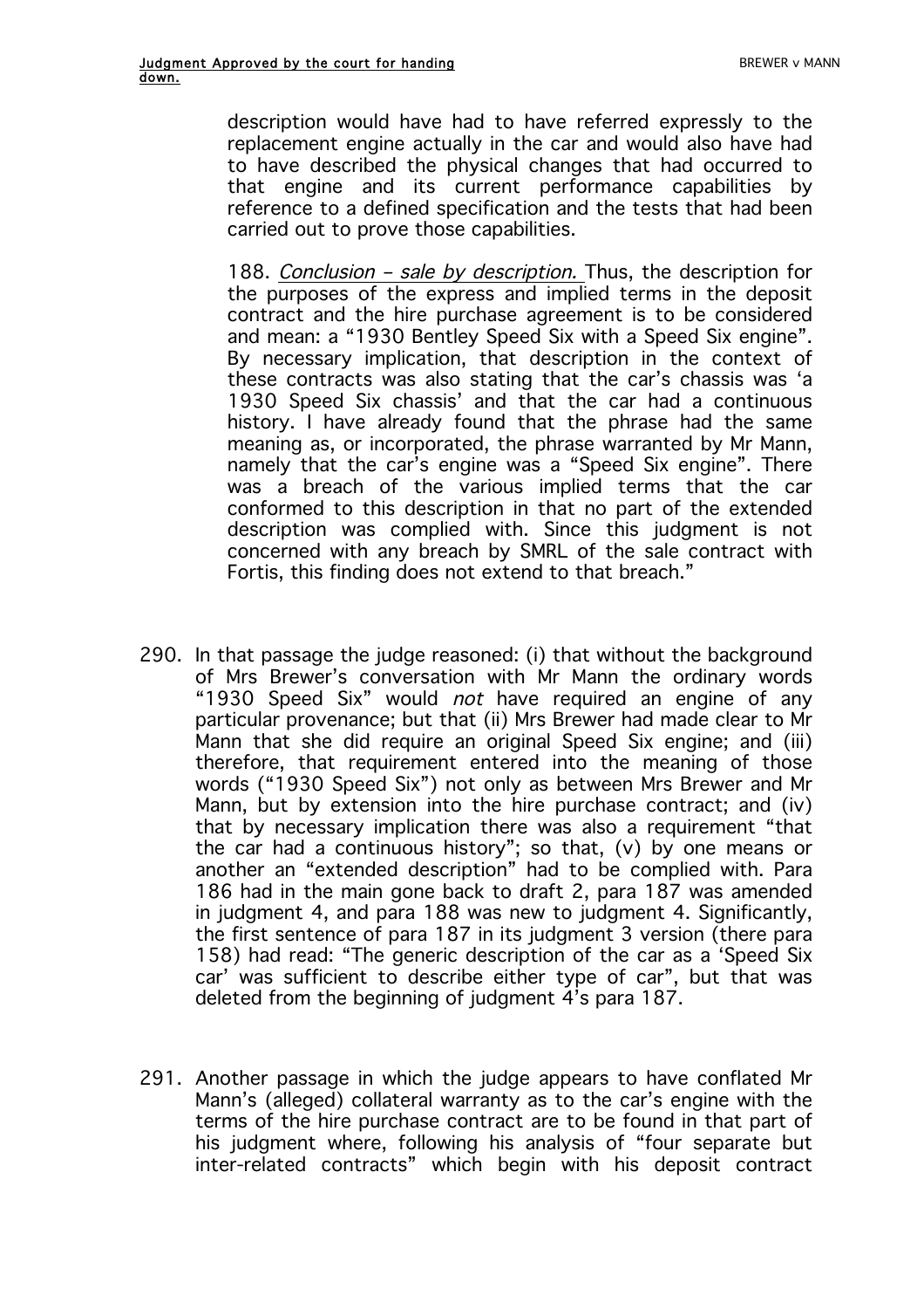> description would have had to have referred expressly to the replacement engine actually in the car and would also have had to have described the physical changes that had occurred to that engine and its current performance capabilities by reference to a defined specification and the tests that had been carried out to prove those capabilities.
>
> 188. *Conclusion – sale by description.* Thus, the description for the purposes of the express and implied terms in the deposit contract and the hire purchase agreement is to be considered and mean: a "1930 Bentley Speed Six with a Speed Six engine". By necessary implication, that description in the context of these contracts was also stating that the car's chassis was 'a 1930 Speed Six chassis' and that the car had a continuous history. I have already found that the phrase had the same meaning as, or incorporated, the phrase warranted by Mr Mann, namely that the car's engine was a "Speed Six engine". There was a breach of the various implied terms that the car conformed to this description in that no part of the extended description was complied with. Since this judgment is not concerned with any breach by SMRL of the sale contract with Fortis, this finding does not extend to that breach."

290. In that passage the judge reasoned: (i) that without the background of Mrs Brewer's conversation with Mr Mann the ordinary words "1930 Speed Six" would *not* have required an engine of any particular provenance; but that (ii) Mrs Brewer had made clear to Mr Mann that she did require an original Speed Six engine; and (iii) therefore, that requirement entered into the meaning of those words ("1930 Speed Six") not only as between Mrs Brewer and Mr Mann, but by extension into the hire purchase contract; and (iv) that by necessary implication there was also a requirement "that the car had a continuous history"; so that, (v) by one means or another an "extended description" had to be complied with. Para 186 had in the main gone back to draft 2, para 187 was amended in judgment 4, and para 188 was new to judgment 4. Significantly, the first sentence of para 187 in its judgment 3 version (there para 158) had read: "The generic description of the car as a 'Speed Six car' was sufficient to describe either type of car", but that was deleted from the beginning of judgment 4's para 187.

291. Another passage in which the judge appears to have conflated Mr Mann's (alleged) collateral warranty as to the car's engine with the terms of the hire purchase contract are to be found in that part of his judgment where, following his analysis of "four separate but inter-related contracts" which begin with his deposit contract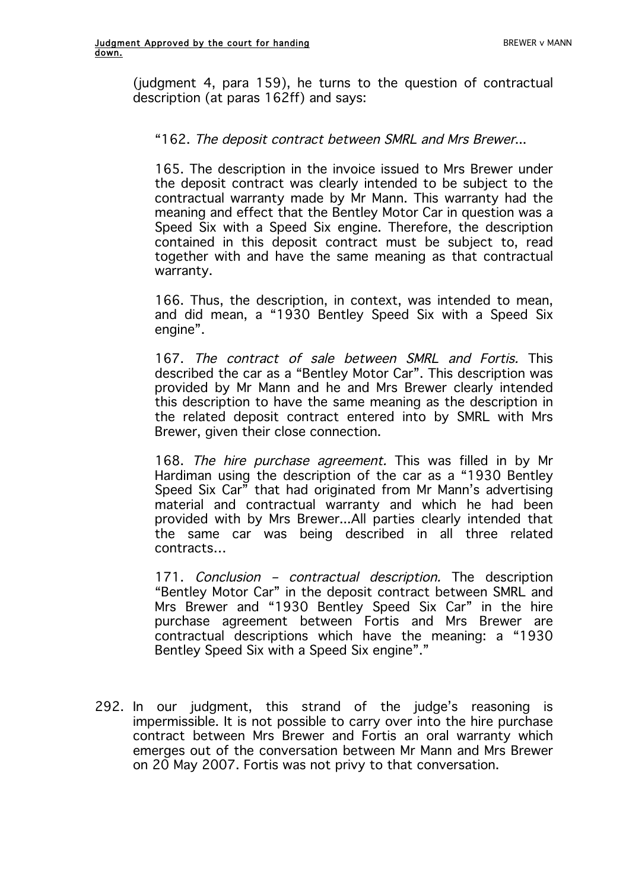(judgment 4, para 159), he turns to the question of contractual description (at paras 162ff) and says:

> "162. *The deposit contract between SMRL and Mrs Brewer*...
>
> 165. The description in the invoice issued to Mrs Brewer under the deposit contract was clearly intended to be subject to the contractual warranty made by Mr Mann. This warranty had the meaning and effect that the Bentley Motor Car in question was a Speed Six with a Speed Six engine. Therefore, the description contained in this deposit contract must be subject to, read together with and have the same meaning as that contractual warranty.
>
> 166. Thus, the description, in context, was intended to mean, and did mean, a "1930 Bentley Speed Six with a Speed Six engine".
>
> 167. *The contract of sale between SMRL and Fortis.* This described the car as a "Bentley Motor Car". This description was provided by Mr Mann and he and Mrs Brewer clearly intended this description to have the same meaning as the description in the related deposit contract entered into by SMRL with Mrs Brewer, given their close connection.
>
> 168. *The hire purchase agreement.* This was filled in by Mr Hardiman using the description of the car as a "1930 Bentley Speed Six Car" that had originated from Mr Mann's advertising material and contractual warranty and which he had been provided with by Mrs Brewer...All parties clearly intended that the same car was being described in all three related contracts...
>
> 171. *Conclusion – contractual description.* The description "Bentley Motor Car" in the deposit contract between SMRL and Mrs Brewer and "1930 Bentley Speed Six Car" in the hire purchase agreement between Fortis and Mrs Brewer are contractual descriptions which have the meaning: a "1930 Bentley Speed Six with a Speed Six engine"."

292. In our judgment, this strand of the judge's reasoning is impermissible. It is not possible to carry over into the hire purchase contract between Mrs Brewer and Fortis an oral warranty which emerges out of the conversation between Mr Mann and Mrs Brewer on 20 May 2007. Fortis was not privy to that conversation.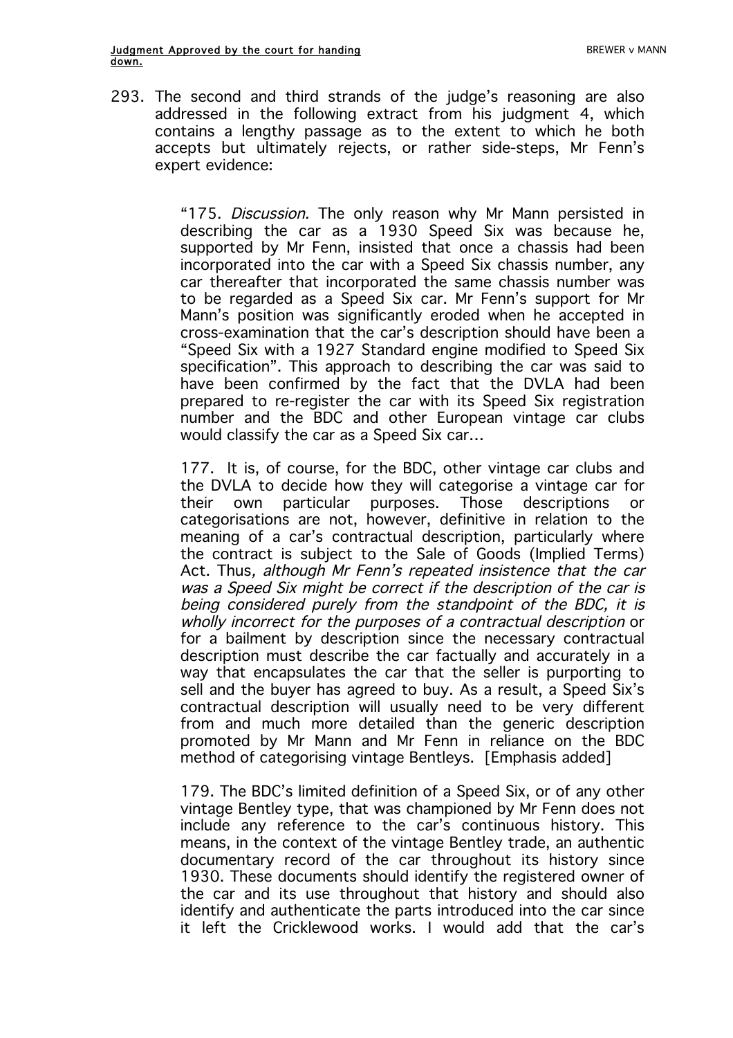293. The second and third strands of the judge's reasoning are also addressed in the following extract from his judgment 4, which contains a lengthy passage as to the extent to which he both accepts but ultimately rejects, or rather side-steps, Mr Fenn's expert evidence:

> "175. *Discussion.* The only reason why Mr Mann persisted in describing the car as a 1930 Speed Six was because he, supported by Mr Fenn, insisted that once a chassis had been incorporated into the car with a Speed Six chassis number, any car thereafter that incorporated the same chassis number was to be regarded as a Speed Six car. Mr Fenn's support for Mr Mann's position was significantly eroded when he accepted in cross-examination that the car's description should have been a "Speed Six with a 1927 Standard engine modified to Speed Six specification". This approach to describing the car was said to have been confirmed by the fact that the DVLA had been prepared to re-register the car with its Speed Six registration number and the BDC and other European vintage car clubs would classify the car as a Speed Six car…
>
> 177. It is, of course, for the BDC, other vintage car clubs and the DVLA to decide how they will categorise a vintage car for their own particular purposes. Those descriptions or categorisations are not, however, definitive in relation to the meaning of a car's contractual description, particularly where the contract is subject to the Sale of Goods (Implied Terms) Act. Thus*, although Mr Fenn's repeated insistence that the car was a Speed Six might be correct if the description of the car is being considered purely from the standpoint of the BDC, it is wholly incorrect for the purposes of a contractual description* or for a bailment by description since the necessary contractual description must describe the car factually and accurately in a way that encapsulates the car that the seller is purporting to sell and the buyer has agreed to buy. As a result, a Speed Six's contractual description will usually need to be very different from and much more detailed than the generic description promoted by Mr Mann and Mr Fenn in reliance on the BDC method of categorising vintage Bentleys. [Emphasis added]
>
> 179. The BDC's limited definition of a Speed Six, or of any other vintage Bentley type, that was championed by Mr Fenn does not include any reference to the car's continuous history. This means, in the context of the vintage Bentley trade, an authentic documentary record of the car throughout its history since 1930. These documents should identify the registered owner of the car and its use throughout that history and should also identify and authenticate the parts introduced into the car since it left the Cricklewood works. I would add that the car's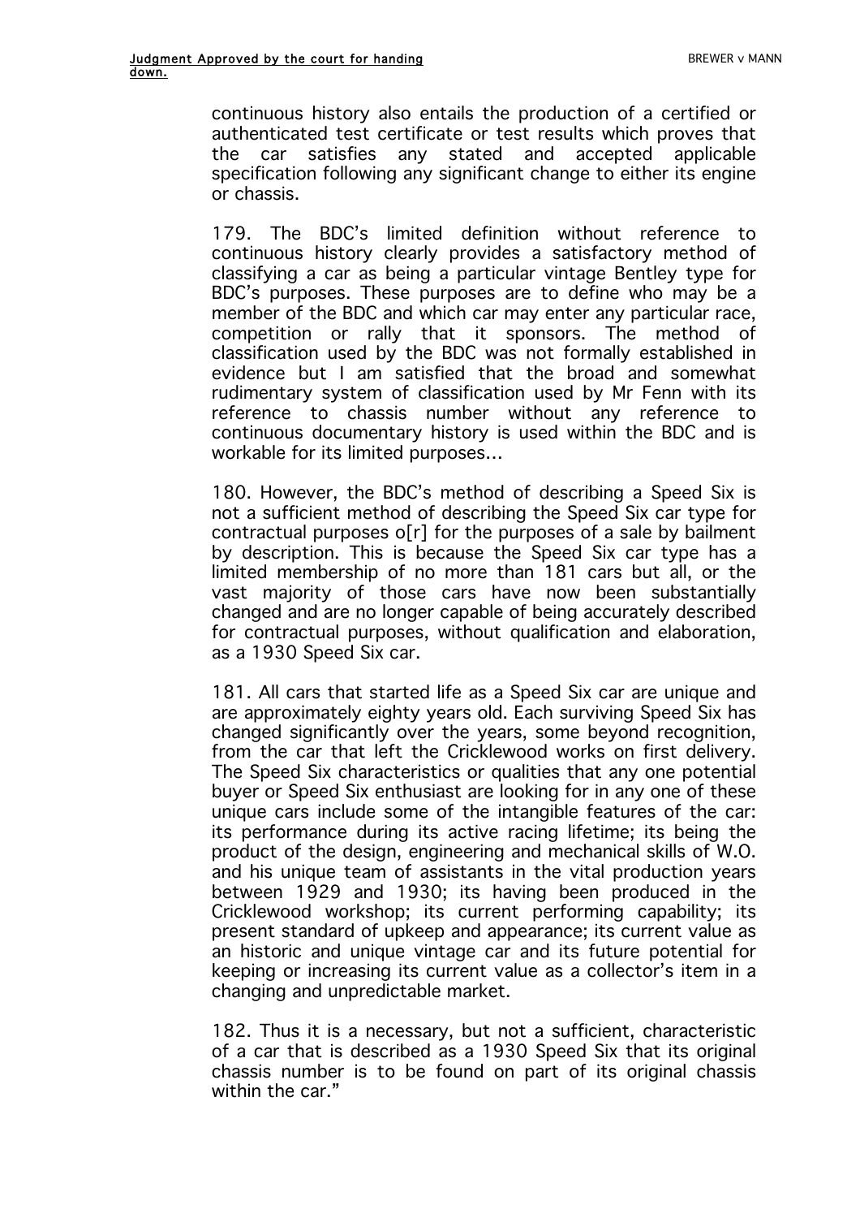continuous history also entails the production of a certified or authenticated test certificate or test results which proves that the car satisfies any stated and accepted applicable specification following any significant change to either its engine or chassis.

179. The BDC's limited definition without reference to continuous history clearly provides a satisfactory method of classifying a car as being a particular vintage Bentley type for BDC's purposes. These purposes are to define who may be a member of the BDC and which car may enter any particular race, competition or rally that it sponsors. The method of classification used by the BDC was not formally established in evidence but I am satisfied that the broad and somewhat rudimentary system of classification used by Mr Fenn with its reference to chassis number without any reference to continuous documentary history is used within the BDC and is workable for its limited purposes...

180. However, the BDC's method of describing a Speed Six is not a sufficient method of describing the Speed Six car type for contractual purposes o[r] for the purposes of a sale by bailment by description. This is because the Speed Six car type has a limited membership of no more than 181 cars but all, or the vast majority of those cars have now been substantially changed and are no longer capable of being accurately described for contractual purposes, without qualification and elaboration, as a 1930 Speed Six car.

181. All cars that started life as a Speed Six car are unique and are approximately eighty years old. Each surviving Speed Six has changed significantly over the years, some beyond recognition, from the car that left the Cricklewood works on first delivery. The Speed Six characteristics or qualities that any one potential buyer or Speed Six enthusiast are looking for in any one of these unique cars include some of the intangible features of the car: its performance during its active racing lifetime; its being the product of the design, engineering and mechanical skills of W.O. and his unique team of assistants in the vital production years between 1929 and 1930; its having been produced in the Cricklewood workshop; its current performing capability; its present standard of upkeep and appearance; its current value as an historic and unique vintage car and its future potential for keeping or increasing its current value as a collector's item in a changing and unpredictable market.

182. Thus it is a necessary, but not a sufficient, characteristic of a car that is described as a 1930 Speed Six that its original chassis number is to be found on part of its original chassis within the car."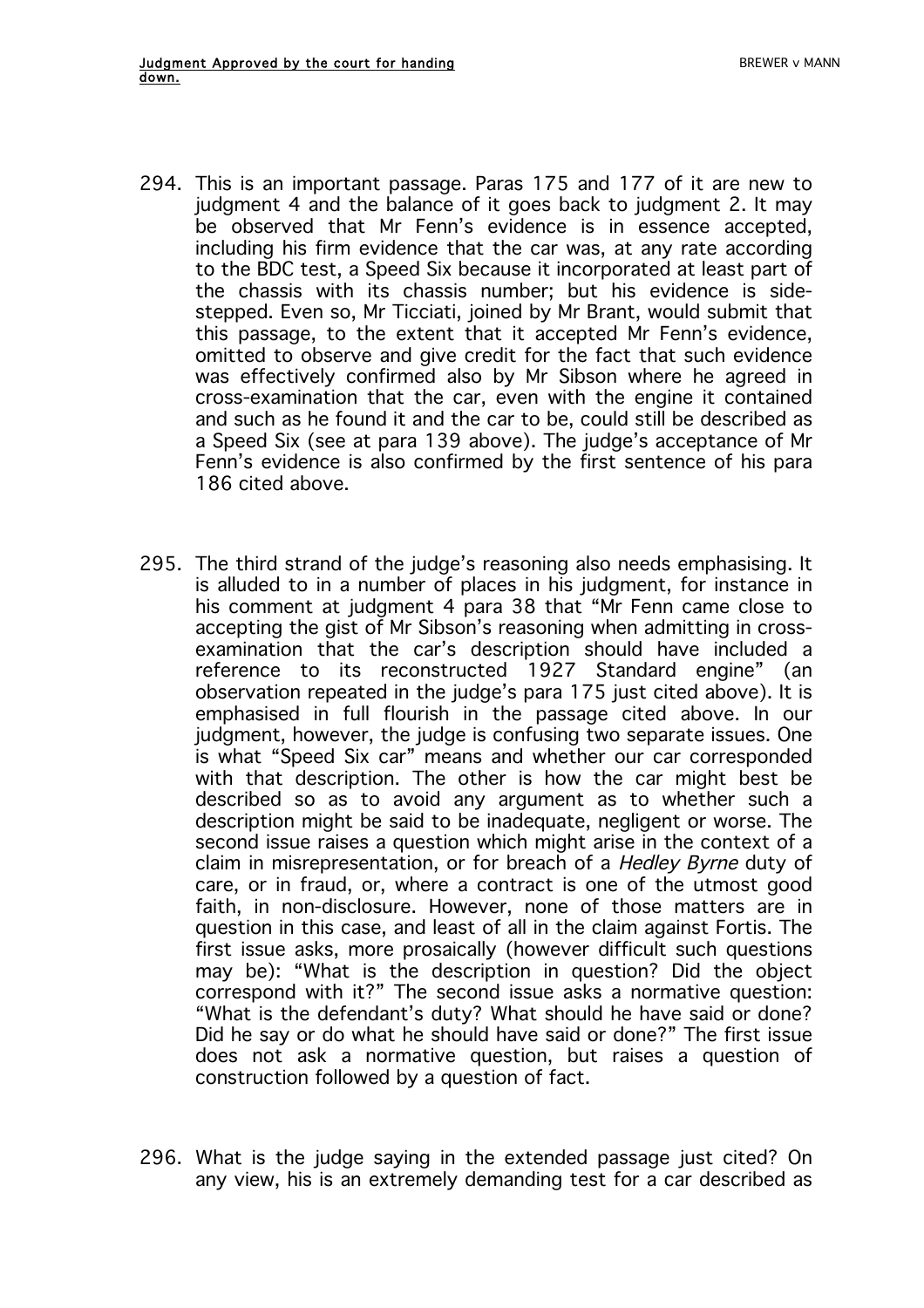294. This is an important passage. Paras 175 and 177 of it are new to judgment 4 and the balance of it goes back to judgment 2. It may be observed that Mr Fenn's evidence is in essence accepted, including his firm evidence that the car was, at any rate according to the BDC test, a Speed Six because it incorporated at least part of the chassis with its chassis number; but his evidence is side-stepped. Even so, Mr Ticciati, joined by Mr Brant, would submit that this passage, to the extent that it accepted Mr Fenn's evidence, omitted to observe and give credit for the fact that such evidence was effectively confirmed also by Mr Sibson where he agreed in cross-examination that the car, even with the engine it contained and such as he found it and the car to be, could still be described as a Speed Six (see at para 139 above). The judge's acceptance of Mr Fenn's evidence is also confirmed by the first sentence of his para 186 cited above.

295. The third strand of the judge's reasoning also needs emphasising. It is alluded to in a number of places in his judgment, for instance in his comment at judgment 4 para 38 that "Mr Fenn came close to accepting the gist of Mr Sibson's reasoning when admitting in cross-examination that the car's description should have included a reference to its reconstructed 1927 Standard engine" (an observation repeated in the judge's para 175 just cited above). It is emphasised in full flourish in the passage cited above. In our judgment, however, the judge is confusing two separate issues. One is what "Speed Six car" means and whether our car corresponded with that description. The other is how the car might best be described so as to avoid any argument as to whether such a description might be said to be inadequate, negligent or worse. The second issue raises a question which might arise in the context of a claim in misrepresentation, or for breach of a *Hedley Byrne* duty of care, or in fraud, or, where a contract is one of the utmost good faith, in non-disclosure. However, none of those matters are in question in this case, and least of all in the claim against Fortis. The first issue asks, more prosaically (however difficult such questions may be): "What is the description in question? Did the object correspond with it?" The second issue asks a normative question: "What is the defendant's duty? What should he have said or done? Did he say or do what he should have said or done?" The first issue does not ask a normative question, but raises a question of construction followed by a question of fact.

296. What is the judge saying in the extended passage just cited? On any view, his is an extremely demanding test for a car described as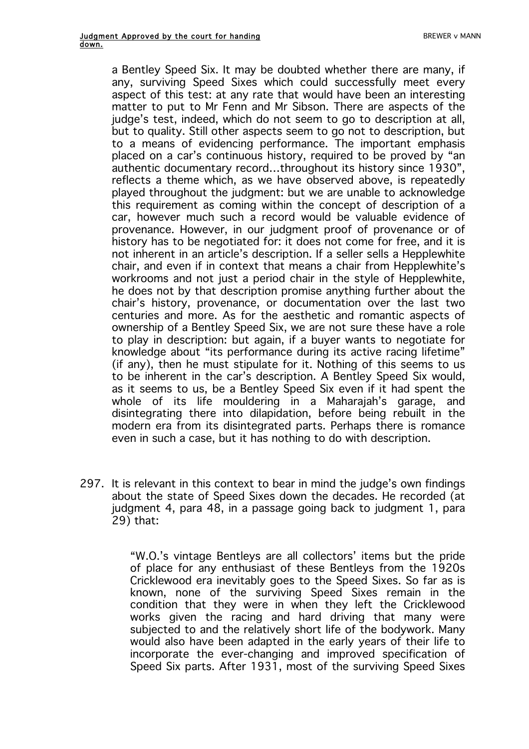a Bentley Speed Six. It may be doubted whether there are many, if any, surviving Speed Sixes which could successfully meet every aspect of this test: at any rate that would have been an interesting matter to put to Mr Fenn and Mr Sibson. There are aspects of the judge's test, indeed, which do not seem to go to description at all, but to quality. Still other aspects seem to go not to description, but to a means of evidencing performance. The important emphasis placed on a car's continuous history, required to be proved by "an authentic documentary record…throughout its history since 1930", reflects a theme which, as we have observed above, is repeatedly played throughout the judgment: but we are unable to acknowledge this requirement as coming within the concept of description of a car, however much such a record would be valuable evidence of provenance. However, in our judgment proof of provenance or of history has to be negotiated for: it does not come for free, and it is not inherent in an article's description. If a seller sells a Hepplewhite chair, and even if in context that means a chair from Hepplewhite's workrooms and not just a period chair in the style of Hepplewhite, he does not by that description promise anything further about the chair's history, provenance, or documentation over the last two centuries and more. As for the aesthetic and romantic aspects of ownership of a Bentley Speed Six, we are not sure these have a role to play in description: but again, if a buyer wants to negotiate for knowledge about "its performance during its active racing lifetime" (if any), then he must stipulate for it. Nothing of this seems to us to be inherent in the car's description. A Bentley Speed Six would, as it seems to us, be a Bentley Speed Six even if it had spent the whole of its life mouldering in a Maharajah's garage, and disintegrating there into dilapidation, before being rebuilt in the modern era from its disintegrated parts. Perhaps there is romance even in such a case, but it has nothing to do with description.

297. It is relevant in this context to bear in mind the judge's own findings about the state of Speed Sixes down the decades. He recorded (at judgment 4, para 48, in a passage going back to judgment 1, para 29) that:

> "W.O.'s vintage Bentleys are all collectors' items but the pride of place for any enthusiast of these Bentleys from the 1920s Cricklewood era inevitably goes to the Speed Sixes. So far as is known, none of the surviving Speed Sixes remain in the condition that they were in when they left the Cricklewood works given the racing and hard driving that many were subjected to and the relatively short life of the bodywork. Many would also have been adapted in the early years of their life to incorporate the ever-changing and improved specification of Speed Six parts. After 1931, most of the surviving Speed Sixes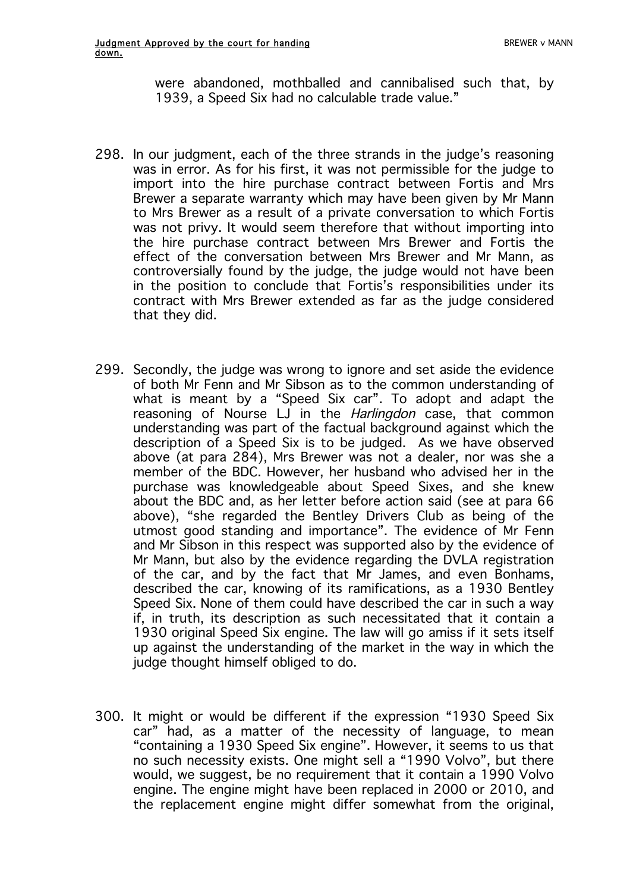were abandoned, mothballed and cannibalised such that, by 1939, a Speed Six had no calculable trade value."

298. In our judgment, each of the three strands in the judge's reasoning was in error. As for his first, it was not permissible for the judge to import into the hire purchase contract between Fortis and Mrs Brewer a separate warranty which may have been given by Mr Mann to Mrs Brewer as a result of a private conversation to which Fortis was not privy. It would seem therefore that without importing into the hire purchase contract between Mrs Brewer and Fortis the effect of the conversation between Mrs Brewer and Mr Mann, as controversially found by the judge, the judge would not have been in the position to conclude that Fortis's responsibilities under its contract with Mrs Brewer extended as far as the judge considered that they did.

299. Secondly, the judge was wrong to ignore and set aside the evidence of both Mr Fenn and Mr Sibson as to the common understanding of what is meant by a "Speed Six car". To adopt and adapt the reasoning of Nourse LJ in the *Harlingdon* case, that common understanding was part of the factual background against which the description of a Speed Six is to be judged. As we have observed above (at para 284), Mrs Brewer was not a dealer, nor was she a member of the BDC. However, her husband who advised her in the purchase was knowledgeable about Speed Sixes, and she knew about the BDC and, as her letter before action said (see at para 66 above), "she regarded the Bentley Drivers Club as being of the utmost good standing and importance". The evidence of Mr Fenn and Mr Sibson in this respect was supported also by the evidence of Mr Mann, but also by the evidence regarding the DVLA registration of the car, and by the fact that Mr James, and even Bonhams, described the car, knowing of its ramifications, as a 1930 Bentley Speed Six. None of them could have described the car in such a way if, in truth, its description as such necessitated that it contain a 1930 original Speed Six engine. The law will go amiss if it sets itself up against the understanding of the market in the way in which the judge thought himself obliged to do.

300. It might or would be different if the expression "1930 Speed Six car" had, as a matter of the necessity of language, to mean "containing a 1930 Speed Six engine". However, it seems to us that no such necessity exists. One might sell a "1990 Volvo", but there would, we suggest, be no requirement that it contain a 1990 Volvo engine. The engine might have been replaced in 2000 or 2010, and the replacement engine might differ somewhat from the original,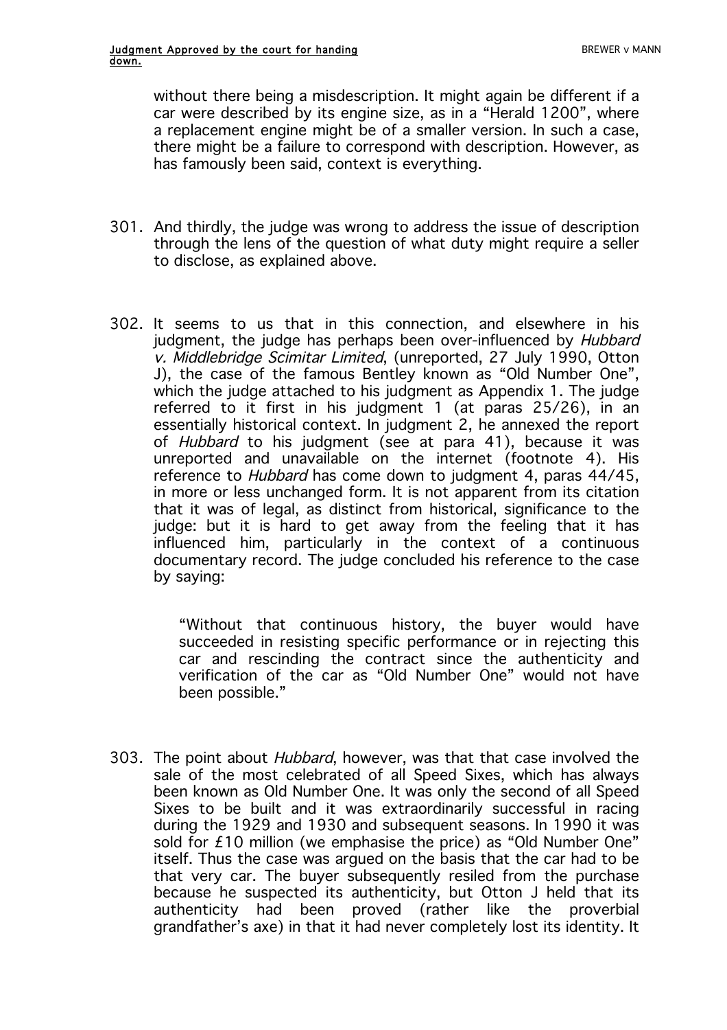without there being a misdescription. It might again be different if a car were described by its engine size, as in a "Herald 1200", where a replacement engine might be of a smaller version. In such a case, there might be a failure to correspond with description. However, as has famously been said, context is everything.

301. And thirdly, the judge was wrong to address the issue of description through the lens of the question of what duty might require a seller to disclose, as explained above.

302. It seems to us that in this connection, and elsewhere in his judgment, the judge has perhaps been over-influenced by *Hubbard v. Middlebridge Scimitar Limited*, (unreported, 27 July 1990, Otton J), the case of the famous Bentley known as "Old Number One", which the judge attached to his judgment as Appendix 1. The judge referred to it first in his judgment 1 (at paras 25/26), in an essentially historical context. In judgment 2, he annexed the report of *Hubbard* to his judgment (see at para 41), because it was unreported and unavailable on the internet (footnote 4). His reference to *Hubbard* has come down to judgment 4, paras 44/45, in more or less unchanged form. It is not apparent from its citation that it was of legal, as distinct from historical, significance to the judge: but it is hard to get away from the feeling that it has influenced him, particularly in the context of a continuous documentary record. The judge concluded his reference to the case by saying:

> "Without that continuous history, the buyer would have succeeded in resisting specific performance or in rejecting this car and rescinding the contract since the authenticity and verification of the car as "Old Number One" would not have been possible."

303. The point about *Hubbard*, however, was that that case involved the sale of the most celebrated of all Speed Sixes, which has always been known as Old Number One. It was only the second of all Speed Sixes to be built and it was extraordinarily successful in racing during the 1929 and 1930 and subsequent seasons. In 1990 it was sold for £10 million (we emphasise the price) as "Old Number One" itself. Thus the case was argued on the basis that the car had to be that very car. The buyer subsequently resiled from the purchase because he suspected its authenticity, but Otton J held that its authenticity had been proved (rather like the proverbial grandfather's axe) in that it had never completely lost its identity. It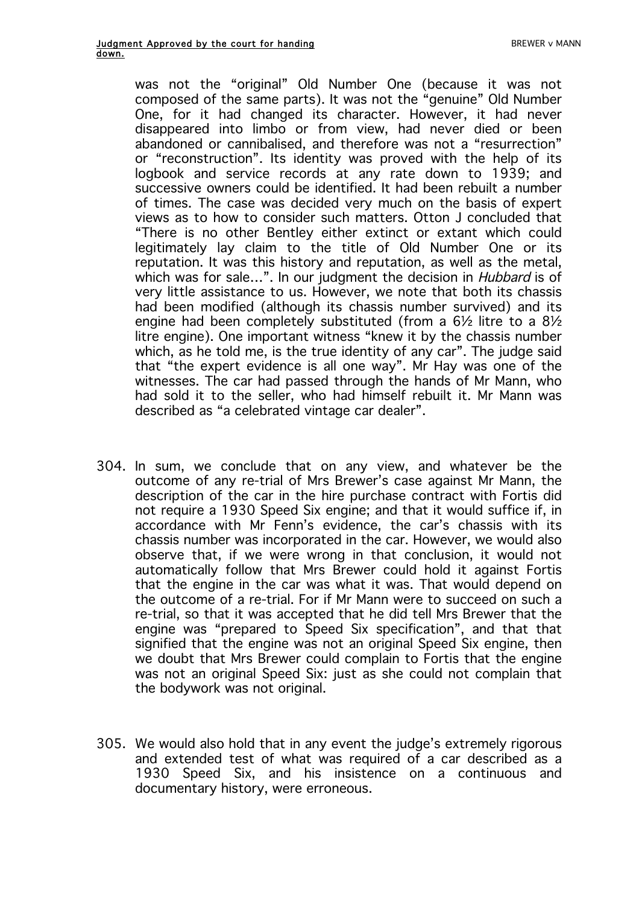was not the "original" Old Number One (because it was not composed of the same parts). It was not the "genuine" Old Number One, for it had changed its character. However, it had never disappeared into limbo or from view, had never died or been abandoned or cannibalised, and therefore was not a "resurrection" or "reconstruction". Its identity was proved with the help of its logbook and service records at any rate down to 1939; and successive owners could be identified. It had been rebuilt a number of times. The case was decided very much on the basis of expert views as to how to consider such matters. Otton J concluded that "There is no other Bentley either extinct or extant which could legitimately lay claim to the title of Old Number One or its reputation. It was this history and reputation, as well as the metal, which was for sale…". In our judgment the decision in *Hubbard* is of very little assistance to us. However, we note that both its chassis had been modified (although its chassis number survived) and its engine had been completely substituted (from a 6½ litre to a 8½ litre engine). One important witness "knew it by the chassis number which, as he told me, is the true identity of any car". The judge said that "the expert evidence is all one way". Mr Hay was one of the witnesses. The car had passed through the hands of Mr Mann, who had sold it to the seller, who had himself rebuilt it. Mr Mann was described as "a celebrated vintage car dealer".

304. In sum, we conclude that on any view, and whatever be the outcome of any re-trial of Mrs Brewer's case against Mr Mann, the description of the car in the hire purchase contract with Fortis did not require a 1930 Speed Six engine; and that it would suffice if, in accordance with Mr Fenn's evidence, the car's chassis with its chassis number was incorporated in the car. However, we would also observe that, if we were wrong in that conclusion, it would not automatically follow that Mrs Brewer could hold it against Fortis that the engine in the car was what it was. That would depend on the outcome of a re-trial. For if Mr Mann were to succeed on such a re-trial, so that it was accepted that he did tell Mrs Brewer that the engine was "prepared to Speed Six specification", and that that signified that the engine was not an original Speed Six engine, then we doubt that Mrs Brewer could complain to Fortis that the engine was not an original Speed Six: just as she could not complain that the bodywork was not original.

305. We would also hold that in any event the judge's extremely rigorous and extended test of what was required of a car described as a 1930 Speed Six, and his insistence on a continuous and documentary history, were erroneous.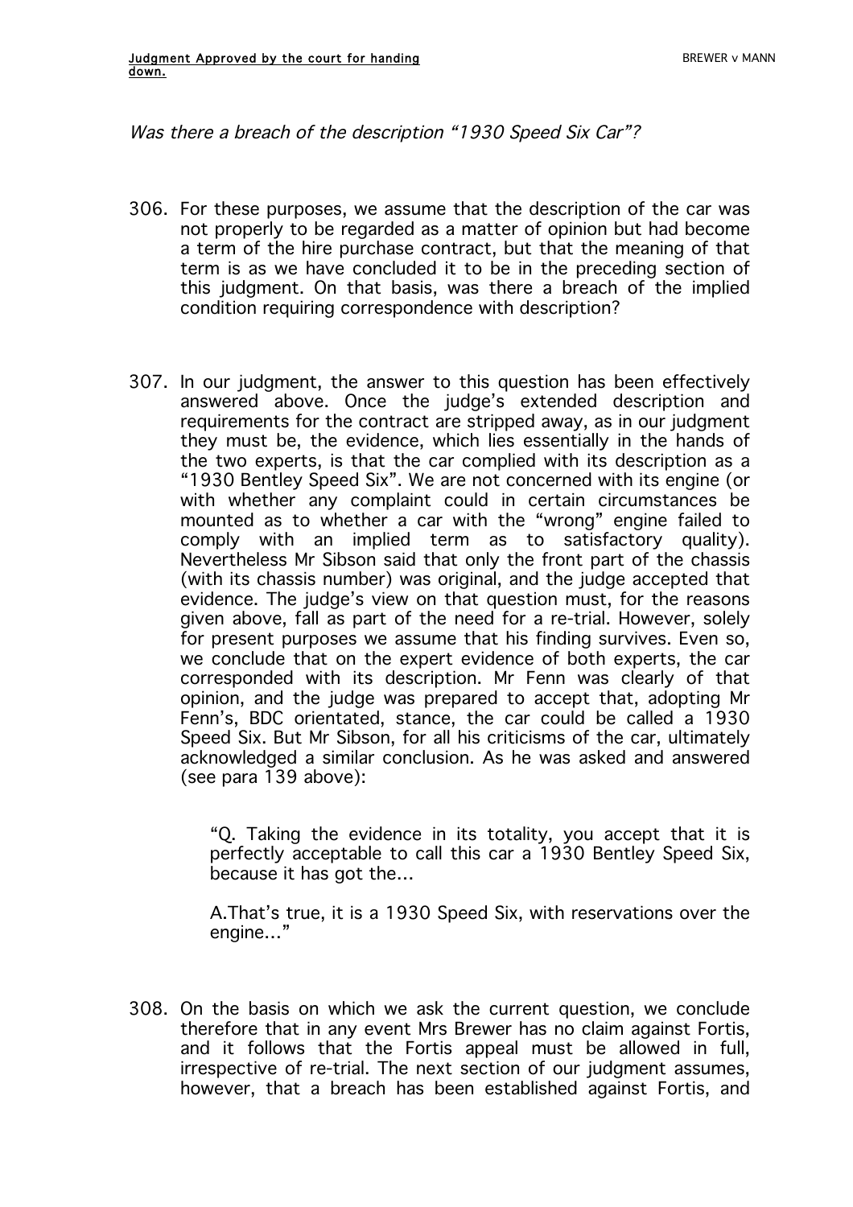*Was there a breach of the description "1930 Speed Six Car"?*

306. For these purposes, we assume that the description of the car was not properly to be regarded as a matter of opinion but had become a term of the hire purchase contract, but that the meaning of that term is as we have concluded it to be in the preceding section of this judgment. On that basis, was there a breach of the implied condition requiring correspondence with description?

307. In our judgment, the answer to this question has been effectively answered above. Once the judge's extended description and requirements for the contract are stripped away, as in our judgment they must be, the evidence, which lies essentially in the hands of the two experts, is that the car complied with its description as a "1930 Bentley Speed Six". We are not concerned with its engine (or with whether any complaint could in certain circumstances be mounted as to whether a car with the "wrong" engine failed to comply with an implied term as to satisfactory quality). Nevertheless Mr Sibson said that only the front part of the chassis (with its chassis number) was original, and the judge accepted that evidence. The judge's view on that question must, for the reasons given above, fall as part of the need for a re-trial. However, solely for present purposes we assume that his finding survives. Even so, we conclude that on the expert evidence of both experts, the car corresponded with its description. Mr Fenn was clearly of that opinion, and the judge was prepared to accept that, adopting Mr Fenn's, BDC orientated, stance, the car could be called a 1930 Speed Six. But Mr Sibson, for all his criticisms of the car, ultimately acknowledged a similar conclusion. As he was asked and answered (see para 139 above):

> "Q. Taking the evidence in its totality, you accept that it is perfectly acceptable to call this car a 1930 Bentley Speed Six, because it has got the...
>
> A.That's true, it is a 1930 Speed Six, with reservations over the engine..."

308. On the basis on which we ask the current question, we conclude therefore that in any event Mrs Brewer has no claim against Fortis, and it follows that the Fortis appeal must be allowed in full, irrespective of re-trial. The next section of our judgment assumes, however, that a breach has been established against Fortis, and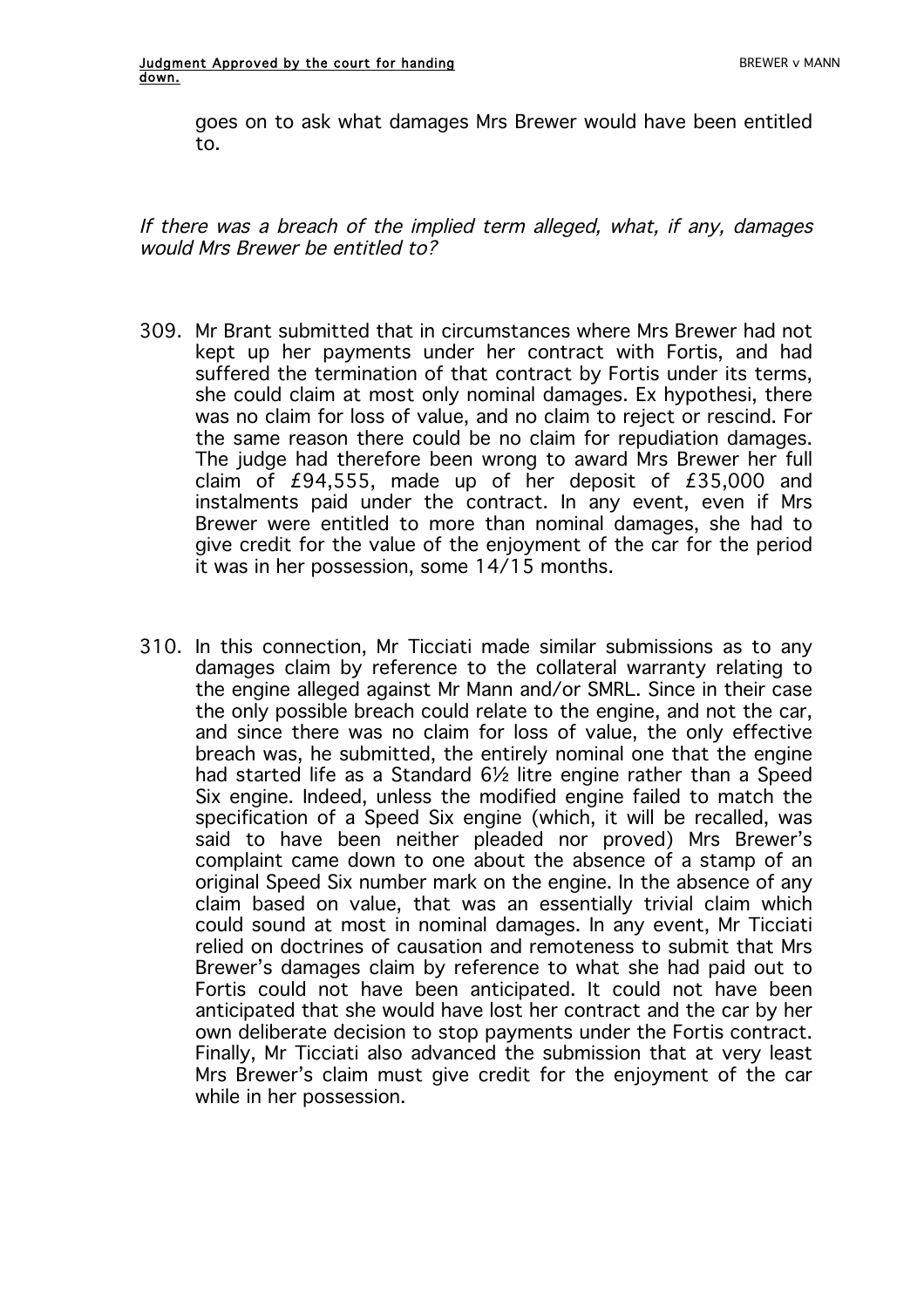goes on to ask what damages Mrs Brewer would have been entitled to.

*If there was a breach of the implied term alleged, what, if any, damages would Mrs Brewer be entitled to?*

309. Mr Brant submitted that in circumstances where Mrs Brewer had not kept up her payments under her contract with Fortis, and had suffered the termination of that contract by Fortis under its terms, she could claim at most only nominal damages. Ex hypothesi, there was no claim for loss of value, and no claim to reject or rescind. For the same reason there could be no claim for repudiation damages. The judge had therefore been wrong to award Mrs Brewer her full claim of £94,555, made up of her deposit of £35,000 and instalments paid under the contract. In any event, even if Mrs Brewer were entitled to more than nominal damages, she had to give credit for the value of the enjoyment of the car for the period it was in her possession, some 14/15 months.

310. In this connection, Mr Ticciati made similar submissions as to any damages claim by reference to the collateral warranty relating to the engine alleged against Mr Mann and/or SMRL. Since in their case the only possible breach could relate to the engine, and not the car, and since there was no claim for loss of value, the only effective breach was, he submitted, the entirely nominal one that the engine had started life as a Standard 6½ litre engine rather than a Speed Six engine. Indeed, unless the modified engine failed to match the specification of a Speed Six engine (which, it will be recalled, was said to have been neither pleaded nor proved) Mrs Brewer's complaint came down to one about the absence of a stamp of an original Speed Six number mark on the engine. In the absence of any claim based on value, that was an essentially trivial claim which could sound at most in nominal damages. In any event, Mr Ticciati relied on doctrines of causation and remoteness to submit that Mrs Brewer's damages claim by reference to what she had paid out to Fortis could not have been anticipated. It could not have been anticipated that she would have lost her contract and the car by her own deliberate decision to stop payments under the Fortis contract. Finally, Mr Ticciati also advanced the submission that at very least Mrs Brewer's claim must give credit for the enjoyment of the car while in her possession.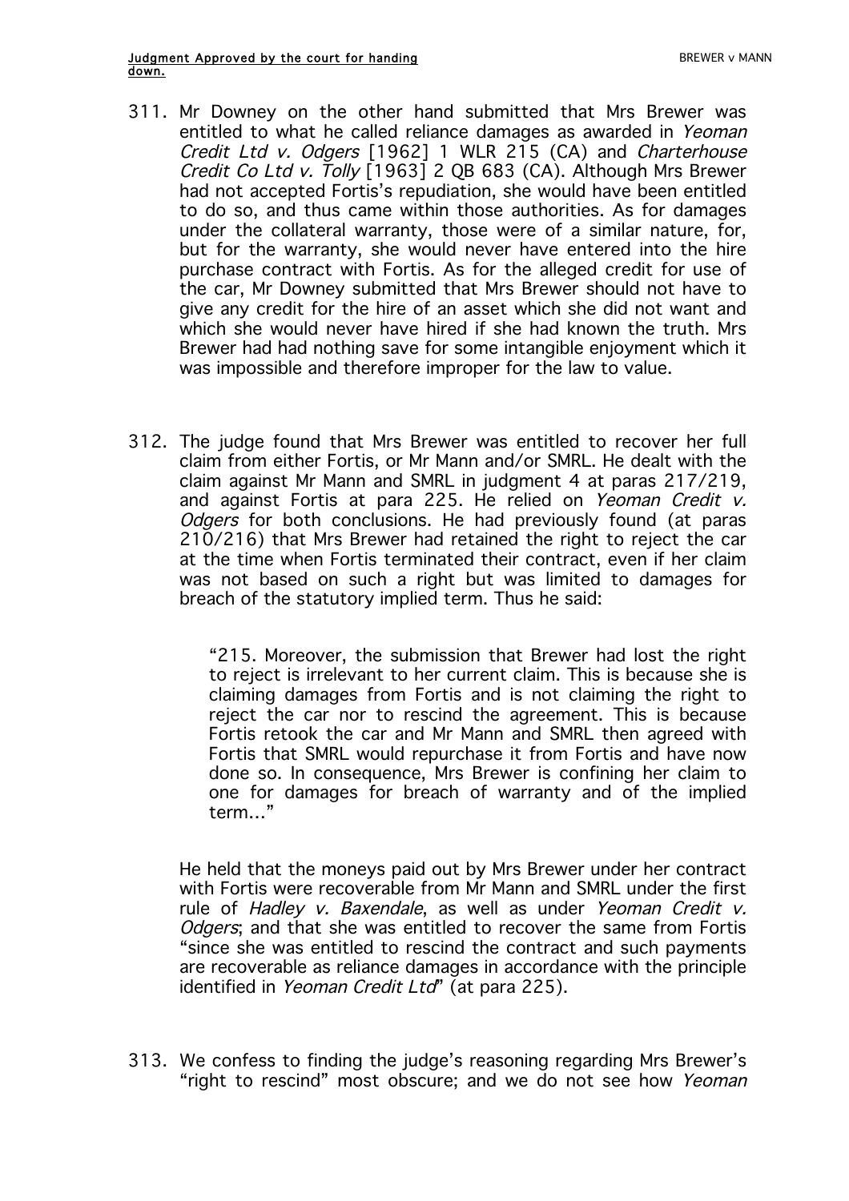311. Mr Downey on the other hand submitted that Mrs Brewer was entitled to what he called reliance damages as awarded in *Yeoman Credit Ltd v. Odgers* [1962] 1 WLR 215 (CA) and *Charterhouse Credit Co Ltd v. Tolly* [1963] 2 QB 683 (CA). Although Mrs Brewer had not accepted Fortis's repudiation, she would have been entitled to do so, and thus came within those authorities. As for damages under the collateral warranty, those were of a similar nature, for, but for the warranty, she would never have entered into the hire purchase contract with Fortis. As for the alleged credit for use of the car, Mr Downey submitted that Mrs Brewer should not have to give any credit for the hire of an asset which she did not want and which she would never have hired if she had known the truth. Mrs Brewer had had nothing save for some intangible enjoyment which it was impossible and therefore improper for the law to value.

312. The judge found that Mrs Brewer was entitled to recover her full claim from either Fortis, or Mr Mann and/or SMRL. He dealt with the claim against Mr Mann and SMRL in judgment 4 at paras 217/219, and against Fortis at para 225. He relied on *Yeoman Credit v. Odgers* for both conclusions. He had previously found (at paras 210/216) that Mrs Brewer had retained the right to reject the car at the time when Fortis terminated their contract, even if her claim was not based on such a right but was limited to damages for breach of the statutory implied term. Thus he said:

> "215. Moreover, the submission that Brewer had lost the right to reject is irrelevant to her current claim. This is because she is claiming damages from Fortis and is not claiming the right to reject the car nor to rescind the agreement. This is because Fortis retook the car and Mr Mann and SMRL then agreed with Fortis that SMRL would repurchase it from Fortis and have now done so. In consequence, Mrs Brewer is confining her claim to one for damages for breach of warranty and of the implied term…"

He held that the moneys paid out by Mrs Brewer under her contract with Fortis were recoverable from Mr Mann and SMRL under the first rule of *Hadley v. Baxendale*, as well as under *Yeoman Credit v. Odgers*; and that she was entitled to recover the same from Fortis "since she was entitled to rescind the contract and such payments are recoverable as reliance damages in accordance with the principle identified in *Yeoman Credit Ltd*" (at para 225).

313. We confess to finding the judge's reasoning regarding Mrs Brewer's "right to rescind" most obscure; and we do not see how *Yeoman*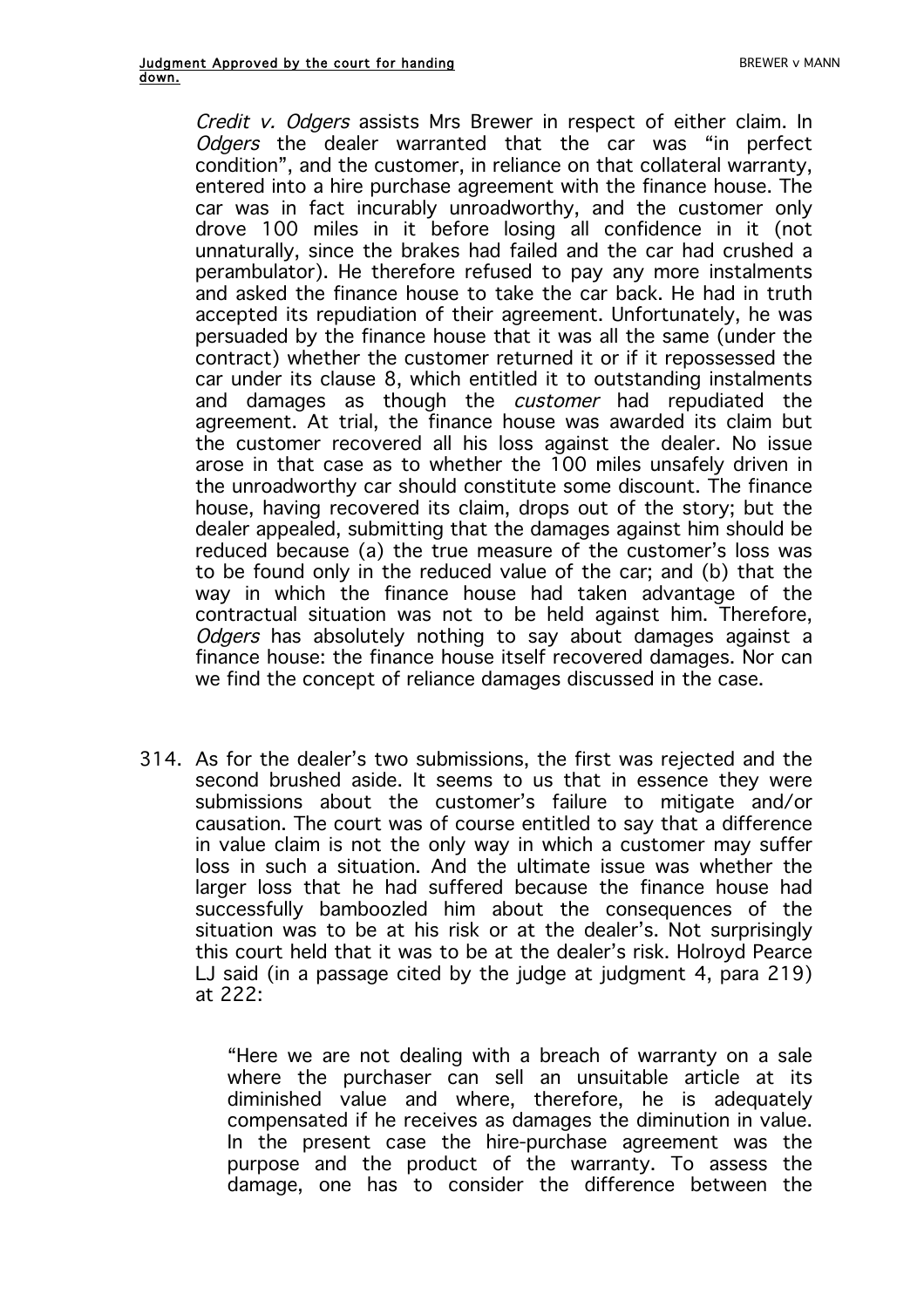*Credit v. Odgers* assists Mrs Brewer in respect of either claim. In *Odgers* the dealer warranted that the car was "in perfect condition", and the customer, in reliance on that collateral warranty, entered into a hire purchase agreement with the finance house. The car was in fact incurably unroadworthy, and the customer only drove 100 miles in it before losing all confidence in it (not unnaturally, since the brakes had failed and the car had crushed a perambulator). He therefore refused to pay any more instalments and asked the finance house to take the car back. He had in truth accepted its repudiation of their agreement. Unfortunately, he was persuaded by the finance house that it was all the same (under the contract) whether the customer returned it or if it repossessed the car under its clause 8, which entitled it to outstanding instalments and damages as though the *customer* had repudiated the agreement. At trial, the finance house was awarded its claim but the customer recovered all his loss against the dealer. No issue arose in that case as to whether the 100 miles unsafely driven in the unroadworthy car should constitute some discount. The finance house, having recovered its claim, drops out of the story; but the dealer appealed, submitting that the damages against him should be reduced because (a) the true measure of the customer's loss was to be found only in the reduced value of the car; and (b) that the way in which the finance house had taken advantage of the contractual situation was not to be held against him. Therefore, *Odgers* has absolutely nothing to say about damages against a finance house: the finance house itself recovered damages. Nor can we find the concept of reliance damages discussed in the case.

314. As for the dealer's two submissions, the first was rejected and the second brushed aside. It seems to us that in essence they were submissions about the customer's failure to mitigate and/or causation. The court was of course entitled to say that a difference in value claim is not the only way in which a customer may suffer loss in such a situation. And the ultimate issue was whether the larger loss that he had suffered because the finance house had successfully bamboozled him about the consequences of the situation was to be at his risk or at the dealer's. Not surprisingly this court held that it was to be at the dealer's risk. Holroyd Pearce LJ said (in a passage cited by the judge at judgment 4, para 219) at 222:

> "Here we are not dealing with a breach of warranty on a sale where the purchaser can sell an unsuitable article at its diminished value and where, therefore, he is adequately compensated if he receives as damages the diminution in value. In the present case the hire-purchase agreement was the purpose and the product of the warranty. To assess the damage, one has to consider the difference between the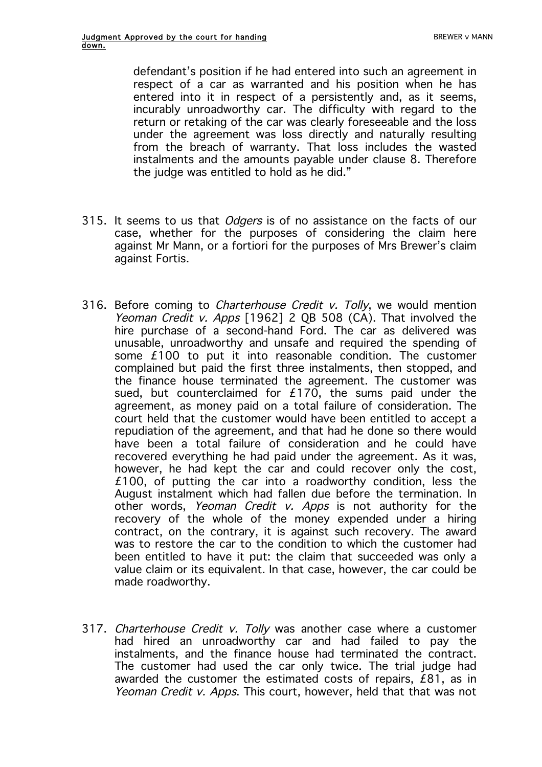defendant's position if he had entered into such an agreement in respect of a car as warranted and his position when he has entered into it in respect of a persistently and, as it seems, incurably unroadworthy car. The difficulty with regard to the return or retaking of the car was clearly foreseeable and the loss under the agreement was loss directly and naturally resulting from the breach of warranty. That loss includes the wasted instalments and the amounts payable under clause 8. Therefore the judge was entitled to hold as he did."

315. It seems to us that *Odgers* is of no assistance on the facts of our case, whether for the purposes of considering the claim here against Mr Mann, or a fortiori for the purposes of Mrs Brewer's claim against Fortis.

316. Before coming to *Charterhouse Credit v. Tolly*, we would mention *Yeoman Credit v. Apps* [1962] 2 QB 508 (CA). That involved the hire purchase of a second-hand Ford. The car as delivered was unusable, unroadworthy and unsafe and required the spending of some £100 to put it into reasonable condition. The customer complained but paid the first three instalments, then stopped, and the finance house terminated the agreement. The customer was sued, but counterclaimed for £170, the sums paid under the agreement, as money paid on a total failure of consideration. The court held that the customer would have been entitled to accept a repudiation of the agreement, and that had he done so there would have been a total failure of consideration and he could have recovered everything he had paid under the agreement. As it was, however, he had kept the car and could recover only the cost, £100, of putting the car into a roadworthy condition, less the August instalment which had fallen due before the termination. In other words, *Yeoman Credit v. Apps* is not authority for the recovery of the whole of the money expended under a hiring contract, on the contrary, it is against such recovery. The award was to restore the car to the condition to which the customer had been entitled to have it put: the claim that succeeded was only a value claim or its equivalent. In that case, however, the car could be made roadworthy.

317. *Charterhouse Credit v. Tolly* was another case where a customer had hired an unroadworthy car and had failed to pay the instalments, and the finance house had terminated the contract. The customer had used the car only twice. The trial judge had awarded the customer the estimated costs of repairs, £81, as in *Yeoman Credit v. Apps*. This court, however, held that that was not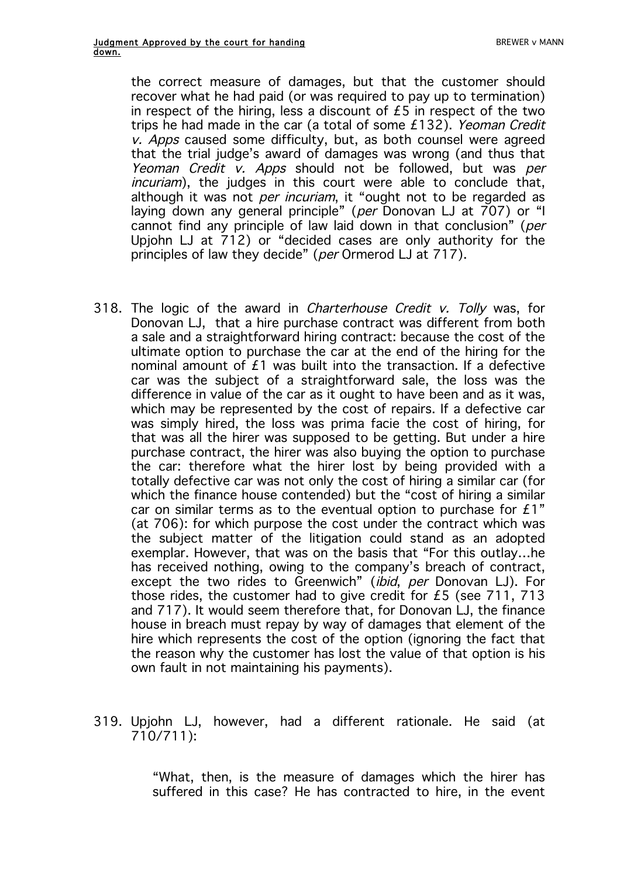the correct measure of damages, but that the customer should recover what he had paid (or was required to pay up to termination) in respect of the hiring, less a discount of £5 in respect of the two trips he had made in the car (a total of some £132). *Yeoman Credit v. Apps* caused some difficulty, but, as both counsel were agreed that the trial judge's award of damages was wrong (and thus that *Yeoman Credit v. Apps* should not be followed, but was *per incuriam*), the judges in this court were able to conclude that, although it was not *per incuriam*, it "ought not to be regarded as laying down any general principle" (*per* Donovan LJ at 707) or "I cannot find any principle of law laid down in that conclusion" (*per* Upjohn LJ at 712) or "decided cases are only authority for the principles of law they decide" (*per* Ormerod LJ at 717).

318. The logic of the award in *Charterhouse Credit v. Tolly* was, for Donovan LJ, that a hire purchase contract was different from both a sale and a straightforward hiring contract: because the cost of the ultimate option to purchase the car at the end of the hiring for the nominal amount of £1 was built into the transaction. If a defective car was the subject of a straightforward sale, the loss was the difference in value of the car as it ought to have been and as it was, which may be represented by the cost of repairs. If a defective car was simply hired, the loss was prima facie the cost of hiring, for that was all the hirer was supposed to be getting. But under a hire purchase contract, the hirer was also buying the option to purchase the car: therefore what the hirer lost by being provided with a totally defective car was not only the cost of hiring a similar car (for which the finance house contended) but the "cost of hiring a similar car on similar terms as to the eventual option to purchase for £1" (at 706): for which purpose the cost under the contract which was the subject matter of the litigation could stand as an adopted exemplar. However, that was on the basis that "For this outlay…he has received nothing, owing to the company's breach of contract, except the two rides to Greenwich" (*ibid*, *per* Donovan LJ). For those rides, the customer had to give credit for £5 (see 711, 713 and 717). It would seem therefore that, for Donovan LJ, the finance house in breach must repay by way of damages that element of the hire which represents the cost of the option (ignoring the fact that the reason why the customer has lost the value of that option is his own fault in not maintaining his payments).

319. Upjohn LJ, however, had a different rationale. He said (at 710/711):

> "What, then, is the measure of damages which the hirer has suffered in this case? He has contracted to hire, in the event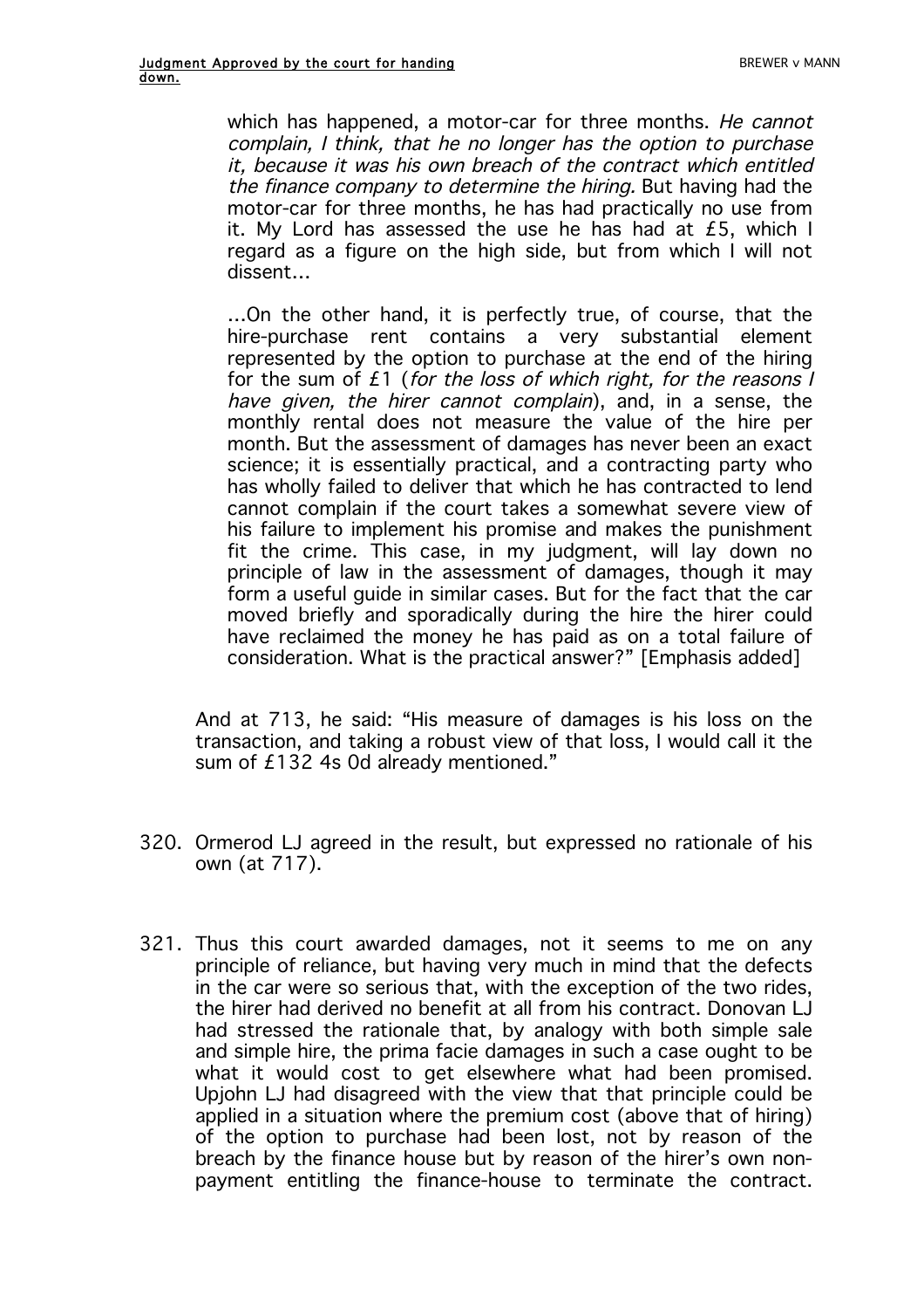> which has happened, a motor-car for three months. *He cannot complain, I think, that he no longer has the option to purchase it, because it was his own breach of the contract which entitled the finance company to determine the hiring.* But having had the motor-car for three months, he has had practically no use from it. My Lord has assessed the use he has had at £5, which I regard as a figure on the high side, but from which I will not dissent…
>
> …On the other hand, it is perfectly true, of course, that the hire-purchase rent contains a very substantial element represented by the option to purchase at the end of the hiring for the sum of £1 (*for the loss of which right, for the reasons I have given, the hirer cannot complain*), and, in a sense, the monthly rental does not measure the value of the hire per month. But the assessment of damages has never been an exact science; it is essentially practical, and a contracting party who has wholly failed to deliver that which he has contracted to lend cannot complain if the court takes a somewhat severe view of his failure to implement his promise and makes the punishment fit the crime. This case, in my judgment, will lay down no principle of law in the assessment of damages, though it may form a useful guide in similar cases. But for the fact that the car moved briefly and sporadically during the hire the hirer could have reclaimed the money he has paid as on a total failure of consideration. What is the practical answer?" [Emphasis added]

And at 713, he said: "His measure of damages is his loss on the transaction, and taking a robust view of that loss, I would call it the sum of £132 4s 0d already mentioned."

320. Ormerod LJ agreed in the result, but expressed no rationale of his own (at 717).

321. Thus this court awarded damages, not it seems to me on any principle of reliance, but having very much in mind that the defects in the car were so serious that, with the exception of the two rides, the hirer had derived no benefit at all from his contract. Donovan LJ had stressed the rationale that, by analogy with both simple sale and simple hire, the prima facie damages in such a case ought to be what it would cost to get elsewhere what had been promised. Upjohn LJ had disagreed with the view that that principle could be applied in a situation where the premium cost (above that of hiring) of the option to purchase had been lost, not by reason of the breach by the finance house but by reason of the hirer's own non-payment entitling the finance-house to terminate the contract.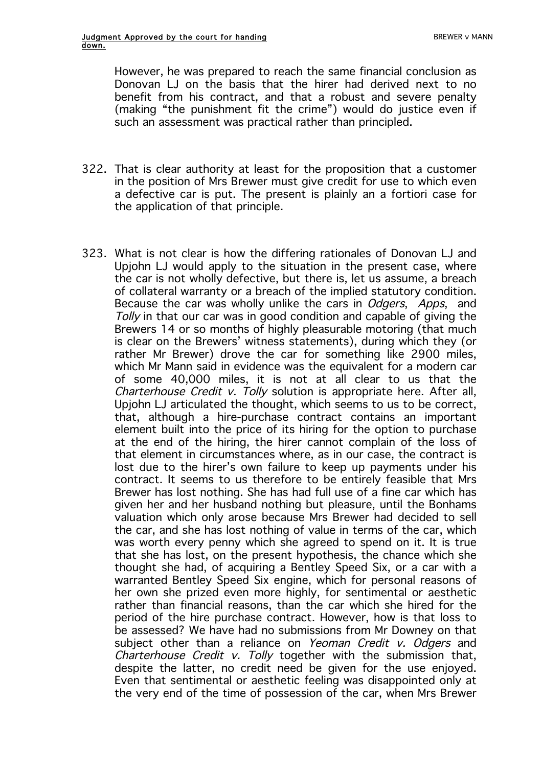However, he was prepared to reach the same financial conclusion as Donovan LJ on the basis that the hirer had derived next to no benefit from his contract, and that a robust and severe penalty (making "the punishment fit the crime") would do justice even if such an assessment was practical rather than principled.

322. That is clear authority at least for the proposition that a customer in the position of Mrs Brewer must give credit for use to which even a defective car is put. The present is plainly an a fortiori case for the application of that principle.

323. What is not clear is how the differing rationales of Donovan LJ and Upjohn LJ would apply to the situation in the present case, where the car is not wholly defective, but there is, let us assume, a breach of collateral warranty or a breach of the implied statutory condition. Because the car was wholly unlike the cars in *Odgers*, *Apps*, and *Tolly* in that our car was in good condition and capable of giving the Brewers 14 or so months of highly pleasurable motoring (that much is clear on the Brewers' witness statements), during which they (or rather Mr Brewer) drove the car for something like 2900 miles, which Mr Mann said in evidence was the equivalent for a modern car of some 40,000 miles, it is not at all clear to us that the *Charterhouse Credit v. Tolly* solution is appropriate here. After all, Upjohn LJ articulated the thought, which seems to us to be correct, that, although a hire-purchase contract contains an important element built into the price of its hiring for the option to purchase at the end of the hiring, the hirer cannot complain of the loss of that element in circumstances where, as in our case, the contract is lost due to the hirer's own failure to keep up payments under his contract. It seems to us therefore to be entirely feasible that Mrs Brewer has lost nothing. She has had full use of a fine car which has given her and her husband nothing but pleasure, until the Bonhams valuation which only arose because Mrs Brewer had decided to sell the car, and she has lost nothing of value in terms of the car, which was worth every penny which she agreed to spend on it. It is true that she has lost, on the present hypothesis, the chance which she thought she had, of acquiring a Bentley Speed Six, or a car with a warranted Bentley Speed Six engine, which for personal reasons of her own she prized even more highly, for sentimental or aesthetic rather than financial reasons, than the car which she hired for the period of the hire purchase contract. However, how is that loss to be assessed? We have had no submissions from Mr Downey on that subject other than a reliance on *Yeoman Credit v. Odgers* and *Charterhouse Credit v. Tolly* together with the submission that, despite the latter, no credit need be given for the use enjoyed. Even that sentimental or aesthetic feeling was disappointed only at the very end of the time of possession of the car, when Mrs Brewer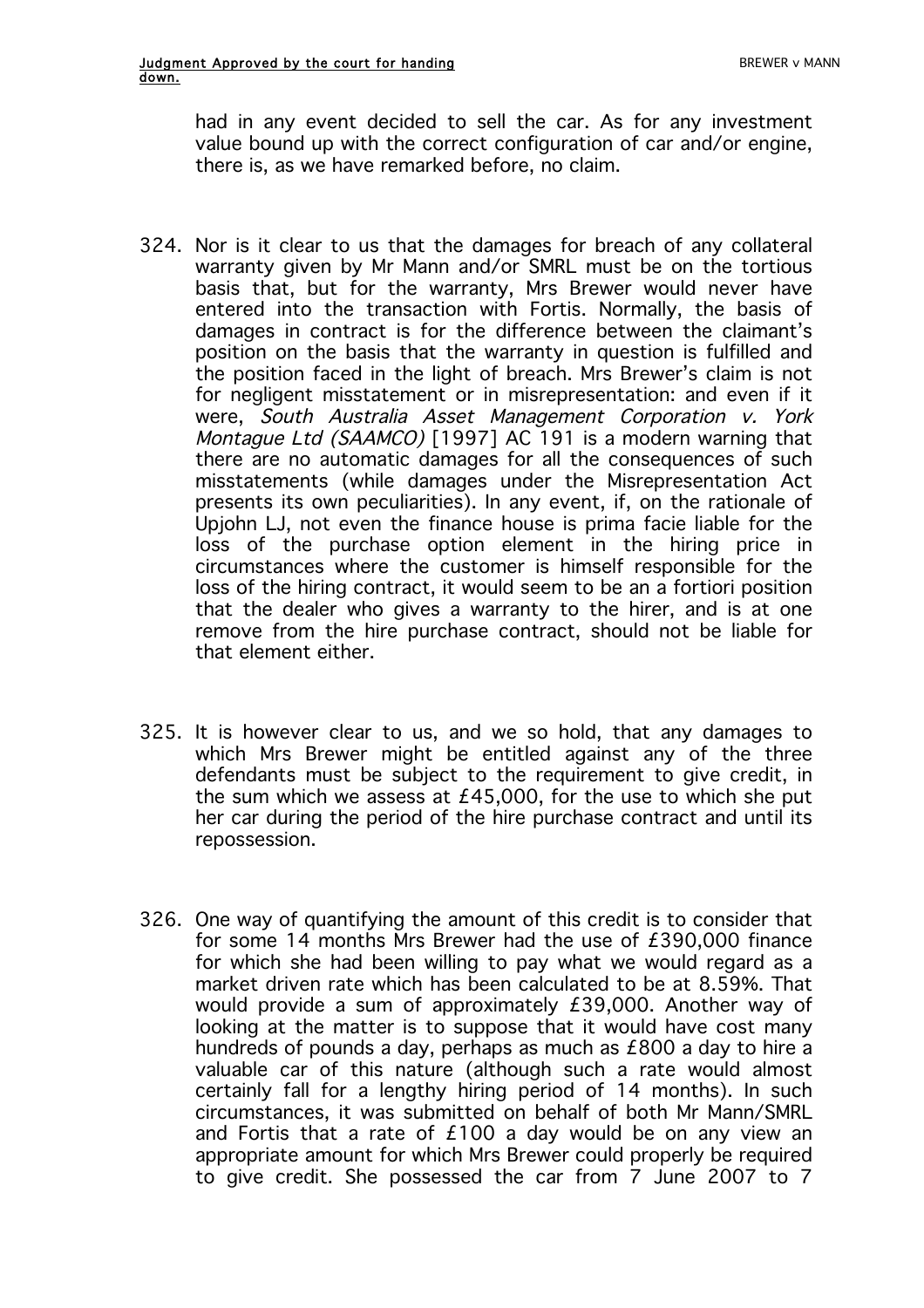had in any event decided to sell the car. As for any investment value bound up with the correct configuration of car and/or engine, there is, as we have remarked before, no claim.

324. Nor is it clear to us that the damages for breach of any collateral warranty given by Mr Mann and/or SMRL must be on the tortious basis that, but for the warranty, Mrs Brewer would never have entered into the transaction with Fortis. Normally, the basis of damages in contract is for the difference between the claimant's position on the basis that the warranty in question is fulfilled and the position faced in the light of breach. Mrs Brewer's claim is not for negligent misstatement or in misrepresentation: and even if it were, *South Australia Asset Management Corporation v. York Montague Ltd (SAAMCO)* [1997] AC 191 is a modern warning that there are no automatic damages for all the consequences of such misstatements (while damages under the Misrepresentation Act presents its own peculiarities). In any event, if, on the rationale of Upjohn LJ, not even the finance house is prima facie liable for the loss of the purchase option element in the hiring price in circumstances where the customer is himself responsible for the loss of the hiring contract, it would seem to be an a fortiori position that the dealer who gives a warranty to the hirer, and is at one remove from the hire purchase contract, should not be liable for that element either.

325. It is however clear to us, and we so hold, that any damages to which Mrs Brewer might be entitled against any of the three defendants must be subject to the requirement to give credit, in the sum which we assess at £45,000, for the use to which she put her car during the period of the hire purchase contract and until its repossession.

326. One way of quantifying the amount of this credit is to consider that for some 14 months Mrs Brewer had the use of £390,000 finance for which she had been willing to pay what we would regard as a market driven rate which has been calculated to be at 8.59%. That would provide a sum of approximately £39,000. Another way of looking at the matter is to suppose that it would have cost many hundreds of pounds a day, perhaps as much as £800 a day to hire a valuable car of this nature (although such a rate would almost certainly fall for a lengthy hiring period of 14 months). In such circumstances, it was submitted on behalf of both Mr Mann/SMRL and Fortis that a rate of £100 a day would be on any view an appropriate amount for which Mrs Brewer could properly be required to give credit. She possessed the car from 7 June 2007 to 7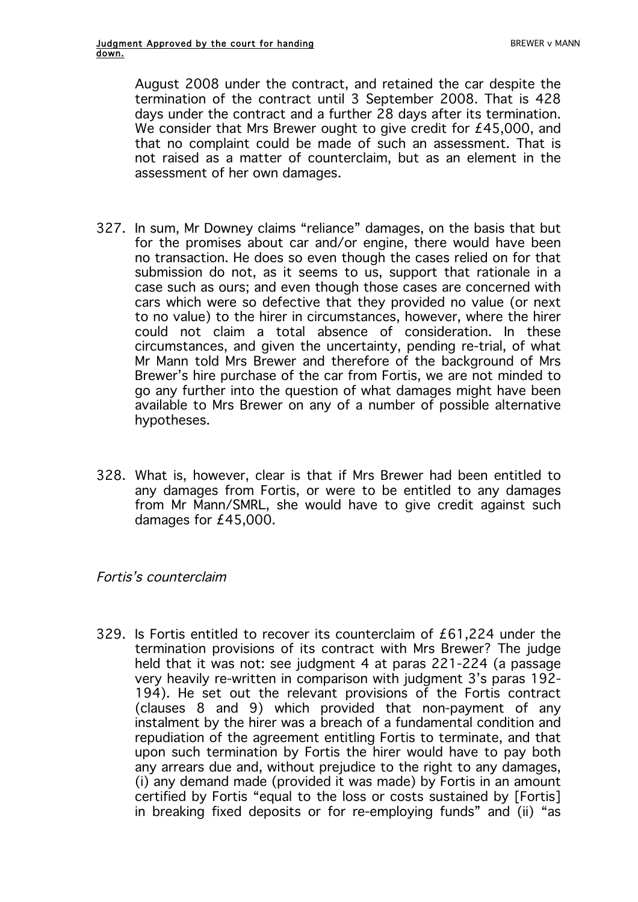August 2008 under the contract, and retained the car despite the termination of the contract until 3 September 2008. That is 428 days under the contract and a further 28 days after its termination. We consider that Mrs Brewer ought to give credit for £45,000, and that no complaint could be made of such an assessment. That is not raised as a matter of counterclaim, but as an element in the assessment of her own damages.

327. In sum, Mr Downey claims "reliance" damages, on the basis that but for the promises about car and/or engine, there would have been no transaction. He does so even though the cases relied on for that submission do not, as it seems to us, support that rationale in a case such as ours; and even though those cases are concerned with cars which were so defective that they provided no value (or next to no value) to the hirer in circumstances, however, where the hirer could not claim a total absence of consideration. In these circumstances, and given the uncertainty, pending re-trial, of what Mr Mann told Mrs Brewer and therefore of the background of Mrs Brewer's hire purchase of the car from Fortis, we are not minded to go any further into the question of what damages might have been available to Mrs Brewer on any of a number of possible alternative hypotheses.

328. What is, however, clear is that if Mrs Brewer had been entitled to any damages from Fortis, or were to be entitled to any damages from Mr Mann/SMRL, she would have to give credit against such damages for £45,000.

*Fortis's counterclaim*

329. Is Fortis entitled to recover its counterclaim of £61,224 under the termination provisions of its contract with Mrs Brewer? The judge held that it was not: see judgment 4 at paras 221-224 (a passage very heavily re-written in comparison with judgment 3's paras 192-194). He set out the relevant provisions of the Fortis contract (clauses 8 and 9) which provided that non-payment of any instalment by the hirer was a breach of a fundamental condition and repudiation of the agreement entitling Fortis to terminate, and that upon such termination by Fortis the hirer would have to pay both any arrears due and, without prejudice to the right to any damages, (i) any demand made (provided it was made) by Fortis in an amount certified by Fortis "equal to the loss or costs sustained by [Fortis] in breaking fixed deposits or for re-employing funds" and (ii) "as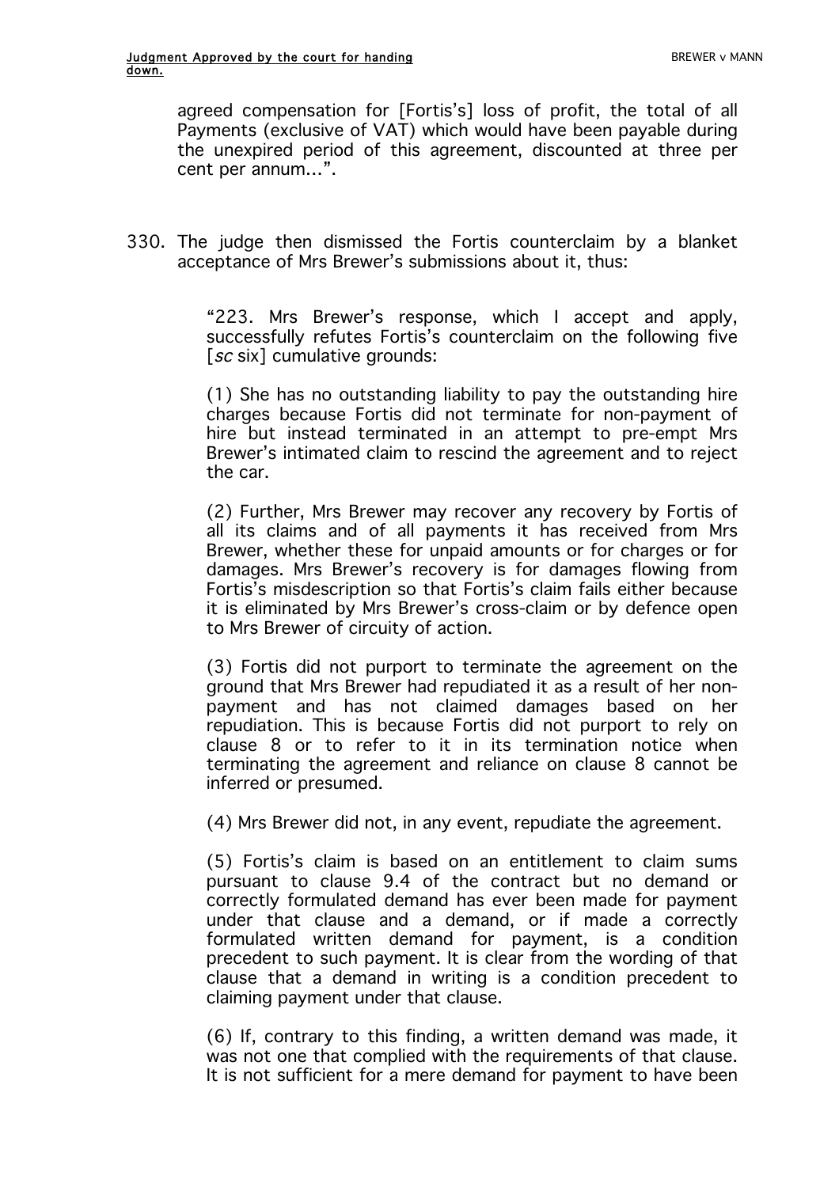agreed compensation for [Fortis's] loss of profit, the total of all Payments (exclusive of VAT) which would have been payable during the unexpired period of this agreement, discounted at three per cent per annum...".

330. The judge then dismissed the Fortis counterclaim by a blanket acceptance of Mrs Brewer's submissions about it, thus:

> "223. Mrs Brewer's response, which I accept and apply, successfully refutes Fortis's counterclaim on the following five [*sc* six] cumulative grounds:
>
> (1) She has no outstanding liability to pay the outstanding hire charges because Fortis did not terminate for non-payment of hire but instead terminated in an attempt to pre-empt Mrs Brewer's intimated claim to rescind the agreement and to reject the car.
>
> (2) Further, Mrs Brewer may recover any recovery by Fortis of all its claims and of all payments it has received from Mrs Brewer, whether these for unpaid amounts or for charges or for damages. Mrs Brewer's recovery is for damages flowing from Fortis's misdescription so that Fortis's claim fails either because it is eliminated by Mrs Brewer's cross-claim or by defence open to Mrs Brewer of circuity of action.
>
> (3) Fortis did not purport to terminate the agreement on the ground that Mrs Brewer had repudiated it as a result of her non-payment and has not claimed damages based on her repudiation. This is because Fortis did not purport to rely on clause 8 or to refer to it in its termination notice when terminating the agreement and reliance on clause 8 cannot be inferred or presumed.
>
> (4) Mrs Brewer did not, in any event, repudiate the agreement.
>
> (5) Fortis's claim is based on an entitlement to claim sums pursuant to clause 9.4 of the contract but no demand or correctly formulated demand has ever been made for payment under that clause and a demand, or if made a correctly formulated written demand for payment, is a condition precedent to such payment. It is clear from the wording of that clause that a demand in writing is a condition precedent to claiming payment under that clause.
>
> (6) If, contrary to this finding, a written demand was made, it was not one that complied with the requirements of that clause. It is not sufficient for a mere demand for payment to have been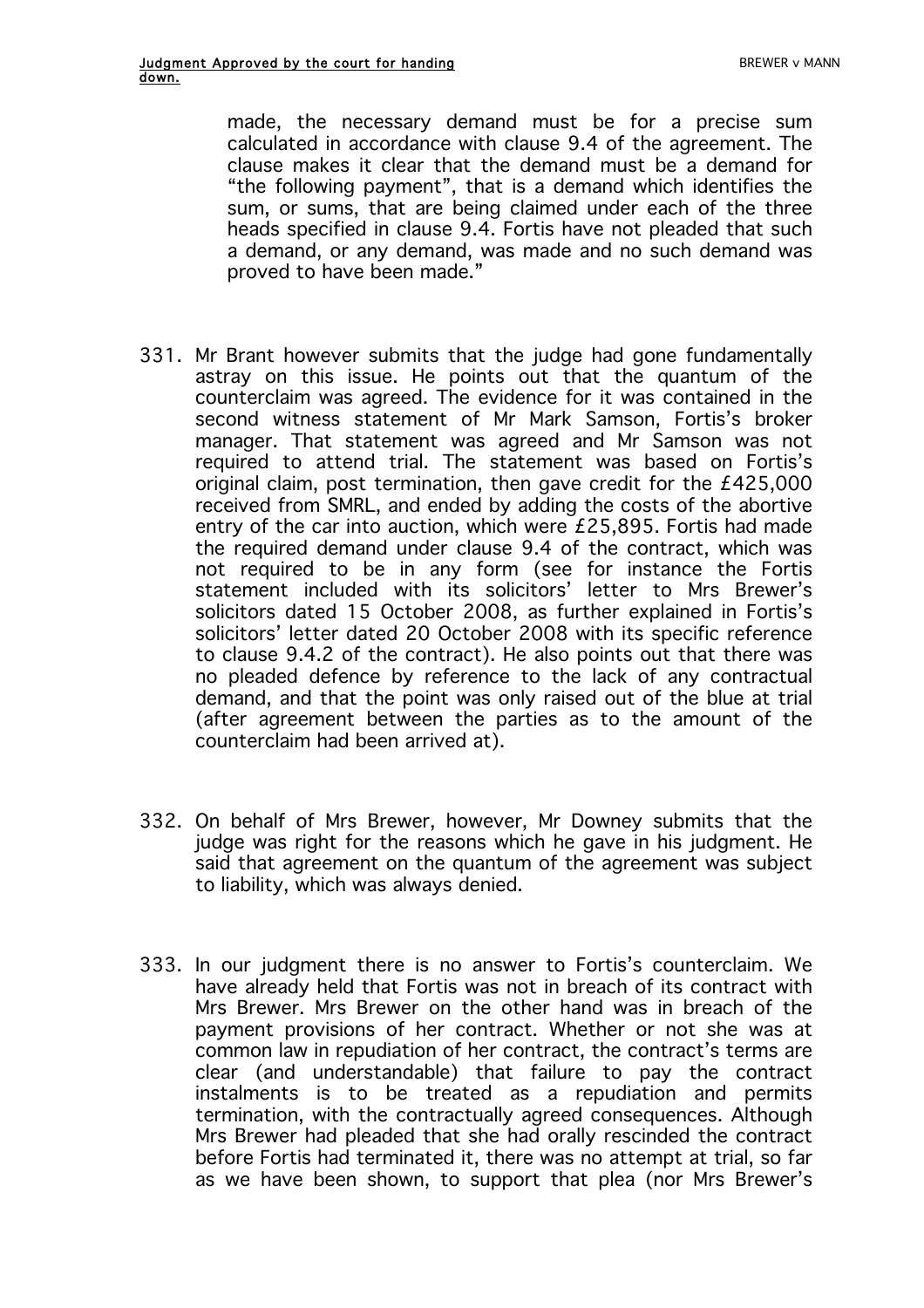made, the necessary demand must be for a precise sum calculated in accordance with clause 9.4 of the agreement. The clause makes it clear that the demand must be a demand for "the following payment", that is a demand which identifies the sum, or sums, that are being claimed under each of the three heads specified in clause 9.4. Fortis have not pleaded that such a demand, or any demand, was made and no such demand was proved to have been made."

331. Mr Brant however submits that the judge had gone fundamentally astray on this issue. He points out that the quantum of the counterclaim was agreed. The evidence for it was contained in the second witness statement of Mr Mark Samson, Fortis's broker manager. That statement was agreed and Mr Samson was not required to attend trial. The statement was based on Fortis's original claim, post termination, then gave credit for the £425,000 received from SMRL, and ended by adding the costs of the abortive entry of the car into auction, which were £25,895. Fortis had made the required demand under clause 9.4 of the contract, which was not required to be in any form (see for instance the Fortis statement included with its solicitors' letter to Mrs Brewer's solicitors dated 15 October 2008, as further explained in Fortis's solicitors' letter dated 20 October 2008 with its specific reference to clause 9.4.2 of the contract). He also points out that there was no pleaded defence by reference to the lack of any contractual demand, and that the point was only raised out of the blue at trial (after agreement between the parties as to the amount of the counterclaim had been arrived at).

332. On behalf of Mrs Brewer, however, Mr Downey submits that the judge was right for the reasons which he gave in his judgment. He said that agreement on the quantum of the agreement was subject to liability, which was always denied.

333. In our judgment there is no answer to Fortis's counterclaim. We have already held that Fortis was not in breach of its contract with Mrs Brewer. Mrs Brewer on the other hand was in breach of the payment provisions of her contract. Whether or not she was at common law in repudiation of her contract, the contract's terms are clear (and understandable) that failure to pay the contract instalments is to be treated as a repudiation and permits termination, with the contractually agreed consequences. Although Mrs Brewer had pleaded that she had orally rescinded the contract before Fortis had terminated it, there was no attempt at trial, so far as we have been shown, to support that plea (nor Mrs Brewer's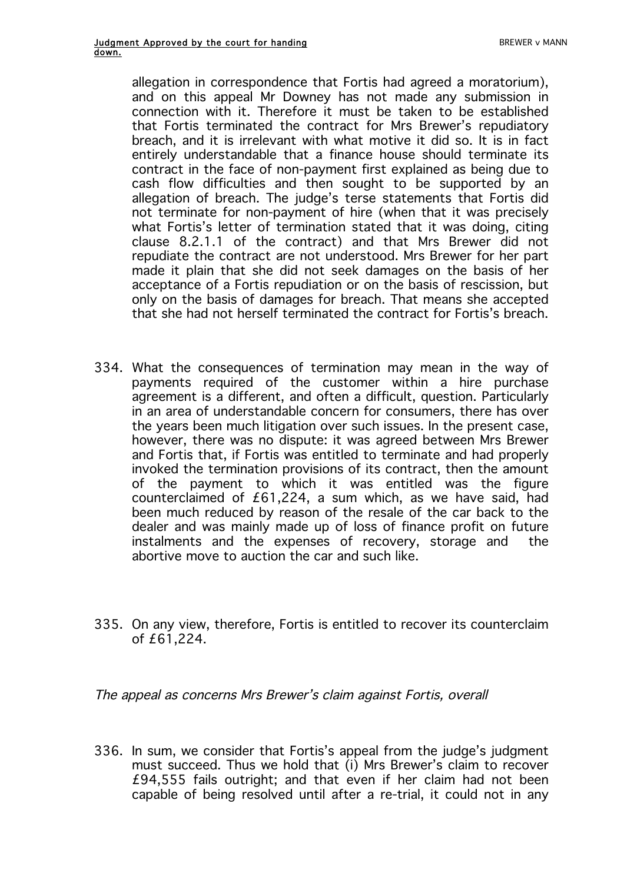allegation in correspondence that Fortis had agreed a moratorium), and on this appeal Mr Downey has not made any submission in connection with it. Therefore it must be taken to be established that Fortis terminated the contract for Mrs Brewer's repudiatory breach, and it is irrelevant with what motive it did so. It is in fact entirely understandable that a finance house should terminate its contract in the face of non-payment first explained as being due to cash flow difficulties and then sought to be supported by an allegation of breach. The judge's terse statements that Fortis did not terminate for non-payment of hire (when that it was precisely what Fortis's letter of termination stated that it was doing, citing clause 8.2.1.1 of the contract) and that Mrs Brewer did not repudiate the contract are not understood. Mrs Brewer for her part made it plain that she did not seek damages on the basis of her acceptance of a Fortis repudiation or on the basis of rescission, but only on the basis of damages for breach. That means she accepted that she had not herself terminated the contract for Fortis's breach.

334. What the consequences of termination may mean in the way of payments required of the customer within a hire purchase agreement is a different, and often a difficult, question. Particularly in an area of understandable concern for consumers, there has over the years been much litigation over such issues. In the present case, however, there was no dispute: it was agreed between Mrs Brewer and Fortis that, if Fortis was entitled to terminate and had properly invoked the termination provisions of its contract, then the amount of the payment to which it was entitled was the figure counterclaimed of £61,224, a sum which, as we have said, had been much reduced by reason of the resale of the car back to the dealer and was mainly made up of loss of finance profit on future instalments and the expenses of recovery, storage and the abortive move to auction the car and such like.

335. On any view, therefore, Fortis is entitled to recover its counterclaim of £61,224.

*The appeal as concerns Mrs Brewer's claim against Fortis, overall*

336. In sum, we consider that Fortis's appeal from the judge's judgment must succeed. Thus we hold that (i) Mrs Brewer's claim to recover £94,555 fails outright; and that even if her claim had not been capable of being resolved until after a re-trial, it could not in any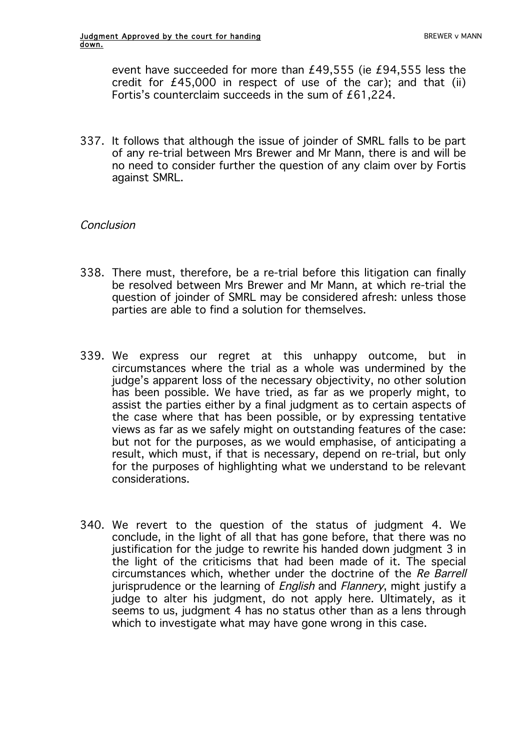event have succeeded for more than £49,555 (ie £94,555 less the credit for £45,000 in respect of use of the car); and that (ii) Fortis's counterclaim succeeds in the sum of £61,224.

337. It follows that although the issue of joinder of SMRL falls to be part of any re-trial between Mrs Brewer and Mr Mann, there is and will be no need to consider further the question of any claim over by Fortis against SMRL.

*Conclusion*

338. There must, therefore, be a re-trial before this litigation can finally be resolved between Mrs Brewer and Mr Mann, at which re-trial the question of joinder of SMRL may be considered afresh: unless those parties are able to find a solution for themselves.

339. We express our regret at this unhappy outcome, but in circumstances where the trial as a whole was undermined by the judge's apparent loss of the necessary objectivity, no other solution has been possible. We have tried, as far as we properly might, to assist the parties either by a final judgment as to certain aspects of the case where that has been possible, or by expressing tentative views as far as we safely might on outstanding features of the case: but not for the purposes, as we would emphasise, of anticipating a result, which must, if that is necessary, depend on re-trial, but only for the purposes of highlighting what we understand to be relevant considerations.

340. We revert to the question of the status of judgment 4. We conclude, in the light of all that has gone before, that there was no justification for the judge to rewrite his handed down judgment 3 in the light of the criticisms that had been made of it. The special circumstances which, whether under the doctrine of the *Re Barrell* jurisprudence or the learning of *English* and *Flannery*, might justify a judge to alter his judgment, do not apply here. Ultimately, as it seems to us, judgment 4 has no status other than as a lens through which to investigate what may have gone wrong in this case.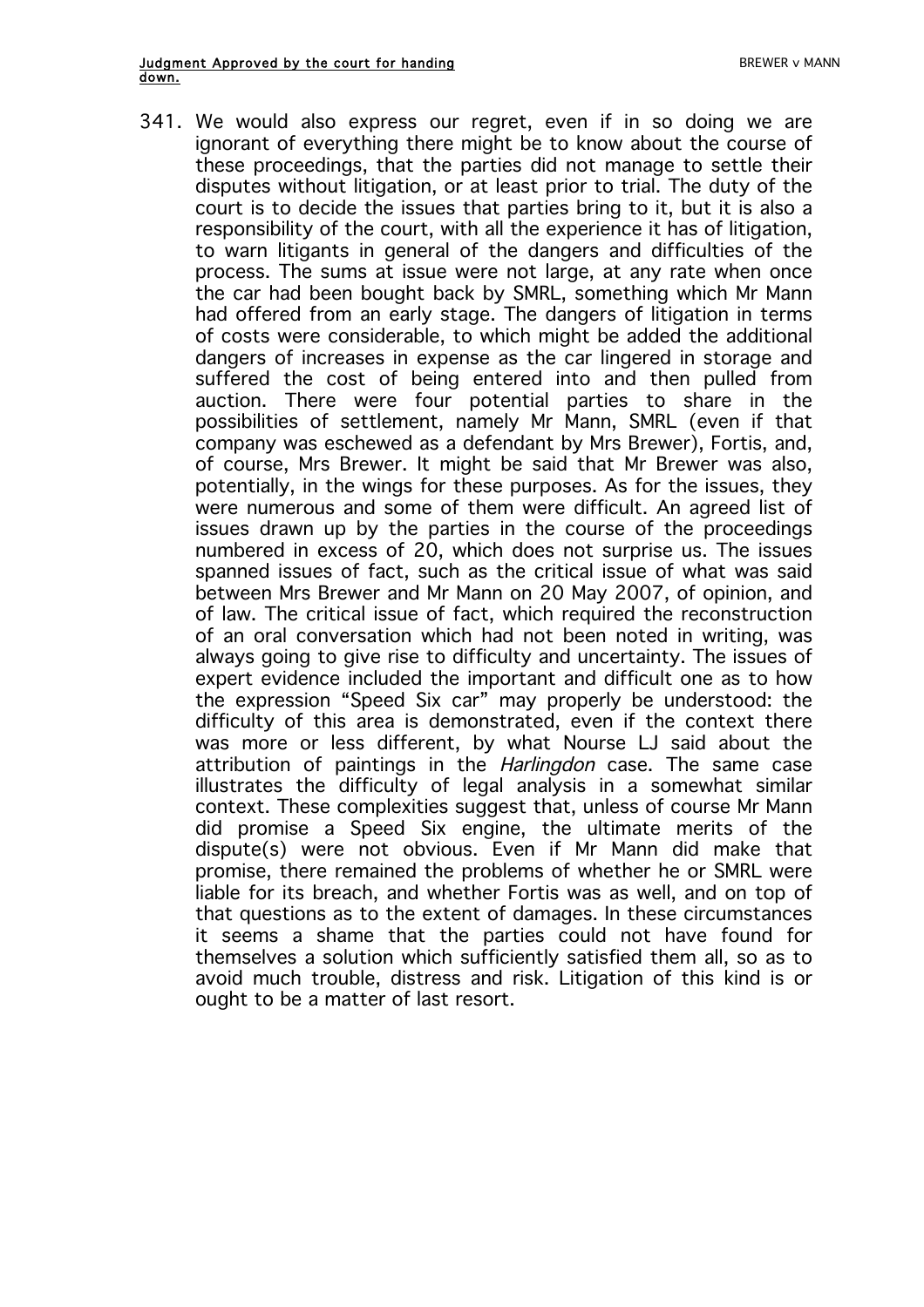341. We would also express our regret, even if in so doing we are ignorant of everything there might be to know about the course of these proceedings, that the parties did not manage to settle their disputes without litigation, or at least prior to trial. The duty of the court is to decide the issues that parties bring to it, but it is also a responsibility of the court, with all the experience it has of litigation, to warn litigants in general of the dangers and difficulties of the process. The sums at issue were not large, at any rate when once the car had been bought back by SMRL, something which Mr Mann had offered from an early stage. The dangers of litigation in terms of costs were considerable, to which might be added the additional dangers of increases in expense as the car lingered in storage and suffered the cost of being entered into and then pulled from auction. There were four potential parties to share in the possibilities of settlement, namely Mr Mann, SMRL (even if that company was eschewed as a defendant by Mrs Brewer), Fortis, and, of course, Mrs Brewer. It might be said that Mr Brewer was also, potentially, in the wings for these purposes. As for the issues, they were numerous and some of them were difficult. An agreed list of issues drawn up by the parties in the course of the proceedings numbered in excess of 20, which does not surprise us. The issues spanned issues of fact, such as the critical issue of what was said between Mrs Brewer and Mr Mann on 20 May 2007, of opinion, and of law. The critical issue of fact, which required the reconstruction of an oral conversation which had not been noted in writing, was always going to give rise to difficulty and uncertainty. The issues of expert evidence included the important and difficult one as to how the expression "Speed Six car" may properly be understood: the difficulty of this area is demonstrated, even if the context there was more or less different, by what Nourse LJ said about the attribution of paintings in the *Harlingdon* case. The same case illustrates the difficulty of legal analysis in a somewhat similar context. These complexities suggest that, unless of course Mr Mann did promise a Speed Six engine, the ultimate merits of the dispute(s) were not obvious. Even if Mr Mann did make that promise, there remained the problems of whether he or SMRL were liable for its breach, and whether Fortis was as well, and on top of that questions as to the extent of damages. In these circumstances it seems a shame that the parties could not have found for themselves a solution which sufficiently satisfied them all, so as to avoid much trouble, distress and risk. Litigation of this kind is or ought to be a matter of last resort.